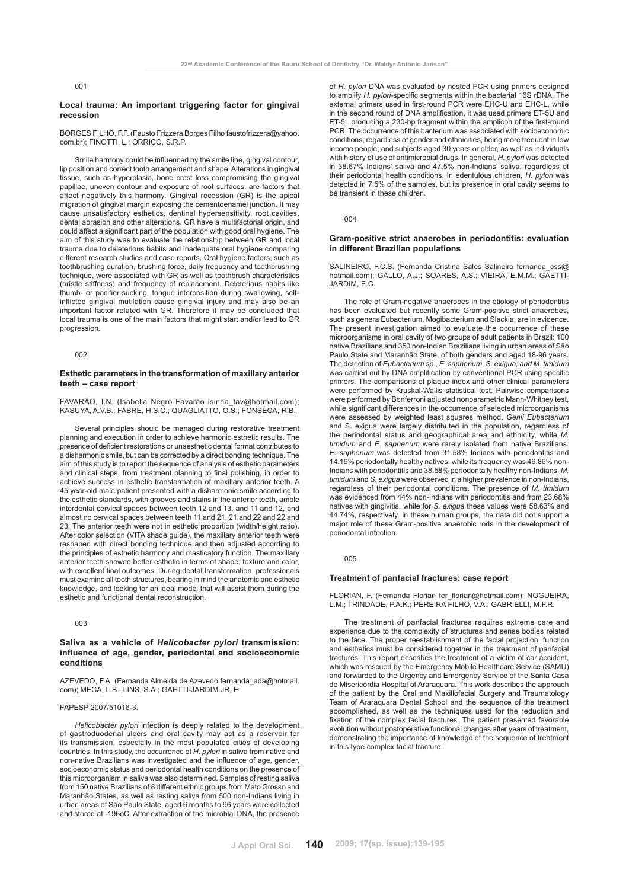001

### Local trauma: An important triggering factor for gingival recession

BORGES FILHO, F.F. (Fausto Frizzera Borges Filho faustofrizzera@yahoo.com.br); FINOTTI, L.; ORRICO, S.R.P.

Smile harmony could be influenced by the smile line, gingival contour, lip position and correct tooth arrangement and shape. Alterations in gingival tissue, such as hyperplasia, bone crest loss compromising the gingival papillae, uneven contour and exposure of root surfaces, are factors that affect negatively this harmony. Gingival recession (GR) is the apical migration of gingival margin exposing the cementoenamel junction. It may cause unsatisfactory esthetics, dentinal hypersensitivity, root cavities, dental abrasion and other alterations. GR have a multifactorial origin, and could affect a significant part of the population with good oral hygiene. The aim of this study was to evaluate the relationship between GR and local trauma due to deleterious habits and inadequate oral hygiene comparing different research studies and case reports. Oral hygiene factors, such as toothbrushing duration, brushing force, daily frequency and toothbrushing technique, were associated with GR as well as toothbrush characteristics (bristle stiffness) and frequency of replacement. Deleterious habits like thumb- or pacifier-sucking, tongue interposition during swallowing, self-inflicted gingival mutilation cause gingival injury and may also be an important factor related with GR. Therefore it may be concluded that local trauma is one of the main factors that might start and/or lead to GR progression.

002

### Esthetic parameters in the transformation of maxillary anterior teeth – case report

FAVARÃO, I.N. (Isabella Negro Favarão isinha_fav@hotmail.com); KASUYA, A.V.B.; FABRE, H.S.C.; QUAGLIATTO, O.S.; FONSECA, R.B.

Several principles should be managed during restorative treatment planning and execution in order to achieve harmonic esthetic results. The presence of deficient restorations or unaesthetic dental format contributes to a disharmonic smile, but can be corrected by a direct bonding technique. The aim of this study is to report the sequence of analysis of esthetic parameters and clinical steps, from treatment planning to final polishing, in order to achieve success in esthetic transformation of maxillary anterior teeth. A 45 year-old male patient presented with a disharmonic smile according to the esthetic standards, with grooves and stains in the anterior teeth, ample interdental cervical spaces between teeth 12 and 13, and 11 and 12, and almost no cervical spaces between teeth 11 and 21, 21 and 22 and 22 and 23. The anterior teeth were not in esthetic proportion (width/height ratio). After color selection (VITA shade guide), the maxillary anterior teeth were reshaped with direct bonding technique and then adjusted according to the principles of esthetic harmony and masticatory function. The maxillary anterior teeth showed better esthetic in terms of shape, texture and color, with excellent final outcomes. During dental transformation, professionals must examine all tooth structures, bearing in mind the anatomic and esthetic knowledge, and looking for an ideal model that will assist them during the esthetic and functional dental reconstruction.

003

### Saliva as a vehicle of *Helicobacter pylori* transmission: influence of age, gender, periodontal and socioeconomic conditions

AZEVEDO, F.A. (Fernanda Almeida de Azevedo fernanda_ada@hotmail.com); MECA, L.B.; LINS, S.A.; GAETTI-JARDIM JR, E.

FAPESP 2007/51016-3.

*Helicobacter pylori* infection is deeply related to the development of gastroduodenal ulcers and oral cavity may act as a reservoir for its transmission, especially in the most populated cities of developing countries. In this study, the occurrence of *H. pylori* in saliva from native and non-native Brazilians was investigated and the influence of age, gender, socioeconomic status and periodontal health conditions on the presence of this microorganism in saliva was also determined. Samples of resting saliva from 150 native Brazilians of 8 different ethnic groups from Mato Grosso and Maranhão States, as well as resting saliva from 500 non-Indians living in urban areas of São Paulo State, aged 6 months to 96 years were collected and stored at -196oC. After extraction of the microbial DNA, the presence of *H. pylori* DNA was evaluated by nested PCR using primers designed to amplify *H. pylori*-specific segments within the bacterial 16S rDNA. The external primers used in first-round PCR were EHC-U and EHC-L, while in the second round of DNA amplification, it was used primers ET-5U and ET-5L producing a 230-bp fragment within the amplicon of the first-round PCR. The occurrence of this bacterium was associated with socioeconomic conditions, regardless of gender and ethnicities, being more frequent in low income people, and subjects aged 30 years or older, as well as individuals with history of use of antimicrobial drugs. In general, *H. pylori* was detected in 38.67% Indians' saliva and 47.5% non-Indians' saliva, regardless of their periodontal health conditions. In edentulous children, *H. pylori* was detected in 7.5% of the samples, but its presence in oral cavity seems to be transient in these children.

004

### Gram-positive strict anaerobes in periodontitis: evaluation in different Brazilian populations

SALINEIRO, F.C.S. (Fernanda Cristina Sales Salineiro fernanda_css@hotmail.com); GALLO, A.J.; SOARES, A.S.; VIEIRA, E.M.M.; GAETTI-JARDIM, E.C.

The role of Gram-negative anaerobes in the etiology of periodontitis has been evaluated but recently some Gram-positive strict anaerobes, such as genera Eubacterium, Mogibacterium and Slackia, are in evidence. The present investigation aimed to evaluate the occurrence of these microorganisms in oral cavity of two groups of adult patients in Brazil: 100 native Brazilians and 350 non-Indian Brazilians living in urban areas of São Paulo State and Maranhão State, of both genders and aged 18-96 years. The detection of *Eubacterium sp., E. saphenum, S. exigua, and M. timidum* was carried out by DNA amplification by conventional PCR using specific primers. The comparisons of plaque index and other clinical parameters were performed by Kruskal-Wallis statistical test. Pairwise comparisons were performed by Bonferroni adjusted nonparametric Mann-Whitney test, while significant differences in the occurrence of selected microorganisms were assessed by weighted least squares method. *Genii Eubacterium* and S. exigua were largely distributed in the population, regardless of the periodontal status and geographical area and ethnicity, while *M. timidum* and *E. saphenum* were rarely isolated from native Brazilians. *E. saphenum* was detected from 31.58% Indians with periodontitis and 14.19% periodontally healthy natives, while its frequency was 46.86% non-Indians with periodontitis and 38.58% periodontally healthy non-Indians. *M. timidum* and *S. exigua* were observed in a higher prevalence in non-Indians, regardless of their periodontal conditions. The presence of *M. timidum* was evidenced from 44% non-Indians with periodontitis and from 23.68% natives with gingivitis, while for *S. exigua* these values were 58.63% and 44.74%, respectively. In these human groups, the data did not support a major role of these Gram-positive anaerobic rods in the development of periodontal infection.

005

### Treatment of panfacial fractures: case report

FLORIAN, F. (Fernanda Florian fer_florian@hotmail.com); NOGUEIRA, L.M.; TRINDADE, P.A.K.; PEREIRA FILHO, V.A.; GABRIELLI, M.F.R.

The treatment of panfacial fractures requires extreme care and experience due to the complexity of structures and sense bodies related to the face. The proper reestablishment of the facial projection, function and esthetics must be considered together in the treatment of panfacial fractures. This report describes the treatment of a victim of car accident, which was rescued by the Emergency Mobile Healthcare Service (SAMU) and forwarded to the Urgency and Emergency Service of the Santa Casa de Misericórdia Hospital of Araraquara. This work describes the approach of the patient by the Oral and Maxillofacial Surgery and Traumatology Team of Araraquara Dental School and the sequence of the treatment accomplished, as well as the techniques used for the reduction and fixation of the complex facial fractures. The patient presented favorable evolution without postoperative functional changes after years of treatment, demonstrating the importance of knowledge of the sequence of treatment in this type complex facial fracture.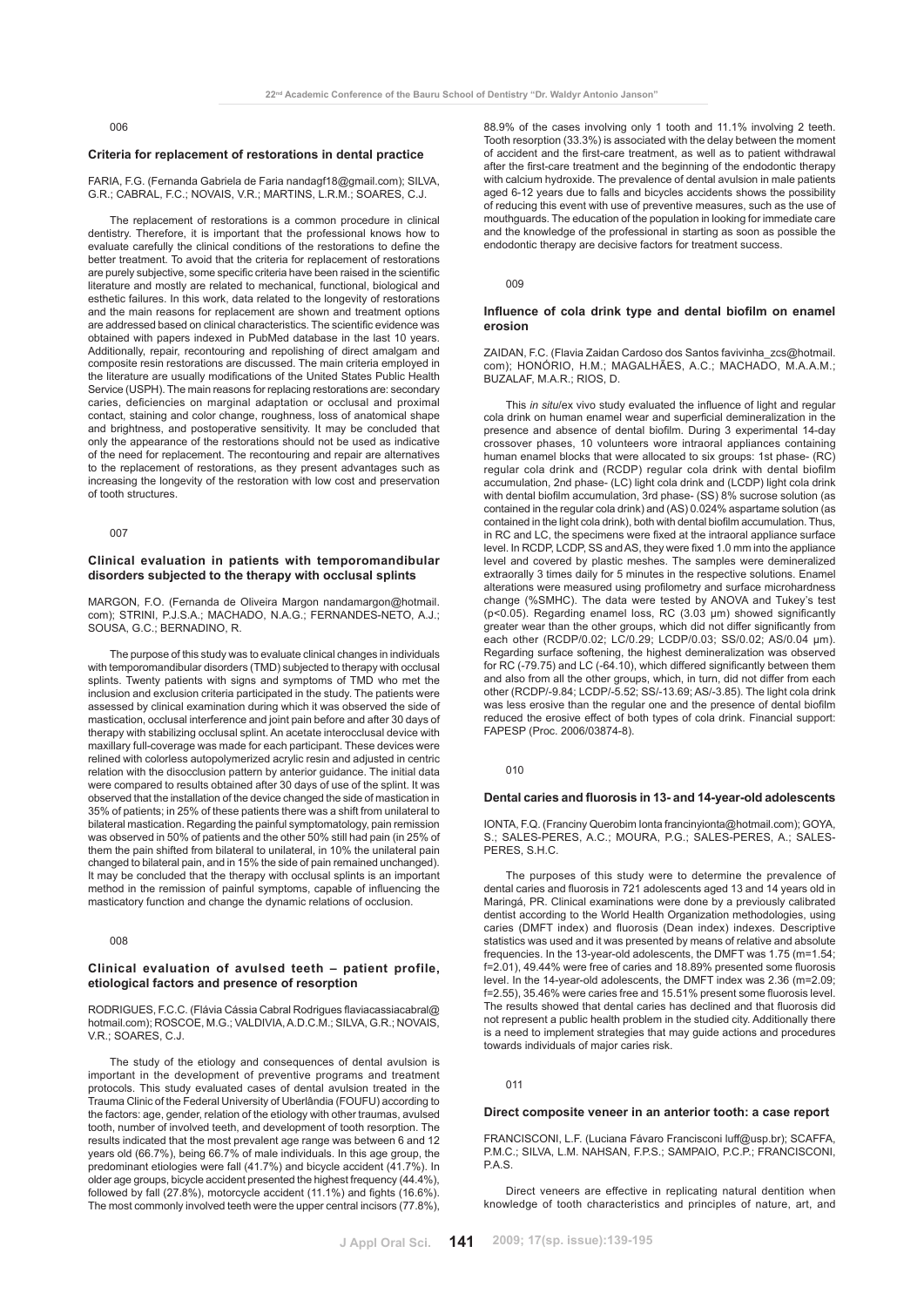006

### Criteria for replacement of restorations in dental practice

FARIA, F.G. (Fernanda Gabriela de Faria nandagf18@gmail.com); SILVA, G.R.; CABRAL, F.C.; NOVAIS, V.R.; MARTINS, L.R.M.; SOARES, C.J.

The replacement of restorations is a common procedure in clinical dentistry. Therefore, it is important that the professional knows how to evaluate carefully the clinical conditions of the restorations to define the better treatment. To avoid that the criteria for replacement of restorations are purely subjective, some specific criteria have been raised in the scientific literature and mostly are related to mechanical, functional, biological and esthetic failures. In this work, data related to the longevity of restorations and the main reasons for replacement are shown and treatment options are addressed based on clinical characteristics. The scientific evidence was obtained with papers indexed in PubMed database in the last 10 years. Additionally, repair, recontouring and repolishing of direct amalgam and composite resin restorations are discussed. The main criteria employed in the literature are usually modifications of the United States Public Health Service (USPH). The main reasons for replacing restorations are: secondary caries, deficiencies on marginal adaptation or occlusal and proximal contact, staining and color change, roughness, loss of anatomical shape and brightness, and postoperative sensitivity. It may be concluded that only the appearance of the restorations should not be used as indicative of the need for replacement. The recontouring and repair are alternatives to the replacement of restorations, as they present advantages such as increasing the longevity of the restoration with low cost and preservation of tooth structures.

007

### Clinical evaluation in patients with temporomandibular disorders subjected to the therapy with occlusal splints

MARGON, F.O. (Fernanda de Oliveira Margon nandamargon@hotmail.com); STRINI, P.J.S.A.; MACHADO, N.A.G.; FERNANDES-NETO, A.J.; SOUSA, G.C.; BERNADINO, R.

The purpose of this study was to evaluate clinical changes in individuals with temporomandibular disorders (TMD) subjected to therapy with occlusal splints. Twenty patients with signs and symptoms of TMD who met the inclusion and exclusion criteria participated in the study. The patients were assessed by clinical examination during which it was observed the side of mastication, occlusal interference and joint pain before and after 30 days of therapy with stabilizing occlusal splint. An acetate interocclusal device with maxillary full-coverage was made for each participant. These devices were relined with colorless autopolymerized acrylic resin and adjusted in centric relation with the disocclusion pattern by anterior guidance. The initial data were compared to results obtained after 30 days of use of the splint. It was observed that the installation of the device changed the side of mastication in 35% of patients; in 25% of these patients there was a shift from unilateral to bilateral mastication. Regarding the painful symptomatology, pain remission was observed in 50% of patients and the other 50% still had pain (in 25% of them the pain shifted from bilateral to unilateral, in 10% the unilateral pain changed to bilateral pain, and in 15% the side of pain remained unchanged). It may be concluded that the therapy with occlusal splints is an important method in the remission of painful symptoms, capable of influencing the masticatory function and change the dynamic relations of occlusion.

008

### Clinical evaluation of avulsed teeth – patient profile, etiological factors and presence of resorption

RODRIGUES, F.C.C. (Flávia Cássia Cabral Rodrigues flaviacassiacabral@hotmail.com); ROSCOE, M.G.; VALDIVIA, A.D.C.M.; SILVA, G.R.; NOVAIS, V.R.; SOARES, C.J.

The study of the etiology and consequences of dental avulsion is important in the development of preventive programs and treatment protocols. This study evaluated cases of dental avulsion treated in the Trauma Clinic of the Federal University of Uberlândia (FOUFU) according to the factors: age, gender, relation of the etiology with other traumas, avulsed tooth, number of involved teeth, and development of tooth resorption. The results indicated that the most prevalent age range was between 6 and 12 years old (66.7%), being 66.7% of male individuals. In this age group, the predominant etiologies were fall (41.7%) and bicycle accident (41.7%). In older age groups, bicycle accident presented the highest frequency (44.4%), followed by fall (27.8%), motorcycle accident (11.1%) and fights (16.6%). The most commonly involved teeth were the upper central incisors (77.8%), 88.9% of the cases involving only 1 tooth and 11.1% involving 2 teeth. Tooth resorption (33.3%) is associated with the delay between the moment of accident and the first-care treatment, as well as to patient withdrawal after the first-care treatment and the beginning of the endodontic therapy with calcium hydroxide. The prevalence of dental avulsion in male patients aged 6-12 years due to falls and bicycles accidents shows the possibility of reducing this event with use of preventive measures, such as the use of mouthguards. The education of the population in looking for immediate care and the knowledge of the professional in starting as soon as possible the endodontic therapy are decisive factors for treatment success.

009

### Influence of cola drink type and dental biofilm on enamel erosion

ZAIDAN, F.C. (Flavia Zaidan Cardoso dos Santos favivinha_zcs@hotmail.com); HONÓRIO, H.M.; MAGALHÃES, A.C.; MACHADO, M.A.A.M.; BUZALAF, M.A.R.; RIOS, D.

This *in situ*/ex vivo study evaluated the influence of light and regular cola drink on human enamel wear and superficial demineralization in the presence and absence of dental biofilm. During 3 experimental 14-day crossover phases, 10 volunteers wore intraoral appliances containing human enamel blocks that were allocated to six groups: 1st phase- (RC) regular cola drink and (RCDP) regular cola drink with dental biofilm accumulation, 2nd phase- (LC) light cola drink and (LCDP) light cola drink with dental biofilm accumulation, 3rd phase- (SS) 8% sucrose solution (as contained in the regular cola drink) and (AS) 0.024% aspartame solution (as contained in the light cola drink), both with dental biofilm accumulation. Thus, in RC and LC, the specimens were fixed at the intraoral appliance surface level. In RCDP, LCDP, SS and AS, they were fixed 1.0 mm into the appliance level and covered by plastic meshes. The samples were demineralized extraorally 3 times daily for 5 minutes in the respective solutions. Enamel alterations were measured using profilometry and surface microhardness change (%SMHC). The data were tested by ANOVA and Tukey's test ($p<0.05$). Regarding enamel loss, RC (3.03 µm) showed significantly greater wear than the other groups, which did not differ significantly from each other (RCDP/0.02; LC/0.29; LCDP/0.03; SS/0.02; AS/0.04 µm). Regarding surface softening, the highest demineralization was observed for RC (-79.75) and LC (-64.10), which differed significantly between them and also from all the other groups, which, in turn, did not differ from each other (RCDP/-9.84; LCDP/-5.52; SS/-13.69; AS/-3.85). The light cola drink was less erosive than the regular one and the presence of dental biofilm reduced the erosive effect of both types of cola drink. Financial support: FAPESP (Proc. 2006/03874-8).

010

### Dental caries and fluorosis in 13- and 14-year-old adolescents

IONTA, F.Q. (Franciny Querobim Ionta francinyionta@hotmail.com); GOYA, S.; SALES-PERES, A.C.; MOURA, P.G.; SALES-PERES, A.; SALES-PERES, S.H.C.

The purposes of this study were to determine the prevalence of dental caries and fluorosis in 721 adolescents aged 13 and 14 years old in Maringá, PR. Clinical examinations were done by a previously calibrated dentist according to the World Health Organization methodologies, using caries (DMFT index) and fluorosis (Dean index) indexes. Descriptive statistics was used and it was presented by means of relative and absolute frequencies. In the 13-year-old adolescents, the DMFT was 1.75 (m=1.54; f=2.01), 49.44% were free of caries and 18.89% presented some fluorosis level. In the 14-year-old adolescents, the DMFT index was 2.36 (m=2.09; f=2.55), 35.46% were caries free and 15.51% present some fluorosis level. The results showed that dental caries has declined and that fluorosis did not represent a public health problem in the studied city. Additionally there is a need to implement strategies that may guide actions and procedures towards individuals of major caries risk.

011

### Direct composite veneer in an anterior tooth: a case report

FRANCISCONI, L.F. (Luciana Fávaro Francisconi luff@usp.br); SCAFFA, P.M.C.; SILVA, L.M. NAHSAN, F.P.S.; SAMPAIO, P.C.P.; FRANCISCONI, P.A.S.

Direct veneers are effective in replicating natural dentition when knowledge of tooth characteristics and principles of nature, art, and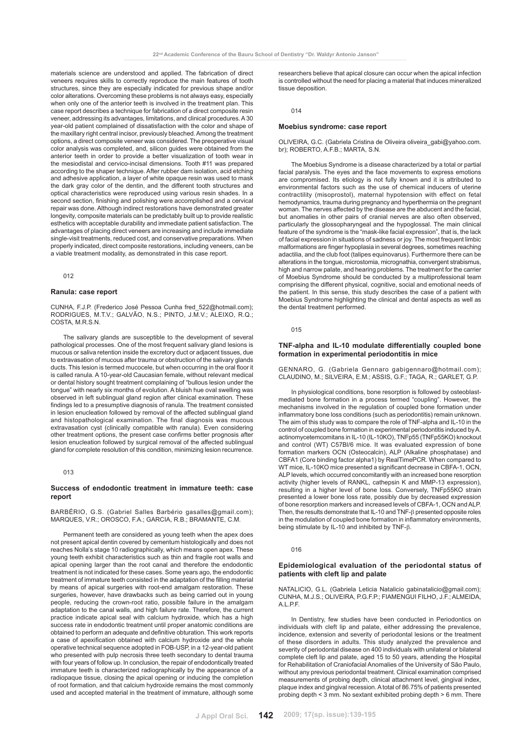materials science are understood and applied. The fabrication of direct veneers requires skills to correctly reproduce the main features of tooth structures, since they are especially indicated for previous shape and/or color alterations. Overcoming these problems is not always easy, especially when only one of the anterior teeth is involved in the treatment plan. This case report describes a technique for fabrication of a direct composite resin veneer, addressing its advantages, limitations, and clinical procedures. A 30 year-old patient complained of dissatisfaction with the color and shape of the maxillary right central incisor, previously bleached. Among the treatment options, a direct composite veneer was considered. The preoperative visual color analysis was completed, and, silicon guides were obtained from the anterior teeth in order to provide a better visualization of tooth wear in the mesiodistal and cervico-incisal dimensions. Tooth #11 was prepared according to the shaper technique. After rubber dam isolation, acid etching and adhesive application, a layer of white opaque resin was used to mask the dark gray color of the dentin, and the different tooth structures and optical characteristics were reproduced using various resin shades. In a second section, finishing and polishing were accomplished and a cervical repair was done. Although indirect restorations have demonstrated greater longevity, composite materials can be predictably built up to provide realistic esthetics with acceptable durability and immediate patient satisfaction. The advantages of placing direct veneers are increasing and include immediate single-visit treatments, reduced cost, and conservative preparations. When properly indicated, direct composite restorations, including veneers, can be a viable treatment modality, as demonstrated in this case report.

012

### Ranula: case report

CUNHA, F.J.P. (Frederico José Pessoa Cunha fred_522@hotmail.com); RODRIGUES, M.T.V.; GALVÃO, N.S.; PINTO, J.M.V.; ALEIXO, R.Q.; COSTA, M.R.S.N.

The salivary glands are susceptible to the development of several pathological processes. One of the most frequent salivary gland lesions is mucous or saliva retention inside the excretory duct or adjacent tissues, due to extravasation of mucous after trauma or obstruction of the salivary glands ducts. This lesion is termed mucocele, but when occurring in the oral floor it is called ranula. A 10-year-old Caucasian female, without relevant medical or dental history sought treatment complaining of "bullous lesion under the tongue" with nearly six months of evolution. A bluish hue oval swelling was observed in left sublingual gland region after clinical examination. These findings led to a presumptive diagnosis of ranula. The treatment consisted in lesion enucleation followed by removal of the affected sublingual gland and histopathological examination. The final diagnosis was mucous extravasation cyst (clinically compatible with ranula). Even considering other treatment options, the present case confirms better prognosis after lesion enucleation followed by surgical removal of the affected sublingual gland for complete resolution of this condition, minimizing lesion recurrence.

013

### Success of endodontic treatment in immature teeth: case report

BARBÉRIO, G.S. (Gabriel Salles Barbério gasalles@gmail.com); MARQUES, V.R.; OROSCO, F.A.; GARCIA, R.B.; BRAMANTE, C.M.

Permanent teeth are considered as young teeth when the apex does not present apical dentin covered by cementum histologically and does not reaches Nolla's stage 10 radiographically, which means open apex. These young teeth exhibit characteristics such as thin and fragile root walls and apical opening larger than the root canal and therefore the endodontic treatment is not indicated for these cases. Some years ago, the endodontic treatment of immature teeth consisted in the adaptation of the filling material by means of apical surgeries with root-end amalgam restoration. These surgeries, however, have drawbacks such as being carried out in young people, reducing the crown-root ratio, possible failure in the amalgam adaptation to the canal walls, and high failure rate. Therefore, the current practice indicate apical seal with calcium hydroxide, which has a high success rate in endodontic treatment until proper anatomic conditions are obtained to perform an adequate and definitive obturation. This work reports a case of apexification obtained with calcium hydroxide and the whole operative technical sequence adopted in FOB-USP, in a 12-year-old patient who presented with pulp necrosis three teeth secondary to dental trauma with four years of follow up. In conclusion, the repair of endodontically treated immature teeth is characterized radiographically by the appearance of a radiopaque tissue, closing the apical opening or inducing the completion of root formation, and that calcium hydroxide remains the most commonly used and accepted material in the treatment of immature, although some researchers believe that apical closure can occur when the apical infection is controlled without the need for placing a material that induces mineralized tissue deposition.

014

### Moebius syndrome: case report

OLIVEIRA, G.C. (Gabriela Cristina de Oliveira oliveira_gabi@yahoo.com.br); ROBERTO, A.F.B.; MARTA, S.N.

The Moebius Syndrome is a disease characterized by a total or partial facial paralysis. The eyes and the face movements to express emotions are compromised. Its etiology is not fully known and it is attributed to environmental factors such as the use of chemical inducers of uterine contractility (misoprostol), maternal hypotension with effect on fetal hemodynamics, trauma during pregnancy and hyperthermia on the pregnant woman. The nerves affected by the disease are the abducent and the facial, but anomalies in other pairs of cranial nerves are also often observed, particularly the glossopharyngeal and the hypoglossal. The main clinical feature of the syndrome is the "mask-like facial expression", that is, the lack of facial expression in situations of sadness or joy. The most frequent limbic malformations are finger hypoplasia in several degrees, sometimes reaching adactilia, and the club foot (talipes equinovarus). Furthermore there can be alterations in the tongue, microstomia, micrognathia, convergent strabismus, high and narrow palate, and hearing problems. The treatment for the carrier of Moebius Syndrome should be conducted by a multiprofessional team comprising the different physical, cognitive, social and emotional needs of the patient. In this sense, this study describes the case of a patient with Moebius Syndrome highlighting the clinical and dental aspects as well as the dental treatment performed.

015

### TNF-alpha and IL-10 modulate differentially coupled bone formation in experimental periodontitis in mice

GENNARO, G. (Gabriela Gennaro gabigennaro@hotmail.com); CLAUDINO, M.; SILVEIRA, E.M.; ASSIS, G.F.; TAGA, R.; GARLET, G.P.

In physiological conditions, bone resorption is followed by osteoblast-mediated bone formation in a process termed "coupling". However, the mechanisms involved in the regulation of coupled bone formation under inflammatory bone loss conditions (such as periodontitis) remain unknown. The aim of this study was to compare the role of TNF-alpha and IL-10 in the control of coupled bone formation in experimental periodontitis induced by A. actinomycetemcomitans in IL-10 (IL-10KO), TNFp55 (TNFp55KO) knockout and control (WT) C57Bl/6 mice. It was evaluated expression of bone formation markers OCN (Osteocalcin), ALP (Alkaline phosphatase) and CBFA1 (Core binding factor alpha1) by RealTimePCR. When compared to WT mice, IL-10KO mice presented a significant decrease in CBFA-1, OCN, ALP levels, which occurred concomitantly with an increased bone resorption activity (higher levels of RANKL, cathepsin K and MMP-13 expression), resulting in a higher level of bone loss. Conversely, TNFp55KO strain presented a lower bone loss rate, possibly due by decreased expression of bone resorption markers and increased levels of CBFA-1, OCN and ALP. Then, the results demonstrate that IL-10 and TNF-$\beta$ presented opposite roles in the modulation of coupled bone formation in inflammatory environments, being stimulate by IL-10 and inhibited by TNF-$\beta$.

016

### Epidemiological evaluation of the periodontal status of patients with cleft lip and palate

NATALICIO, G.L. (Gabriela Leticia Natalicio gabinatalicio@gmail.com); CUNHA, M.J.S.; OLIVEIRA, P.G.F.P.; FIAMENGUI FILHO, J.F.; ALMEIDA, A.L.P.F.

In Dentistry, few studies have been conducted in Periodontics on individuals with cleft lip and palate, either addressing the prevalence, incidence, extension and severity of periodontal lesions or the treatment of these disorders in adults. This study analyzed the prevalence and severity of periodontal disease on 400 individuals with unilateral or bilateral complete cleft lip and palate, aged 15 to 50 years, attending the Hospital for Rehabilitation of Craniofacial Anomalies of the University of São Paulo, without any previous periodontal treatment. Clinical examination comprised measurements of probing depth, clinical attachment level, gingival index, plaque index and gingival recession. A total of 86.75% of patients presented probing depth < 3 mm. No sextant exhibited probing depth > 6 mm. There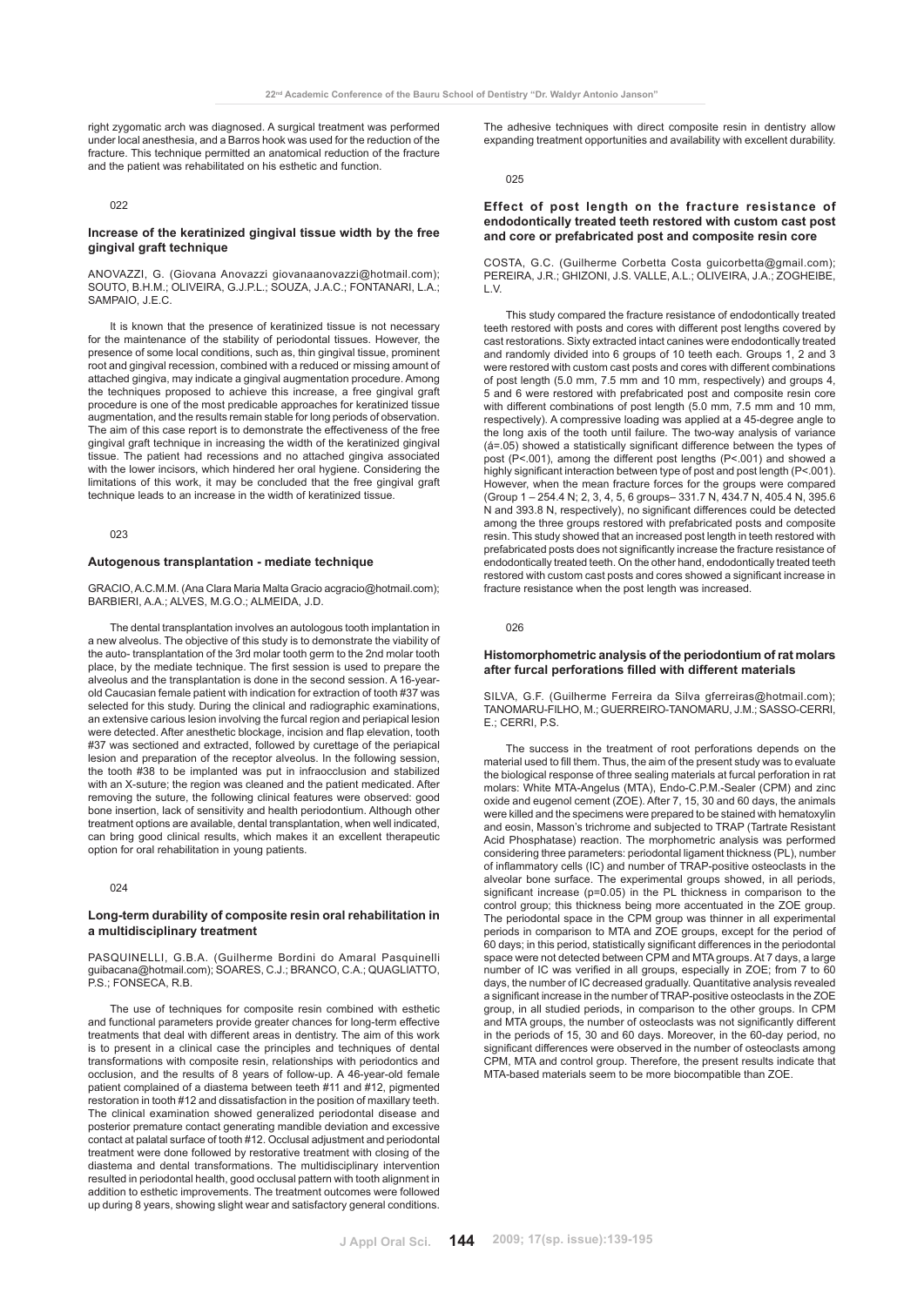right zygomatic arch was diagnosed. A surgical treatment was performed under local anesthesia, and a Barros hook was used for the reduction of the fracture. This technique permitted an anatomical reduction of the fracture and the patient was rehabilitated on his esthetic and function.

022

### Increase of the keratinized gingival tissue width by the free gingival graft technique

ANOVAZZI, G. (Giovana Anovazzi giovanaanovazzi@hotmail.com); SOUTO, B.H.M.; OLIVEIRA, G.J.P.L.; SOUZA, J.A.C.; FONTANARI, L.A.; SAMPAIO, J.E.C.

It is known that the presence of keratinized tissue is not necessary for the maintenance of the stability of periodontal tissues. However, the presence of some local conditions, such as, thin gingival tissue, prominent root and gingival recession, combined with a reduced or missing amount of attached gingiva, may indicate a gingival augmentation procedure. Among the techniques proposed to achieve this increase, a free gingival graft procedure is one of the most predicable approaches for keratinized tissue augmentation, and the results remain stable for long periods of observation. The aim of this case report is to demonstrate the effectiveness of the free gingival graft technique in increasing the width of the keratinized gingival tissue. The patient had recessions and no attached gingiva associated with the lower incisors, which hindered her oral hygiene. Considering the limitations of this work, it may be concluded that the free gingival graft technique leads to an increase in the width of keratinized tissue.

023

### Autogenous transplantation - mediate technique

GRACIO, A.C.M.M. (Ana Clara Maria Malta Gracio acgracio@hotmail.com); BARBIERI, A.A.; ALVES, M.G.O.; ALMEIDA, J.D.

The dental transplantation involves an autologous tooth implantation in a new alveolus. The objective of this study is to demonstrate the viability of the auto- transplantation of the 3rd molar tooth germ to the 2nd molar tooth place, by the mediate technique. The first session is used to prepare the alveolus and the transplantation is done in the second session. A 16-year-old Caucasian female patient with indication for extraction of tooth #37 was selected for this study. During the clinical and radiographic examinations, an extensive carious lesion involving the furcal region and periapical lesion were detected. After anesthetic blockage, incision and flap elevation, tooth #37 was sectioned and extracted, followed by curettage of the periapical lesion and preparation of the receptor alveolus. In the following session, the tooth #38 to be implanted was put in infraocclusion and stabilized with an X-suture; the region was cleaned and the patient medicated. After removing the suture, the following clinical features were observed: good bone insertion, lack of sensitivity and health periodontium. Although other treatment options are available, dental transplantation, when well indicated, can bring good clinical results, which makes it an excellent therapeutic option for oral rehabilitation in young patients.

024

### Long-term durability of composite resin oral rehabilitation in a multidisciplinary treatment

PASQUINELLI, G.B.A. (Guilherme Bordini do Amaral Pasquinelli guibacana@hotmail.com); SOARES, C.J.; BRANCO, C.A.; QUAGLIATTO, P.S.; FONSECA, R.B.

The use of techniques for composite resin combined with esthetic and functional parameters provide greater chances for long-term effective treatments that deal with different areas in dentistry. The aim of this work is to present in a clinical case the principles and techniques of dental transformations with composite resin, relationships with periodontics and occlusion, and the results of 8 years of follow-up. A 46-year-old female patient complained of a diastema between teeth #11 and #12, pigmented restoration in tooth #12 and dissatisfaction in the position of maxillary teeth. The clinical examination showed generalized periodontal disease and posterior premature contact generating mandible deviation and excessive contact at palatal surface of tooth #12. Occlusal adjustment and periodontal treatment were done followed by restorative treatment with closing of the diastema and dental transformations. The multidisciplinary intervention resulted in periodontal health, good occlusal pattern with tooth alignment in addition to esthetic improvements. The treatment outcomes were followed up during 8 years, showing slight wear and satisfactory general conditions. The adhesive techniques with direct composite resin in dentistry allow expanding treatment opportunities and availability with excellent durability.

025

### Effect of post length on the fracture resistance of endodontically treated teeth restored with custom cast post and core or prefabricated post and composite resin core

COSTA, G.C. (Guilherme Corbetta Costa guicorbetta@gmail.com); PEREIRA, J.R.; GHIZONI, J.S. VALLE, A.L.; OLIVEIRA, J.A.; ZOGHEIBE, L.V.

This study compared the fracture resistance of endodontically treated teeth restored with posts and cores with different post lengths covered by cast restorations. Sixty extracted intact canines were endodontically treated and randomly divided into 6 groups of 10 teeth each. Groups 1, 2 and 3 were restored with custom cast posts and cores with different combinations of post length (5.0 mm, 7.5 mm and 10 mm, respectively) and groups 4, 5 and 6 were restored with prefabricated post and composite resin core with different combinations of post length (5.0 mm, 7.5 mm and 10 mm, respectively). A compressive loading was applied at a 45-degree angle to the long axis of the tooth until failure. The two-way analysis of variance (á=.05) showed a statistically significant difference between the types of post ($P<.001$), among the different post lengths ($P<.001$) and showed a highly significant interaction between type of post and post length ($P<.001$). However, when the mean fracture forces for the groups were compared (Group 1 – 254.4 N; 2, 3, 4, 5, 6 groups– 331.7 N, 434.7 N, 405.4 N, 395.6 N and 393.8 N, respectively), no significant differences could be detected among the three groups restored with prefabricated posts and composite resin. This study showed that an increased post length in teeth restored with prefabricated posts does not significantly increase the fracture resistance of endodontically treated teeth. On the other hand, endodontically treated teeth restored with custom cast posts and cores showed a significant increase in fracture resistance when the post length was increased.

026

### Histomorphometric analysis of the periodontium of rat molars after furcal perforations filled with different materials

SILVA, G.F. (Guilherme Ferreira da Silva gferreiras@hotmail.com); TANOMARU-FILHO, M.; GUERREIRO-TANOMARU, J.M.; SASSO-CERRI, E.; CERRI, P.S.

The success in the treatment of root perforations depends on the material used to fill them. Thus, the aim of the present study was to evaluate the biological response of three sealing materials at furcal perforation in rat molars: White MTA-Angelus (MTA), Endo-C.P.M.-Sealer (CPM) and zinc oxide and eugenol cement (ZOE). After 7, 15, 30 and 60 days, the animals were killed and the specimens were prepared to be stained with hematoxylin and eosin, Masson's trichrome and subjected to TRAP (Tartrate Resistant Acid Phosphatase) reaction. The morphometric analysis was performed considering three parameters: periodontal ligament thickness (PL), number of inflammatory cells (IC) and number of TRAP-positive osteoclasts in the alveolar bone surface. The experimental groups showed, in all periods, significant increase ($p=0.05$) in the PL thickness in comparison to the control group; this thickness being more accentuated in the ZOE group. The periodontal space in the CPM group was thinner in all experimental periods in comparison to MTA and ZOE groups, except for the period of 60 days; in this period, statistically significant differences in the periodontal space were not detected between CPM and MTA groups. At 7 days, a large number of IC was verified in all groups, especially in ZOE; from 7 to 60 days, the number of IC decreased gradually. Quantitative analysis revealed a significant increase in the number of TRAP-positive osteoclasts in the ZOE group, in all studied periods, in comparison to the other groups. In CPM and MTA groups, the number of osteoclasts was not significantly different in the periods of 15, 30 and 60 days. Moreover, in the 60-day period, no significant differences were observed in the number of osteoclasts among CPM, MTA and control group. Therefore, the present results indicate that MTA-based materials seem to be more biocompatible than ZOE.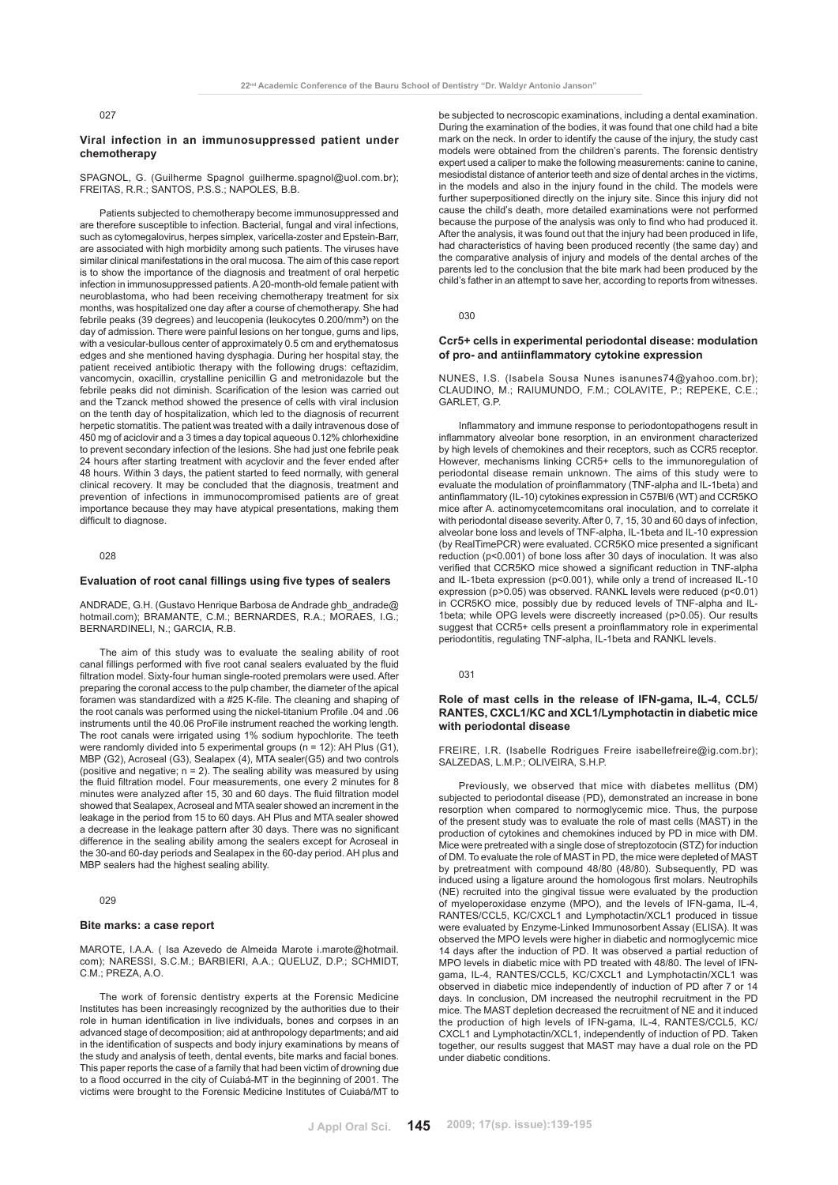027

### Viral infection in an immunosuppressed patient under chemotherapy

SPAGNOL, G. (Guilherme Spagnol guilherme.spagnol@uol.com.br); FREITAS, R.R.; SANTOS, P.S.S.; NAPOLES, B.B.

Patients subjected to chemotherapy become immunosuppressed and are therefore susceptible to infection. Bacterial, fungal and viral infections, such as cytomegalovirus, herpes simplex, varicella-zoster and Epstein-Barr, are associated with high morbidity among such patients. The viruses have similar clinical manifestations in the oral mucosa. The aim of this case report is to show the importance of the diagnosis and treatment of oral herpetic infection in immunosuppressed patients. A 20-month-old female patient with neuroblastoma, who had been receiving chemotherapy treatment for six months, was hospitalized one day after a course of chemotherapy. She had febrile peaks (39 degrees) and leucopenia (leukocytes 0.200/mm³) on the day of admission. There were painful lesions on her tongue, gums and lips, with a vesicular-bullous center of approximately 0.5 cm and erythematosus edges and she mentioned having dysphagia. During her hospital stay, the patient received antibiotic therapy with the following drugs: ceftazidim, vancomycin, oxacillin, crystalline penicillin G and metronidazole but the febrile peaks did not diminish. Scarification of the lesion was carried out and the Tzanck method showed the presence of cells with viral inclusion on the tenth day of hospitalization, which led to the diagnosis of recurrent herpetic stomatitis. The patient was treated with a daily intravenous dose of 450 mg of aciclovir and a 3 times a day topical aqueous 0.12% chlorhexidine to prevent secondary infection of the lesions. She had just one febrile peak 24 hours after starting treatment with acyclovir and the fever ended after 48 hours. Within 3 days, the patient started to feed normally, with general clinical recovery. It may be concluded that the diagnosis, treatment and prevention of infections in immunocompromised patients are of great importance because they may have atypical presentations, making them difficult to diagnose.

028

### Evaluation of root canal fillings using five types of sealers

ANDRADE, G.H. (Gustavo Henrique Barbosa de Andrade ghb_andrade@hotmail.com); BRAMANTE, C.M.; BERNARDES, R.A.; MORAES, I.G.; BERNARDINELI, N.; GARCIA, R.B.

The aim of this study was to evaluate the sealing ability of root canal fillings performed with five root canal sealers evaluated by the fluid filtration model. Sixty-four human single-rooted premolars were used. After preparing the coronal access to the pulp chamber, the diameter of the apical foramen was standardized with a #25 K-file. The cleaning and shaping of the root canals was performed using the nickel-titanium Profile .04 and .06 instruments until the 40.06 ProFile instrument reached the working length. The root canals were irrigated using 1% sodium hypochlorite. The teeth were randomly divided into 5 experimental groups (n = 12): AH Plus (G1), MBP (G2), Acroseal (G3), Sealapex (4), MTA sealer(G5) and two controls (positive and negative; n = 2). The sealing ability was measured by using the fluid filtration model. Four measurements, one every 2 minutes for 8 minutes were analyzed after 15, 30 and 60 days. The fluid filtration model showed that Sealapex, Acroseal and MTA sealer showed an increment in the leakage in the period from 15 to 60 days. AH Plus and MTA sealer showed a decrease in the leakage pattern after 30 days. There was no significant difference in the sealing ability among the sealers except for Acroseal in the 30-and 60-day periods and Sealapex in the 60-day period. AH plus and MBP sealers had the highest sealing ability.

029

### Bite marks: a case report

MAROTE, I.A.A. ( Isa Azevedo de Almeida Marote i.marote@hotmail.com); NARESSI, S.C.M.; BARBIERI, A.A.; QUELUZ, D.P.; SCHMIDT, C.M.; PREZA, A.O.

The work of forensic dentistry experts at the Forensic Medicine Institutes has been increasingly recognized by the authorities due to their role in human identification in live individuals, bones and corpses in an advanced stage of decomposition; aid at anthropology departments; and aid in the identification of suspects and body injury examinations by means of the study and analysis of teeth, dental events, bite marks and facial bones. This paper reports the case of a family that had been victim of drowning due to a flood occurred in the city of Cuiabá-MT in the beginning of 2001. The victims were brought to the Forensic Medicine Institutes of Cuiabá/MT to be subjected to necroscopic examinations, including a dental examination. During the examination of the bodies, it was found that one child had a bite mark on the neck. In order to identify the cause of the injury, the study cast models were obtained from the children's parents. The forensic dentistry expert used a caliper to make the following measurements: canine to canine, mesiodistal distance of anterior teeth and size of dental arches in the victims, in the models and also in the injury found in the child. The models were further superpositioned directly on the injury site. Since this injury did not cause the child's death, more detailed examinations were not performed because the purpose of the analysis was only to find who had produced it. After the analysis, it was found out that the injury had been produced in life, had characteristics of having been produced recently (the same day) and the comparative analysis of injury and models of the dental arches of the parents led to the conclusion that the bite mark had been produced by the child's father in an attempt to save her, according to reports from witnesses.

030

### Ccr5+ cells in experimental periodontal disease: modulation of pro- and antiinflammatory cytokine expression

NUNES, I.S. (Isabela Sousa Nunes isanunes74@yahoo.com.br); CLAUDINO, M.; RAIUMUNDO, F.M.; COLAVITE, P.; REPEKE, C.E.; GARLET, G.P.

Inflammatory and immune response to periodontopathogens result in inflammatory alveolar bone resorption, in an environment characterized by high levels of chemokines and their receptors, such as CCR5 receptor. However, mechanisms linking CCR5+ cells to the immunoregulation of periodontal disease remain unknown. The aims of this study were to evaluate the modulation of proinflammatory (TNF-alpha and IL-1beta) and antinflammatory (IL-10) cytokines expression in C57Bl/6 (WT) and CCR5KO mice after A. actinomycetemcomitans oral inoculation, and to correlate it with periodontal disease severity. After 0, 7, 15, 30 and 60 days of infection, alveolar bone loss and levels of TNF-alpha, IL-1beta and IL-10 expression (by RealTimePCR) were evaluated. CCR5KO mice presented a significant reduction ($p<0.001$) of bone loss after 30 days of inoculation. It was also verified that CCR5KO mice showed a significant reduction in TNF-alpha and IL-1beta expression ($p<0.001$), while only a trend of increased IL-10 expression ($p>0.05$) was observed. RANKL levels were reduced ($p<0.01$) in CCR5KO mice, possibly due by reduced levels of TNF-alpha and IL-1beta; while OPG levels were discreetly increased ($p>0.05$). Our results suggest that CCR5+ cells present a proinflammatory role in experimental periodontitis, regulating TNF-alpha, IL-1beta and RANKL levels.

031

### Role of mast cells in the release of IFN-gama, IL-4, CCL5/RANTES, CXCL1/KC and XCL1/Lymphotactin in diabetic mice with periodontal disease

FREIRE, I.R. (Isabelle Rodrigues Freire isabellefreire@ig.com.br); SALZEDAS, L.M.P.; OLIVEIRA, S.H.P.

Previously, we observed that mice with diabetes mellitus (DM) subjected to periodontal disease (PD), demonstrated an increase in bone resorption when compared to normoglycemic mice. Thus, the purpose of the present study was to evaluate the role of mast cells (MAST) in the production of cytokines and chemokines induced by PD in mice with DM. Mice were pretreated with a single dose of streptozotocin (STZ) for induction of DM. To evaluate the role of MAST in PD, the mice were depleted of MAST by pretreatment with compound 48/80 (48/80). Subsequently, PD was induced using a ligature around the homologous first molars. Neutrophils (NE) recruited into the gingival tissue were evaluated by the production of myeloperoxidase enzyme (MPO), and the levels of IFN-gama, IL-4, RANTES/CCL5, KC/CXCL1 and Lymphotactin/XCL1 produced in tissue were evaluated by Enzyme-Linked Immunosorbent Assay (ELISA). It was observed the MPO levels were higher in diabetic and normoglycemic mice 14 days after the induction of PD. It was observed a partial reduction of MPO levels in diabetic mice with PD treated with 48/80. The level of IFN-gama, IL-4, RANTES/CCL5, KC/CXCL1 and Lymphotactin/XCL1 was observed in diabetic mice independently of induction of PD after 7 or 14 days. In conclusion, DM increased the neutrophil recruitment in the PD mice. The MAST depletion decreased the recruitment of NE and it induced the production of high levels of IFN-gama, IL-4, RANTES/CCL5, KC/CXCL1 and Lymphotactin/XCL1, independently of induction of PD. Taken together, our results suggest that MAST may have a dual role on the PD under diabetic conditions.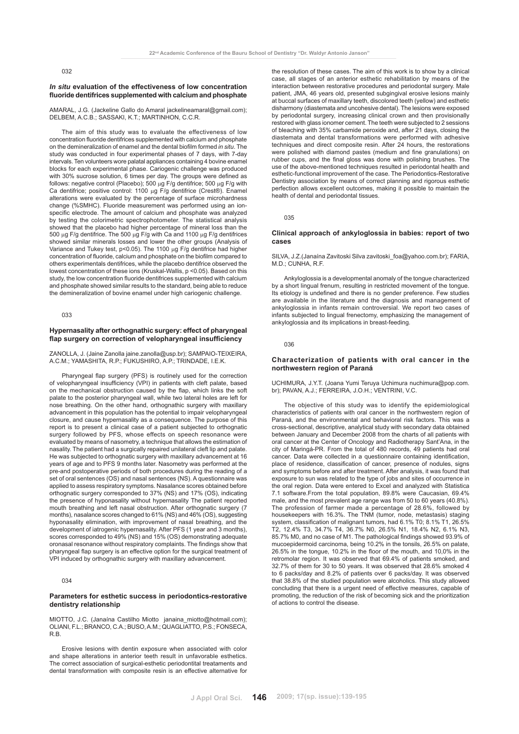032

### *In situ* evaluation of the effectiveness of low concentration fluoride dentifrices supplemented with calcium and phosphate

AMARAL, J.G. (Jackeline Gallo do Amaral jackelineamaral@gmail.com); DELBEM, A.C.B.; SASSAKI, K.T.; MARTINHON, C.C.R.

The aim of this study was to evaluate the effectiveness of low concentration fluoride dentifrices supplemented with calcium and phosphate on the demineralization of enamel and the dental biofilm formed *in situ*. The study was conducted in four experimental phases of 7 days, with 7-day intervals. Ten volunteers wore palatal appliances containing 4 bovine enamel blocks for each experimental phase. Cariogenic challenge was produced with 30% sucrose solution, 6 times per day. The groups were defined as follows: negative control (Placebo); 500 μg F/g dentifrice; 500 μg F/g with Ca dentifrice; positive control: 1100 μg F/g dentifrice (Crest®). Enamel alterations were evaluated by the percentage of surface microhardness change (%SMHC). Fluoride measurement was performed using an ion-specific electrode. The amount of calcium and phosphate was analyzed by testing the colorimetric spectrophotometer. The statistical analysis showed that the placebo had higher percentage of mineral loss than the 500 μg F/g dentifrice. The 500 μg F/g with Ca and 1100 μg F/g dentifrices showed similar minerals losses and lower the other groups (Analysis of Variance and Tukey test, $p<0.05$). The 1100 μg F/g dentifrice had higher concentration of fluoride, calcium and phosphate on the biofilm compared to others experimentals dentifrices, while the placebo dentifrice observed the lowest concentration of these ions (Kruskal-Wallis, $p <0.05$). Based on this study, the low concentration fluoride dentifrices supplemented with calcium and phosphate showed similar results to the standard, being able to reduce the demineralization of bovine enamel under high cariogenic challenge.

033

### Hypernasality after orthognathic surgery: effect of pharyngeal flap surgery on correction of velopharyngeal insufficiency

ZANOLLA, J. (Jaine Zanolla jaine.zanolla@usp.br); SAMPAIO-TEIXEIRA, A.C.M.; YAMASHITA, R.P.; FUKUSHIRO, A.P.; TRINDADE, I.E.K.

Pharyngeal flap surgery (PFS) is routinely used for the correction of velopharyngeal insufficiency (VPI) in patients with cleft palate, based on the mechanical obstruction caused by the flap, which links the soft palate to the posterior pharyngeal wall, while two lateral holes are left for nose breathing. On the other hand, orthognathic surgery with maxillary advancement in this population has the potential to impair velopharyngeal closure, and cause hypernasality as a consequence. The purpose of this report is to present a clinical case of a patient subjected to orthognatic surgery followed by PFS, whose effects on speech resonance were evaluated by means of nasometry, a technique that allows the estimation of nasality. The patient had a surgically repaired unilateral cleft lip and palate. He was subjected to orthognatic surgery with maxillary advancement at 16 years of age and to PFS 9 months later. Nasometry was performed at the pre-and postoperative periods of both procedures during the reading of a set of oral sentences (OS) and nasal sentences (NS). A questionnaire was applied to assess respiratory symptoms. Nasalance scores obtained before orthognatic surgery corresponded to 37% (NS) and 17% (OS), indicating the presence of hyponasality without hypernasality The patient reported mouth breathing and left nasal obstruction. After orthognatic surgery (7 months), nasalance scores changed to 61% (NS) and 46% (OS), suggesting hyponasality elimination, with improvement of nasal breathing, and the development of iatrogenic hypernasality. After PFS (1 year and 3 months), scores corresponded to 49% (NS) and 15% (OS) demonstrating adequate oronasal resonance without respiratory complaints. The findings show that pharyngeal flap surgery is an effective option for the surgical treatment of VPI induced by orthognathic surgery with maxillary advancement.

034

### Parameters for esthetic success in periodontics-restorative dentistry relationship

MIOTTO, J.C. (Janaína Castilho Miotto janaina_miotto@hotmail.com); OLIANI, F.L.; BRANCO, C.A.; BUSO, A.M.; QUAGLIATTO, P.S.; FONSECA, R.B.

Erosive lesions with dentin exposure when associated with color and shape alterations in anterior teeth result in unfavorable esthetics. The correct association of surgical-esthetic periodontital treataments and dental transformation with composite resin is an effective alternative for the resolution of these cases. The aim of this work is to show by a clinical case, all stages of an anterior esthetic rehabilitation by means of the interaction between restorative procedures and periodontal surgery. Male patient, JMA, 46 years old, presented subgingival erosive lesions mainly at buccal surfaces of maxillary teeth, discolored teeth (yellow) and esthetic disharmony (diastemata and uncohesive dental). The lesions were exposed by periodontal surgery, increasing clinical crown and then provisionally restored with glass ionomer cement. The teeth were subjected to 2 sessions of bleaching with 35% carbamide peroxide and, after 21 days, closing the diastemata and dental transformations were performed with adhesive techniques and direct composite resin. After 24 hours, the restorations were polished with diamond pastes (medium and fine granulations) on rubber cups, and the final gloss was done with polishing brushes. The use of the above-mentioned techniques resulted in periodontal health and esthetic-functional improvement of the case. The Periodontics-Restorative Dentistry association by means of correct planning and rigorous esthetic perfection allows excellent outcomes, making it possible to maintain the health of dental and periodontal tissues.

035

### Clinical approach of ankyloglossia in babies: report of two cases

SILVA, J.Z.(Janaína Zavitoski Silva zavitoski_foa@yahoo.com.br); FARIA, M.D.; CUNHA, R.F.

Ankyloglossia is a developmental anomaly of the tongue characterized by a short lingual frenum, resulting in restricted movement of the tongue. Its etiology is undefined and there is no gender preference. Few studies are available in the literature and the diagnosis and management of ankyloglossia in infants remain controversial. We report two cases of infants subjected to lingual frenectomy, emphasizing the management of ankyloglossia and its implications in breast-feeding.

036

### Characterization of patients with oral cancer in the northwestern region of Paraná

UCHIMURA, J.Y.T. (Joana Yumi Teruya Uchimura nuchimura@pop.com.br); PAVAN, A.J.; FERREIRA, J.O.H.; VENTRINI, V.C.

The objective of this study was to identify the epidemiological characteristics of patients with oral cancer in the northwestern region of Paraná, and the environmental and behavioral risk factors. This was a cross-sectional, descriptive, analytical study with secondary data obtained between January and December 2008 from the charts of all patients with oral cancer at the Center of Oncology and Radiotherapy Sant'Ana, in the city of Maringá-PR. From the total of 480 records, 49 patients had oral cancer. Data were collected in a questionnaire containing identification, place of residence, classification of cancer, presence of nodules, signs and symptoms before and after treatment. After analysis, it was found that exposure to sun was related to the type of jobs and sites of occurrence in the oral region. Data were entered to Excel and analyzed with Statistica 7.1 software.From the total population, 89.8% were Caucasian, 69.4% male, and the most prevalent age range was from 50 to 60 years (40.8%). The profession of farmer made a percentage of 28.6%, followed by housekeepers with 16.3%. The TNM (tumor, node, metastasis) staging system, classification of malignant tumors, had 6.1% T0; 8.1% T1, 26.5% T2, 12.4% T3, 34.7% T4, 36.7% N0, 26.5% N1, 18.4% N2, 6.1% N3, 85.7% M0, and no case of M1. The pathological findings showed 93.9% of mucoepidermoid carcinoma, being 10.2% in the tonsils, 26.5% on palate, 26.5% in the tongue, 10.2% in the floor of the mouth, and 10,0% in the retromolar region. It was observed that 69.4% of patients smoked, and 32.7% of them for 30 to 50 years. It was observed that 28.6% smoked 4 to 6 packs/day and 8.2% of patients over 6 packs/day. It was observed that 38.8% of the studied population were alcoholics. This study allowed concluding that there is a urgent need of effective measures, capable of promoting, the reduction of the risk of becoming sick and the prioritization of actions to control the disease.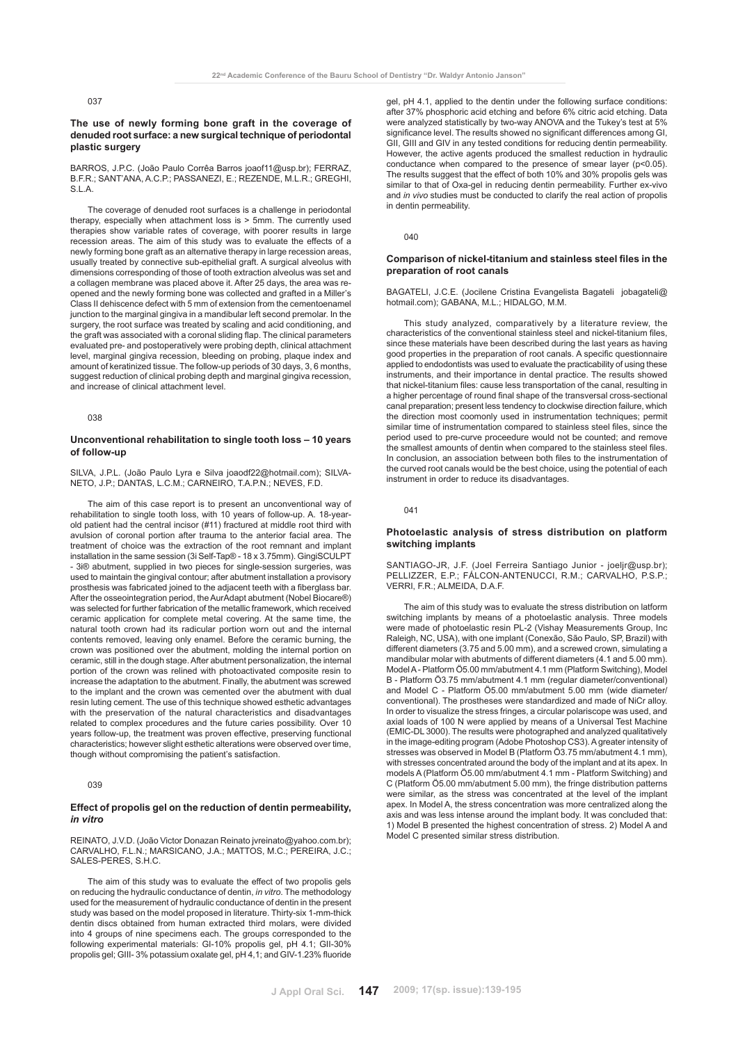037

### The use of newly forming bone graft in the coverage of denuded root surface: a new surgical technique of periodontal plastic surgery

BARROS, J.P.C. (João Paulo Corrêa Barros joaof11@usp.br); FERRAZ, B.F.R.; SANT'ANA, A.C.P.; PASSANEZI, E.; REZENDE, M.L.R.; GREGHI, S.L.A.

The coverage of denuded root surfaces is a challenge in periodontal therapy, especially when attachment loss is > 5mm. The currently used therapies show variable rates of coverage, with poorer results in large recession areas. The aim of this study was to evaluate the effects of a newly forming bone graft as an alternative therapy in large recession areas, usually treated by connective sub-epithelial graft. A surgical alveolus with dimensions corresponding of those of tooth extraction alveolus was set and a collagen membrane was placed above it. After 25 days, the area was re-opened and the newly forming bone was collected and grafted in a Miller's Class II dehiscence defect with 5 mm of extension from the cementoenamel junction to the marginal gingiva in a mandibular left second premolar. In the surgery, the root surface was treated by scaling and acid conditioning, and the graft was associated with a coronal sliding flap. The clinical parameters evaluated pre- and postoperatively were probing depth, clinical attachment level, marginal gingiva recession, bleeding on probing, plaque index and amount of keratinized tissue. The follow-up periods of 30 days, 3, 6 months, suggest reduction of clinical probing depth and marginal gingiva recession, and increase of clinical attachment level.

038

### Unconventional rehabilitation to single tooth loss – 10 years of follow-up

SILVA, J.P.L. (João Paulo Lyra e Silva joaodf22@hotmail.com); SILVA-NETO, J.P.; DANTAS, L.C.M.; CARNEIRO, T.A.P.N.; NEVES, F.D.

The aim of this case report is to present an unconventional way of rehabilitation to single tooth loss, with 10 years of follow-up. A. 18-year-old patient had the central incisor (#11) fractured at middle root third with avulsion of coronal portion after trauma to the anterior facial area. The treatment of choice was the extraction of the root remnant and implant installation in the same session (3i Self-Tap® - 18 x 3.75mm). GingiSCULPT - 3i® abutment, supplied in two pieces for single-session surgeries, was used to maintain the gingival contour; after abutment installation a provisory prosthesis was fabricated joined to the adjacent teeth with a fiberglass bar. After the osseointegration period, the AurAdapt abutment (Nobel Biocare®) was selected for further fabrication of the metallic framework, which received ceramic application for complete metal covering. At the same time, the natural tooth crown had its radicular portion worn out and the internal contents removed, leaving only enamel. Before the ceramic burning, the crown was positioned over the abutment, molding the internal portion on ceramic, still in the dough stage. After abutment personalization, the internal portion of the crown was relined with photoactivated composite resin to increase the adaptation to the abutment. Finally, the abutment was screwed to the implant and the crown was cemented over the abutment with dual resin luting cement. The use of this technique showed esthetic advantages with the preservation of the natural characteristics and disadvantages related to complex procedures and the future caries possibility. Over 10 years follow-up, the treatment was proven effective, preserving functional characteristics; however slight esthetic alterations were observed over time, though without compromising the patient's satisfaction.

039

### Effect of propolis gel on the reduction of dentin permeability, *in vitro*

REINATO, J.V.D. (João Victor Donazan Reinato jvreinato@yahoo.com.br); CARVALHO, F.L.N.; MARSICANO, J.A.; MATTOS, M.C.; PEREIRA, J.C.; SALES-PERES, S.H.C.

The aim of this study was to evaluate the effect of two propolis gels on reducing the hydraulic conductance of dentin, *in vitro*. The methodology used for the measurement of hydraulic conductance of dentin in the present study was based on the model proposed in literature. Thirty-six 1-mm-thick dentin discs obtained from human extracted third molars, were divided into 4 groups of nine specimens each. The groups corresponded to the following experimental materials: GI-10% propolis gel, pH 4.1; GII-30% propolis gel; GIII- 3% potassium oxalate gel, pH 4,1; and GIV-1.23% fluoride gel, pH 4.1, applied to the dentin under the following surface conditions: after 37% phosphoric acid etching and before 6% citric acid etching. Data were analyzed statistically by two-way ANOVA and the Tukey's test at 5% significance level. The results showed no significant differences among GI, GII, GIII and GIV in any tested conditions for reducing dentin permeability. However, the active agents produced the smallest reduction in hydraulic conductance when compared to the presence of smear layer ($p<0.05$). The results suggest that the effect of both 10% and 30% propolis gels was similar to that of Oxa-gel in reducing dentin permeability. Further ex-vivo and *in vivo* studies must be conducted to clarify the real action of propolis in dentin permeability.

040

### Comparison of nickel-titanium and stainless steel files in the preparation of root canals

BAGATELI, J.C.E. (Jocilene Cristina Evangelista Bagateli jobagateli@hotmail.com); GABANA, M.L.; HIDALGO, M.M.

This study analyzed, comparatively by a literature review, the characteristics of the conventional stainless steel and nickel-titanium files, since these materials have been described during the last years as having good properties in the preparation of root canals. A specific questionnaire applied to endodontists was used to evaluate the practicability of using these instruments, and their importance in dental practice. The results showed that nickel-titanium files: cause less transportation of the canal, resulting in a higher percentage of round final shape of the transversal cross-sectional canal preparation; present less tendency to clockwise direction failure, which the direction most coomonly used in instrumentation techniques; permit similar time of instrumentation compared to stainless steel files, since the period used to pre-curve proceedure would not be counted; and remove the smallest amounts of dentin when compared to the stainless steel files. In conclusion, an association between both files to the instrumentation of the curved root canals would be the best choice, using the potential of each instrument in order to reduce its disadvantages.

041

### Photoelastic analysis of stress distribution on platform switching implants

SANTIAGO-JR, J.F. (Joel Ferreira Santiago Junior - joeljr@usp.br); PELLIZZER, E.P.; FÁLCON-ANTENUCCI, R.M.; CARVALHO, P.S.P.; VERRI, F.R.; ALMEIDA, D.A.F.

The aim of this study was to evaluate the stress distribution on latform switching implants by means of a photoelastic analysis. Three models were made of photoelastic resin PL-2 (Vishay Measurements Group, Inc Raleigh, NC, USA), with one implant (Conexão, São Paulo, SP, Brazil) with different diameters (3.75 and 5.00 mm), and a screwed crown, simulating a mandibular molar with abutments of different diameters (4.1 and 5.00 mm). Model A - Platform Ö5.00 mm/abutment 4.1 mm (Platform Switching), Model B - Platform Ö3.75 mm/abutment 4.1 mm (regular diameter/conventional) and Model C - Platform Ö5.00 mm/abutment 5.00 mm (wide diameter/conventional). The prostheses were standardized and made of NiCr alloy. In order to visualize the stress fringes, a circular polariscope was used, and axial loads of 100 N were applied by means of a Universal Test Machine (EMIC-DL 3000). The results were photographed and analyzed qualitatively in the image-editing program (Adobe Photoshop CS3). A greater intensity of stresses was observed in Model B (Platform Ö3.75 mm/abutment 4.1 mm), with stresses concentrated around the body of the implant and at its apex. In models A (Platform Ö5.00 mm/abutment 4.1 mm - Platform Switching) and C (Platform Ö5.00 mm/abutment 5.00 mm), the fringe distribution patterns were similar, as the stress was concentrated at the level of the implant apex. In Model A, the stress concentration was more centralized along the axis and was less intense around the implant body. It was concluded that: 1) Model B presented the highest concentration of stress. 2) Model A and Model C presented similar stress distribution.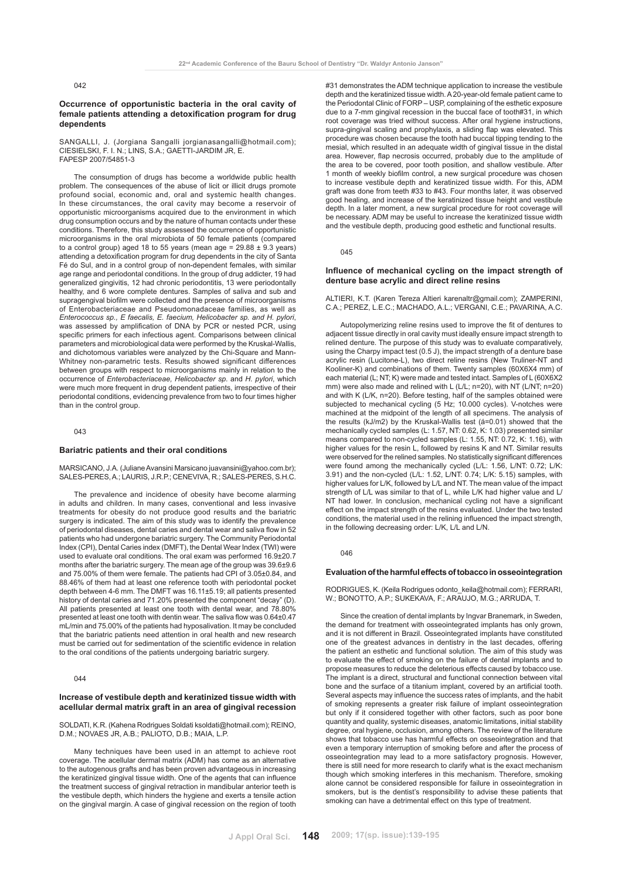042

### Occurrence of opportunistic bacteria in the oral cavity of female patients attending a detoxification program for drug dependents

SANGALLI, J. (Jorgiana Sangalli jorgianasangalli@hotmail.com); CIESIELSKI, F. I. N.; LINS, S.A.; GAETTI-JARDIM JR, E.
FAPESP 2007/54851-3

The consumption of drugs has become a worldwide public health problem. The consequences of the abuse of licit or illicit drugs promote profound social, economic and, oral and systemic health changes. In these circumstances, the oral cavity may become a reservoir of opportunistic microorganisms acquired due to the environment in which drug consumption occurs and by the nature of human contacts under these conditions. Therefore, this study assessed the occurrence of opportunistic microorganisms in the oral microbiota of 50 female patients (compared to a control group) aged 18 to 55 years (mean age = 29.88 ± 9.3 years) attending a detoxification program for drug dependents in the city of Santa Fé do Sul, and in a control group of non-dependent females, with similar age range and periodontal conditions. In the group of drug addicter, 19 had generalized gingivitis, 12 had chronic periodontitis, 13 were periodontally healthy, and 6 wore complete dentures. Samples of saliva and sub and supragengival biofilm were collected and the presence of microorganisms of Enterobacteriaceae and Pseudomonadaceae families, as well as *Enterococcus sp., E faecalis, E. faecium, Helicobacter sp. and H. pylori*, was assessed by amplification of DNA by PCR or nested PCR, using specific primers for each infectious agent. Comparisons between clinical parameters and microbiological data were performed by the Kruskal-Wallis, and dichotomous variables were analyzed by the Chi-Square and Mann-Whitney non-parametric tests. Results showed significant differences between groups with respect to microorganisms mainly in relation to the occurrence of *Enterobacteriaceae, Helicobacter sp.* and *H. pylori*, which were much more frequent in drug dependent patients, irrespective of their periodontal conditions, evidencing prevalence from two to four times higher than in the control group.

043

### Bariatric patients and their oral conditions

MARSICANO, J.A. (Juliane Avansini Marsicano juavansini@yahoo.com.br); SALES-PERES, A.; LAURIS, J.R.P.; CENEVIVA, R.; SALES-PERES, S.H.C.

The prevalence and incidence of obesity have become alarming in adults and children. In many cases, conventional and less invasive treatments for obesity do not produce good results and the bariatric surgery is indicated. The aim of this study was to identify the prevalence of periodontal diseases, dental caries and dental wear and saliva flow in 52 patients who had undergone bariatric surgery. The Community Periodontal Index (CPI), Dental Caries index (DMFT), the Dental Wear Index (TWI) were used to evaluate oral conditions. The oral exam was performed 16.9±20.7 months after the bariatric surgery. The mean age of the group was 39.6±9.6 and 75.00% of them were female. The patients had CPI of 3.05±0.84, and 88.46% of them had at least one reference tooth with periodontal pocket depth between 4-6 mm. The DMFT was 16.11±5.19; all patients presented history of dental caries and 71.20% presented the component "decay" (D). All patients presented at least one tooth with dental wear, and 78.80% presented at least one tooth with dentin wear. The saliva flow was 0.64±0.47 mL/min and 75.00% of the patients had hyposalivation. It may be concluded that the bariatric patients need attention in oral health and new research must be carried out for sedimentation of the scientific evidence in relation to the oral conditions of the patients undergoing bariatric surgery.

044

### Increase of vestibule depth and keratinized tissue width with acellular dermal matrix graft in an area of gingival recession

SOLDATI, K.R. (Kahena Rodrigues Soldati ksoldati@hotmail.com); REINO, D.M.; NOVAES JR, A.B.; PALIOTO, D.B.; MAIA, L.P.

Many techniques have been used in an attempt to achieve root coverage. The acellular dermal matrix (ADM) has come as an alternative to the autogenous grafts and has been proven advantageous in increasing the keratinized gingival tissue width. One of the agents that can influence the treatment success of gingival retraction in mandibular anterior teeth is the vestibule depth, which hinders the hygiene and exerts a tensile action on the gingival margin. A case of gingival recession on the region of tooth #31 demonstrates the ADM technique application to increase the vestibule depth and the keratinized tissue width. A 20-year-old female patient came to the Periodontal Clinic of FORP – USP, complaining of the esthetic exposure due to a 7-mm gingival recession in the buccal face of tooth#31, in which root coverage was tried without success. After oral hygiene instructions, supra-gingival scaling and prophylaxis, a sliding flap was elevated. This procedure was chosen because the tooth had buccal tipping tending to the mesial, which resulted in an adequate width of gingival tissue in the distal area. However, flap necrosis occurred, probably due to the amplitude of the area to be covered, poor tooth position, and shallow vestibule. After 1 month of weekly biofilm control, a new surgical procedure was chosen to increase vestibule depth and keratinized tissue width. For this, ADM graft was done from teeth #33 to #43. Four months later, it was observed good healing, and increase of the keratinized tissue height and vestibule depth. In a later moment, a new surgical procedure for root coverage will be necessary. ADM may be useful to increase the keratinized tissue width and the vestibule depth, producing good esthetic and functional results.

045

### Influence of mechanical cycling on the impact strength of denture base acrylic and direct reline resins

ALTIERI, K.T. (Karen Tereza Altieri karenaltr@gmail.com); ZAMPERINI, C.A.; PEREZ, L.E.C.; MACHADO, A.L.; VERGANI, C.E.; PAVARINA, A.C.

Autopolymerizing reline resins used to improve the fit of dentures to adjacent tissue directly in oral cavity must ideally ensure impact strength to relined denture. The purpose of this study was to evaluate comparatively, using the Charpy impact test (0.5 J), the impact strength of a denture base acrylic resin (Lucitone-L), two direct reline resins (New Truliner-NT and Kooliner-K) and combinations of them. Twenty samples (60X6X4 mm) of each material (L; NT; K) were made and tested intact. Samples of L (60X6X2 mm) were also made and relined with L (L/L; n=20), with NT (L/NT; n=20) and with K (L/K, n=20). Before testing, half of the samples obtained were subjected to mechanical cycling (5 Hz; 10.000 cycles). V-notches were machined at the midpoint of the length of all specimens. The analysis of the results (kJ/m2) by the Kruskal-Wallis test (á=0.01) showed that the mechanically cycled samples (L: 1.57, NT: 0.62, K: 1.03) presented similar means compared to non-cycled samples (L: 1.55, NT: 0.72, K: 1.16), with higher values for the resin L, followed by resins K and NT. Similar results were observed for the relined samples. No statistically significant differences were found among the mechanically cycled (L/L: 1.56, L/NT: 0.72; L/K: 3.91) and the non-cycled (L/L: 1.52, L/NT: 0.74; L/K: 5.15) samples, with higher values for L/K, followed by L/L and NT. The mean value of the impact strength of L/L was similar to that of L, while L/K had higher value and L/NT had lower. In conclusion, mechanical cycling not have a significant effect on the impact strength of the resins evaluated. Under the two tested conditions, the material used in the relining influenced the impact strength, in the following decreasing order: L/K, L/L and L/N.

046

### Evaluation of the harmful effects of tobacco in osseointegration

RODRIGUES, K. (Keila Rodrigues odonto_keila@hotmail.com); FERRARI, W.; BONOTTO, A.P.; SUKEKAVA, F.; ARAUJO, M.G.; ARRUDA, T.

Since the creation of dental implants by Ingvar Branemark, in Sweden, the demand for treatment with osseointegrated implants has only grown, and it is not different in Brazil. Osseointegrated implants have constituted one of the greatest advances in dentistry in the last decades, offering the patient an esthetic and functional solution. The aim of this study was to evaluate the effect of smoking on the failure of dental implants and to propose measures to reduce the deleterious effects caused by tobacco use. The implant is a direct, structural and functional connection between vital bone and the surface of a titanium implant, covered by an artificial tooth. Several aspects may influence the success rates of implants, and the habit of smoking represents a greater risk failure of implant osseointegration but only if it considered together with other factors, such as poor bone quantity and quality, systemic diseases, anatomic limitations, initial stability degree, oral hygiene, occlusion, among others. The review of the literature shows that tobacco use has harmful effects on osseointegration and that even a temporary interruption of smoking before and after the process of osseointegration may lead to a more satisfactory prognosis. However, there is still need for more research to clarify what is the exact mechanism though which smoking interferes in this mechanism. Therefore, smoking alone cannot be considered responsible for failure in osseointegration in smokers, but is the dentist's responsibility to advise these patients that smoking can have a detrimental effect on this type of treatment.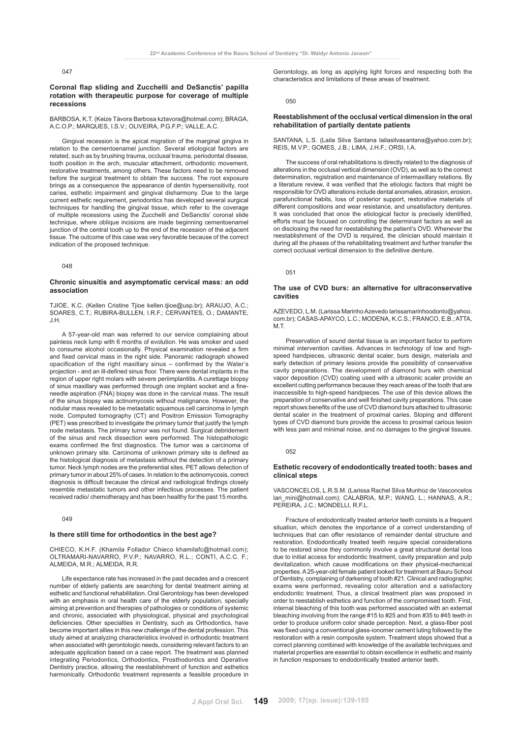047

### Coronal flap sliding and Zucchelli and DeSanctis' papilla rotation with therapeutic purpose for coverage of multiple recessions

BARBOSA, K.T. (Keize Távora Barbosa kztavora@hotmail.com); BRAGA, A.C.O.P.; MARQUES, I.S.V.; OLIVEIRA, P.G.F.P.; VALLE, A.C.

Gingival recession is the apical migration of the marginal gingiva in relation to the cementoenamel junction. Several etiological factors are related, such as by brushing trauma, occlusal trauma, periodontal disease, tooth position in the arch, muscular attachment, orthodontic movement, restorative treatments, among others. These factors need to be removed before the surgical treatment to obtain the success. The root exposure brings as a consequence the appearance of dentin hypersensitivity, root caries, esthetic impairment and gingival disharmony. Due to the large current esthetic requirement, periodontics has developed several surgical techniques for handling the gingival tissue, which refer to the coverage of multiple recessions using the Zucchelli and DeSanctis' coronal slide technique, where oblique incisions are made beginning cementoenamel junction of the central tooth up to the end of the recession of the adjacent tissue. The outcome of this case was very favorable because of the correct indication of the proposed technique.

048

### Chronic sinusitis and asymptomatic cervical mass: an odd association

TJIOE, K.C. (Kellen Cristine Tjioe kellen.tjioe@usp.br); ARAUJO, A.C.; SOARES, C.T.; RUBIRA-BULLEN, I.R.F.; CERVANTES, O.; DAMANTE, J.H.

A 57-year-old man was referred to our service complaining about painless neck lump with 6 months of evolution. He was smoker and used to consume alcohol occasionally. Physical examination revealed a firm and fixed cervical mass in the right side. Panoramic radiograph showed opacification of the right maxillary sinus – confirmed by the Water's projection - and an ill-defined sinus floor. There were dental implants in the region of upper right molars with severe periimplantitis. A curettage biopsy of sinus maxillary was performed through one implant socket and a fine-needle aspiration (FNA) biopsy was done in the cervical mass. The result of the sinus biopsy was actinomycosis without malignance. However, the nodular mass revealed to be metastatic squamous cell carcinoma in lymph node. Computed tomography (CT) and Positron Emission Tomography (PET) was prescribed to investigate the primary tumor that justify the lymph node metastasis. The primary tumor was not found. Surgical debridement of the sinus and neck dissection were performed. The histopathologic exams confirmed the first diagnostics. The tumor was a carcinoma of unknown primary site. Carcinoma of unknown primary site is defined as the histological diagnosis of metastasis without the detection of a primary tumor. Neck lymph nodes are the preferential sites. PET allows detection of primary tumor in about 25% of cases. In relation to the actinomycosis, correct diagnosis is difficult because the clinical and radiological findings closely resemble metastatic tumors and other infectious processes. The patient received radio/ chemotherapy and has been healthy for the past 15 months.

049

### Is there still time for orthodontics in the best age?

CHIECO, K.H.F. (Khamila Follador Chieco khamilafc@hotmail.com); OLTRAMARI-NAVARRO, P.V.P.; NAVARRO, R.L.; CONTI, A.C.C. F.; ALMEIDA, M.R.; ALMEIDA, R.R.

Life expectance rate has increased in the past decades and a crescent number of elderly patients are searching for dental treatment aiming at esthetic and functional rehabilitation. Oral Gerontology has been developed with an emphasis in oral health care of the elderly population, specially aiming at prevention and therapies of pathologies or conditions of systemic and chronic, associated with physiological, physical and psychological deficiencies. Other specialties in Dentistry, such as Orthodontics, have become important allies in this new challenge of the dental profession. This study aimed at analyzing characteristics involved in orthodontic treatment when associated with gerontologic needs, considering relevant factors to an adequate application based on a case report. The treatment was planned integrating Periodontics, Orthodontics, Prosthodontics and Operative Dentistry practice, allowing the reestablishment of function and esthetics harmonically. Orthodontic treatment represents a feasible procedure in Gerontology, as long as applying light forces and respecting both the characteristics and limitations of these areas of treatment.

050

### Reestablishment of the occlusal vertical dimension in the oral rehabilitation of partially dentate patients

SANTANA, L.S. (Laila Silva Santana lailasilvasantana@yahoo.com.br); REIS, M.V.P.; GOMES, J.B.; LIMA, J.H.F.; ORSI, I.A.

The success of oral rehabilitations is directly related to the diagnosis of alterations in the occlusal vertical dimension (OVD), as well as to the correct determination, registration and maintenance of intermaxillary relations. By a literature review, it was verified that the etiologic factors that might be responsible for OVD alterations include dental anomalies, abrasion, erosion, parafunctional habits, loss of posterior support, restorative materials of different compositions and wear resistance, and unsatisfactory dentures. It was concluded that once the etiological factor is precisely identified, efforts must be focused on controlling the determinant factors as well as on disclosing the need for reestablishing the patient's OVD. Whenever the reestablishment of the OVD is required, the clinician should maintain it during all the phases of the rehabilitating treatment and further transfer the correct occlusal vertical dimension to the definitive denture.

051

### The use of CVD burs: an alternative for ultraconservative cavities

AZEVEDO, L.M. (Larissa Marinho Azevedo larissamarinhoodonto@yahoo.com.br); CASAS-APAYCO, L.C.; MODENA, K.C.S.; FRANCO, E.B.; ATTA, M.T.

Preservation of sound dental tissue is an important factor to perform minimal intervention cavities. Advances in technology of low and high-speed handpieces, ultrasonic dental scaler, burs design, materials and early detection of primary lesions provide the possibility of conservative cavity preparations. The development of diamond burs with chemical vapor deposition (CVD) coating used with a ultrasonic scaler provide an excellent cutting performance because they reach areas of the tooth that are inaccessible to high-speed handpieces. The use of this device allows the preparation of conservative and well finished cavity preparations. This case report shows benefits of the use of CVD diamond burs attached to ultrasonic dental scaler in the treatment of proximal caries. Sloping and different types of CVD diamond burs provide the access to proximal carious lesion with less pain and minimal noise, and no damages to the gingival tissues.

052

### Esthetic recovery of endodontically treated tooth: bases and clinical steps

VASCONCELOS, L.R.S.M. (Larissa Rachel Silva Munhoz de Vasconcelos lari_mini@hotmail.com); CALABRIA, M.P.; WANG, L.; HANNAS, A.R.; PEREIRA, J.C.; MONDELLI, R.F.L.

Fracture of endodontically treated anterior teeth consists is a frequent situation, which denotes the importance of a correct understanding of techniques that can offer resistance of remainder dental structure and restoration. Endodontically treated teeth require special considerations to be restored since they commonly involve a great structural dental loss due to initial access for endodontic treatment, cavity preparation and pulp devitalization, which cause modifications on their physical-mechanical properties. A 25-year-old female patient looked for treatment at Bauru School of Dentistry, complaining of darkening of tooth #21. Clinical and radiographic exams were performed, revealing color alteration and a satisfactory endodontic treatment. Thus, a clinical treatment plan was proposed in order to reestablish esthetics and function of the compromised tooth. First, internal bleaching of this tooth was performed associated with an external bleaching involving from the range #15 to #25 and from #35 to #45 teeth in order to produce uniform color shade perception. Next, a glass-fiber post was fixed using a conventional glass-ionomer cement luting followed by the restoration with a resin composite system. Treatment steps showed that a correct planning combined with knowledge of the available techniques and material properties are essential to obtain excellence in esthetic and mainly in function responses to endodontically treated anterior teeth.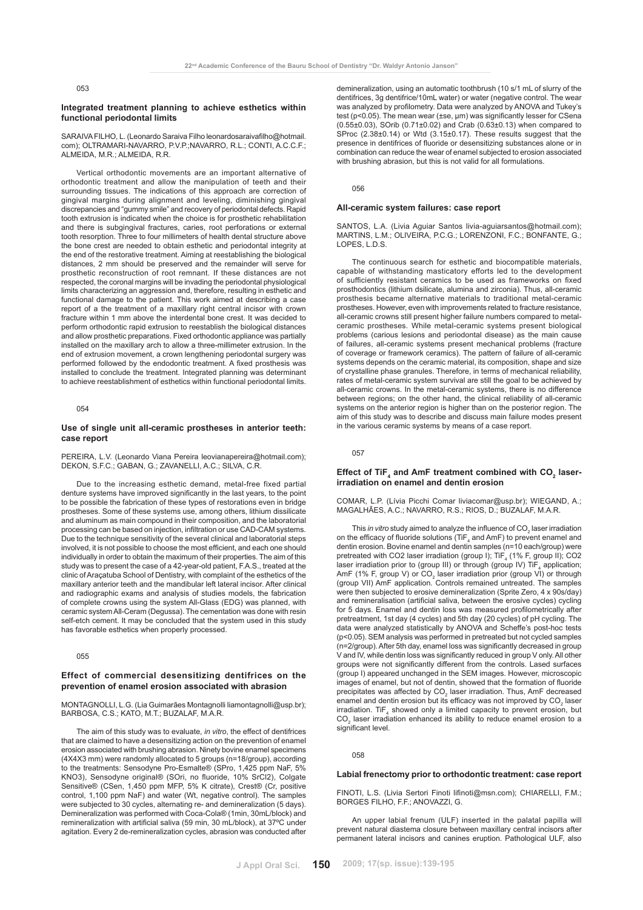053

### Integrated treatment planning to achieve esthetics within functional periodontal limits

SARAIVA FILHO, L. (Leonardo Saraiva Filho leonardosaraivafilho@hotmail.com); OLTRAMARI-NAVARRO, P.V.P.;NAVARRO, R.L.; CONTI, A.C.C.F.; ALMEIDA, M.R.; ALMEIDA, R.R.

Vertical orthodontic movements are an important alternative of orthodontic treatment and allow the manipulation of teeth and their surrounding tissues. The indications of this approach are correction of gingival margins during alignment and leveling, diminishing gingival discrepancies and "gummy smile" and recovery of periodontal defects. Rapid tooth extrusion is indicated when the choice is for prosthetic rehabilitation and there is subgingival fractures, caries, root perforations or external tooth resorption. Three to four millimeters of health dental structure above the bone crest are needed to obtain esthetic and periodontal integrity at the end of the restorative treatment. Aiming at reestablishing the biological distances, 2 mm should be preserved and the remainder will serve for prosthetic reconstruction of root remnant. If these distances are not respected, the coronal margins will be invading the periodontal physiological limits characterizing an aggression and, therefore, resulting in esthetic and functional damage to the patient. This work aimed at describing a case report of a the treatment of a maxillary right central incisor with crown fracture within 1 mm above the interdental bone crest. It was decided to perform orthodontic rapid extrusion to reestablish the biological distances and allow prosthetic preparations. Fixed orthodontic appliance was partially installed on the maxillary arch to allow a three-millimeter extrusion. In the end of extrusion movement, a crown lengthening periodontal surgery was performed followed by the endodontic treatment. A fixed prosthesis was installed to conclude the treatment. Integrated planning was determinant to achieve reestablishment of esthetics within functional periodontal limits.

054

### Use of single unit all-ceramic prostheses in anterior teeth: case report

PEREIRA, L.V. (Leonardo Viana Pereira leovianapereira@hotmail.com); DEKON, S.F.C.; GABAN, G.; ZAVANELLI, A.C.; SILVA, C.R.

Due to the increasing esthetic demand, metal-free fixed partial denture systems have improved significantly in the last years, to the point to be possible the fabrication of these types of restorations even in bridge prostheses. Some of these systems use, among others, lithium dissilicate and aluminum as main compound in their composition, and the laboratorial processing can be based on injection, infiltration or use CAD-CAM systems. Due to the technique sensitivity of the several clinical and laboratorial steps involved, it is not possible to choose the most efficient, and each one should individually in order to obtain the maximum of their properties. The aim of this study was to present the case of a 42-year-old patient, F.A.S., treated at the clinic of Araçatuba School of Dentistry, with complaint of the esthetics of the maxillary anterior teeth and the mandibular left lateral incisor. After clinical and radiographic exams and analysis of studies models, the fabrication of complete crowns using the system All-Glass (EDG) was planned, with ceramic system All-Ceram (Degussa). The cementation was done with resin self-etch cement. It may be concluded that the system used in this study has favorable esthetics when properly processed.

055

### Effect of commercial desensitizing dentifrices on the prevention of enamel erosion associated with abrasion

MONTAGNOLLI, L.G. (Lia Guimarães Montagnolli liamontagnolli@usp.br); BARBOSA, C.S.; KATO, M.T.; BUZALAF, M.A.R.

The aim of this study was to evaluate, *in vitro*, the effect of dentifrices that are claimed to have a desensitizing action on the prevention of enamel erosion associated with brushing abrasion. Ninety bovine enamel specimens (4X4X3 mm) were randomly allocated to 5 groups (n=18/group), according to the treatments: Sensodyne Pro-Esmalte® (SPro, 1,425 ppm NaF, 5% KNO3), Sensodyne original® (SOri, no fluoride, 10% SrCl2), Colgate Sensitive® (CSen, 1,450 ppm MFP, 5% K citrate), Crest® (Cr, positive control, 1,100 ppm NaF) and water (Wt, negative control). The samples were subjected to 30 cycles, alternating re- and demineralization (5 days). Demineralization was performed with Coca-Cola® (1min, 30mL/block) and remineralization with artificial saliva (59 min, 30 mL/block), at 37ºC under agitation. Every 2 de-remineralization cycles, abrasion was conducted after demineralization, using an automatic toothbrush (10 s/1 mL of slurry of the dentifrices, 3g dentifrice/10mL water) or water (negative control. The wear was analyzed by profilometry. Data were analyzed by ANOVA and Tukey's test ($p<0.05$). The mean wear (±se, µm) was significantly lesser for CSena (0.55±0.03), SOrib (0.71±0.02) and Crab (0.63±0.13) when compared to SProc (2.38±0.14) or Wtd (3.15±0.17). These results suggest that the presence in dentifrices of fluoride or desensitizing substances alone or in combination can reduce the wear of enamel subjected to erosion associated with brushing abrasion, but this is not valid for all formulations.

056

### All-ceramic system failures: case report

SANTOS, L.A. (Livia Aguiar Santos livia-aguiarsantos@hotmail.com); MARTINS, L.M.; OLIVEIRA, P.C.G.; LORENZONI, F.C.; BONFANTE, G.; LOPES, L.D.S.

The continuous search for esthetic and biocompatible materials, capable of withstanding masticatory efforts led to the development of sufficiently resistant ceramics to be used as frameworks on fixed prosthodontics (lithium dsilicate, alumina and zirconia). Thus, all-ceramic prosthesis became alternative materials to traditional metal-ceramic prostheses. However, even with improvements related to fracture resistance, all-ceramic crowns still present higher failure numbers compared to metal-ceramic prostheses. While metal-ceramic systems present biological problems (carious lesions and periodontal disease) as the main cause of failures, all-ceramic systems present mechanical problems (fracture of coverage or framework ceramics). The pattern of failure of all-ceramic systems depends on the ceramic material, its composition, shape and size of crystalline phase granules. Therefore, in terms of mechanical reliability, rates of metal-ceramic system survival are still the goal to be achieved by all-ceramic crowns. In the metal-ceramic systems, there is no difference between regions; on the other hand, the clinical reliability of all-ceramic systems on the anterior region is higher than on the posterior region. The aim of this study was to describe and discuss main failure modes present in the various ceramic systems by means of a case report.

057

### Effect of $TiF_4$ and AmF treatment combined with $CO_2$ laser-irradiation on enamel and dentin erosion

COMAR, L.P. (Lívia Picchi Comar liviacomar@usp.br); WIEGAND, A.; MAGALHÃES, A.C.; NAVARRO, R.S.; RIOS, D.; BUZALAF, M.A.R.

This *in vitro* study aimed to analyze the influence of $CO_2$ laser irradiation on the efficacy of fluoride solutions ($TiF_4$ and AmF) to prevent enamel and dentin erosion. Bovine enamel and dentin samples (n=10 each/group) were pretreated with CO2 laser irradiation (group I); $TiF_4$ (1% F, group II); CO2 laser irradiation prior to (group III) or through (group IV) $TiF_4$ application; AmF (1% F, group V) or $CO_2$ laser irradiation prior (group VI) or through (group VII) AmF application. Controls remained untreated. The samples were then subjected to erosive demineralization (Sprite Zero, 4 x 90s/day) and remineralisation (artificial saliva, between the erosive cycles) cycling for 5 days. Enamel and dentin loss was measured profilometrically after pretreatment, 1st day (4 cycles) and 5th day (20 cycles) of pH cycling. The data were analyzed statistically by ANOVA and Scheffe's post-hoc tests ($p<0.05$). SEM analysis was performed in pretreated but not cycled samples (n=2/group). After 5th day, enamel loss was significantly decreased in group V and IV, while dentin loss was significantly reduced in group V only. All other groups were not significantly different from the controls. Lased surfaces (group I) appeared unchanged in the SEM images. However, microscopic images of enamel, but not of dentin, showed that the formation of fluoride precipitates was affected by $CO_2$ laser irradiation. Thus, AmF decreased enamel and dentin erosion but its efficacy was not improved by $CO_2$ laser irradiation. $TiF_4$ showed only a limited capacity to prevent erosion, but $CO_2$ laser irradiation enhanced its ability to reduce enamel erosion to a significant level.

058

### Labial frenectomy prior to orthodontic treatment: case report

FINOTI, L.S. (Livia Sertori Finoti lifinoti@msn.com); CHIARELLI, F.M.; BORGES FILHO, F.F.; ANOVAZZI, G.

An upper labial frenum (ULF) inserted in the palatal papilla will prevent natural diastema closure between maxillary central incisors after permanent lateral incisors and canines eruption. Pathological ULF, also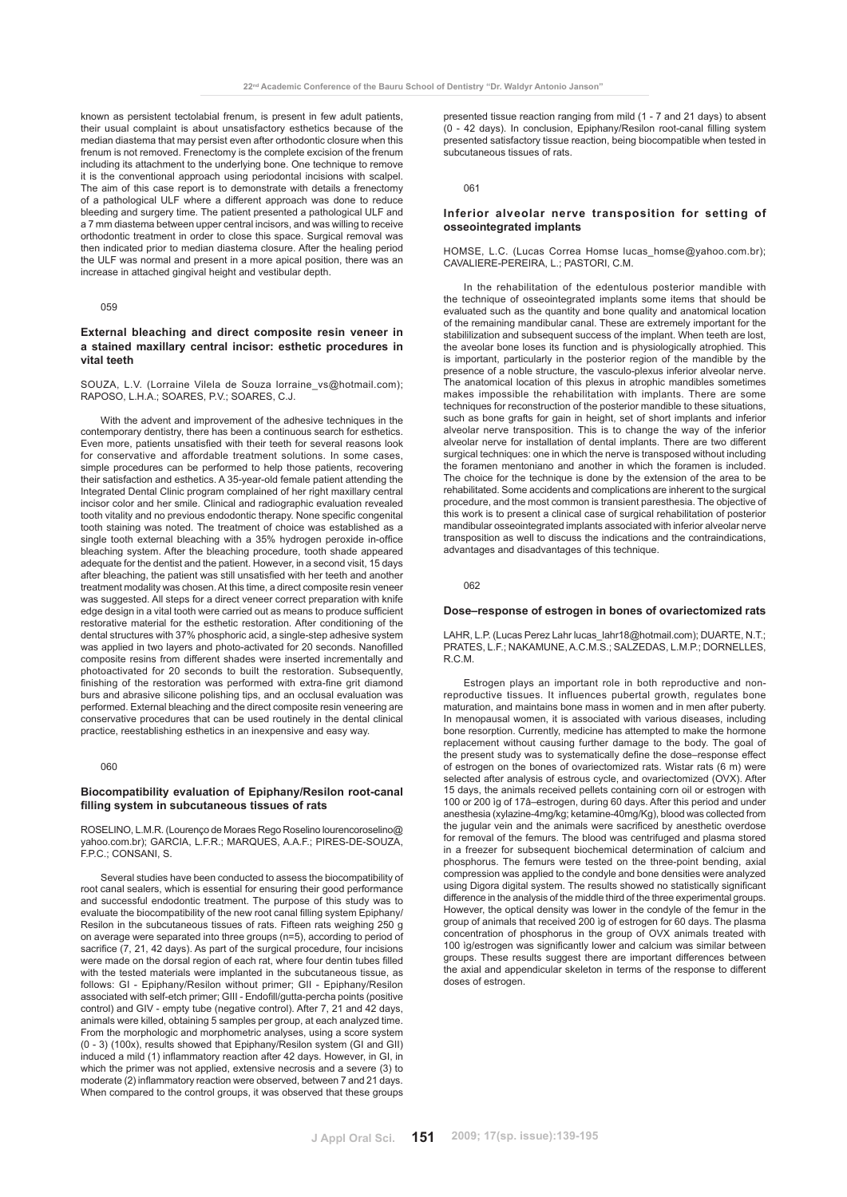known as persistent tectolabial frenum, is present in few adult patients, their usual complaint is about unsatisfactory esthetics because of the median diastema that may persist even after orthodontic closure when this frenum is not removed. Frenectomy is the complete excision of the frenum including its attachment to the underlying bone. One technique to remove it is the conventional approach using periodontal incisions with scalpel. The aim of this case report is to demonstrate with details a frenectomy of a pathological ULF where a different approach was done to reduce bleeding and surgery time. The patient presented a pathological ULF and a 7 mm diastema between upper central incisors, and was willing to receive orthodontic treatment in order to close this space. Surgical removal was then indicated prior to median diastema closure. After the healing period the ULF was normal and present in a more apical position, there was an increase in attached gingival height and vestibular depth.

059

### External bleaching and direct composite resin veneer in a stained maxillary central incisor: esthetic procedures in vital teeth

SOUZA, L.V. (Lorraine Vilela de Souza lorraine_vs@hotmail.com); RAPOSO, L.H.A.; SOARES, P.V.; SOARES, C.J.

With the advent and improvement of the adhesive techniques in the contemporary dentistry, there has been a continuous search for esthetics. Even more, patients unsatisfied with their teeth for several reasons look for conservative and affordable treatment solutions. In some cases, simple procedures can be performed to help those patients, recovering their satisfaction and esthetics. A 35-year-old female patient attending the Integrated Dental Clinic program complained of her right maxillary central incisor color and her smile. Clinical and radiographic evaluation revealed tooth vitality and no previous endodontic therapy. None specific congenital tooth staining was noted. The treatment of choice was established as a single tooth external bleaching with a 35% hydrogen peroxide in-office bleaching system. After the bleaching procedure, tooth shade appeared adequate for the dentist and the patient. However, in a second visit, 15 days after bleaching, the patient was still unsatisfied with her teeth and another treatment modality was chosen. At this time, a direct composite resin veneer was suggested. All steps for a direct veneer correct preparation with knife edge design in a vital tooth were carried out as means to produce sufficient restorative material for the esthetic restoration. After conditioning of the dental structures with 37% phosphoric acid, a single-step adhesive system was applied in two layers and photo-activated for 20 seconds. Nanofilled composite resins from different shades were inserted incrementally and photoactivated for 20 seconds to built the restoration. Subsequently, finishing of the restoration was performed with extra-fine grit diamond burs and abrasive silicone polishing tips, and an occlusal evaluation was performed. External bleaching and the direct composite resin veneering are conservative procedures that can be used routinely in the dental clinical practice, reestablishing esthetics in an inexpensive and easy way.

060

### Biocompatibility evaluation of Epiphany/Resilon root-canal filling system in subcutaneous tissues of rats

ROSELINO, L.M.R. (Lourenço de Moraes Rego Roselino lourencoroselino@yahoo.com.br); GARCIA, L.F.R.; MARQUES, A.A.F.; PIRES-DE-SOUZA, F.P.C.; CONSANI, S.

Several studies have been conducted to assess the biocompatibility of root canal sealers, which is essential for ensuring their good performance and successful endodontic treatment. The purpose of this study was to evaluate the biocompatibility of the new root canal filling system Epiphany/Resilon in the subcutaneous tissues of rats. Fifteen rats weighing 250 g on average were separated into three groups (n=5), according to period of sacrifice (7, 21, 42 days). As part of the surgical procedure, four incisions were made on the dorsal region of each rat, where four dentin tubes filled with the tested materials were implanted in the subcutaneous tissue, as follows: GI - Epiphany/Resilon without primer; GII - Epiphany/Resilon associated with self-etch primer; GIII - Endofill/gutta-percha points (positive control) and GIV - empty tube (negative control). After 7, 21 and 42 days, animals were killed, obtaining 5 samples per group, at each analyzed time. From the morphologic and morphometric analyses, using a score system (0 - 3) (100x), results showed that Epiphany/Resilon system (GI and GII) induced a mild (1) inflammatory reaction after 42 days. However, in GI, in which the primer was not applied, extensive necrosis and a severe (3) to moderate (2) inflammatory reaction were observed, between 7 and 21 days. When compared to the control groups, it was observed that these groups presented tissue reaction ranging from mild (1 - 7 and 21 days) to absent (0 - 42 days). In conclusion, Epiphany/Resilon root-canal filling system presented satisfactory tissue reaction, being biocompatible when tested in subcutaneous tissues of rats.

061

### Inferior alveolar nerve transposition for setting of osseointegrated implants

HOMSE, L.C. (Lucas Correa Homse lucas_homse@yahoo.com.br); CAVALIERE-PEREIRA, L.; PASTORI, C.M.

In the rehabilitation of the edentulous posterior mandible with the technique of osseointegrated implants some items that should be evaluated such as the quantity and bone quality and anatomical location of the remaining mandibular canal. These are extremely important for the stabililization and subsequent success of the implant. When teeth are lost, the aveolar bone loses its function and is physiologically atrophied. This is important, particularly in the posterior region of the mandible by the presence of a noble structure, the vasculo-plexus inferior alveolar nerve. The anatomical location of this plexus in atrophic mandibles sometimes makes impossible the rehabilitation with implants. There are some techniques for reconstruction of the posterior mandible to these situations, such as bone grafts for gain in height, set of short implants and inferior alveolar nerve transposition. This is to change the way of the inferior alveolar nerve for installation of dental implants. There are two different surgical techniques: one in which the nerve is transposed without including the foramen mentoniano and another in which the foramen is included. The choice for the technique is done by the extension of the area to be rehabilitated. Some accidents and complications are inherent to the surgical procedure, and the most common is transient paresthesia. The objective of this work is to present a clinical case of surgical rehabilitation of posterior mandibular osseointegrated implants associated with inferior alveolar nerve transposition as well to discuss the indications and the contraindications, advantages and disadvantages of this technique.

062

### Dose–response of estrogen in bones of ovariectomized rats

LAHR, L.P. (Lucas Perez Lahr lucas_lahr18@hotmail.com); DUARTE, N.T.; PRATES, L.F.; NAKAMUNE, A.C.M.S.; SALZEDAS, L.M.P.; DORNELLES, R.C.M.

Estrogen plays an important role in both reproductive and non-reproductive tissues. It influences pubertal growth, regulates bone maturation, and maintains bone mass in women and in men after puberty. In menopausal women, it is associated with various diseases, including bone resorption. Currently, medicine has attempted to make the hormone replacement without causing further damage to the body. The goal of the present study was to systematically define the dose–response effect of estrogen on the bones of ovariectomized rats. Wistar rats (6 m) were selected after analysis of estrous cycle, and ovariectomized (OVX). After 15 days, the animals received pellets containing corn oil or estrogen with 100 or 200 ìg of 17â–estrogen, during 60 days. After this period and under anesthesia (xylazine-4mg/kg; ketamine-40mg/Kg), blood was collected from the jugular vein and the animals were sacrificed by anesthetic overdose for removal of the femurs. The blood was centrifuged and plasma stored in a freezer for subsequent biochemical determination of calcium and phosphorus. The femurs were tested on the three-point bending, axial compression was applied to the condyle and bone densities were analyzed using Digora digital system. The results showed no statistically significant difference in the analysis of the middle third of the three experimental groups. However, the optical density was lower in the condyle of the femur in the group of animals that received 200 ìg of estrogen for 60 days. The plasma concentration of phosphorus in the group of OVX animals treated with 100 ìg/estrogen was significantly lower and calcium was similar between groups. These results suggest there are important differences between the axial and appendicular skeleton in terms of the response to different doses of estrogen.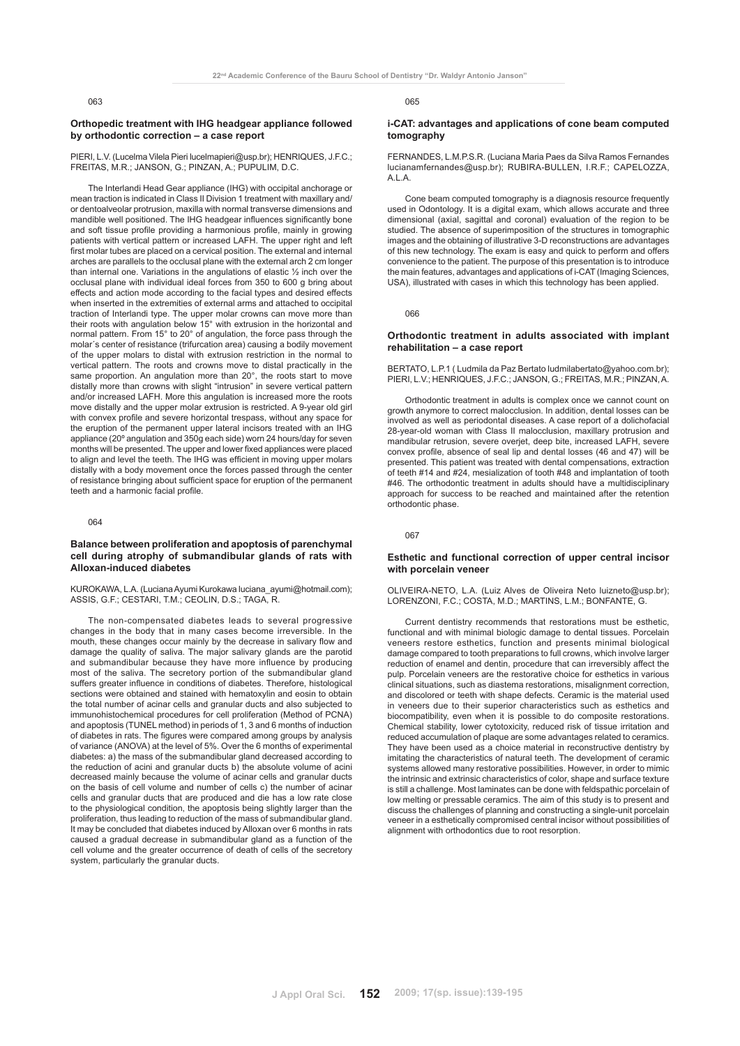063

### Orthopedic treatment with IHG headgear appliance followed by orthodontic correction – a case report

PIERI, L.V. (Lucelma Vilela Pieri lucelmapieri@usp.br); HENRIQUES, J.F.C.; FREITAS, M.R.; JANSON, G.; PINZAN, A.; PUPULIM, D.C.

The Interlandi Head Gear appliance (IHG) with occipital anchorage or mean traction is indicated in Class II Division 1 treatment with maxillary and/or dentoalveolar protrusion, maxilla with normal transverse dimensions and mandible well positioned. The IHG headgear influences significantly bone and soft tissue profile providing a harmonious profile, mainly in growing patients with vertical pattern or increased LAFH. The upper right and left first molar tubes are placed on a cervical position. The external and internal arches are parallels to the occlusal plane with the external arch 2 cm longer than internal one. Variations in the angulations of elastic ½ inch over the occlusal plane with individual ideal forces from 350 to 600 g bring about effects and action mode according to the facial types and desired effects when inserted in the extremities of external arms and attached to occipital traction of Interlandi type. The upper molar crowns can move more than their roots with angulation below 15° with extrusion in the horizontal and normal pattern. From 15° to 20° of angulation, the force pass through the molar´s center of resistance (trifurcation area) causing a bodily movement of the upper molars to distal with extrusion restriction in the normal to vertical pattern. The roots and crowns move to distal practically in the same proportion. An angulation more than 20°, the roots start to move distally more than crowns with slight "intrusion" in severe vertical pattern and/or increased LAFH. More this angulation is increased more the roots move distally and the upper molar extrusion is restricted. A 9-year old girl with convex profile and severe horizontal trespass, without any space for the eruption of the permanent upper lateral incisors treated with an IHG appliance (20º angulation and 350g each side) worn 24 hours/day for seven months will be presented. The upper and lower fixed appliances were placed to align and level the teeth. The IHG was efficient in moving upper molars distally with a body movement once the forces passed through the center of resistance bringing about sufficient space for eruption of the permanent teeth and a harmonic facial profile.

064

### Balance between proliferation and apoptosis of parenchymal cell during atrophy of submandibular glands of rats with Alloxan-induced diabetes

KUROKAWA, L.A. (Luciana Ayumi Kurokawa luciana_ayumi@hotmail.com); ASSIS, G.F.; CESTARI, T.M.; CEOLIN, D.S.; TAGA, R.

The non-compensated diabetes leads to several progressive changes in the body that in many cases become irreversible. In the mouth, these changes occur mainly by the decrease in salivary flow and damage the quality of saliva. The major salivary glands are the parotid and submandibular because they have more influence by producing most of the saliva. The secretory portion of the submandibular gland suffers greater influence in conditions of diabetes. Therefore, histological sections were obtained and stained with hematoxylin and eosin to obtain the total number of acinar cells and granular ducts and also subjected to immunohistochemical procedures for cell proliferation (Method of PCNA) and apoptosis (TUNEL method) in periods of 1, 3 and 6 months of induction of diabetes in rats. The figures were compared among groups by analysis of variance (ANOVA) at the level of 5%. Over the 6 months of experimental diabetes: a) the mass of the submandibular gland decreased according to the reduction of acini and granular ducts b) the absolute volume of acini decreased mainly because the volume of acinar cells and granular ducts on the basis of cell volume and number of cells c) the number of acinar cells and granular ducts that are produced and die has a low rate close to the physiological condition, the apoptosis being slightly larger than the proliferation, thus leading to reduction of the mass of submandibular gland. It may be concluded that diabetes induced by Alloxan over 6 months in rats caused a gradual decrease in submandibular gland as a function of the cell volume and the greater occurrence of death of cells of the secretory system, particularly the granular ducts.

065

### i-CAT: advantages and applications of cone beam computed tomography

FERNANDES, L.M.P.S.R. (Luciana Maria Paes da Silva Ramos Fernandes lucianamfernandes@usp.br); RUBIRA-BULLEN, I.R.F.; CAPELOZZA, A.L.A.

Cone beam computed tomography is a diagnosis resource frequently used in Odontology. It is a digital exam, which allows accurate and three dimensional (axial, sagittal and coronal) evaluation of the region to be studied. The absence of superimposition of the structures in tomographic images and the obtaining of illustrative 3-D reconstructions are advantages of this new technology. The exam is easy and quick to perform and offers convenience to the patient. The purpose of this presentation is to introduce the main features, advantages and applications of i-CAT (Imaging Sciences, USA), illustrated with cases in which this technology has been applied.

066

### Orthodontic treatment in adults associated with implant rehabilitation – a case report

BERTATO, L.P.1 ( Ludmila da Paz Bertato ludmilabertato@yahoo.com.br); PIERI, L.V.; HENRIQUES, J.F.C.; JANSON, G.; FREITAS, M.R.; PINZAN, A.

Orthodontic treatment in adults is complex once we cannot count on growth anymore to correct malocclusion. In addition, dental losses can be involved as well as periodontal diseases. A case report of a dolichofacial 28-year-old woman with Class II malocclusion, maxillary protrusion and mandibular retrusion, severe overjet, deep bite, increased LAFH, severe convex profile, absence of seal lip and dental losses (46 and 47) will be presented. This patient was treated with dental compensations, extraction of teeth #14 and #24, mesialization of tooth #48 and implantation of tooth #46. The orthodontic treatment in adults should have a multidisciplinary approach for success to be reached and maintained after the retention orthodontic phase.

067

### Esthetic and functional correction of upper central incisor with porcelain veneer

OLIVEIRA-NETO, L.A. (Luiz Alves de Oliveira Neto luizneto@usp.br); LORENZONI, F.C.; COSTA, M.D.; MARTINS, L.M.; BONFANTE, G.

Current dentistry recommends that restorations must be esthetic, functional and with minimal biologic damage to dental tissues. Porcelain veneers restore esthetics, function and presents minimal biological damage compared to tooth preparations to full crowns, which involve larger reduction of enamel and dentin, procedure that can irreversibly affect the pulp. Porcelain veneers are the restorative choice for esthetics in various clinical situations, such as diastema restorations, misalignment correction, and discolored or teeth with shape defects. Ceramic is the material used in veneers due to their superior characteristics such as esthetics and biocompatibility, even when it is possible to do composite restorations. Chemical stability, lower cytotoxicity, reduced risk of tissue irritation and reduced accumulation of plaque are some advantages related to ceramics. They have been used as a choice material in reconstructive dentistry by imitating the characteristics of natural teeth. The development of ceramic systems allowed many restorative possibilities. However, in order to mimic the intrinsic and extrinsic characteristics of color, shape and surface texture is still a challenge. Most laminates can be done with feldspathic porcelain of low melting or pressable ceramics. The aim of this study is to present and discuss the challenges of planning and constructing a single-unit porcelain veneer in a esthetically compromised central incisor without possibilities of alignment with orthodontics due to root resorption.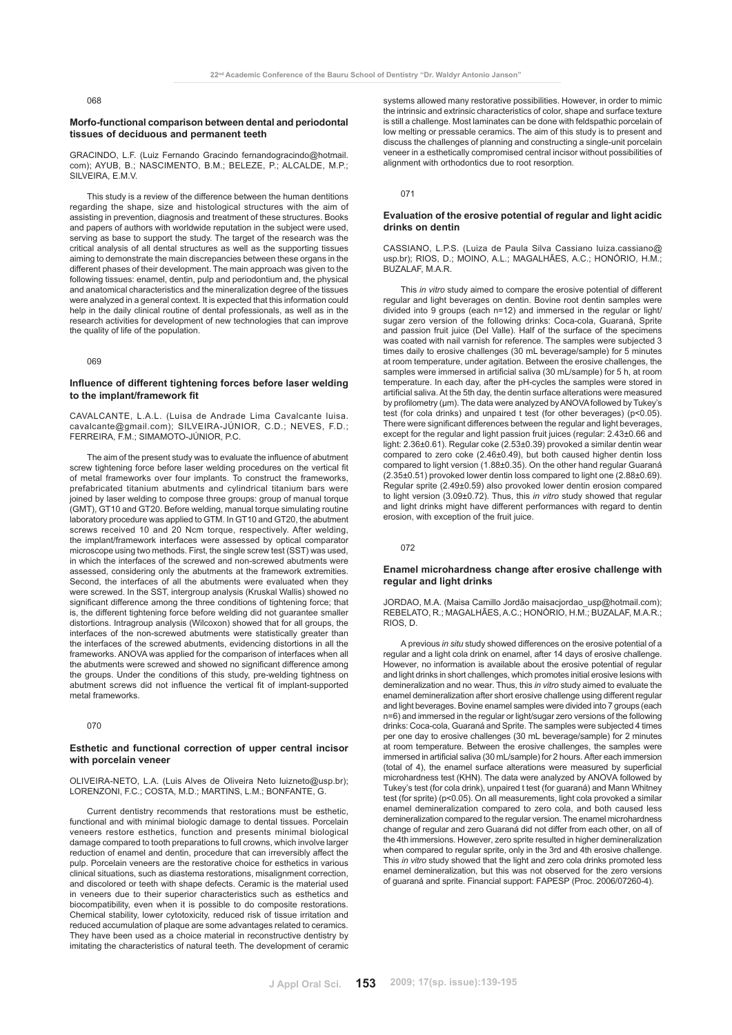068

### Morfo-functional comparison between dental and periodontal tissues of deciduous and permanent teeth

GRACINDO, L.F. (Luiz Fernando Gracindo fernandogracindo@hotmail.com); AYUB, B.; NASCIMENTO, B.M.; BELEZE, P.; ALCALDE, M.P.; SILVEIRA, E.M.V.

This study is a review of the difference between the human dentitions regarding the shape, size and histological structures with the aim of assisting in prevention, diagnosis and treatment of these structures. Books and papers of authors with worldwide reputation in the subject were used, serving as base to support the study. The target of the research was the critical analysis of all dental structures as well as the supporting tissues aiming to demonstrate the main discrepancies between these organs in the different phases of their development. The main approach was given to the following tissues: enamel, dentin, pulp and periodontium and, the physical and anatomical characteristics and the mineralization degree of the tissues were analyzed in a general context. It is expected that this information could help in the daily clinical routine of dental professionals, as well as in the research activities for development of new technologies that can improve the quality of life of the population.

069

### Influence of different tightening forces before laser welding to the implant/framework fit

CAVALCANTE, L.A.L. (Luisa de Andrade Lima Cavalcante luisa.cavalcante@gmail.com); SILVEIRA-JÚNIOR, C.D.; NEVES, F.D.; FERREIRA, F.M.; SIMAMOTO-JÚNIOR, P.C.

The aim of the present study was to evaluate the influence of abutment screw tightening force before laser welding procedures on the vertical fit of metal frameworks over four implants. To construct the frameworks, prefabricated titanium abutments and cylindrical titanium bars were joined by laser welding to compose three groups: group of manual torque (GMT), GT10 and GT20. Before welding, manual torque simulating routine laboratory procedure was applied to GTM. In GT10 and GT20, the abutment screws received 10 and 20 Ncm torque, respectively. After welding, the implant/framework interfaces were assessed by optical comparator microscope using two methods. First, the single screw test (SST) was used, in which the interfaces of the screwed and non-screwed abutments were assessed, considering only the abutments at the framework extremities. Second, the interfaces of all the abutments were evaluated when they were screwed. In the SST, intergroup analysis (Kruskal Wallis) showed no significant difference among the three conditions of tightening force; that is, the different tightening force before welding did not guarantee smaller distortions. Intragroup analysis (Wilcoxon) showed that for all groups, the interfaces of the non-screwed abutments were statistically greater than the interfaces of the screwed abutments, evidencing distortions in all the frameworks. ANOVA was applied for the comparison of interfaces when all the abutments were screwed and showed no significant difference among the groups. Under the conditions of this study, pre-welding tightness on abutment screws did not influence the vertical fit of implant-supported metal frameworks.

070

### Esthetic and functional correction of upper central incisor with porcelain veneer

OLIVEIRA-NETO, L.A. (Luis Alves de Oliveira Neto luizneto@usp.br); LORENZONI, F.C.; COSTA, M.D.; MARTINS, L.M.; BONFANTE, G.

Current dentistry recommends that restorations must be esthetic, functional and with minimal biologic damage to dental tissues. Porcelain veneers restore esthetics, function and presents minimal biological damage compared to tooth preparations to full crowns, which involve larger reduction of enamel and dentin, procedure that can irreversibly affect the pulp. Porcelain veneers are the restorative choice for esthetics in various clinical situations, such as diastema restorations, misalignment correction, and discolored or teeth with shape defects. Ceramic is the material used in veneers due to their superior characteristics such as esthetics and biocompatibility, even when it is possible to do composite restorations. Chemical stability, lower cytotoxicity, reduced risk of tissue irritation and reduced accumulation of plaque are some advantages related to ceramics. They have been used as a choice material in reconstructive dentistry by imitating the characteristics of natural teeth. The development of ceramic systems allowed many restorative possibilities. However, in order to mimic the intrinsic and extrinsic characteristics of color, shape and surface texture is still a challenge. Most laminates can be done with feldspathic porcelain of low melting or pressable ceramics. The aim of this study is to present and discuss the challenges of planning and constructing a single-unit porcelain veneer in a esthetically compromised central incisor without possibilities of alignment with orthodontics due to root resorption.

071

### Evaluation of the erosive potential of regular and light acidic drinks on dentin

CASSIANO, L.P.S. (Luiza de Paula Silva Cassiano luiza.cassiano@usp.br); RIOS, D.; MOINO, A.L.; MAGALHÃES, A.C.; HONÓRIO, H.M.; BUZALAF, M.A.R.

This *in vitro* study aimed to compare the erosive potential of different regular and light beverages on dentin. Bovine root dentin samples were divided into 9 groups (each n=12) and immersed in the regular or light/sugar zero version of the following drinks: Coca-cola, Guaraná, Sprite and passion fruit juice (Del Valle). Half of the surface of the specimens was coated with nail varnish for reference. The samples were subjected 3 times daily to erosive challenges (30 mL beverage/sample) for 5 minutes at room temperature, under agitation. Between the erosive challenges, the samples were immersed in artificial saliva (30 mL/sample) for 5 h, at room temperature. In each day, after the pH-cycles the samples were stored in artificial saliva. At the 5th day, the dentin surface alterations were measured by profilometry (µm). The data were analyzed by ANOVA followed by Tukey's test (for cola drinks) and unpaired t test (for other beverages) ($p<0.05$). There were significant differences between the regular and light beverages, except for the regular and light passion fruit juices (regular: 2.43±0.66 and light: 2.36±0.61). Regular coke (2.53±0.39) provoked a similar dentin wear compared to zero coke (2.46±0.49), but both caused higher dentin loss compared to light version (1.88±0.35). On the other hand regular Guaraná (2.35±0.51) provoked lower dentin loss compared to light one (2.88±0.69). Regular sprite (2.49±0.59) also provoked lower dentin erosion compared to light version (3.09±0.72). Thus, this *in vitro* study showed that regular and light drinks might have different performances with regard to dentin erosion, with exception of the fruit juice.

072

### Enamel microhardness change after erosive challenge with regular and light beverages

JORDAO, M.A. (Maisa Camillo Jordão maisacjordao_usp@hotmail.com); REBELATO, R.; MAGALHÃES, A.C.; HONÓRIO, H.M.; BUZALAF, M.A.R.; RIOS, D.

A previous *in situ* study showed differences on the erosive potential of a regular and a light cola drink on enamel, after 14 days of erosive challenge. However, no information is available about the erosive potential of regular and light drinks in short challenges, which promotes initial erosive lesions with demineralization and no wear. Thus, this *in vitro* study aimed to evaluate the enamel demineralization after short erosive challenge using different regular and light beverages. Bovine enamel samples were divided into 7 groups (each n=6) and immersed in the regular or light/sugar zero versions of the following drinks: Coca-cola, Guaraná and Sprite. The samples were subjected 4 times per one day to erosive challenges (30 mL beverage/sample) for 2 minutes at room temperature. Between the erosive challenges, the samples were immersed in artificial saliva (30 mL/sample) for 2 hours. After each immersion (total of 4), the enamel surface alterations were measured by superficial microhardness test (KHN). The data were analyzed by ANOVA followed by Tukey's test (for cola drink), unpaired t test (for guaraná) and Mann Whitney test (for sprite) ($p<0.05$). On all measurements, light cola provoked a similar enamel demineralization compared to zero cola, and both caused less demineralization compared to the regular version. The enamel microhardness change of regular and zero Guaraná did not differ from each other, on all of the 4th immersions. However, zero sprite resulted in higher demineralization when compared to regular sprite, only in the 3rd and 4th erosive challenge. This *in vitro* study showed that the light and zero cola drinks promoted less enamel demineralization, but this was not observed for the zero versions of guaraná and sprite. Financial support: FAPESP (Proc. 2006/07260-4).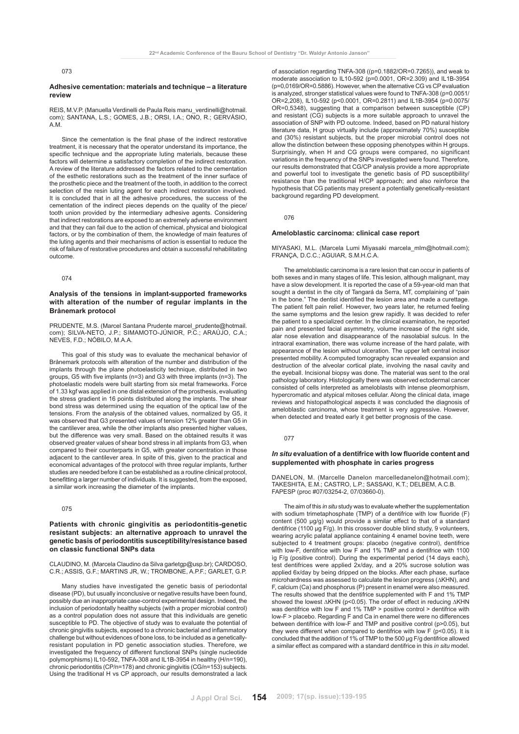073

### Adhesive cementation: materials and technique – a literature review

REIS, M.V.P. (Manuella Verdinelli de Paula Reis manu_verdinelli@hotmail.com); SANTANA, L.S.; GOMES, J.B.; ORSI, I.A.; ONO, R.; GERVÁSIO, A.M.

Since the cementation is the final phase of the indirect restorative treatment, it is necessary that the operator understand its importance, the specific technique and the appropriate luting materials, because these factors will determine a satisfactory completion of the indirect restoration. A review of the literature addressed the factors related to the cementation of the esthetic restorations such as the treatment of the inner surface of the prosthetic piece and the treatment of the tooth, in addition to the correct selection of the resin luting agent for each indirect restoration involved. It is concluded that in all the adhesive procedures, the success of the cementation of the indirect pieces depends on the quality of the piece/tooth union provided by the intermediary adhesive agents. Considering that indirect restorations are exposed to an extremely adverse environment and that they can fail due to the action of chemical, physical and biological factors, or by the combination of them, the knowledge of main features of the luting agents and their mechanisms of action is essential to reduce the risk of failure of restorative procedures and obtain a successful rehabilitating outcome.

074

### Analysis of the tensions in implant-supported frameworks with alteration of the number of regular implants in the Brånemark protocol

PRUDENTE, M.S. (Marcel Santana Prudente marcel_prudente@hotmail.com); SILVA-NETO, J.P.; SIMAMOTO-JÚNIOR, P.C.; ARAÚJO, C.A.; NEVES, F.D.; NÓBILO, M.A.A.

This goal of this study was to evaluate the mechanical behavior of Brånemark protocols with alteration of the number and distribution of the implants through the plane photoelasticity technique, distributed in two groups, G5 with five implants (n=3) and G3 with three implants (n=3). The photoelastic models were built starting from six metal frameworks. Force of 1.33 kgf was applied in one distal extension of the prosthesis, evaluating the stress gradient in 16 points distributed along the implants. The shear bond stress was determined using the equation of the optical law of the tensions. From the analysis of the obtained values, normalized by G5, it was observed that G3 presented values of tension 12% greater than G5 in the cantilever area, while the other implants also presented higher values, but the difference was very small. Based on the obtained results it was observed greater values of shear bond stress in all implants from G3, when compared to their counterparts in G5, with greater concentration in those adjacent to the cantilever area. In spite of this, given to the practical and economical advantages of the protocol with three regular implants, further studies are needed before it can be established as a routine clinical protocol, benefitting a larger number of individuals. It is suggested, from the exposed, a similar work increasing the diameter of the implants.

075

### Patients with chronic gingivitis as periodontitis-genetic resistant subjects: an alternative approach to unravel the genetic basis of periodontitis susceptibility/resistance based on classic functional SNPs data

CLAUDINO, M. (Marcela Claudino da Silva garletgp@usp.br); CARDOSO, C.R.; ASSIS, G.F.; MARTINS JR, W.; TROMBONE, A.P.F.; GARLET, G.P.

Many studies have investigated the genetic basis of periodontal disease (PD), but usually inconclusive or negative results have been found, possibly due an inappropriate case-control experimental design. Indeed, the inclusion of periodontally healthy subjects (with a proper microbial control) as a control population does not assure that this individuals are genetic susceptible to PD. The objective of study was to evaluate the potential of chronic gingivitis subjects, exposed to a chronic bacterial and inflammatory challenge but without evidences of bone loss, to be included as a genetically-resistant population in PD genetic association studies. Therefore, we investigated the frequency of different functional SNPs (single nucleotide polymorphisms) IL10-592, TNFA-308 and IL1B-3954 in healthy (H/n=190), chronic periodontitis (CP/n=178) and chronic gingivitis (CG/n=153) subjects. Using the traditional H vs CP approach, our results demonstrated a lack of association regarding TNFA-308 ((p=0.1882/OR=0.7265)), and weak to moderate association to IL10-592 (p=0.0001, OR=2.309) and IL1B-3954 (p=0,0169/OR=0.5886). However, when the alternative CG vs CP evaluation is analyzed, stronger statistical values were found to TNFA-308 (p=0.0051/OR=2,208), IL10-592 (p<0.0001, OR=0.2811) and IL1B-3954 (p=0.0075/OR=0,5348), suggesting that a comparison between susceptible (CP) and resistant (CG) subjects is a more suitable approach to unravel the association of SNP with PD outcome. Indeed, based on PD natural history literature data, H group virtually include (approximately 70%) susceptible and (30%) resistant subjects, but the proper microbial control does not allow the distinction between these opposing phenotypes within H groups. Surprisingly, when H and CG groups were compared, no significant variations in the frequency of the SNPs investigated were found. Therefore, our results demonstrated that CG/CP analysis provide a more appropriate and powerful tool to investigate the genetic basis of PD susceptibility/resistance than the traditional H/CP approach; and also reinforce the hypothesis that CG patients may present a potentially genetically-resistant background regarding PD development.

076

### Ameloblastic carcinoma: clinical case report

MIYASAKI, M.L. (Marcela Lumi Miyasaki marcela_mlm@hotmail.com); FRANÇA, D.C.C.; AGUIAR, S.M.H.C.A.

The ameloblastic carcinoma is a rare lesion that can occur in patients of both sexes and in many stages of life. This lesion, although malignant, may have a slow development. It is reported the case of a 59-year-old man that sought a dentist in the city of Tangará da Serra, MT, complaining of "pain in the bone." The dentist identified the lesion area and made a curettage. The patient felt pain relief. However, two years later, he returned feeling the same symptoms and the lesion grew rapidly. It was decided to refer the patient to a specialized center. In the clinical examination, he reported pain and presented facial asymmetry, volume increase of the right side, alar nose elevation and disappearance of the nasolabial sulcus. In the intraoral examination, there was volume increase of the hard palate, with appearance of the lesion without ulceration. The upper left central incisor presented mobility. A computed tomography scan revealed expansion and destruction of the alveolar cortical plate, involving the nasal cavity and the eyeball. Incisional biopsy was done. The material was sent to the oral pathology laboratory. Histologically there was observed ectodermal cancer consisted of cells interpreted as ameloblasts with intense pleomorphism, hypercromatic and atypical mitoses cellular. Along the clinical data, image reviews and histopathological aspects it was concluded the diagnosis of ameloblastic carcinoma, whose treatment is very aggressive. However, when detected and treated early it get better prognosis of the case.

077

### *In situ* evaluation of a dentifrice with low fluoride content and supplemented with phosphate in caries progress

DANELON, M. (Marcelle Danelon marcelledanelon@hotmail.com); TAKESHITA, E.M.; CASTRO, L.P.; SASSAKI, K.T.; DELBEM, A.C.B. FAPESP (proc #07/03254-2, 07/03660-0).

The aim of this *in situ* study was to evaluate whether the supplementation with sodium trimetaphosphate (TMP) of a dentifrice with low fluoride (F) content (500 µg/g) would provide a similar effect to that of a standard dentifrice (1100 µg F/g). In this crossover double blind study, 9 volunteers, wearing acrylic palatal appliance containing 4 enamel bovine teeth, were subjected to 4 treatment groups: placebo (negative control), dentifrice with low-F, dentifrice with low F and 1% TMP and a dentifrice with 1100 ìg F/g (positive control). During the experimental period (14 days each), test dentifrices were applied 2x/day, and a 20% sucrose solution was applied 6x/day by being dripped on the blocks. After each phase, surface microhardness was assessed to calculate the lesion progress (ΔKHN), and F, calcium (Ca) and phosphorus (P) present in enamel were also measured. The results showed that the dentifrice supplemented with F and 1% TMP showed the lowest ΔKHN ($p<0.05$). The order of effect in reducing ΔKHN was dentifrice with low F and 1% TMP > positive control > dentifrice with low-F > placebo. Regarding F and Ca in enamel there were no differences between dentifrice with low-F and TMP and positive control ($p>0.05$), but they were different when compared to dentifrice with low F ($p<0.05$). It is concluded that the addition of 1% of TMP to the 500 µg F/g dentifrice allowed a similar effect as compared with a standard dentifrice in this *in situ* model.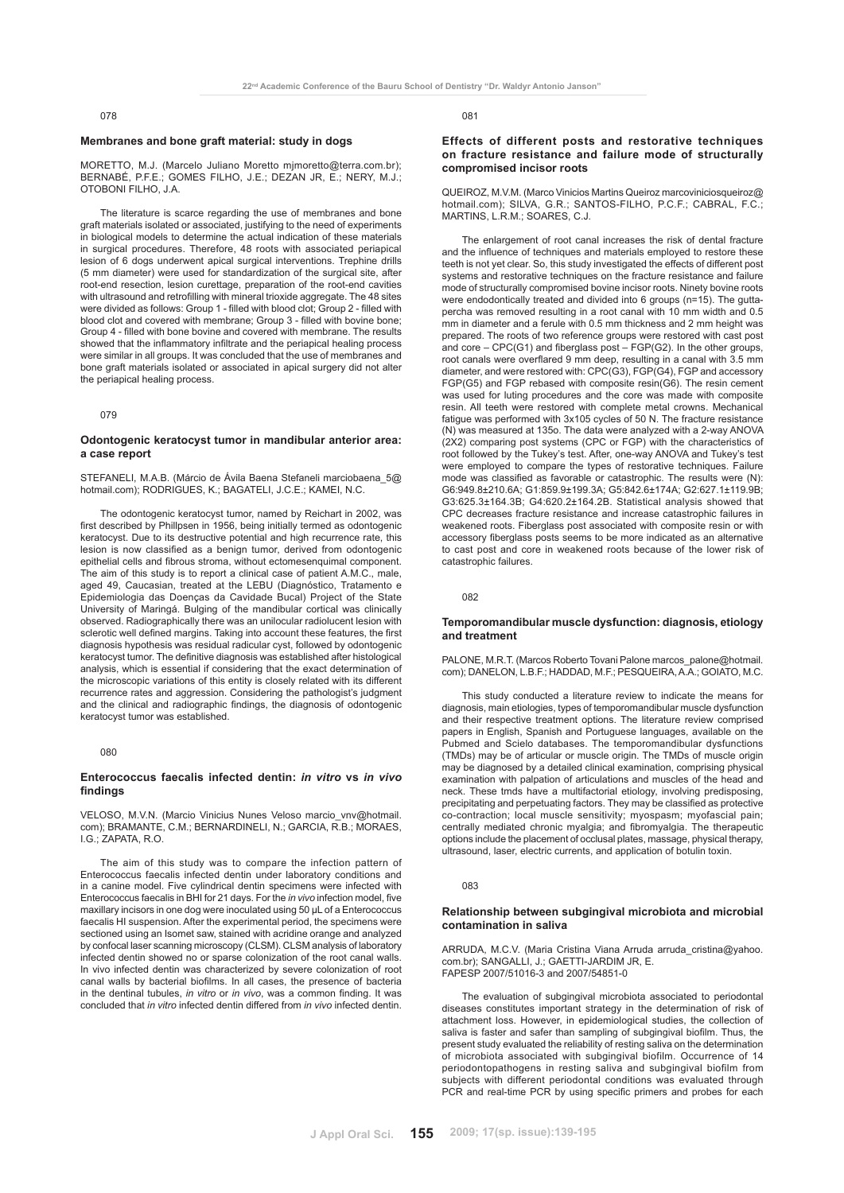078

### Membranes and bone graft material: study in dogs

MORETTO, M.J. (Marcelo Juliano Moretto mjmoretto@terra.com.br); BERNABÉ, P.F.E.; GOMES FILHO, J.E.; DEZAN JR, E.; NERY, M.J.; OTOBONI FILHO, J.A.

The literature is scarce regarding the use of membranes and bone graft materials isolated or associated, justifying to the need of experiments in biological models to determine the actual indication of these materials in surgical procedures. Therefore, 48 roots with associated periapical lesion of 6 dogs underwent apical surgical interventions. Trephine drills (5 mm diameter) were used for standardization of the surgical site, after root-end resection, lesion curettage, preparation of the root-end cavities with ultrasound and retrofilling with mineral trioxide aggregate. The 48 sites were divided as follows: Group 1 - filled with blood clot; Group 2 - filled with blood clot and covered with membrane; Group 3 - filled with bovine bone; Group 4 - filled with bone bovine and covered with membrane. The results showed that the inflammatory infiltrate and the periapical healing process were similar in all groups. It was concluded that the use of membranes and bone graft materials isolated or associated in apical surgery did not alter the periapical healing process.

079

### Odontogenic keratocyst tumor in mandibular anterior area: a case report

STEFANELI, M.A.B. (Márcio de Ávila Baena Stefaneli marciobaena_5@hotmail.com); RODRIGUES, K.; BAGATELI, J.C.E.; KAMEI, N.C.

The odontogenic keratocyst tumor, named by Reichart in 2002, was first described by Phillpsen in 1956, being initially termed as odontogenic keratocyst. Due to its destructive potential and high recurrence rate, this lesion is now classified as a benign tumor, derived from odontogenic epithelial cells and fibrous stroma, without ectomesenquimal component. The aim of this study is to report a clinical case of patient A.M.C., male, aged 49, Caucasian, treated at the LEBU (Diagnóstico, Tratamento e Epidemiologia das Doenças da Cavidade Bucal) Project of the State University of Maringá. Bulging of the mandibular cortical was clinically observed. Radiographically there was an unilocular radiolucent lesion with sclerotic well defined margins. Taking into account these features, the first diagnosis hypothesis was residual radicular cyst, followed by odontogenic keratocyst tumor. The definitive diagnosis was established after histological analysis, which is essential if considering that the exact determination of the microscopic variations of this entity is closely related with its different recurrence rates and aggression. Considering the pathologist's judgment and the clinical and radiographic findings, the diagnosis of odontogenic keratocyst tumor was established.

080

### Enterococcus faecalis infected dentin: *in vitro* vs *in vivo* findings

VELOSO, M.V.N. (Marcio Vinicius Nunes Veloso marcio_vnv@hotmail.com); BRAMANTE, C.M.; BERNARDINELI, N.; GARCIA, R.B.; MORAES, I.G.; ZAPATA, R.O.

The aim of this study was to compare the infection pattern of Enterococcus faecalis infected dentin under laboratory conditions and in a canine model. Five cylindrical dentin specimens were infected with Enterococcus faecalis in BHI for 21 days. For the *in vivo* infection model, five maxillary incisors in one dog were inoculated using 50 µL of a Enterococcus faecalis HI suspension. After the experimental period, the specimens were sectioned using an Isomet saw, stained with acridine orange and analyzed by confocal laser scanning microscopy (CLSM). CLSM analysis of laboratory infected dentin showed no or sparse colonization of the root canal walls. In vivo infected dentin was characterized by severe colonization of root canal walls by bacterial biofilms. In all cases, the presence of bacteria in the dentinal tubules, *in vitro* or *in vivo*, was a common finding. It was concluded that *in vitro* infected dentin differed from *in vivo* infected dentin.

081

### Effects of different posts and restorative techniques on fracture resistance and failure mode of structurally compromised incisor roots

QUEIROZ, M.V.M. (Marco Vinicios Martins Queiroz marcoviniciosqueiroz@hotmail.com); SILVA, G.R.; SANTOS-FILHO, P.C.F.; CABRAL, F.C.; MARTINS, L.R.M.; SOARES, C.J.

The enlargement of root canal increases the risk of dental fracture and the influence of techniques and materials employed to restore these teeth is not yet clear. So, this study investigated the effects of different post systems and restorative techniques on the fracture resistance and failure mode of structurally compromised bovine incisor roots. Ninety bovine roots were endodontically treated and divided into 6 groups (n=15). The gutta-percha was removed resulting in a root canal with 10 mm width and 0.5 mm in diameter and a ferule with 0.5 mm thickness and 2 mm height was prepared. The roots of two reference groups were restored with cast post and core – CPC(G1) and fiberglass post – FGP(G2). In the other groups, root canals were overflared 9 mm deep, resulting in a canal with 3.5 mm diameter, and were restored with: CPC(G3), FGP(G4), FGP and accessory FGP(G5) and FGP rebased with composite resin(G6). The resin cement was used for luting procedures and the core was made with composite resin. All teeth were restored with complete metal crowns. Mechanical fatigue was performed with 3x105 cycles of 50 N. The fracture resistance (N) was measured at 135o. The data were analyzed with a 2-way ANOVA (2X2) comparing post systems (CPC or FGP) with the characteristics of root followed by the Tukey's test. After, one-way ANOVA and Tukey's test were employed to compare the types of restorative techniques. Failure mode was classified as favorable or catastrophic. The results were (N): G6:949.8±210.6A; G1:859.9±199.3A; G5:842.6±174A; G2:627.1±119.9B; G3:625.3±164.3B; G4:620.2±164.2B. Statistical analysis showed that CPC decreases fracture resistance and increase catastrophic failures in weakened roots. Fiberglass post associated with composite resin or with accessory fiberglass posts seems to be more indicated as an alternative to cast post and core in weakened roots because of the lower risk of catastrophic failures.

082

### Temporomandibular muscle dysfunction: diagnosis, etiology and treatment

PALONE, M.R.T. (Marcos Roberto Tovani Palone marcos_palone@hotmail.com); DANELON, L.B.F.; HADDAD, M.F.; PESQUEIRA, A.A.; GOIATO, M.C.

This study conducted a literature review to indicate the means for diagnosis, main etiologies, types of temporomandibular muscle dysfunction and their respective treatment options. The literature review comprised papers in English, Spanish and Portuguese languages, available on the Pubmed and Scielo databases. The temporomandibular dysfunctions (TMDs) may be of articular or muscle origin. The TMDs of muscle origin may be diagnosed by a detailed clinical examination, comprising physical examination with palpation of articulations and muscles of the head and neck. These tmds have a multifactorial etiology, involving predisposing, precipitating and perpetuating factors. They may be classified as protective co-contraction; local muscle sensitivity; myospasm; myofascial pain; centrally mediated chronic myalgia; and fibromyalgia. The therapeutic options include the placement of occlusal plates, massage, physical therapy, ultrasound, laser, electric currents, and application of botulin toxin.

083

### Relationship between subgingival microbiota and microbial contamination in saliva

ARRUDA, M.C.V. (Maria Cristina Viana Arruda arruda_cristina@yahoo.com.br); SANGALLI, J.; GAETTI-JARDIM JR, E.
FAPESP 2007/51016-3 and 2007/54851-0

The evaluation of subgingival microbiota associated to periodontal diseases constitutes important strategy in the determination of risk of attachment loss. However, in epidemiological studies, the collection of saliva is faster and safer than sampling of subgingival biofilm. Thus, the present study evaluated the reliability of resting saliva on the determination of microbiota associated with subgingival biofilm. Occurrence of 14 periodontopathogens in resting saliva and subgingival biofilm from subjects with different periodontal conditions was evaluated through PCR and real-time PCR by using specific primers and probes for each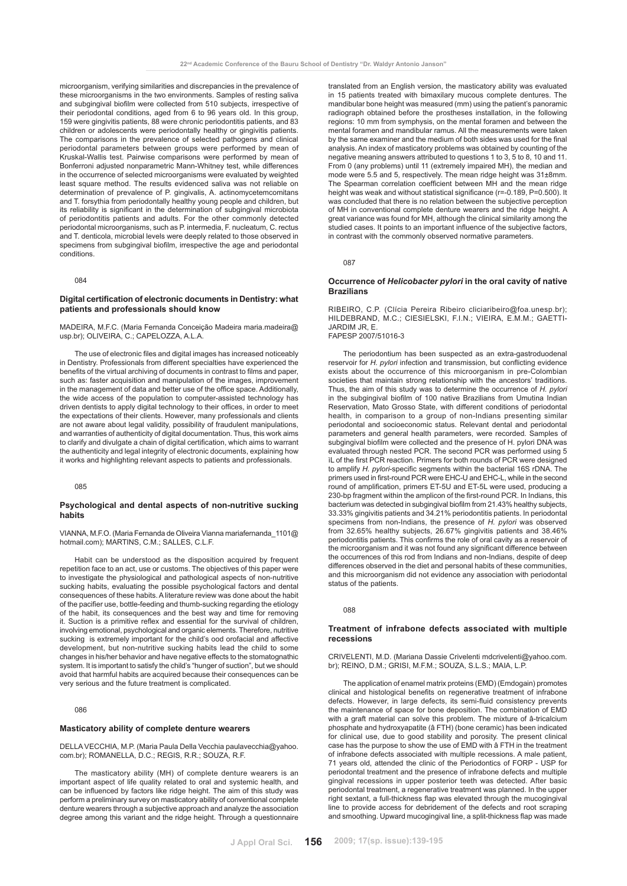microorganism, verifying similarities and discrepancies in the prevalence of these microorganisms in the two environments. Samples of resting saliva and subgingival biofilm were collected from 510 subjects, irrespective of their periodontal conditions, aged from 6 to 96 years old. In this group, 159 were gingivitis patients, 88 were chronic periodontitis patients, and 83 children or adolescents were periodontally healthy or gingivitis patients. The comparisons in the prevalence of selected pathogens and clinical periodontal parameters between groups were performed by mean of Kruskal-Wallis test. Pairwise comparisons were performed by mean of Bonferroni adjusted nonparametric Mann-Whitney test, while differences in the occurrence of selected microorganisms were evaluated by weighted least square method. The results evidenced saliva was not reliable on determination of prevalence of P. gingivalis, A. actinomycetemcomitans and T. forsythia from periodontally healthy young people and children, but its reliability is significant in the determination of subgingival microbiota of periodontitis patients and adults. For the other commonly detected periodontal microorganisms, such as P. intermedia, F. nucleatum, C. rectus and T. denticola, microbial levels were deeply related to those observed in specimens from subgingival biofilm, irrespective the age and periodontal conditions.

084

### Digital certification of electronic documents in Dentistry: what patients and professionals should know

MADEIRA, M.F.C. (Maria Fernanda Conceição Madeira maria.madeira@usp.br); OLIVEIRA, C.; CAPELOZZA, A.L.A.

The use of electronic files and digital images has increased noticeably in Dentistry. Professionals from different specialties have experienced the benefits of the virtual archiving of documents in contrast to films and paper, such as: faster acquisition and manipulation of the images, improvement in the management of data and better use of the office space. Additionally, the wide access of the population to computer-assisted technology has driven dentists to apply digital technology to their offices, in order to meet the expectations of their clients. However, many professionals and clients are not aware about legal validity, possibility of fraudulent manipulations, and warranties of authenticity of digital documentation. Thus, this work aims to clarify and divulgate a chain of digital certification, which aims to warrant the authenticity and legal integrity of electronic documents, explaining how it works and highlighting relevant aspects to patients and professionals.

085

### Psychological and dental aspects of non-nutritive sucking habits

VIANNA, M.F.O. (Maria Fernanda de Oliveira Vianna mariafernanda_1101@hotmail.com); MARTINS, C.M.; SALLES, C.L.F.

Habit can be understood as the disposition acquired by frequent repetition face to an act, use or customs. The objectives of this paper were to investigate the physiological and pathological aspects of non-nutritive sucking habits, evaluating the possible psychological factors and dental consequences of these habits. A literature review was done about the habit of the pacifier use, bottle-feeding and thumb-sucking regarding the etiology of the habit, its consequences and the best way and time for removing it. Suction is a primitive reflex and essential for the survival of children, involving emotional, psychological and organic elements. Therefore, nutritive sucking is extremely important for the child's ood orofacial and affective development, but non-nutritive sucking habits lead the child to some changes in his/her behavior and have negative effects to the stomatognathic system. It is important to satisfy the child's "hunger of suction", but we should avoid that harmful habits are acquired because their consequences can be very serious and the future treatment is complicated.

086

### Masticatory ability of complete denture wearers

DELLA VECCHIA, M.P. (Maria Paula Della Vecchia paulavecchia@yahoo.com.br); ROMANELLA, D.C.; REGIS, R.R.; SOUZA, R.F.

The masticatory ability (MH) of complete denture wearers is an important aspect of life quality related to oral and systemic health, and can be influenced by factors like ridge height. The aim of this study was perform a preliminary survey on masticatory ability of conventional complete denture wearers through a subjective approach and analyze the association degree among this variant and the ridge height. Through a questionnaire translated from an English version, the masticatory ability was evaluated in 15 patients treated with bimaxilary mucous complete dentures. The mandibular bone height was measured (mm) using the patient's panoramic radiograph obtained before the prostheses installation, in the following regions: 10 mm from symphysis, on the mental foramen and between the mental foramen and mandibular ramus. All the measurements were taken by the same examiner and the medium of both sides was used for the final analysis. An index of masticatory problems was obtained by counting of the negative meaning answers attributed to questions 1 to 3, 5 to 8, 10 and 11. From 0 (any problems) until 11 (extremely impaired MH), the median and mode were 5.5 and 5, respectively. The mean ridge height was 31±8mm. The Spearman correlation coefficient between MH and the mean ridge height was weak and without statistical significance ($r=-0.189$, $P=0.500$). It was concluded that there is no relation between the subjective perception of MH in conventional complete denture wearers and the ridge height. A great variance was found for MH, although the clinical similarity among the studied cases. It points to an important influence of the subjective factors, in contrast with the commonly observed normative parameters.

087

### Occurrence of *Helicobacter pylori* in the oral cavity of native Brazilians

RIBEIRO, C.P. (Clícia Pereira Ribeiro cliciaribeiro@foa.unesp.br); HILDEBRAND, M.C.; CIESIELSKI, F.I.N.; VIEIRA, E.M.M.; GAETTI-JARDIM JR, E.
FAPESP 2007/51016-3

The periodontium has been suspected as an extra-gastroduodenal reservoir for *H. pylori* infection and transmission, but conflicting evidence exists about the occurrence of this microorganism in pre-Colombian societies that maintain strong relationship with the ancestors' traditions. Thus, the aim of this study was to determine the occurrence of *H. pylori* in the subgingival biofilm of 100 native Brazilians from Umutina Indian Reservation, Mato Grosso State, with different conditions of periodontal health, in comparison to a group of non-Indians presenting similar periodontal and socioeconomic status. Relevant dental and periodontal parameters and general health parameters, were recorded. Samples of subgingival biofilm were collected and the presence of H. pylori DNA was evaluated through nested PCR. The second PCR was performed using 5 ìL of the first PCR reaction. Primers for both rounds of PCR were designed to amplify *H. pylori*-specific segments within the bacterial 16S rDNA. The primers used in first-round PCR were EHC-U and EHC-L, while in the second round of amplification, primers ET-5U and ET-5L were used, producing a 230-bp fragment within the amplicon of the first-round PCR. In Indians, this bacterium was detected in subgingival biofilm from 21.43% healthy subjects, 33.33% gingivitis patients and 34.21% periodontitis patients. In periodontal specimens from non-Indians, the presence of *H. pylori* was observed from 32.65% healthy subjects, 26.67% gingivitis patients and 38.46% periodontitis patients. This confirms the role of oral cavity as a reservoir of the microorganism and it was not found any significant difference between the occurrences of this rod from Indians and non-Indians, despite of deep differences observed in the diet and personal habits of these communities, and this microorganism did not evidence any association with periodontal status of the patients.

088

### Treatment of infrabone defects associated with multiple recessions

CRIVELENTI, M.D. (Mariana Dassie Crivelenti mdcrivelenti@yahoo.com.br); REINO, D.M.; GRISI, M.F.M.; SOUZA, S.L.S.; MAIA, L.P.

The application of enamel matrix proteins (EMD) (Emdogain) promotes clinical and histological benefits on regenerative treatment of infrabone defects. However, in large defects, its semi-fluid consistency prevents the maintenance of space for bone deposition. The combination of EMD with a graft material can solve this problem. The mixture of â-tricalcium phosphate and hydroxyapatite (â FTH) (bone ceramic) has been indicated for clinical use, due to good stability and porosity. The present clinical case has the purpose to show the use of EMD with â FTH in the treatment of infrabone defects associated with multiple recessions. A male patient, 71 years old, attended the clinic of the Periodontics of FORP - USP for periodontal treatment and the presence of infrabone defects and multiple gingival recessions in upper posterior teeth was detected. After basic periodontal treatment, a regenerative treatment was planned. In the upper right sextant, a full-thickness flap was elevated through the mucogingival line to provide access for debridement of the defects and root scraping and smoothing. Upward mucogingival line, a split-thickness flap was made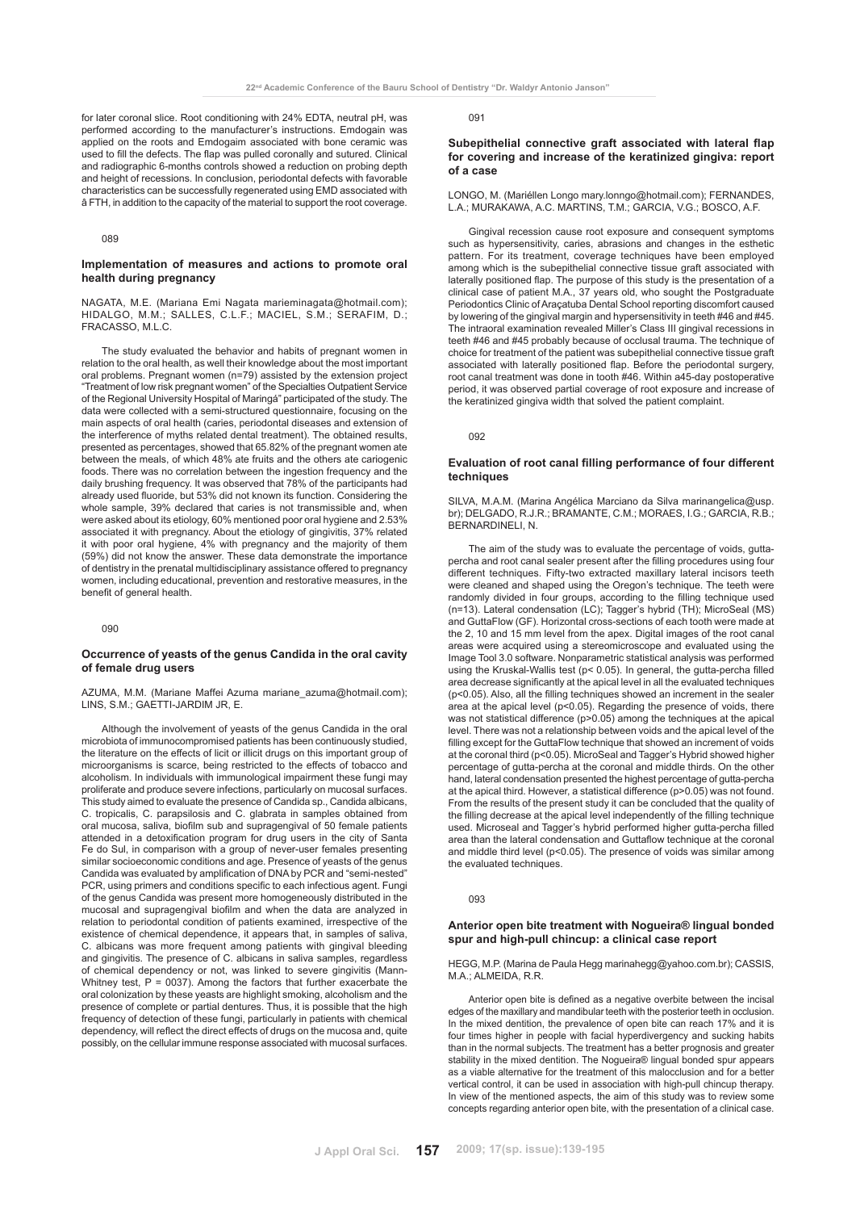for later coronal slice. Root conditioning with 24% EDTA, neutral pH, was performed according to the manufacturer's instructions. Emdogain was applied on the roots and Emdogaim associated with bone ceramic was used to fill the defects. The flap was pulled coronally and sutured. Clinical and radiographic 6-months controls showed a reduction on probing depth and height of recessions. In conclusion, periodontal defects with favorable characteristics can be successfully regenerated using EMD associated with â FTH, in addition to the capacity of the material to support the root coverage.

089

### Implementation of measures and actions to promote oral health during pregnancy

NAGATA, M.E. (Mariana Emi Nagata marieminagata@hotmail.com); HIDALGO, M.M.; SALLES, C.L.F.; MACIEL, S.M.; SERAFIM, D.; FRACASSO, M.L.C.

The study evaluated the behavior and habits of pregnant women in relation to the oral health, as well their knowledge about the most important oral problems. Pregnant women (n=79) assisted by the extension project "Treatment of low risk pregnant women" of the Specialties Outpatient Service of the Regional University Hospital of Maringá" participated of the study. The data were collected with a semi-structured questionnaire, focusing on the main aspects of oral health (caries, periodontal diseases and extension of the interference of myths related dental treatment). The obtained results, presented as percentages, showed that 65.82% of the pregnant women ate between the meals, of which 48% ate fruits and the others ate cariogenic foods. There was no correlation between the ingestion frequency and the daily brushing frequency. It was observed that 78% of the participants had already used fluoride, but 53% did not known its function. Considering the whole sample, 39% declared that caries is not transmissible and, when were asked about its etiology, 60% mentioned poor oral hygiene and 2.53% associated it with pregnancy. About the etiology of gingivitis, 37% related it with poor oral hygiene, 4% with pregnancy and the majority of them (59%) did not know the answer. These data demonstrate the importance of dentistry in the prenatal multidisciplinary assistance offered to pregnancy women, including educational, prevention and restorative measures, in the benefit of general health.

090

### Occurrence of yeasts of the genus Candida in the oral cavity of female drug users

AZUMA, M.M. (Mariane Maffei Azuma mariane_azuma@hotmail.com); LINS, S.M.; GAETTI-JARDIM JR, E.

Although the involvement of yeasts of the genus Candida in the oral microbiota of immunocompromised patients has been continuously studied, the literature on the effects of licit or illicit drugs on this important group of microorganisms is scarce, being restricted to the effects of tobacco and alcoholism. In individuals with immunological impairment these fungi may proliferate and produce severe infections, particularly on mucosal surfaces. This study aimed to evaluate the presence of Candida sp., Candida albicans, C. tropicalis, C. parapsilosis and C. glabrata in samples obtained from oral mucosa, saliva, biofilm sub and supragengival of 50 female patients attended in a detoxification program for drug users in the city of Santa Fe do Sul, in comparison with a group of never-user females presenting similar socioeconomic conditions and age. Presence of yeasts of the genus Candida was evaluated by amplification of DNA by PCR and "semi-nested" PCR, using primers and conditions specific to each infectious agent. Fungi of the genus Candida was present more homogeneously distributed in the mucosal and supragengival biofilm and when the data are analyzed in relation to periodontal condition of patients examined, irrespective of the existence of chemical dependence, it appears that, in samples of saliva, C. albicans was more frequent among patients with gingival bleeding and gingivitis. The presence of C. albicans in saliva samples, regardless of chemical dependency or not, was linked to severe gingivitis (Mann-Whitney test, P = 0037). Among the factors that further exacerbate the oral colonization by these yeasts are highlight smoking, alcoholism and the presence of complete or partial dentures. Thus, it is possible that the high frequency of detection of these fungi, particularly in patients with chemical dependency, will reflect the direct effects of drugs on the mucosa and, quite possibly, on the cellular immune response associated with mucosal surfaces.

091

### Subepithelial connective graft associated with lateral flap for covering and increase of the keratinized gingiva: report of a case

LONGO, M. (Mariéllen Longo mary.lonngo@hotmail.com); FERNANDES, L.A.; MURAKAWA, A.C. MARTINS, T.M.; GARCIA, V.G.; BOSCO, A.F.

Gingival recession cause root exposure and consequent symptoms such as hypersensitivity, caries, abrasions and changes in the esthetic pattern. For its treatment, coverage techniques have been employed among which is the subepithelial connective tissue graft associated with laterally positioned flap. The purpose of this study is the presentation of a clinical case of patient M.A., 37 years old, who sought the Postgraduate Periodontics Clinic of Araçatuba Dental School reporting discomfort caused by lowering of the gingival margin and hypersensitivity in teeth #46 and #45. The intraoral examination revealed Miller's Class III gingival recessions in teeth #46 and #45 probably because of occlusal trauma. The technique of choice for treatment of the patient was subepithelial connective tissue graft associated with laterally positioned flap. Before the periodontal surgery, root canal treatment was done in tooth #46. Within a45-day postoperative period, it was observed partial coverage of root exposure and increase of the keratinized gingiva width that solved the patient complaint.

092

### Evaluation of root canal filling performance of four different techniques

SILVA, M.A.M. (Marina Angélica Marciano da Silva marinangelica@usp.br); DELGADO, R.J.R.; BRAMANTE, C.M.; MORAES, I.G.; GARCIA, R.B.; BERNARDINELI, N.

The aim of the study was to evaluate the percentage of voids, gutta-percha and root canal sealer present after the filling procedures using four different techniques. Fifty-two extracted maxillary lateral incisors teeth were cleaned and shaped using the Oregon's technique. The teeth were randomly divided in four groups, according to the filling technique used (n=13). Lateral condensation (LC); Tagger's hybrid (TH); MicroSeal (MS) and GuttaFlow (GF). Horizontal cross-sections of each tooth were made at the 2, 10 and 15 mm level from the apex. Digital images of the root canal areas were acquired using a stereomicroscope and evaluated using the Image Tool 3.0 software. Nonparametric statistical analysis was performed using the Kruskal-Wallis test ($p < 0.05$). In general, the gutta-percha filled area decrease significantly at the apical level in all the evaluated techniques ($p<0.05$). Also, all the filling techniques showed an increment in the sealer area at the apical level ($p<0.05$). Regarding the presence of voids, there was not statistical difference ($p>0.05$) among the techniques at the apical level. There was not a relationship between voids and the apical level of the filling except for the GuttaFlow technique that showed an increment of voids at the coronal third ($p<0.05$). MicroSeal and Tagger's Hybrid showed higher percentage of gutta-percha at the coronal and middle thirds. On the other hand, lateral condensation presented the highest percentage of gutta-percha at the apical third. However, a statistical difference ($p>0.05$) was not found. From the results of the present study it can be concluded that the quality of the filling decrease at the apical level independently of the filling technique used. Microseal and Tagger's hybrid performed higher gutta-percha filled area than the lateral condensation and Guttaflow technique at the coronal and middle third level ($p<0.05$). The presence of voids was similar among the evaluated techniques.

093

### Anterior open bite treatment with Nogueira® lingual bonded spur and high-pull chincup: a clinical case report

HEGG, M.P. (Marina de Paula Hegg marinahegg@yahoo.com.br); CASSIS, M.A.; ALMEIDA, R.R.

Anterior open bite is defined as a negative overbite between the incisal edges of the maxillary and mandibular teeth with the posterior teeth in occlusion. In the mixed dentition, the prevalence of open bite can reach 17% and it is four times higher in people with facial hyperdivergency and sucking habits than in the normal subjects. The treatment has a better prognosis and greater stability in the mixed dentition. The Nogueira® lingual bonded spur appears as a viable alternative for the treatment of this malocclusion and for a better vertical control, it can be used in association with high-pull chincup therapy. In view of the mentioned aspects, the aim of this study was to review some concepts regarding anterior open bite, with the presentation of a clinical case.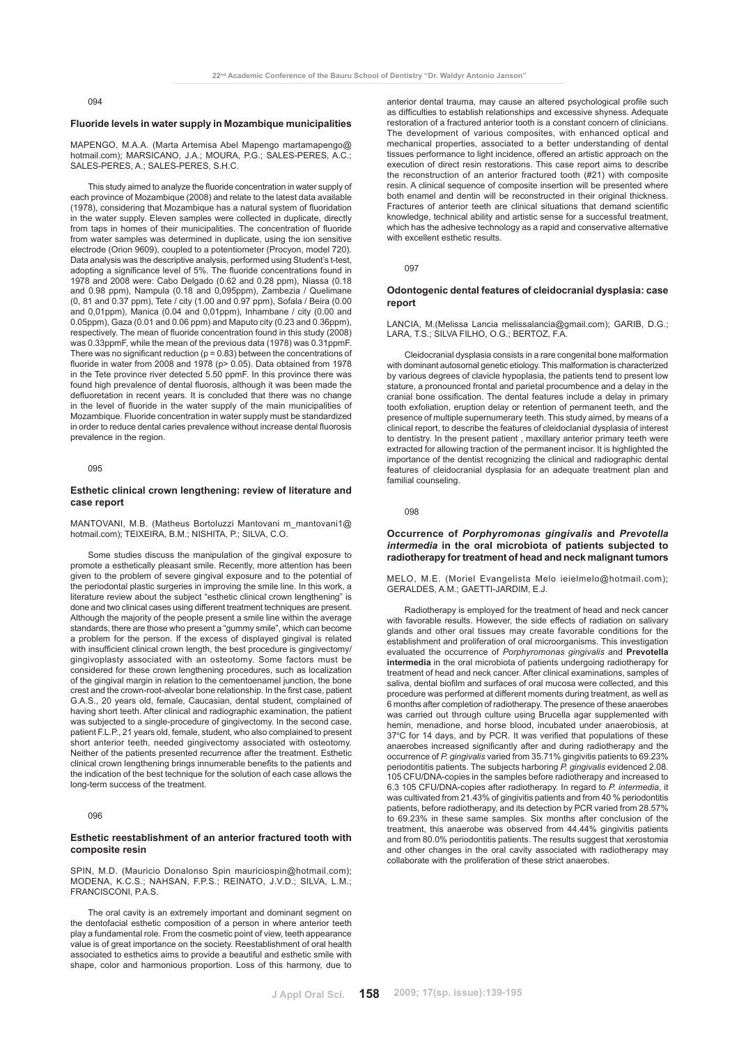094

### Fluoride levels in water supply in Mozambique municipalities

MAPENGO, M.A.A. (Marta Artemisa Abel Mapengo martamapengo@hotmail.com); MARSICANO, J.A.; MOURA, P.G.; SALES-PERES, A.C.; SALES-PERES, A.; SALES-PERES, S.H.C.

This study aimed to analyze the fluoride concentration in water supply of each province of Mozambique (2008) and relate to the latest data available (1978), considering that Mozambique has a natural system of fluoridation in the water supply. Eleven samples were collected in duplicate, directly from taps in homes of their municipalities. The concentration of fluoride from water samples was determined in duplicate, using the ion sensitive electrode (Orion 9609), coupled to a potentiometer (Procyon, model 720). Data analysis was the descriptive analysis, performed using Student's t-test, adopting a significance level of 5%. The fluoride concentrations found in 1978 and 2008 were: Cabo Delgado (0.62 and 0.28 ppm), Niassa (0.18 and 0.98 ppm), Nampula (0.18 and 0,095ppm), Zambezia / Quelimane (0, 81 and 0.37 ppm), Tete / city (1.00 and 0.97 ppm), Sofala / Beira (0.00 and 0,01ppm), Manica (0.04 and 0,01ppm), Inhambane / city (0.00 and 0.05ppm), Gaza (0.01 and 0.06 ppm) and Maputo city (0.23 and 0.36ppm), respectively. The mean of fluoride concentration found in this study (2008) was 0.33ppmF, while the mean of the previous data (1978) was 0.31ppmF. There was no significant reduction ($p = 0.83$) between the concentrations of fluoride in water from 2008 and 1978 ($p > 0.05$). Data obtained from 1978 in the Tete province river detected 5.50 ppmF. In this province there was found high prevalence of dental fluorosis, although it was been made the defluoretation in recent years. It is concluded that there was no change in the level of fluoride in the water supply of the main municipalities of Mozambique. Fluoride concentration in water supply must be standardized in order to reduce dental caries prevalence without increase dental fluorosis prevalence in the region.

095

### Esthetic clinical crown lengthening: review of literature and case report

MANTOVANI, M.B. (Matheus Bortoluzzi Mantovani m_mantovani1@hotmail.com); TEIXEIRA, B.M.; NISHITA, P.; SILVA, C.O.

Some studies discuss the manipulation of the gingival exposure to promote a esthetically pleasant smile. Recently, more attention has been given to the problem of severe gingival exposure and to the potential of the periodontal plastic surgeries in improving the smile line. In this work, a literature review about the subject "esthetic clinical crown lengthening" is done and two clinical cases using different treatment techniques are present. Although the majority of the people present a smile line within the average standards, there are those who present a "gummy smile", which can become a problem for the person. If the excess of displayed gingival is related with insufficient clinical crown length, the best procedure is gingivectomy/gingivoplasty associated with an osteotomy. Some factors must be considered for these crown lengthening procedures, such as localization of the gingival margin in relation to the cementoenamel junction, the bone crest and the crown-root-alveolar bone relationship. In the first case, patient G.A.S., 20 years old, female, Caucasian, dental student, complained of having short teeth. After clinical and radiographic examination, the patient was subjected to a single-procedure of gingivectomy. In the second case, patient F.L.P., 21 years old, female, student, who also complained to present short anterior teeth, needed gingivectomy associated with osteotomy. Neither of the patients presented recurrence after the treatment. Esthetic clinical crown lengthening brings innumerable benefits to the patients and the indication of the best technique for the solution of each case allows the long-term success of the treatment.

096

### Esthetic reestablishment of an anterior fractured tooth with composite resin

SPIN, M.D. (Mauricio Donalonso Spin mauriciospin@hotmail.com); MODENA, K.C.S.; NAHSAN, F.P.S.; REINATO, J.V.D.; SILVA, L.M.; FRANCISCONI, P.A.S.

The oral cavity is an extremely important and dominant segment on the dentofacial esthetic composition of a person in where anterior teeth play a fundamental role. From the cosmetic point of view, teeth appearance value is of great importance on the society. Reestablishment of oral health associated to esthetics aims to provide a beautiful and esthetic smile with shape, color and harmonious proportion. Loss of this harmony, due to anterior dental trauma, may cause an altered psychological profile such as difficulties to establish relationships and excessive shyness. Adequate restoration of a fractured anterior tooth is a constant concern of clinicians. The development of various composites, with enhanced optical and mechanical properties, associated to a better understanding of dental tissues performance to light incidence, offered an artistic approach on the execution of direct resin restorations. This case report aims to describe the reconstruction of an anterior fractured tooth (#21) with composite resin. A clinical sequence of composite insertion will be presented where both enamel and dentin will be reconstructed in their original thickness. Fractures of anterior teeth are clinical situations that demand scientific knowledge, technical ability and artistic sense for a successful treatment, which has the adhesive technology as a rapid and conservative alternative with excellent esthetic results.

097

### Odontogenic dental features of cleidocranial dysplasia: case report

LANCIA, M.(Melissa Lancia melissalancia@gmail.com); GARIB, D.G.; LARA, T.S.; SILVA FILHO, O.G.; BERTOZ, F.A.

Cleidocranial dysplasia consists in a rare congenital bone malformation with dominant autosomal genetic etiology. This malformation is characterized by various degrees of clavicle hypoplasia, the patients tend to present low stature, a pronounced frontal and parietal procumbence and a delay in the cranial bone ossification. The dental features include a delay in primary tooth exfoliation, eruption delay or retention of permanent teeth, and the presence of multiple supernumerary teeth. This study aimed, by means of a clinical report, to describe the features of cleidoclanial dysplasia of interest to dentistry. In the present patient , maxillary anterior primary teeth were extracted for allowing traction of the permanent incisor. It is highlighted the importance of the dentist recognizing the clinical and radiographic dental features of cleidocranial dysplasia for an adequate treatment plan and familial counseling.

098

### Occurrence of *Porphyromonas gingivalis* and *Prevotella intermedia* in the oral microbiota of patients subjected to radiotherapy for treatment of head and neck malignant tumors

MELO, M.E. (Moriel Evangelista Melo ieielmelo@hotmail.com); GERALDES, A.M.; GAETTI-JARDIM, E.J.

Radiotherapy is employed for the treatment of head and neck cancer with favorable results. However, the side effects of radiation on salivary glands and other oral tissues may create favorable conditions for the establishment and proliferation of oral microorganisms. This investigation evaluated the occurrence of *Porphyromonas gingivalis* and **Prevotella intermedia** in the oral microbiota of patients undergoing radiotherapy for treatment of head and neck cancer. After clinical examinations, samples of saliva, dental biofilm and surfaces of oral mucosa were collected, and this procedure was performed at different moments during treatment, as well as 6 months after completion of radiotherapy. The presence of these anaerobes was carried out through culture using Brucella agar supplemented with hemin, menadione, and horse blood, incubated under anaerobiosis, at 37°C for 14 days, and by PCR. It was verified that populations of these anaerobes increased significantly after and during radiotherapy and the occurrence of *P. gingivalis* varied from 35.71% gingivitis patients to 69.23% periodontitis patients. The subjects harboring *P. gingivalis* evidenced 2.08. 105 CFU/DNA-copies in the samples before radiotherapy and increased to 6.3 105 CFU/DNA-copies after radiotherapy. In regard to *P. intermedia*, it was cultivated from 21.43% of gingivitis patients and from 40 % periodontitis patients, before radiotherapy, and its detection by PCR varied from 28.57% to 69.23% in these same samples. Six months after conclusion of the treatment, this anaerobe was observed from 44.44% gingivitis patients and from 80.0% periodontitis patients. The results suggest that xerostomia and other changes in the oral cavity associated with radiotherapy may collaborate with the proliferation of these strict anaerobes.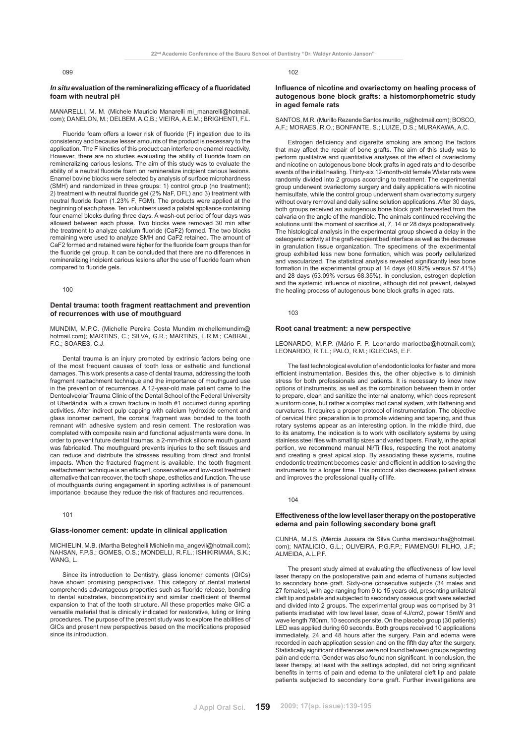099

### *In situ* evaluation of the remineralizing efficacy of a fluoridated foam with neutral pH

MANARELLI, M. M. (Michele Mauricio Manarelli mi_manarelli@hotmail.com); DANELON, M.; DELBEM, A.C.B.; VIEIRA, A.E.M.; BRIGHENTI, F.L.

Fluoride foam offers a lower risk of fluoride (F) ingestion due to its consistency and because lesser amounts of the product is necessary to the application. The F kinetics of this product can interfere on enamel reactivity. However, there are no studies evaluating the ability of fluoride foam on remineralizing carious lesions. The aim of this study was to evaluate the ability of a neutral fluoride foam on remineralize incipient carious lesions. Enamel bovine blocks were selected by analysis of surface microhardness (SMH) and randomized in three groups: 1) control group (no treatment); 2) treatment with neutral fluoride gel (2% NaF, DFL) and 3) treatment with neutral fluoride foam (1.23% F, FGM). The products were applied at the beginning of each phase. Ten volunteers used a palatal appliance containing four enamel blocks during three days. A wash-out period of four days was allowed between each phase. Two blocks were removed 30 min after the treatment to analyze calcium fluoride ($CaF_2$) formed. The two blocks remaining were used to analyze SMH and $CaF_2$ retained. The amount of $CaF_2$ formed and retained were higher for the fluoride foam groups than for the fluoride gel group. It can be concluded that there are no differences in remineralizing incipient carious lesions after the use of fluoride foam when compared to fluoride gels.

100

### Dental trauma: tooth fragment reattachment and prevention of recurrences with use of mouthguard

MUNDIM, M.P.C. (Michelle Pereira Costa Mundim michellemundim@hotmail.com); MARTINS, C.; SILVA, G.R.; MARTINS, L.R.M.; CABRAL, F.C.; SOARES, C.J.

Dental trauma is an injury promoted by extrinsic factors being one of the most frequent causes of tooth loss or esthetic and functional damages. This work presents a case of dental trauma, addressing the tooth fragment reattachment technique and the importance of mouthguard use in the prevention of recurrences. A 12-year-old male patient came to the Dentoalveolar Trauma Clinic of the Dental School of the Federal University of Uberlândia, with a crown fracture in tooth #1 occurred during sporting activities. After indirect pulp capping with calcium hydroxide cement and glass ionomer cement, the coronal fragment was bonded to the tooth remnant with adhesive system and resin cement. The restoration was completed with composite resin and functional adjustments were done. In order to prevent future dental traumas, a 2-mm-thick silicone mouth guard was fabricated. The mouthguard prevents injuries to the soft tissues and can reduce and distribute the stresses resulting from direct and frontal impacts. When the fractured fragment is available, the tooth fragment reattachment technique is an efficient, conservative and low-cost treatment alternative that can recover, the tooth shape, esthetics and function. The use of mouthguards during engagement in sporting activities is of paramount importance because they reduce the risk of fractures and recurrences.

101

### Glass-ionomer cement: update in clinical application

MICHIELIN, M.B. (Martha Beteghelli Michielin ma_angevil@hotmail.com); NAHSAN, F.P.S.; GOMES, O.S.; MONDELLI, R.F.L.; ISHIKIRIAMA, S.K.; WANG, L.

Since its introduction to Dentistry, glass ionomer cements (GICs) have shown promising perspectives. This category of dental material comprehends advantageous properties such as fluoride release, bonding to dental substrates, biocompatibility and similar coefficient of thermal expansion to that of the tooth structure. All these properties make GIC a versatile material that is clinically indicated for restorative, luting or lining procedures. The purpose of the present study was to explore the abilities of GICs and present new perspectives based on the modifications proposed since its introduction.

102

### Influence of nicotine and ovariectomy on healing process of autogenous bone block grafts: a histomorphometric study in aged female rats

SANTOS, M.R. (Murillo Rezende Santos murillo_rs@hotmail.com); BOSCO, A.F.; MORAES, R.O.; BONFANTE, S.; LUIZE, D.S.; MURAKAWA, A.C.

Estrogen deficiency and cigarette smoking are among the factors that may affect the repair of bone grafts. The aim of this study was to perform qualitative and quantitative analyses of the effect of ovariectomy and nicotine on autogenous bone block grafts in aged rats and to describe events of the initial healing. Thirty-six 12-month-old female Wistar rats were randomly divided into 2 groups according to treatment. The experimental group underwent ovariectomy surgery and daily applications with nicotine hemisulfate, while the control group underwent sham ovariectomy surgery without ovary removal and daily saline solution applications. After 30 days, both groups received an autogenous bone block graft harvested from the calvaria on the angle of the mandible. The animals continued receiving the solutions until the moment of sacrifice at, 7, 14 or 28 days postoperatively. The histological analysis in the experimental group showed a delay in the osteogenic activity at the graft-recipient bed interface as well as the decrease in granulation tissue organization. The specimens of the experimental group exhibited less new bone formation, which was poorly cellularized and vascularized. The statistical analysis revealed significantly less bone formation in the experimental group at 14 days (40.92% versus 57.41%) and 28 days (53.09% versus 68.35%). In conclusion, estrogen depletion and the systemic influence of nicotine, although did not prevent, delayed the healing process of autogenous bone block grafts in aged rats.

103

### Root canal treatment: a new perspective

LEONARDO, M.F.P. (Mário F. P. Leonardo marioctba@hotmail.com); LEONARDO, R.T.L.; PALO, R.M.; IGLECIAS, E.F.

The fast technological evolution of endodontic looks for faster and more efficient instrumentation. Besides this, the other objective is to diminish stress for both professionals and patients. It is necessary to know new options of instruments, as well as the combination between them in order to prepare, clean and sanitize the internal anatomy, which does represent a uniform cone, but rather a complex root canal system, with flattening and curvatures. It requires a proper protocol of instrumentation. The objective of cervical third preparation is to promote widening and tapering, and thus rotary systems appear as an interesting option. In the middle third, due to its anatomy, the indication is to work with oscillatory systems by using stainless steel files with small tip sizes and varied tapers. Finally, in the apical portion, we recommend manual Ni/Ti files, respecting the root anatomy and creating a great apical stop. By associating these systems, routine endodontic treatment becomes easier and efficient in addition to saving the instruments for a longer time. This protocol also decreases patient stress and improves the professional quality of life.

104

### Effectiveness of the low level laser therapy on the postoperative edema and pain following secondary bone graft

CUNHA, M.J.S. (Mércia Jussara da Silva Cunha merciacunha@hotmail.com); NATALICIO, G.L.; OLIVEIRA, P.G.F.P.; FIAMENGUI FILHO, J.F.; ALMEIDA, A.L.P.F.

The present study aimed at evaluating the effectiveness of low level laser therapy on the postoperative pain and edema of humans subjected to secondary bone graft. Sixty-one consecutive subjects (34 males and 27 females), with age ranging from 9 to 15 years old, presenting unilateral cleft lip and palate and subjected to secondary osseous graft were selected and divided into 2 groups. The experimental group was comprised by 31 patients irradiated with low level laser, dose of 4J/cm2, power 15mW and wave length 780nm, 10 seconds per site. On the placebo group (30 patients) LED was applied during 60 seconds. Both groups received 10 applications immediately, 24 and 48 hours after the surgery. Pain and edema were recorded in each application session and on the fifth day after the surgery. Statistically significant differences were not found between groups regarding pain and edema. Gender was also found non significant. In conclusion, the laser therapy, at least with the settings adopted, did not bring significant benefits in terms of pain and edema to the unilateral cleft lip and palate patients subjected to secondary bone graft. Further investigations are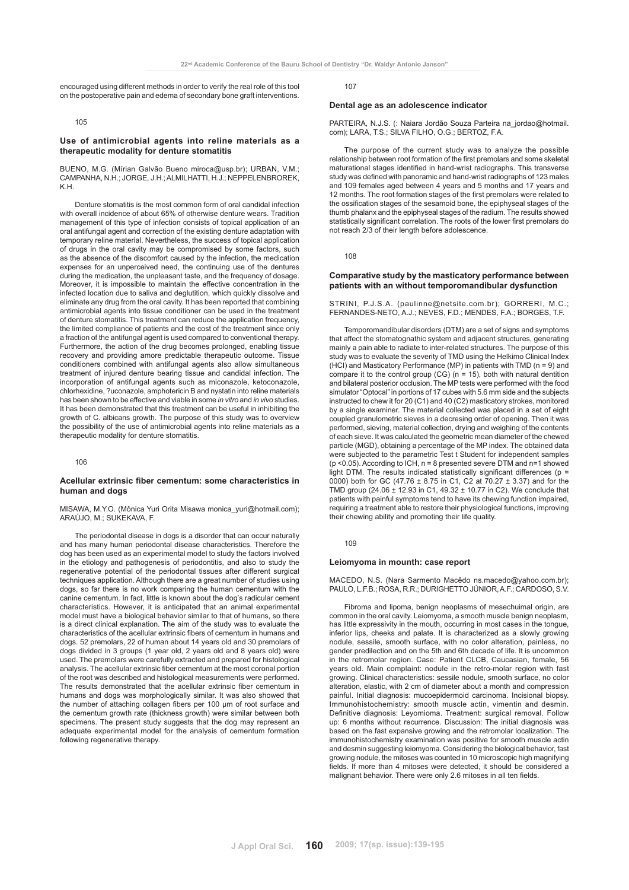encouraged using different methods in order to verify the real role of this tool on the postoperative pain and edema of secondary bone graft interventions.

105

### Use of antimicrobial agents into reline materials as a therapeutic modality for denture stomatitis

BUENO, M.G. (Mírian Galvão Bueno miroca@usp.br); URBAN, V.M.; CAMPANHA, N.H.; JORGE, J.H.; ALMILHATTI, H.J.; NEPPELENBROREK, K.H.

Denture stomatitis is the most common form of oral candidal infection with overall incidence of about 65% of otherwise denture wears. Tradition management of this type of infection consists of topical application of an oral antifungal agent and correction of the existing denture adaptation with temporary reline material. Nevertheless, the success of topical application of drugs in the oral cavity may be compromised by some factors, such as the absence of the discomfort caused by the infection, the medication expenses for an unperceived need, the continuing use of the dentures during the medication, the unpleasant taste, and the frequency of dosage. Moreover, it is impossible to maintain the effective concentration in the infected location due to saliva and deglutition, which quickly dissolve and eliminate any drug from the oral cavity. It has been reported that combining antimicrobial agents into tissue conditioner can be used in the treatment of denture stomatitis. This treatment can reduce the application frequency, the limited compliance of patients and the cost of the treatment since only a fraction of the antifungal agent is used compared to conventional therapy. Furthermore, the action of the drug becomes prolonged, enabling tissue recovery and providing amore predictable therapeutic outcome. Tissue conditioners combined with antifungal agents also allow simultaneous treatment of injured denture bearing tissue and candidal infection. The incorporation of antifungal agents such as miconazole, ketoconazole, chlorhexidine, ?uconazole, amphotericin B and nystatin into reline materials has been shown to be effective and viable in some *in vitro* and *in vivo* studies. It has been demonstrated that this treatment can be useful in inhibiting the growth of C. albicans growth. The purpose of this study was to overview the possibility of the use of antimicrobial agents into reline materials as a therapeutic modality for denture stomatitis.

106

### Acellular extrinsic fiber cementum: some characteristics in human and dogs

MISAWA, M.Y.O. (Mônica Yuri Orita Misawa monica_yuri@hotmail.com); ARAÚJO, M.; SUKEKAVA, F.

The periodontal disease in dogs is a disorder that can occur naturally and has many human periodontal disease characteristics. Therefore the dog has been used as an experimental model to study the factors involved in the etiology and pathogenesis of periodontitis, and also to study the regenerative potential of the periodontal tissues after different surgical techniques application. Although there are a great number of studies using dogs, so far there is no work comparing the human cementum with the canine cementum. In fact, little is known about the dog's radicular cement characteristics. However, it is anticipated that an animal experimental model must have a biological behavior similar to that of humans, so there is a direct clinical explanation. The aim of the study was to evaluate the characteristics of the acellular extrinsic fibers of cementum in humans and dogs. 52 premolars, 22 of human about 14 years old and 30 premolars of dogs divided in 3 groups (1 year old, 2 years old and 8 years old) were used. The premolars were carefully extracted and prepared for histological analysis. The acellular extrinsic fiber cementum at the most coronal portion of the root was described and histological measurements were performed. The results demonstrated that the acellular extrinsic fiber cementum in humans and dogs was morphologically similar. It was also showed that the number of attaching collagen fibers per 100 µm of root surface and the cementum growth rate (thickness growth) were similar between both specimens. The present study suggests that the dog may represent an adequate experimental model for the analysis of cementum formation following regenerative therapy.

107

### Dental age as an adolescence indicator

PARTEIRA, N.J.S. (: Naiara Jordão Souza Parteira na_jordao@hotmail.com); LARA, T.S.; SILVA FILHO, O.G.; BERTOZ, F.A.

The purpose of the current study was to analyze the possible relationship between root formation of the first premolars and some skeletal maturational stages identified in hand-wrist radiographs. This transverse study was defined with panoramic and hand-wrist radiographs of 123 males and 109 females aged between 4 years and 5 months and 17 years and 12 months. The root formation stages of the first premolars were related to the ossification stages of the sesamoid bone, the epiphyseal stages of the thumb phalanx and the epiphyseal stages of the radium. The results showed statistically significant correlation. The roots of the lower first premolars do not reach 2/3 of their length before adolescence.

108

### Comparative study by the masticatory performance between patients with an without temporomandibular dysfunction

STRINI, P.J.S.A. (paulinne@netsite.com.br); GORRERI, M.C.; FERNANDES-NETO, A.J.; NEVES, F.D.; MENDES, F.A.; BORGES, T.F.

Temporomandibular disorders (DTM) are a set of signs and symptoms that affect the stomatognathic system and adjacent structures, generating mainly a pain able to radiate to inter-related structures. The purpose of this study was to evaluate the severity of TMD using the Helkimo Clinical Index (HCI) and Masticatory Performance (MP) in patients with TMD (n = 9) and compare it to the control group (CG) (n = 15), both with natural dentition and bilateral posterior occlusion. The MP tests were performed with the food simulator "Optocal" in portions of 17 cubes with 5.6 mm side and the subjects instructed to chew it for 20 (C1) and 40 (C2) masticatory strokes, monitored by a single examiner. The material collected was placed in a set of eight coupled granulometric sieves in a decresing order of opening. Then it was performed, sieving, material collection, drying and weighing of the contents of each sieve. It was calculated the geometric mean diameter of the chewed particle (MGD), obtaining a percentage of the MP index. The obtained data were subjected to the parametric Test t Student for independent samples ($p < 0.05$). According to ICH, n = 8 presented severe DTM and n=1 showed light DTM. The results indicated statistically significant differences (p = 0000) both for GC (47.76 ± 8.75 in C1, C2 at 70.27 ± 3.37) and for the TMD group (24.06 ± 12.93 in C1, 49.32 ± 10.77 in C2). We conclude that patients with painful symptoms tend to have its chewing function impaired, requiring a treatment able to restore their physiological functions, improving their chewing ability and promoting their life quality.

109

### Leiomyoma in mounth: case report

MACEDO, N.S. (Nara Sarmento Macêdo ns.macedo@yahoo.com.br); PAULO, L.F.B.; ROSA, R.R.; DURIGHETTO JÚNIOR, A.F.; CARDOSO, S.V.

Fibroma and lipoma, benign neoplasms of mesechuimal origin, are common in the oral cavity. Leiomyoma, a smooth muscle benign neoplasm, has little expressivity in the mouth, occurring in most cases in the tongue, inferior lips, cheeks and palate. It is characterized as a slowly growing nodule, sessile, smooth surface, with no color alteration, painless, no gender predilection and on the 5th and 6th decade of life. It is uncommon in the retromolar region. Case: Patient CLCB, Caucasian, female, 56 years old. Main complaint: nodule in the retro-molar region with fast growing. Clinical characteristics: sessile nodule, smooth surface, no color alteration, elastic, with 2 cm of diameter about a month and compression painful. Initial diagnosis: mucoepidermoid carcinoma. Incisional biopsy. Immunohistochemistry: smooth muscle actin, vimentin and desmin. Definitive diagnosis: Leyomioma. Treatment: surgical removal. Follow up: 6 months without recurrence. Discussion: The initial diagnosis was based on the fast expansive growing and the retromolar localization. The immunohistochemistry examination was positive for smooth muscle actin and desmin suggesting leiomyoma. Considering the biological behavior, fast growing nodule, the mitoses was counted in 10 microscopic high magnifying fields. If more than 4 mitoses were detected, it should be considered a malignant behavior. There were only 2.6 mitoses in all ten fields.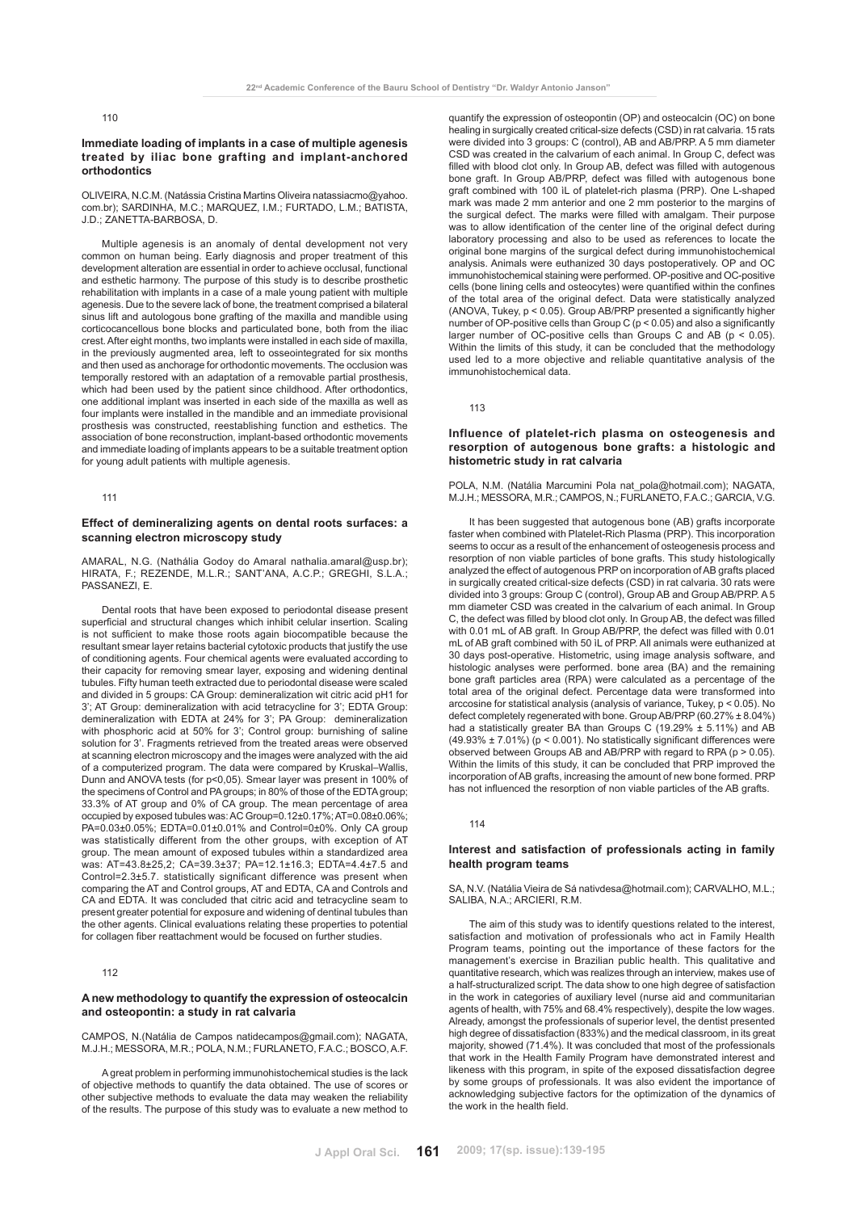110

### Immediate loading of implants in a case of multiple agenesis treated by iliac bone grafting and implant-anchored orthodontics

OLIVEIRA, N.C.M. (Natássia Cristina Martins Oliveira natassiacmo@yahoo.com.br); SARDINHA, M.C.; MARQUEZ, I.M.; FURTADO, L.M.; BATISTA, J.D.; ZANETTA-BARBOSA, D.

Multiple agenesis is an anomaly of dental development not very common on human being. Early diagnosis and proper treatment of this development alteration are essential in order to achieve occlusal, functional and esthetic harmony. The purpose of this study is to describe prosthetic rehabilitation with implants in a case of a male young patient with multiple agenesis. Due to the severe lack of bone, the treatment comprised a bilateral sinus lift and autologous bone grafting of the maxilla and mandible using corticocancellous bone blocks and particulated bone, both from the iliac crest. After eight months, two implants were installed in each side of maxilla, in the previously augmented area, left to osseointegrated for six months and then used as anchorage for orthodontic movements. The occlusion was temporally restored with an adaptation of a removable partial prosthesis, which had been used by the patient since childhood. After orthodontics, one additional implant was inserted in each side of the maxilla as well as four implants were installed in the mandible and an immediate provisional prosthesis was constructed, reestablishing function and esthetics. The association of bone reconstruction, implant-based orthodontic movements and immediate loading of implants appears to be a suitable treatment option for young adult patients with multiple agenesis.

111

### Effect of demineralizing agents on dental roots surfaces: a scanning electron microscopy study

AMARAL, N.G. (Nathália Godoy do Amaral nathalia.amaral@usp.br); HIRATA, F.; REZENDE, M.L.R.; SANT'ANA, A.C.P.; GREGHI, S.L.A.; PASSANEZI, E.

Dental roots that have been exposed to periodontal disease present superficial and structural changes which inhibit celular insertion. Scaling is not sufficient to make those roots again biocompatible because the resultant smear layer retains bacterial cytotoxic products that justify the use of conditioning agents. Four chemical agents were evaluated according to their capacity for removing smear layer, exposing and widening dentinal tubules. Fifty human teeth extracted due to periodontal disease were scaled and divided in 5 groups: CA Group: demineralization wit citric acid pH1 for 3'; AT Group: demineralization with acid tetracycline for 3'; EDTA Group: demineralization with EDTA at 24% for 3'; PA Group: demineralization with phosphoric acid at 50% for 3'; Control group: burnishing of saline solution for 3'. Fragments retrieved from the treated areas were observed at scanning electron microscopy and the images were analyzed with the aid of a computerized program. The data were compared by Kruskal–Wallis, Dunn and ANOVA tests (for p<0,05). Smear layer was present in 100% of the specimens of Control and PA groups; in 80% of those of the EDTA group; 33.3% of AT group and 0% of CA group. The mean percentage of area occupied by exposed tubules was: AC Group=0.12±0.17%; AT=0.08±0.06%; PA=0.03±0.05%; EDTA=0.01±0.01% and Control=0±0%. Only CA group was statistically different from the other groups, with exception of AT group. The mean amount of exposed tubules within a standardized area was: AT=43.8±25,2; CA=39.3±37; PA=12.1±16.3; EDTA=4.4±7.5 and Control=2.3±5.7. statistically significant difference was present when comparing the AT and Control groups, AT and EDTA, CA and Controls and CA and EDTA. It was concluded that citric acid and tetracycline seam to present greater potential for exposure and widening of dentinal tubules than the other agents. Clinical evaluations relating these properties to potential for collagen fiber reattachment would be focused on further studies.

112

### A new methodology to quantify the expression of osteocalcin and osteopontin: a study in rat calvaria

CAMPOS, N.(Natália de Campos natidecampos@gmail.com); NAGATA, M.J.H.; MESSORA, M.R.; POLA, N.M.; FURLANETO, F.A.C.; BOSCO, A.F.

A great problem in performing immunohistochemical studies is the lack of objective methods to quantify the data obtained. The use of scores or other subjective methods to evaluate the data may weaken the reliability of the results. The purpose of this study was to evaluate a new method to quantify the expression of osteopontin (OP) and osteocalcin (OC) on bone healing in surgically created critical-size defects (CSD) in rat calvaria. 15 rats were divided into 3 groups: C (control), AB and AB/PRP. A 5 mm diameter CSD was created in the calvarium of each animal. In Group C, defect was filled with blood clot only. In Group AB, defect was filled with autogenous bone graft. In Group AB/PRP, defect was filled with autogenous bone graft combined with 100 ìL of platelet-rich plasma (PRP). One L-shaped mark was made 2 mm anterior and one 2 mm posterior to the margins of the surgical defect. The marks were filled with amalgam. Their purpose was to allow identification of the center line of the original defect during laboratory processing and also to be used as references to locate the original bone margins of the surgical defect during immunohistochemical analysis. Animals were euthanized 30 days postoperatively. OP and OC immunohistochemical staining were performed. OP-positive and OC-positive cells (bone lining cells and osteocytes) were quantified within the confines of the total area of the original defect. Data were statistically analyzed (ANOVA, Tukey, $p < 0.05$). Group AB/PRP presented a significantly higher number of OP-positive cells than Group C ($p < 0.05$) and also a significantly larger number of OC-positive cells than Groups C and AB ($p < 0.05$). Within the limits of this study, it can be concluded that the methodology used led to a more objective and reliable quantitative analysis of the immunohistochemical data.

113

### Influence of platelet-rich plasma on osteogenesis and resorption of autogenous bone grafts: a histologic and histometric study in rat calvaria

POLA, N.M. (Natália Marcumini Pola nat_pola@hotmail.com); NAGATA, M.J.H.; MESSORA, M.R.; CAMPOS, N.; FURLANETO, F.A.C.; GARCIA, V.G.

It has been suggested that autogenous bone (AB) grafts incorporate faster when combined with Platelet-Rich Plasma (PRP). This incorporation seems to occur as a result of the enhancement of osteogenesis process and resorption of non viable particles of bone grafts. This study histologically analyzed the effect of autogenous PRP on incorporation of AB grafts placed in surgically created critical-size defects (CSD) in rat calvaria. 30 rats were divided into 3 groups: Group C (control), Group AB and Group AB/PRP. A 5 mm diameter CSD was created in the calvarium of each animal. In Group C, the defect was filled by blood clot only. In Group AB, the defect was filled with 0.01 mL of AB graft. In Group AB/PRP, the defect was filled with 0.01 mL of AB graft combined with 50 ìL of PRP. All animals were euthanized at 30 days post-operative. Histometric, using image analysis software, and histologic analyses were performed. bone area (BA) and the remaining bone graft particles area (RPA) were calculated as a percentage of the total area of the original defect. Percentage data were transformed into arccosine for statistical analysis (analysis of variance, Tukey, $p < 0.05$). No defect completely regenerated with bone. Group AB/PRP (60.27% ± 8.04%) had a statistically greater BA than Groups C (19.29% ± 5.11%) and AB (49.93% ± 7.01%) ($p < 0.001$). No statistically significant differences were observed between Groups AB and AB/PRP with regard to RPA ($p > 0.05$). Within the limits of this study, it can be concluded that PRP improved the incorporation of AB grafts, increasing the amount of new bone formed. PRP has not influenced the resorption of non viable particles of the AB grafts.

114

### Interest and satisfaction of professionals acting in family health program teams

SA, N.V. (Natália Vieira de Sá nativdesa@hotmail.com); CARVALHO, M.L.; SALIBA, N.A.; ARCIERI, R.M.

The aim of this study was to identify questions related to the interest, satisfaction and motivation of professionals who act in Family Health Program teams, pointing out the importance of these factors for the management's exercise in Brazilian public health. This qualitative and quantitative research, which was realizes through an interview, makes use of a half-structuralized script. The data show to one high degree of satisfaction in the work in categories of auxiliary level (nurse aid and communitarian agents of health, with 75% and 68.4% respectively), despite the low wages. Already, amongst the professionals of superior level, the dentist presented high degree of dissatisfaction (833%) and the medical classroom, in its great majority, showed (71.4%). It was concluded that most of the professionals that work in the Health Family Program have demonstrated interest and likeness with this program, in spite of the exposed dissatisfaction degree by some groups of professionals. It was also evident the importance of acknowledging subjective factors for the optimization of the dynamics of the work in the health field.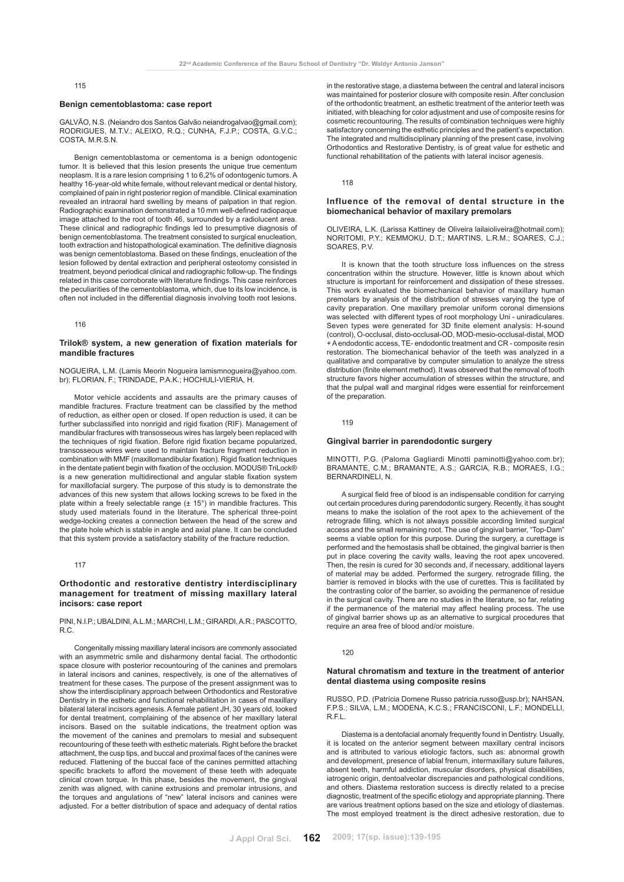115

### Benign cementoblastoma: case report

GALVÃO, N.S. (Neiandro dos Santos Galvão neiandrogalvao@gmail.com); RODRIGUES, M.T.V.; ALEIXO, R.Q.; CUNHA, F.J.P.; COSTA, G.V.C.; COSTA, M.R.S.N.

Benign cementoblastoma or cementoma is a benign odontogenic tumor. It is believed that this lesion presents the unique true cementum neoplasm. It is a rare lesion comprising 1 to 6,2% of odontogenic tumors. A healthy 16-year-old white female, without relevant medical or dental history, complained of pain in right posterior region of mandible. Clinical examination revealed an intraoral hard swelling by means of palpation in that region. Radiographic examination demonstrated a 10 mm well-defined radiopaque image attached to the root of tooth 46, surrounded by a radiolucent area. These clinical and radiographic findings led to presumptive diagnosis of benign cementoblastoma. The treatment consisted to surgical enucleation, tooth extraction and histopathological examination. The definitive diagnosis was benign cementoblastoma. Based on these findings, enucleation of the lesion followed by dental extraction and peripheral osteotomy consisted in treatment, beyond periodical clinical and radiographic follow-up. The findings related in this case corroborate with literature findings. This case reinforces the peculiarities of the cementoblastoma, which, due to its low incidence, is often not included in the differential diagnosis involving tooth root lesions.

116

### Trilok® system, a new generation of fixation materials for mandible fractures

NOGUEIRA, L.M. (Lamis Meorin Nogueira lamismnogueira@yahoo.com.br); FLORIAN, F.; TRINDADE, P.A.K.; HOCHULI-VIERIA, H.

Motor vehicle accidents and assaults are the primary causes of mandible fractures. Fracture treatment can be classified by the method of reduction, as either open or closed. If open reduction is used, it can be further subclassified into nonrigid and rigid fixation (RIF). Management of mandibular fractures with transosseous wires has largely been replaced with the techniques of rigid fixation. Before rigid fixation became popularized, transosseous wires were used to maintain fracture fragment reduction in combination with MMF (maxillomandibular fixation). Rigid fixation techniques in the dentate patient begin with fixation of the occlusion. MODUS® TriLock® is a new generation multidirectional and angular stable fixation system for maxillofacial surgery. The purpose of this study is to demonstrate the advances of this new system that allows locking screws to be fixed in the plate within a freely selectable range (± 15°) in mandible fractures. This study used materials found in the literature. The spherical three-point wedge-locking creates a connection between the head of the screw and the plate hole which is stable in angle and axial plane. It can be concluded that this system provide a satisfactory stability of the fracture reduction.

117

### Orthodontic and restorative dentistry interdisciplinary management for treatment of missing maxillary lateral incisors: case report

PINI, N.I.P.; UBALDINI, A.L.M.; MARCHI, L.M.; GIRARDI, A.R.; PASCOTTO, R.C.

Congenitally missing maxillary lateral incisors are commonly associated with an asymmetric smile and disharmony dental facial. The orthodontic space closure with posterior recountouring of the canines and premolars in lateral incisors and canines, respectively, is one of the alternatives of treatment for these cases. The purpose of the present assignment was to show the interdisciplinary approach between Orthodontics and Restorative Dentistry in the esthetic and functional rehabilitation in cases of maxillary bilateral lateral incisors agenesis. A female patient JH, 30 years old, looked for dental treatment, complaining of the absence of her maxillary lateral incisors. Based on the suitable indications, the treatment option was the movement of the canines and premolars to mesial and subsequent recountouring of these teeth with esthetic materials. Right before the bracket attachment, the cusp tips, and buccal and proximal faces of the canines were reduced. Flattening of the buccal face of the canines permitted attaching specific brackets to afford the movement of these teeth with adequate clinical crown torque. In this phase, besides the movement, the gingival zenith was aligned, with canine extrusions and premolar intrusions, and the torques and angulations of "new" lateral incisors and canines were adjusted. For a better distribution of space and adequacy of dental ratios in the restorative stage, a diastema between the central and lateral incisors was maintained for posterior closure with composite resin. After conclusion of the orthodontic treatment, an esthetic treatment of the anterior teeth was initiated, with bleaching for color adjustment and use of composite resins for cosmetic recountouring. The results of combination techniques were highly satisfactory concerning the esthetic principles and the patient's expectation. The integrated and multidisciplinary planning of the present case, involving Orthodontics and Restorative Dentistry, is of great value for esthetic and functional rehabilitation of the patients with lateral incisor agenesis.

118

### Influence of the removal of dental structure in the biomechanical behavior of maxilary premolars

OLIVEIRA, L.K. (Larissa Kattiney de Oliveira lailaioliveira@hotmail.com); NORITOMI, P.Y.; KEMMOKU, D.T.; MARTINS, L.R.M.; SOARES, C.J.; SOARES, P.V.

It is known that the tooth structure loss influences on the stress concentration within the structure. However, little is known about which structure is important for reinforcement and dissipation of these stresses. This work evaluated the biomechanical behavior of maxillary human premolars by analysis of the distribution of stresses varying the type of cavity preparation. One maxillary premolar uniform coronal dimensions was selected with different types of root morphology Uni - uniradiculares. Seven types were generated for 3D finite element analysis: H-sound (control), O-occlusal, disto-occlusal-OD, MOD-mesio-occlusal-distal, MOD + A endodontic access, TE- endodontic treatment and CR - composite resin restoration. The biomechanical behavior of the teeth was analyzed in a qualitative and comparative by computer simulation to analyze the stress distribution (finite element method). It was observed that the removal of tooth structure favors higher accumulation of stresses within the structure, and that the pulpal wall and marginal ridges were essential for reinforcement of the preparation.

119

### Gingival barrier in parendodontic surgery

MINOTTI, P.G. (Paloma Gagliardi Minotti paminotti@yahoo.com.br); BRAMANTE, C.M.; BRAMANTE, A.S.; GARCIA, R.B.; MORAES, I.G.; BERNARDINELI, N.

A surgical field free of blood is an indispensable condition for carrying out certain procedures during parendodontic surgery. Recently, it has sought means to make the isolation of the root apex to the achievement of the retrograde filling, which is not always possible according limited surgical access and the small remaining root. The use of gingival barrier, "Top-Dam" seems a viable option for this purpose. During the surgery, a curettage is performed and the hemostasis shall be obtained, the gingival barrier is then put in place covering the cavity walls, leaving the root apex uncovered. Then, the resin is cured for 30 seconds and, if necessary, additional layers of material may be added. Performed the surgery, retrograde filling, the barrier is removed in blocks with the use of curettes. This is facilitated by the contrasting color of the barrier, so avoiding the permanence of residue in the surgical cavity. There are no studies in the literature, so far, relating if the permanence of the material may affect healing process. The use of gingival barrier shows up as an alternative to surgical procedures that require an area free of blood and/or moisture.

120

### Natural chromatism and texture in the treatment of anterior dental diastema using composite resins

RUSSO, P.D. (Patrícia Domene Russo patricia.russo@usp.br); NAHSAN, F.P.S.; SILVA, L.M.; MODENA, K.C.S.; FRANCISCONI, L.F.; MONDELLI, R.F.L.

Diastema is a dentofacial anomaly frequently found in Dentistry. Usually, it is located on the anterior segment between maxillary central incisors and is attributed to various etiologic factors, such as: abnormal growth and development, presence of labial frenum, intermaxillary suture failures, absent teeth, harmful addiction, muscular disorders, physical disabilities, iatrogenic origin, dentoalveolar discrepancies and pathological conditions, and others. Diastema restoration success is directly related to a precise diagnostic, treatment of the specific etiology and appropriate planning. There are various treatment options based on the size and etiology of diastemas. The most employed treatment is the direct adhesive restoration, due to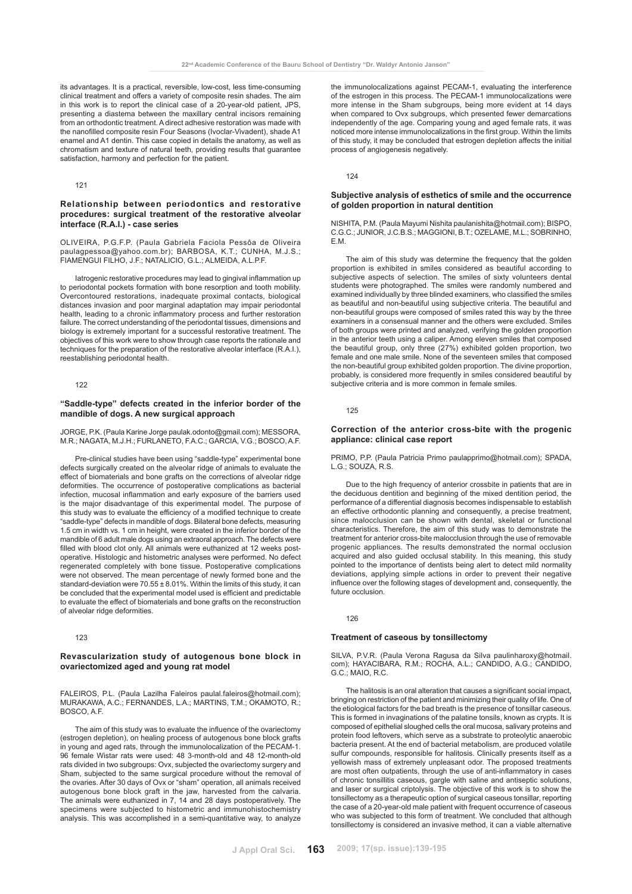its advantages. It is a practical, reversible, low-cost, less time-consuming clinical treatment and offers a variety of composite resin shades. The aim in this work is to report the clinical case of a 20-year-old patient, JPS, presenting a diastema between the maxillary central incisors remaining from an orthodontic treatment. A direct adhesive restoration was made with the nanofilled composite resin Four Seasons (Ivoclar-Vivadent), shade A1 enamel and A1 dentin. This case copied in details the anatomy, as well as chromatism and texture of natural teeth, providing results that guarantee satisfaction, harmony and perfection for the patient.

121

### Relationship between periodontics and restorative procedures: surgical treatment of the restorative alveolar interface (R.A.I.) - case series

OLIVEIRA, P.G.F.P. (Paula Gabriela Faciola Pessôa de Oliveira paulagpessoa@yahoo.com.br); BARBOSA, K.T.; CUNHA, M.J.S.; FIAMENGUI FILHO, J.F.; NATALICIO, G.L.; ALMEIDA, A.L.P.F.

Iatrogenic restorative procedures may lead to gingival inflammation up to periodontal pockets formation with bone resorption and tooth mobility. Overcontoured restorations, inadequate proximal contacts, biological distances invasion and poor marginal adaptation may impair periodontal health, leading to a chronic inflammatory process and further restoration failure. The correct understanding of the periodontal tissues, dimensions and biology is extremely important for a successful restorative treatment. The objectives of this work were to show through case reports the rationale and techniques for the preparation of the restorative alveolar interface (R.A.I.), reestablishing periodontal health.

122

### "Saddle-type" defects created in the inferior border of the mandible of dogs. A new surgical approach

JORGE, P.K. (Paula Karine Jorge paulak.odonto@gmail.com); MESSORA, M.R.; NAGATA, M.J.H.; FURLANETO, F.A.C.; GARCIA, V.G.; BOSCO, A.F.

Pre-clinical studies have been using "saddle-type" experimental bone defects surgically created on the alveolar ridge of animals to evaluate the effect of biomaterials and bone grafts on the corrections of alveolar ridge deformities. The occurrence of postoperative complications as bacterial infection, mucosal inflammation and early exposure of the barriers used is the major disadvantage of this experimental model. The purpose of this study was to evaluate the efficiency of a modified technique to create "saddle-type" defects in mandible of dogs. Bilateral bone defects, measuring 1.5 cm in width vs. 1 cm in height, were created in the inferior border of the mandible of 6 adult male dogs using an extraoral approach. The defects were filled with blood clot only. All animals were euthanized at 12 weeks post-operative. Histologic and histometric analyses were performed. No defect regenerated completely with bone tissue. Postoperative complications were not observed. The mean percentage of newly formed bone and the standard-deviation were $70.55 \pm 8.01\%$. Within the limits of this study, it can be concluded that the experimental model used is efficient and predictable to evaluate the effect of biomaterials and bone grafts on the reconstruction of alveolar ridge deformities.

123

### Revascularization study of autogenous bone block in ovariectomized aged and young rat model

FALEIROS, P.L. (Paula Lazilha Faleiros paulal.faleiros@hotmail.com); MURAKAWA, A.C.; FERNANDES, L.A.; MARTINS, T.M.; OKAMOTO, R.; BOSCO, A.F.

The aim of this study was to evaluate the influence of the ovariectomy (estrogen depletion), on healing process of autogenous bone block grafts in young and aged rats, through the immunolocalization of the PECAM-1. 96 female Wistar rats were used: 48 3-month-old and 48 12-month-old rats divided in two subgroups: Ovx, subjected the ovariectomy surgery and Sham, subjected to the same surgical procedure without the removal of the ovaries. After 30 days of Ovx or "sham" operation, all animals received autogenous bone block graft in the jaw, harvested from the calvaria. The animals were euthanized in 7, 14 and 28 days postoperatively. The specimens were subjected to histometric and immunohistochemistry analysis. This was accomplished in a semi-quantitative way, to analyze the immunolocalizations against PECAM-1, evaluating the interference of the estrogen in this process. The PECAM-1 immunolocalizations were more intense in the Sham subgroups, being more evident at 14 days when compared to Ovx subgroups, which presented fewer demarcations independently of the age. Comparing young and aged female rats, it was noticed more intense immunolocalizations in the first group. Within the limits of this study, it may be concluded that estrogen depletion affects the initial process of angiogenesis negatively.

124

### Subjective analysis of esthetics of smile and the occurrence of golden proportion in natural dentition

NISHITA, P.M. (Paula Mayumi Nishita paulanishita@hotmail.com); BISPO, C.G.C.; JUNIOR, J.C.B.S.; MAGGIONI, B.T.; OZELAME, M.L.; SOBRINHO, E.M.

The aim of this study was determine the frequency that the golden proportion is exhibited in smiles considered as beautiful according to subjective aspects of selection. The smiles of sixty volunteers dental students were photographed. The smiles were randomly numbered and examined individually by three blinded examiners, who classified the smiles as beautiful and non-beautiful using subjective criteria. The beautiful and non-beautiful groups were composed of smiles rated this way by the three examiners in a consensual manner and the others were excluded. Smiles of both groups were printed and analyzed, verifying the golden proportion in the anterior teeth using a caliper. Among eleven smiles that composed the beautiful group, only three (27%) exhibited golden proportion, two female and one male smile. None of the seventeen smiles that composed the non-beautiful group exhibited golden proportion. The divine proportion, probably, is considered more frequently in smiles considered beautiful by subjective criteria and is more common in female smiles.

125

### Correction of the anterior cross-bite with the progenic appliance: clinical case report

PRIMO, P.P. (Paula Patricia Primo paulapprimo@hotmail.com); SPADA, L.G.; SOUZA, R.S.

Due to the high frequency of anterior crossbite in patients that are in the deciduous dentition and beginning of the mixed dentition period, the performance of a differential diagnosis becomes indispensable to establish an effective orthodontic planning and consequently, a precise treatment, since malocclusion can be shown with dental, skeletal or functional characteristics. Therefore, the aim of this study was to demonstrate the treatment for anterior cross-bite malocclusion through the use of removable progenic appliances. The results demonstrated the normal occlusion acquired and also guided occlusal stability. In this meaning, this study pointed to the importance of dentists being alert to detect mild normality deviations, applying simple actions in order to prevent their negative influence over the following stages of development and, consequently, the future occlusion.

126

### Treatment of caseous by tonsillectomy

SILVA, P.V.R. (Paula Verona Ragusa da Silva paulinharoxy@hotmail.com); HAYACIBARA, R.M.; ROCHA, A.L.; CANDIDO, A.G.; CANDIDO, G.C.; MAIO, R.C.

The halitosis is an oral alteration that causes a significant social impact, bringing on restriction of the patient and minimizing their quality of life. One of the etiological factors for the bad breath is the presence of tonsillar caseous. This is formed in invaginations of the palatine tonsils, known as crypts. It is composed of epithelial sloughed cells the oral mucosa, salivary proteins and protein food leftovers, which serve as a substrate to proteolytic anaerobic bacteria present. At the end of bacterial metabolism, are produced volatile sulfur compounds, responsible for halitosis. Clinically presents itself as a yellowish mass of extremely unpleasant odor. The proposed treatments are most often outpatients, through the use of anti-inflammatory in cases of chronic tonsillitis caseous, gargle with saline and antiseptic solutions, and laser or surgical criptolysis. The objective of this work is to show the tonsillectomy as a therapeutic option of surgical caseous tonsillar, reporting the case of a 20-year-old male patient with frequent occurrence of caseous who was subjected to this form of treatment. We concluded that although tonsillectomy is considered an invasive method, it can a viable alternative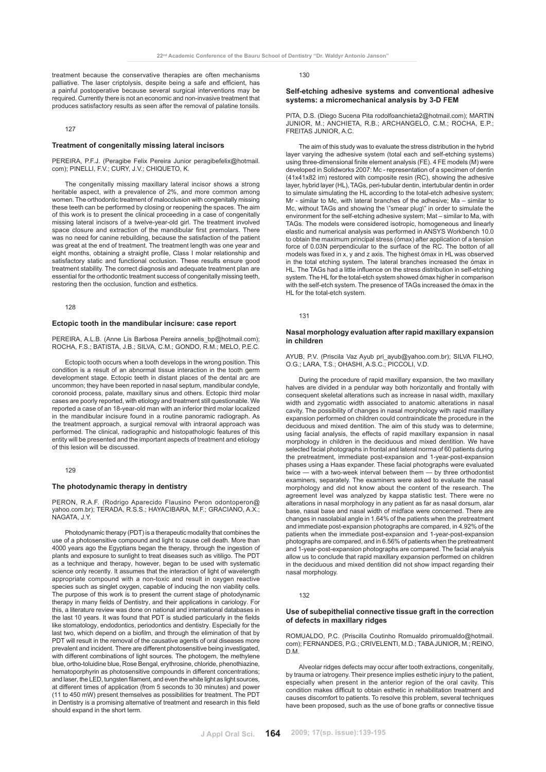treatment because the conservative therapies are often mechanisms palliative. The laser criptolysis, despite being a safe and efficient, has a painful postoperative because several surgical interventions may be required. Currently there is not an economic and non-invasive treatment that produces satisfactory results as seen after the removal of palatine tonsils.

127

### Treatment of congenitally missing lateral incisors

PEREIRA, P.F.J. (Peragibe Felix Pereira Junior peragibefelix@hotmail.com); PINELLI, F.V.; CURY, J.V.; CHIQUETO, K.

The congenitally missing maxillary lateral incisor shows a strong heritable aspect, with a prevalence of 2%, and more common among women. The orthodontic treatment of malocclusion with congenitally missing these teeth can be performed by closing or reopening the spaces. The aim of this work is to present the clinical proceeding in a case of congenitally missing lateral incisors of a twelve-year-old girl. The treatment involved space closure and extraction of the mandibular first premolars. There was no need for canine rebuilding, because the satisfaction of the patient was great at the end of treatment. The treatment length was one year and eight months, obtaining a straight profile, Class I molar relationship and satisfactory static and functional occlusion. These results ensure good treatment stability. The correct diagnosis and adequate treatment plan are essential for the orthodontic treatment success of congenitally missing teeth, restoring then the occlusion, function and esthetics.

128

### Ectopic tooth in the mandibular incisure: case report

PEREIRA, A.L.B. (Anne Lis Barbosa Pereira annelis_bp@hotmail.com); ROCHA, F.S.; BATISTA, J.B.; SILVA, C.M.; GONDO, R.M.; MELO, P.E.C.

Ectopic tooth occurs when a tooth develops in the wrong position. This condition is a result of an abnormal tissue interaction in the tooth germ development stage. Ectopic teeth in distant places of the dental arc are uncommon; they have been reported in nasal septum, mandibular condyle, coronoid process, palate, maxillary sinus and others. Ectopic third molar cases are poorly reported, with etiology and treatment still questionable. We reported a case of an 18-year-old man with an inferior third molar localized in the mandibular incisure found in a routine panoramic radiograph. As the treatment approach, a surgical removal with intraoral approach was performed. The clinical, radiographic and histopathologic features of this entity will be presented and the important aspects of treatment and etiology of this lesion will be discussed.

129

### The photodynamic therapy in dentistry

PERON, R.A.F. (Rodrigo Aparecido Flausino Peron odontoperon@yahoo.com.br); TERADA, R.S.S.; HAYACIBARA, M.F.; GRACIANO, A.X.; NAGATA, J.Y.

Photodynamic therapy (PDT) is a therapeutic modality that combines the use of a photosensitive compound and light to cause cell death. More than 4000 years ago the Egyptians began the therapy, through the ingestion of plants and exposure to sunlight to treat diseases such as vitiligo. The PDT as a technique and therapy, however, began to be used with systematic science only recently. It assumes that the interaction of light of wavelength appropriate compound with a non-toxic and result in oxygen reactive species such as singlet oxygen, capable of inducing the non viability cells. The purpose of this work is to present the current stage of photodynamic therapy in many fields of Dentistry, and their applications in cariology. For this, a literature review was done on national and international databases in the last 10 years. It was found that PDT is studied particularly in the fields like stomatology, endodontics, periodontics and dentistry. Especially for the last two, which depend on a biofilm, and through the elimination of that by PDT will result in the removal of the causative agents of oral diseases more prevalent and incident. There are different photosensitive being investigated, with different combinations of light sources. The photogem, the methylene blue, ortho-toluidine blue, Rose Bengal, erythrosine, chloride, phenothiazine, hematoporphyrin as photosensitive compounds in different concentrations; and laser, the LED, tungsten filament, and even the white light as light sources, at different times of application (from 5 seconds to 30 minutes) and power (11 to 450 mW) present themselves as possibilities for treatment. The PDT in Dentistry is a promising alternative of treatment and research in this field should expand in the short term.

130

### Self-etching adhesive systems and conventional adhesive systems: a micromechanical analysis by 3-D FEM

PITA, D.S. (Diego Sucena Pita rodolfoanchieta2@hotmail.com); MARTIN JUNIOR, M.; ANCHIETA, R.B.; ARCHANGELO, C.M.; ROCHA, E.P.; FREITAS JUNIOR, A.C.

The aim of this study was to evaluate the stress distribution in the hybrid layer varying the adhesive system (total each and self-etching systems) using three-dimensional finite element analysis (FE). 4 FE models (M) were developed in Solidworks 2007: Mc - representation of a specimen of dentin (41x41x82 ìm) restored with composite resin (RC), showing the adhesive layer, hybrid layer (HL), TAGs, peri-tubular dentin, intertubular dentin in order to simulate simulating the HL according to the total-etch adhesive system; Mr - similar to Mc, with lateral branches of the adhesive; Ma – similar to Mc, without TAGs and showing the \"smear plug\" in order to simulate the environment for the self-etching adhesive system; Mat – similar to Ma, with TAGs. The models were considered isotropic, homogeneous and linearly elastic and numerical analysis was performed in ANSYS Workbench 10.0 to obtain the maximum principal stress (ómax) after application of a tension force of 0.03N perpendicular to the surface of the RC. The botton of all models was fixed in x, y and z axis. The highest ómax in HL was observed in the total etching system. The lateral branches increased the ómax in HL. The TAGs had a little influence on the stress distribution in self-etching system. The HL for the total-etch system showed ómax higher in comparison with the self-etch system. The presence of TAGs increased the ómax in the HL for the total-etch system.

131

### Nasal morphology evaluation after rapid maxillary expansion in children

AYUB, P.V. (Priscila Vaz Ayub pri_ayub@yahoo.com.br); SILVA FILHO, O.G.; LARA, T.S.; OHASHI, A.S.C.; PICCOLI, V.D.

During the procedure of rapid maxillary expansion, the two maxillary halves are divided in a pendular way both horizontally and frontally with consequent skeletal alterations such as increase in nasal width, maxillary width and zygomatic width associated to anatomic alterations in nasal cavity. The possibility of changes in nasal morphology with rapid maxillary expansion performed on children could contraindicate the procedure in the deciduous and mixed dentition. The aim of this study was to determine, using facial analysis, the effects of rapid maxillary expansion in nasal morphology in children in the deciduous and mixed dentition. We have selected facial photographs in frontal and lateral norma of 60 patients during the pretreatment, immediate post-expansion and 1-year-post-expansion phases using a Haas expander. These facial photographs were evaluated twice — with a two-week interval between them — by three orthodontist examiners, separately. The examiners were asked to evaluate the nasal morphology and did not know about the content of the research. The agreement level was analyzed by kappa statistic test. There were no alterations in nasal morphology in any patient as far as nasal dorsum, alar base, nasal base and nasal width of midface were concerned. There are changes in nasolabial angle in 1.64% of the patients when the pretreatment and immediate post-expansion photographs are compared, in 4.92% of the patients when the immediate post-expansion and 1-year-post-expansion photographs are compared, and in 6.56% of patients when the pretreatment and 1-year-post-expansion photographs are compared. The facial analysis allow us to conclude that rapid maxillary expansion performed on children in the deciduous and mixed dentition did not show impact regarding their nasal morphology.

132

### Use of subepithelial connective tissue graft in the correction of defects in maxillary ridges

ROMUALDO, P.C. (Priscilla Coutinho Romualdo priromualdo@hotmail.com); FERNANDES, P.G.; CRIVELENTI, M.D.; TABA JUNIOR, M.; REINO, D.M.

Alveolar ridges defects may occur after tooth extractions, congenitally, by trauma or iatrogeny. Their presence implies esthetic injury to the patient, especially when present in the anterior region of the oral cavity. This condition makes difficult to obtain esthetic in rehabilitation treatment and causes discomfort to patients. To resolve this problem, several techniques have been proposed, such as the use of bone grafts or connective tissue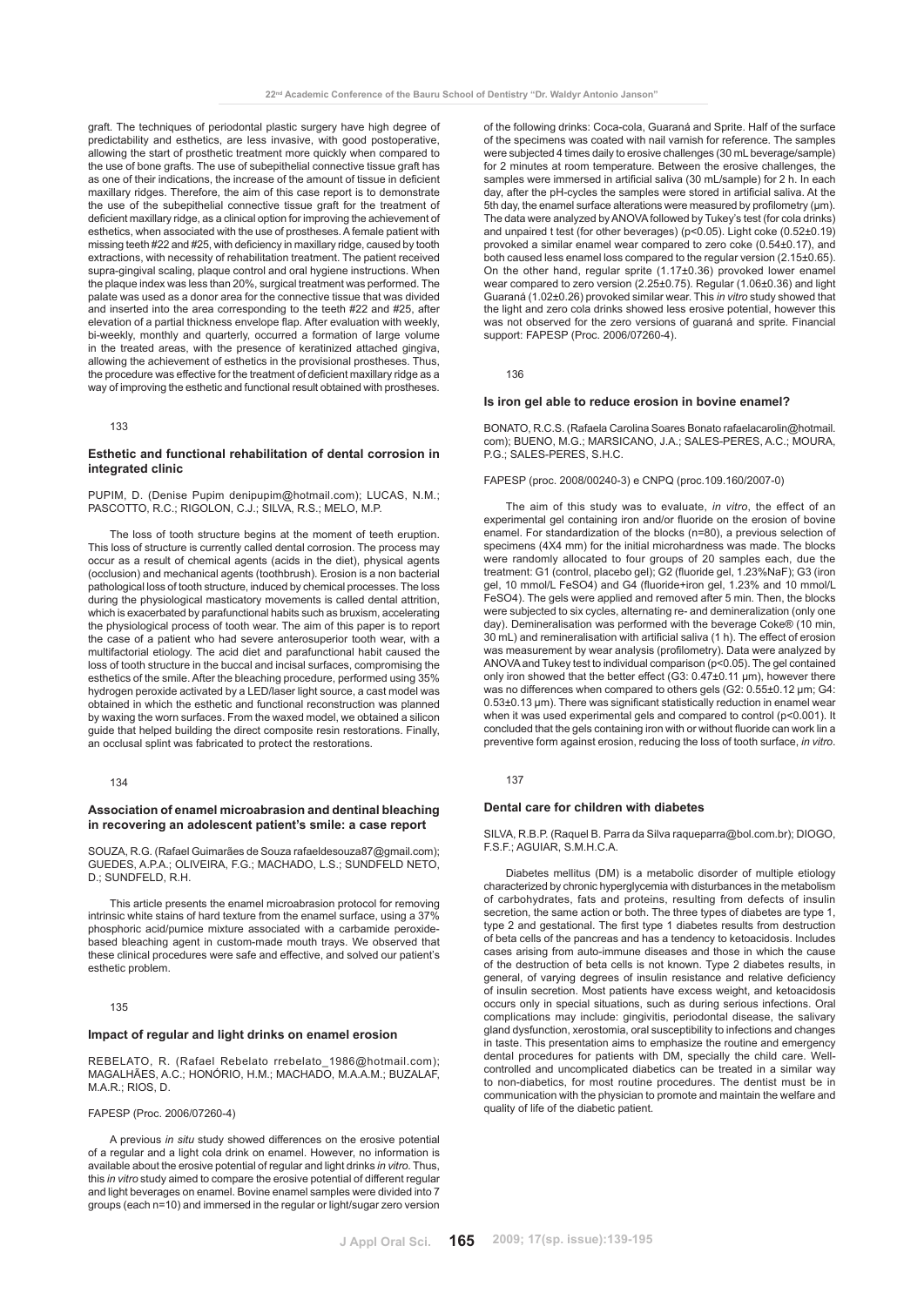graft. The techniques of periodontal plastic surgery have high degree of predictability and esthetics, are less invasive, with good postoperative, allowing the start of prosthetic treatment more quickly when compared to the use of bone grafts. The use of subepithelial connective tissue graft has as one of their indications, the increase of the amount of tissue in deficient maxillary ridges. Therefore, the aim of this case report is to demonstrate the use of the subepithelial connective tissue graft for the treatment of deficient maxillary ridge, as a clinical option for improving the achievement of esthetics, when associated with the use of prostheses. A female patient with missing teeth #22 and #25, with deficiency in maxillary ridge, caused by tooth extractions, with necessity of rehabilitation treatment. The patient received supra-gingival scaling, plaque control and oral hygiene instructions. When the plaque index was less than 20%, surgical treatment was performed. The palate was used as a donor area for the connective tissue that was divided and inserted into the area corresponding to the teeth #22 and #25, after elevation of a partial thickness envelope flap. After evaluation with weekly, bi-weekly, monthly and quarterly, occurred a formation of large volume in the treated areas, with the presence of keratinized attached gingiva, allowing the achievement of esthetics in the provisional prostheses. Thus, the procedure was effective for the treatment of deficient maxillary ridge as a way of improving the esthetic and functional result obtained with prostheses.

133

### Esthetic and functional rehabilitation of dental corrosion in integrated clinic

PUPIM, D. (Denise Pupim denipupim@hotmail.com); LUCAS, N.M.; PASCOTTO, R.C.; RIGOLON, C.J.; SILVA, R.S.; MELO, M.P.

The loss of tooth structure begins at the moment of teeth eruption. This loss of structure is currently called dental corrosion. The process may occur as a result of chemical agents (acids in the diet), physical agents (occlusion) and mechanical agents (toothbrush). Erosion is a non bacterial pathological loss of tooth structure, induced by chemical processes. The loss during the physiological masticatory movements is called dental attrition, which is exacerbated by parafunctional habits such as bruxism, accelerating the physiological process of tooth wear. The aim of this paper is to report the case of a patient who had severe anterosuperior tooth wear, with a multifactorial etiology. The acid diet and parafunctional habit caused the loss of tooth structure in the buccal and incisal surfaces, compromising the esthetics of the smile. After the bleaching procedure, performed using 35% hydrogen peroxide activated by a LED/laser light source, a cast model was obtained in which the esthetic and functional reconstruction was planned by waxing the worn surfaces. From the waxed model, we obtained a silicon guide that helped building the direct composite resin restorations. Finally, an occlusal splint was fabricated to protect the restorations.

134

### Association of enamel microabrasion and dentinal bleaching in recovering an adolescent patient's smile: a case report

SOUZA, R.G. (Rafael Guimarães de Souza rafaeldesouza87@gmail.com); GUEDES, A.P.A.; OLIVEIRA, F.G.; MACHADO, L.S.; SUNDFELD NETO, D.; SUNDFELD, R.H.

This article presents the enamel microabrasion protocol for removing intrinsic white stains of hard texture from the enamel surface, using a 37% phosphoric acid/pumice mixture associated with a carbamide peroxide-based bleaching agent in custom-made mouth trays. We observed that these clinical procedures were safe and effective, and solved our patient's esthetic problem.

135

### Impact of regular and light drinks on enamel erosion

REBELATO, R. (Rafael Rebelato rrebelato_1986@hotmail.com); MAGALHÃES, A.C.; HONÓRIO, H.M.; MACHADO, M.A.A.M.; BUZALAF, M.A.R.; RIOS, D.

FAPESP (Proc. 2006/07260-4)

A previous *in situ* study showed differences on the erosive potential of a regular and a light cola drink on enamel. However, no information is available about the erosive potential of regular and light drinks *in vitro*. Thus, this *in vitro* study aimed to compare the erosive potential of different regular and light beverages on enamel. Bovine enamel samples were divided into 7 groups (each n=10) and immersed in the regular or light/sugar zero version of the following drinks: Coca-cola, Guaraná and Sprite. Half of the surface of the specimens was coated with nail varnish for reference. The samples were subjected 4 times daily to erosive challenges (30 mL beverage/sample) for 2 minutes at room temperature. Between the erosive challenges, the samples were immersed in artificial saliva (30 mL/sample) for 2 h. In each day, after the pH-cycles the samples were stored in artificial saliva. At the 5th day, the enamel surface alterations were measured by profilometry (µm). The data were analyzed by ANOVA followed by Tukey's test (for cola drinks) and unpaired t test (for other beverages) ($p<0.05$). Light coke (0.52±0.19) provoked a similar enamel wear compared to zero coke (0.54±0.17), and both caused less enamel loss compared to the regular version (2.15±0.65). On the other hand, regular sprite (1.17±0.36) provoked lower enamel wear compared to zero version (2.25±0.75). Regular (1.06±0.36) and light Guaraná (1.02±0.26) provoked similar wear. This *in vitro* study showed that the light and zero cola drinks showed less erosive potential, however this was not observed for the zero versions of guaraná and sprite. Financial support: FAPESP (Proc. 2006/07260-4).

136

### Is iron gel able to reduce erosion in bovine enamel?

BONATO, R.C.S. (Rafaela Carolina Soares Bonato rafaelacarolin@hotmail.com); BUENO, M.G.; MARSICANO, J.A.; SALES-PERES, A.C.; MOURA, P.G.; SALES-PERES, S.H.C.

FAPESP (proc. 2008/00240-3) e CNPQ (proc.109.160/2007-0)

The aim of this study was to evaluate, *in vitro*, the effect of an experimental gel containing iron and/or fluoride on the erosion of bovine enamel. For standardization of the blocks (n=80), a previous selection of specimens (4X4 mm) for the initial microhardness was made. The blocks were randomly allocated to four groups of 20 samples each, due the treatment: G1 (control, placebo gel); G2 (fluoride gel, 1.23%NaF); G3 (iron gel, 10 mmol/L $FeSO_4$) and G4 (fluoride+iron gel, 1.23% and 10 mmol/L $FeSO_4$). The gels were applied and removed after 5 min. Then, the blocks were subjected to six cycles, alternating re- and demineralization (only one day). Demineralisation was performed with the beverage Coke® (10 min, 30 mL) and remineralisation with artificial saliva (1 h). The effect of erosion was measurement by wear analysis (profilometry). Data were analyzed by ANOVA and Tukey test to individual comparison ($p<0.05$). The gel contained only iron showed that the better effect (G3: 0.47±0.11 µm), however there was no differences when compared to others gels (G2: 0.55±0.12 µm; G4: 0.53±0.13 µm). There was significant statistically reduction in enamel wear when it was used experimental gels and compared to control ($p<0.001$). It concluded that the gels containing iron with or without fluoride can work lin a preventive form against erosion, reducing the loss of tooth surface, *in vitro*.

137

### Dental care for children with diabetes

SILVA, R.B.P. (Raquel B. Parra da Silva raqueparra@bol.com.br); DIOGO, F.S.F.; AGUIAR, S.M.H.C.A.

Diabetes mellitus (DM) is a metabolic disorder of multiple etiology characterized by chronic hyperglycemia with disturbances in the metabolism of carbohydrates, fats and proteins, resulting from defects of insulin secretion, the same action or both. The three types of diabetes are type 1, type 2 and gestational. The first type 1 diabetes results from destruction of beta cells of the pancreas and has a tendency to ketoacidosis. Includes cases arising from auto-immune diseases and those in which the cause of the destruction of beta cells is not known. Type 2 diabetes results, in general, of varying degrees of insulin resistance and relative deficiency of insulin secretion. Most patients have excess weight, and ketoacidosis occurs only in special situations, such as during serious infections. Oral complications may include: gingivitis, periodontal disease, the salivary gland dysfunction, xerostomia, oral susceptibility to infections and changes in taste. This presentation aims to emphasize the routine and emergency dental procedures for patients with DM, specially the child care. Well-controlled and uncomplicated diabetics can be treated in a similar way to non-diabetics, for most routine procedures. The dentist must be in communication with the physician to promote and maintain the welfare and quality of life of the diabetic patient.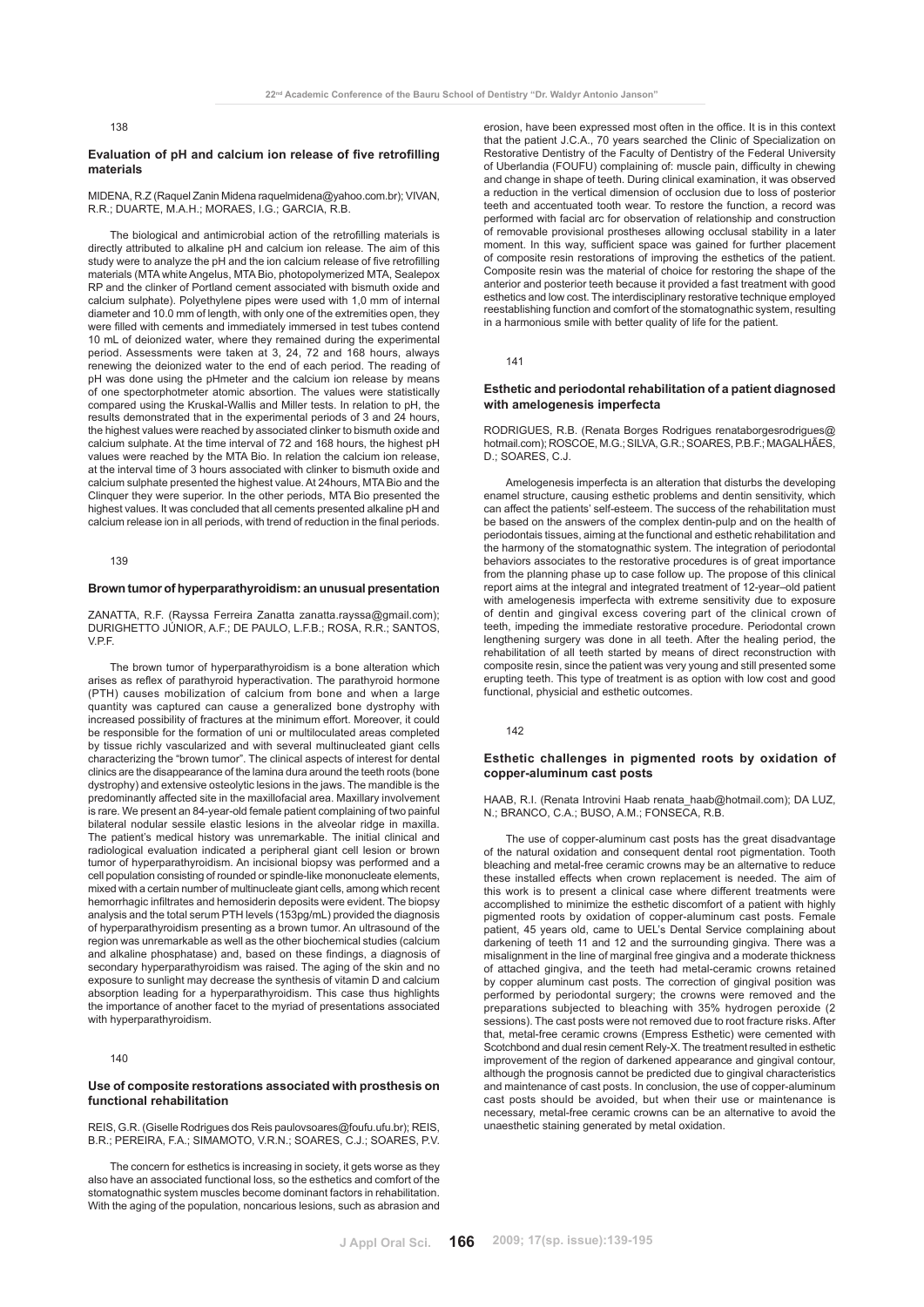138

### Evaluation of pH and calcium ion release of five retrofilling materials

MIDENA, R.Z (Raquel Zanin Midena raquelmidena@yahoo.com.br); VIVAN, R.R.; DUARTE, M.A.H.; MORAES, I.G.; GARCIA, R.B.

The biological and antimicrobial action of the retrofilling materials is directly attributed to alkaline pH and calcium ion release. The aim of this study were to analyze the pH and the ion calcium release of five retrofilling materials (MTA white Angelus, MTA Bio, photopolymerized MTA, Sealepox RP and the clinker of Portland cement associated with bismuth oxide and calcium sulphate). Polyethylene pipes were used with 1,0 mm of internal diameter and 10.0 mm of length, with only one of the extremities open, they were filled with cements and immediately immersed in test tubes contend 10 mL of deionized water, where they remained during the experimental period. Assessments were taken at 3, 24, 72 and 168 hours, always renewing the deionized water to the end of each period. The reading of pH was done using the pHmeter and the calcium ion release by means of one spectorphotmeter atomic absortion. The values were statistically compared using the Kruskal-Wallis and Miller tests. In relation to pH, the results demonstrated that in the experimental periods of 3 and 24 hours, the highest values were reached by associated clinker to bismuth oxide and calcium sulphate. At the time interval of 72 and 168 hours, the highest pH values were reached by the MTA Bio. In relation the calcium ion release, at the interval time of 3 hours associated with clinker to bismuth oxide and calcium sulphate presented the highest value. At 24hours, MTA Bio and the Clinquer they were superior. In the other periods, MTA Bio presented the highest values. It was concluded that all cements presented alkaline pH and calcium release ion in all periods, with trend of reduction in the final periods.

139

### Brown tumor of hyperparathyroidism: an unusual presentation

ZANATTA, R.F. (Rayssa Ferreira Zanatta zanatta.rayssa@gmail.com); DURIGHETTO JÚNIOR, A.F.; DE PAULO, L.F.B.; ROSA, R.R.; SANTOS, V.P.F.

The brown tumor of hyperparathyroidism is a bone alteration which arises as reflex of parathyroid hyperactivation. The parathyroid hormone (PTH) causes mobilization of calcium from bone and when a large quantity was captured can cause a generalized bone dystrophy with increased possibility of fractures at the minimum effort. Moreover, it could be responsible for the formation of uni or multiloculated areas completed by tissue richly vascularized and with several multinucleated giant cells characterizing the "brown tumor". The clinical aspects of interest for dental clinics are the disappearance of the lamina dura around the teeth roots (bone dystrophy) and extensive osteolytic lesions in the jaws. The mandible is the predominantly affected site in the maxillofacial area. Maxillary involvement is rare. We present an 84-year-old female patient complaining of two painful bilateral nodular sessile elastic lesions in the alveolar ridge in maxilla. The patient's medical history was unremarkable. The initial clinical and radiological evaluation indicated a peripheral giant cell lesion or brown tumor of hyperparathyroidism. An incisional biopsy was performed and a cell population consisting of rounded or spindle-like mononucleate elements, mixed with a certain number of multinucleate giant cells, among which recent hemorrhagic infiltrates and hemosiderin deposits were evident. The biopsy analysis and the total serum PTH levels (153pg/mL) provided the diagnosis of hyperparathyroidism presenting as a brown tumor. An ultrasound of the region was unremarkable as well as the other biochemical studies (calcium and alkaline phosphatase) and, based on these findings, a diagnosis of secondary hyperparathyroidism was raised. The aging of the skin and no exposure to sunlight may decrease the synthesis of vitamin D and calcium absorption leading for a hyperparathyroidism. This case thus highlights the importance of another facet to the myriad of presentations associated with hyperparathyroidism.

140

### Use of composite restorations associated with prosthesis on functional rehabilitation

REIS, G.R. (Giselle Rodrigues dos Reis paulovsoares@foufu.ufu.br); REIS, B.R.; PEREIRA, F.A.; SIMAMOTO, V.R.N.; SOARES, C.J.; SOARES, P.V.

The concern for esthetics is increasing in society, it gets worse as they also have an associated functional loss, so the esthetics and comfort of the stomatognathic system muscles become dominant factors in rehabilitation. With the aging of the population, noncarious lesions, such as abrasion and erosion, have been expressed most often in the office. It is in this context that the patient J.C.A., 70 years searched the Clinic of Specialization on Restorative Dentistry of the Faculty of Dentistry of the Federal University of Uberlandia (FOUFU) complaining of: muscle pain, difficulty in chewing and change in shape of teeth. During clinical examination, it was observed a reduction in the vertical dimension of occlusion due to loss of posterior teeth and accentuated tooth wear. To restore the function, a record was performed with facial arc for observation of relationship and construction of removable provisional prostheses allowing occlusal stability in a later moment. In this way, sufficient space was gained for further placement of composite resin restorations of improving the esthetics of the patient. Composite resin was the material of choice for restoring the shape of the anterior and posterior teeth because it provided a fast treatment with good esthetics and low cost. The interdisciplinary restorative technique employed reestablishing function and comfort of the stomatognathic system, resulting in a harmonious smile with better quality of life for the patient.

141

### Esthetic and periodontal rehabilitation of a patient diagnosed with amelogenesis imperfecta

RODRIGUES, R.B. (Renata Borges Rodrigues renataborgesrodrigues@hotmail.com); ROSCOE, M.G.; SILVA, G.R.; SOARES, P.B.F.; MAGALHÃES, D.; SOARES, C.J.

Amelogenesis imperfecta is an alteration that disturbs the developing enamel structure, causing esthetic problems and dentin sensitivity, which can affect the patients' self-esteem. The success of the rehabilitation must be based on the answers of the complex dentin-pulp and on the health of periodontais tissues, aiming at the functional and esthetic rehabilitation and the harmony of the stomatognathic system. The integration of periodontal behaviors associates to the restorative procedures is of great importance from the planning phase up to case follow up. The propose of this clinical report aims at the integral and integrated treatment of 12-year–old patient with amelogenesis imperfecta with extreme sensitivity due to exposure of dentin and gingival excess covering part of the clinical crown of teeth, impeding the immediate restorative procedure. Periodontal crown lengthening surgery was done in all teeth. After the healing period, the rehabilitation of all teeth started by means of direct reconstruction with composite resin, since the patient was very young and still presented some erupting teeth. This type of treatment is as option with low cost and good functional, physicial and esthetic outcomes.

142

### Esthetic challenges in pigmented roots by oxidation of copper-aluminum cast posts

HAAB, R.I. (Renata Introvini Haab renata_haab@hotmail.com); DA LUZ, N.; BRANCO, C.A.; BUSO, A.M.; FONSECA, R.B.

The use of copper-aluminum cast posts has the great disadvantage of the natural oxidation and consequent dental root pigmentation. Tooth bleaching and metal-free ceramic crowns may be an alternative to reduce these installed effects when crown replacement is needed. The aim of this work is to present a clinical case where different treatments were accomplished to minimize the esthetic discomfort of a patient with highly pigmented roots by oxidation of copper-aluminum cast posts. Female patient, 45 years old, came to UEL's Dental Service complaining about darkening of teeth 11 and 12 and the surrounding gingiva. There was a misalignment in the line of marginal free gingiva and a moderate thickness of attached gingiva, and the teeth had metal-ceramic crowns retained by copper aluminum cast posts. The correction of gingival position was performed by periodontal surgery; the crowns were removed and the preparations subjected to bleaching with 35% hydrogen peroxide (2 sessions). The cast posts were not removed due to root fracture risks. After that, metal-free ceramic crowns (Empress Esthetic) were cemented with Scotchbond and dual resin cement Rely-X. The treatment resulted in esthetic improvement of the region of darkened appearance and gingival contour, although the prognosis cannot be predicted due to gingival characteristics and maintenance of cast posts. In conclusion, the use of copper-aluminum cast posts should be avoided, but when their use or maintenance is necessary, metal-free ceramic crowns can be an alternative to avoid the unaesthetic staining generated by metal oxidation.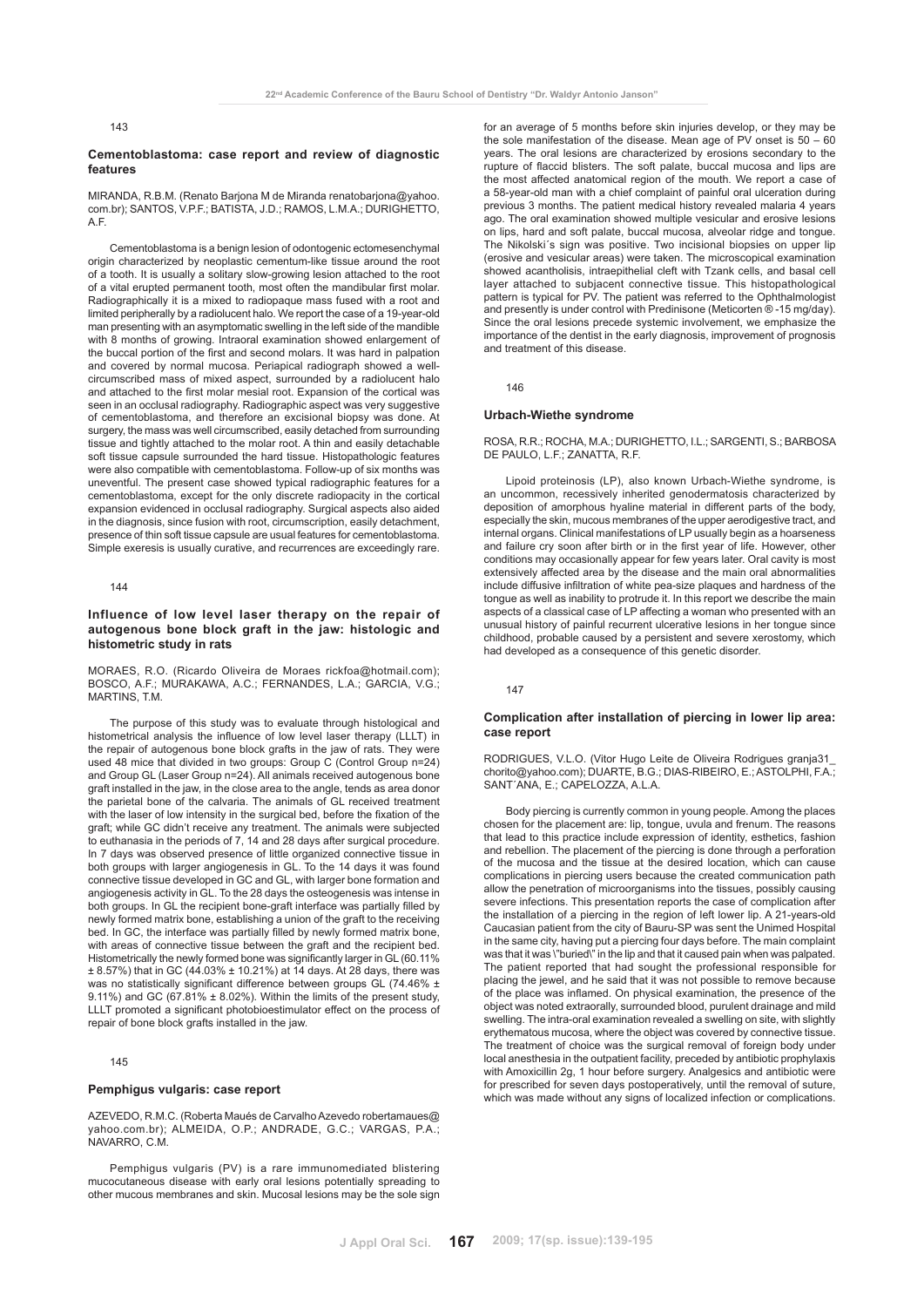143

### Cementoblastoma: case report and review of diagnostic features

MIRANDA, R.B.M. (Renato Barjona M de Miranda renatobarjona@yahoo.com.br); SANTOS, V.P.F.; BATISTA, J.D.; RAMOS, L.M.A.; DURIGHETTO, A.F.

Cementoblastoma is a benign lesion of odontogenic ectomesenchymal origin characterized by neoplastic cementum-like tissue around the root of a tooth. It is usually a solitary slow-growing lesion attached to the root of a vital erupted permanent tooth, most often the mandibular first molar. Radiographically it is a mixed to radiopaque mass fused with a root and limited peripherally by a radiolucent halo. We report the case of a 19-year-old man presenting with an asymptomatic swelling in the left side of the mandible with 8 months of growing. Intraoral examination showed enlargement of the buccal portion of the first and second molars. It was hard in palpation and covered by normal mucosa. Periapical radiograph showed a well-circumscribed mass of mixed aspect, surrounded by a radiolucent halo and attached to the first molar mesial root. Expansion of the cortical was seen in an occlusal radiography. Radiographic aspect was very suggestive of cementoblastoma, and therefore an excisional biopsy was done. At surgery, the mass was well circumscribed, easily detached from surrounding tissue and tightly attached to the molar root. A thin and easily detachable soft tissue capsule surrounded the hard tissue. Histopathologic features were also compatible with cementoblastoma. Follow-up of six months was uneventful. The present case showed typical radiographic features for a cementoblastoma, except for the only discrete radiopacity in the cortical expansion evidenced in occlusal radiography. Surgical aspects also aided in the diagnosis, since fusion with root, circumscription, easily detachment, presence of thin soft tissue capsule are usual features for cementoblastoma. Simple exeresis is usually curative, and recurrences are exceedingly rare.

144

### Influence of low level laser therapy on the repair of autogenous bone block graft in the jaw: histologic and histometric study in rats

MORAES, R.O. (Ricardo Oliveira de Moraes rickfoa@hotmail.com); BOSCO, A.F.; MURAKAWA, A.C.; FERNANDES, L.A.; GARCIA, V.G.; MARTINS, T.M.

The purpose of this study was to evaluate through histological and histometrical analysis the influence of low level laser therapy (LLLT) in the repair of autogenous bone block grafts in the jaw of rats. They were used 48 mice that divided in two groups: Group C (Control Group n=24) and Group GL (Laser Group n=24). All animals received autogenous bone graft installed in the jaw, in the close area to the angle, tends as area donor the parietal bone of the calvaria. The animals of GL received treatment with the laser of low intensity in the surgical bed, before the fixation of the graft; while GC didn't receive any treatment. The animals were subjected to euthanasia in the periods of 7, 14 and 28 days after surgical procedure. In 7 days was observed presence of little organized connective tissue in both groups with larger angiogenesis in GL. To the 14 days it was found connective tissue developed in GC and GL, with larger bone formation and angiogenesis activity in GL. To the 28 days the osteogenesis was intense in both groups. In GL the recipient bone-graft interface was partially filled by newly formed matrix bone, establishing a union of the graft to the receiving bed. In GC, the interface was partially filled by newly formed matrix bone, with areas of connective tissue between the graft and the recipient bed. Histometrically the newly formed bone was significantly larger in GL (60.11% ± 8.57%) that in GC (44.03% ± 10.21%) at 14 days. At 28 days, there was was no statistically significant difference between groups GL (74.46% ± 9.11%) and GC (67.81% ± 8.02%). Within the limits of the present study, LLLT promoted a significant photobioestimulator effect on the process of repair of bone block grafts installed in the jaw.

145

### Pemphigus vulgaris: case report

AZEVEDO, R.M.C. (Roberta Maués de Carvalho Azevedo robertamaues@yahoo.com.br); ALMEIDA, O.P.; ANDRADE, G.C.; VARGAS, P.A.; NAVARRO, C.M.

Pemphigus vulgaris (PV) is a rare immunomediated blistering mucocutaneous disease with early oral lesions potentially spreading to other mucous membranes and skin. Mucosal lesions may be the sole sign for an average of 5 months before skin injuries develop, or they may be the sole manifestation of the disease. Mean age of PV onset is 50 – 60 years. The oral lesions are characterized by erosions secondary to the rupture of flaccid blisters. The soft palate, buccal mucosa and lips are the most affected anatomical region of the mouth. We report a case of a 58-year-old man with a chief complaint of painful oral ulceration during previous 3 months. The patient medical history revealed malaria 4 years ago. The oral examination showed multiple vesicular and erosive lesions on lips, hard and soft palate, buccal mucosa, alveolar ridge and tongue. The Nikolski´s sign was positive. Two incisional biopsies on upper lip (erosive and vesicular areas) were taken. The microscopical examination showed acantholisis, intraepithelial cleft with Tzank cells, and basal cell layer attached to subjacent connective tissue. This histopathological pattern is typical for PV. The patient was referred to the Ophthalmologist and presently is under control with Predinisone (Meticorten ® -15 mg/day). Since the oral lesions precede systemic involvement, we emphasize the importance of the dentist in the early diagnosis, improvement of prognosis and treatment of this disease.

146

### Urbach-Wiethe syndrome

ROSA, R.R.; ROCHA, M.A.; DURIGHETTO, I.L.; SARGENTI, S.; BARBOSA DE PAULO, L.F.; ZANATTA, R.F.

Lipoid proteinosis (LP), also known Urbach-Wiethe syndrome, is an uncommon, recessively inherited genodermatosis characterized by deposition of amorphous hyaline material in different parts of the body, especially the skin, mucous membranes of the upper aerodigestive tract, and internal organs. Clinical manifestations of LP usually begin as a hoarseness and failure cry soon after birth or in the first year of life. However, other conditions may occasionally appear for few years later. Oral cavity is most extensively affected area by the disease and the main oral abnormalities include diffusive infiltration of white pea-size plaques and hardness of the tongue as well as inability to protrude it. In this report we describe the main aspects of a classical case of LP affecting a woman who presented with an unusual history of painful recurrent ulcerative lesions in her tongue since childhood, probable caused by a persistent and severe xerostomy, which had developed as a consequence of this genetic disorder.

147

### Complication after installation of piercing in lower lip area: case report

RODRIGUES, V.L.O. (Vitor Hugo Leite de Oliveira Rodrigues granja31_chorito@yahoo.com); DUARTE, B.G.; DIAS-RIBEIRO, E.; ASTOLPHI, F.A.; SANT´ANA, E.; CAPELOZZA, A.L.A.

Body piercing is currently common in young people. Among the places chosen for the placement are: lip, tongue, uvula and frenum. The reasons that lead to this practice include expression of identity, esthetics, fashion and rebellion. The placement of the piercing is done through a perforation of the mucosa and the tissue at the desired location, which can cause complications in piercing users because the created communication path allow the penetration of microorganisms into the tissues, possibly causing severe infections. This presentation reports the case of complication after the installation of a piercing in the region of left lower lip. A 21-years-old Caucasian patient from the city of Bauru-SP was sent the Unimed Hospital in the same city, having put a piercing four days before. The main complaint was that it was \"buried\" in the lip and that it caused pain when was palpated. The patient reported that had sought the professional responsible for placing the jewel, and he said that it was not possible to remove because of the place was inflamed. On physical examination, the presence of the object was noted extraorally, surrounded blood, purulent drainage and mild swelling. The intra-oral examination revealed a swelling on site, with slightly erythematous mucosa, where the object was covered by connective tissue. The treatment of choice was the surgical removal of foreign body under local anesthesia in the outpatient facility, preceded by antibiotic prophylaxis with Amoxicillin 2g, 1 hour before surgery. Analgesics and antibiotic were for prescribed for seven days postoperatively, until the removal of suture, which was made without any signs of localized infection or complications.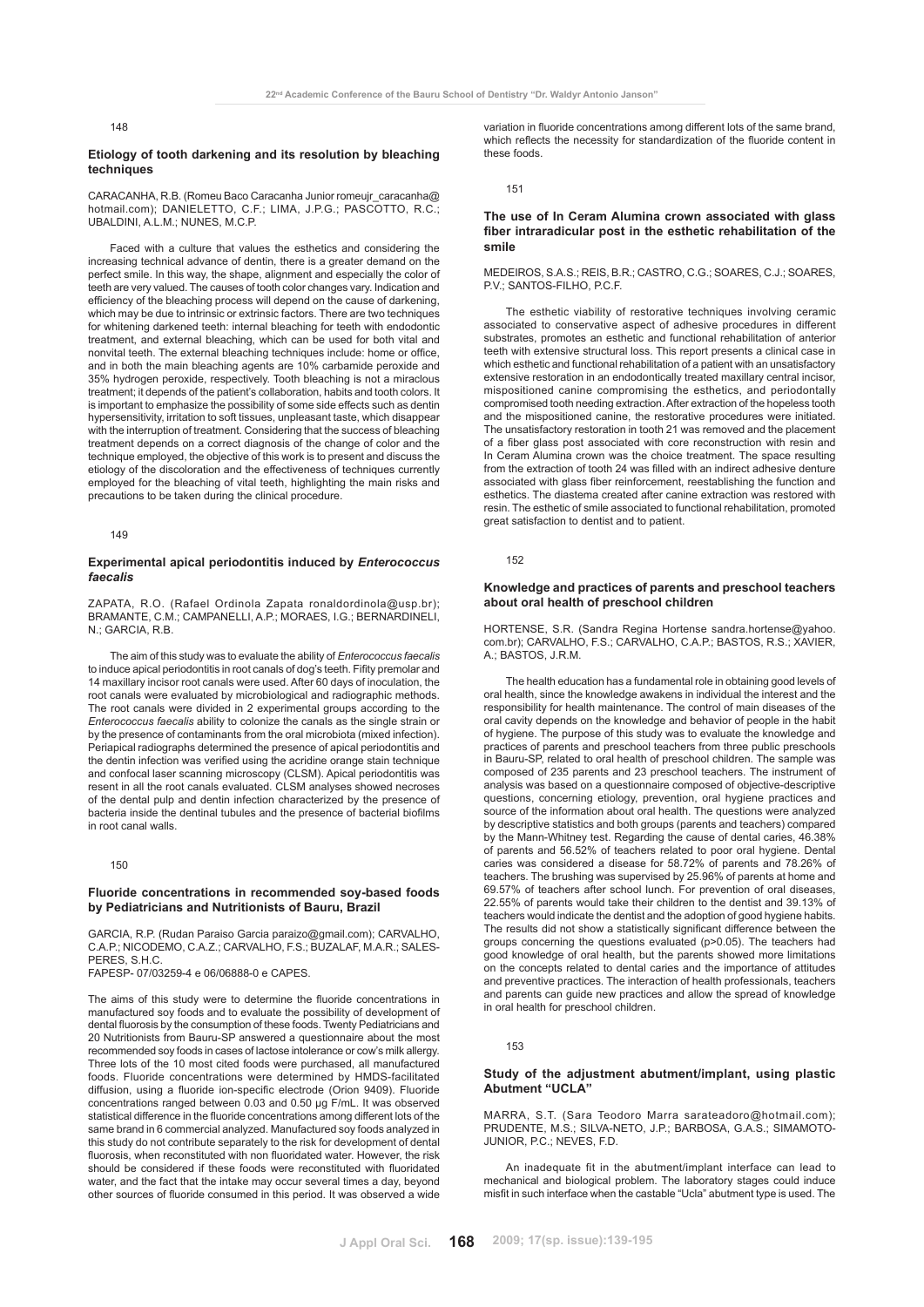148

### Etiology of tooth darkening and its resolution by bleaching techniques

CARACANHA, R.B. (Romeu Baco Caracanha Junior romeujr_caracanha@hotmail.com); DANIELETTO, C.F.; LIMA, J.P.G.; PASCOTTO, R.C.; UBALDINI, A.L.M.; NUNES, M.C.P.

Faced with a culture that values the esthetics and considering the increasing technical advance of dentin, there is a greater demand on the perfect smile. In this way, the shape, alignment and especially the color of teeth are very valued. The causes of tooth color changes vary. Indication and efficiency of the bleaching process will depend on the cause of darkening, which may be due to intrinsic or extrinsic factors. There are two techniques for whitening darkened teeth: internal bleaching for teeth with endodontic treatment, and external bleaching, which can be used for both vital and nonvital teeth. The external bleaching techniques include: home or office, and in both the main bleaching agents are 10% carbamide peroxide and 35% hydrogen peroxide, respectively. Tooth bleaching is not a miraclous treatment; it depends of the patient's collaboration, habits and tooth colors. It is important to emphasize the possibility of some side effects such as dentin hypersensitivity, irritation to soft tissues, unpleasant taste, which disappear with the interruption of treatment. Considering that the success of bleaching treatment depends on a correct diagnosis of the change of color and the technique employed, the objective of this work is to present and discuss the etiology of the discoloration and the effectiveness of techniques currently employed for the bleaching of vital teeth, highlighting the main risks and precautions to be taken during the clinical procedure.

149

### Experimental apical periodontitis induced by *Enterococcus faecalis*

ZAPATA, R.O. (Rafael Ordinola Zapata ronaldordinola@usp.br); BRAMANTE, C.M.; CAMPANELLI, A.P.; MORAES, I.G.; BERNARDINELI, N.; GARCIA, R.B.

The aim of this study was to evaluate the ability of *Enterococcus faecalis* to induce apical periodontitis in root canals of dog's teeth. Fifity premolar and 14 maxillary incisor root canals were used. After 60 days of inoculation, the root canals were evaluated by microbiological and radiographic methods. The root canals were divided in 2 experimental groups according to the *Enterococcus faecalis* ability to colonize the canals as the single strain or by the presence of contaminants from the oral microbiota (mixed infection). Periapical radiographs determined the presence of apical periodontitis and the dentin infection was verified using the acridine orange stain technique and confocal laser scanning microscopy (CLSM). Apical periodontitis was resent in all the root canals evaluated. CLSM analyses showed necroses of the dental pulp and dentin infection characterized by the presence of bacteria inside the dentinal tubules and the presence of bacterial biofilms in root canal walls.

150

### Fluoride concentrations in recommended soy-based foods by Pediatricians and Nutritionists of Bauru, Brazil

GARCIA, R.P. (Rudan Paraiso Garcia paraizo@gmail.com); CARVALHO, C.A.P.; NICODEMO, C.A.Z.; CARVALHO, F.S.; BUZALAF, M.A.R.; SALES-PERES, S.H.C.
FAPESP- 07/03259-4 e 06/06888-0 e CAPES.

The aims of this study were to determine the fluoride concentrations in manufactured soy foods and to evaluate the possibility of development of dental fluorosis by the consumption of these foods. Twenty Pediatricians and 20 Nutritionists from Bauru-SP answered a questionnaire about the most recommended soy foods in cases of lactose intolerance or cow's milk allergy. Three lots of the 10 most cited foods were purchased, all manufactured foods. Fluoride concentrations were determined by HMDS-facilitated diffusion, using a fluoride ion-specific electrode (Orion 9409). Fluoride concentrations ranged between 0.03 and 0.50 µg F/mL. It was observed statistical difference in the fluoride concentrations among different lots of the same brand in 6 commercial analyzed. Manufactured soy foods analyzed in this study do not contribute separately to the risk for development of dental fluorosis, when reconstituted with non fluoridated water. However, the risk should be considered if these foods were reconstituted with fluoridated water, and the fact that the intake may occur several times a day, beyond other sources of fluoride consumed in this period. It was observed a wide variation in fluoride concentrations among different lots of the same brand, which reflects the necessity for standardization of the fluoride content in these foods.

151

### The use of In Ceram Alumina crown associated with glass fiber intraradicular post in the esthetic rehabilitation of the smile

MEDEIROS, S.A.S.; REIS, B.R.; CASTRO, C.G.; SOARES, C.J.; SOARES, P.V.; SANTOS-FILHO, P.C.F.

The esthetic viability of restorative techniques involving ceramic associated to conservative aspect of adhesive procedures in different substrates, promotes an esthetic and functional rehabilitation of anterior teeth with extensive structural loss. This report presents a clinical case in which esthetic and functional rehabilitation of a patient with an unsatisfactory extensive restoration in an endodontically treated maxillary central incisor, mispositioned canine compromising the esthetics, and periodontally compromised tooth needing extraction. After extraction of the hopeless tooth and the mispositioned canine, the restorative procedures were initiated. The unsatisfactory restoration in tooth 21 was removed and the placement of a fiber glass post associated with core reconstruction with resin and In Ceram Alumina crown was the choice treatment. The space resulting from the extraction of tooth 24 was filled with an indirect adhesive denture associated with glass fiber reinforcement, reestablishing the function and esthetics. The diastema created after canine extraction was restored with resin. The esthetic of smile associated to functional rehabilitation, promoted great satisfaction to dentist and to patient.

152

### Knowledge and practices of parents and preschool teachers about oral health of preschool children

HORTENSE, S.R. (Sandra Regina Hortense sandra.hortense@yahoo.com.br); CARVALHO, F.S.; CARVALHO, C.A.P.; BASTOS, R.S.; XAVIER, A.; BASTOS, J.R.M.

The health education has a fundamental role in obtaining good levels of oral health, since the knowledge awakens in individual the interest and the responsibility for health maintenance. The control of main diseases of the oral cavity depends on the knowledge and behavior of people in the habit of hygiene. The purpose of this study was to evaluate the knowledge and practices of parents and preschool teachers from three public preschools in Bauru-SP, related to oral health of preschool children. The sample was composed of 235 parents and 23 preschool teachers. The instrument of analysis was based on a questionnaire composed of objective-descriptive questions, concerning etiology, prevention, oral hygiene practices and source of the information about oral health. The questions were analyzed by descriptive statistics and both groups (parents and teachers) compared by the Mann-Whitney test. Regarding the cause of dental caries, 46.38% of parents and 56.52% of teachers related to poor oral hygiene. Dental caries was considered a disease for 58.72% of parents and 78.26% of teachers. The brushing was supervised by 25.96% of parents at home and 69.57% of teachers after school lunch. For prevention of oral diseases, 22.55% of parents would take their children to the dentist and 39.13% of teachers would indicate the dentist and the adoption of good hygiene habits. The results did not show a statistically significant difference between the groups concerning the questions evaluated ($p>0.05$). The teachers had good knowledge of oral health, but the parents showed more limitations on the concepts related to dental caries and the importance of attitudes and preventive practices. The interaction of health professionals, teachers and parents can guide new practices and allow the spread of knowledge in oral health for preschool children.

153

### Study of the adjustment abutment/implant, using plastic Abutment "UCLA"

MARRA, S.T. (Sara Teodoro Marra sarateadoro@hotmail.com); PRUDENTE, M.S.; SILVA-NETO, J.P.; BARBOSA, G.A.S.; SIMAMOTO-JUNIOR, P.C.; NEVES, F.D.

An inadequate fit in the abutment/implant interface can lead to mechanical and biological problem. The laboratory stages could induce misfit in such interface when the castable "Ucla" abutment type is used. The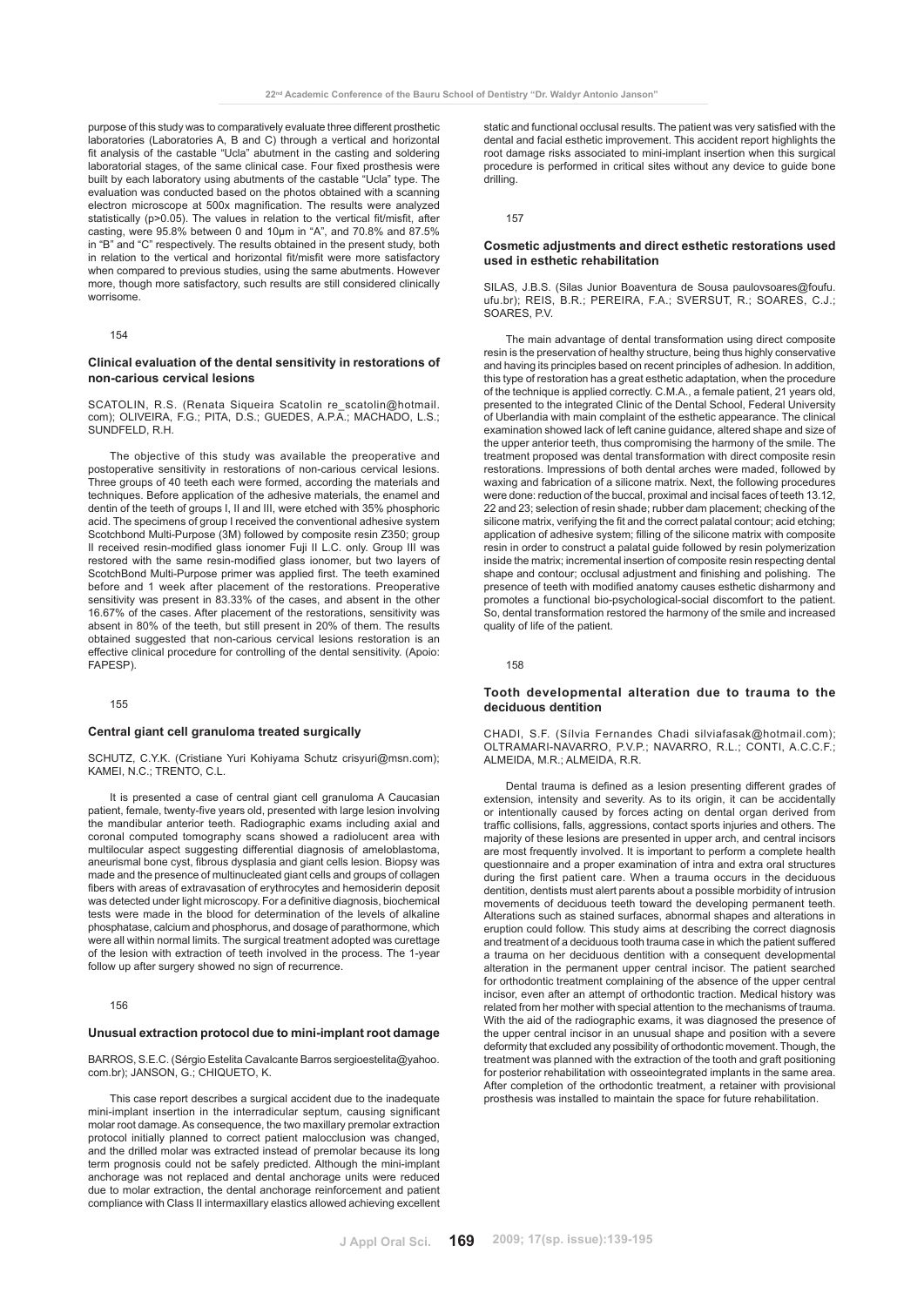purpose of this study was to comparatively evaluate three different prosthetic laboratories (Laboratories A, B and C) through a vertical and horizontal fit analysis of the castable "Ucla" abutment in the casting and soldering laboratorial stages, of the same clinical case. Four fixed prosthesis were built by each laboratory using abutments of the castable "Ucla" type. The evaluation was conducted based on the photos obtained with a scanning electron microscope at 500x magnification. The results were analyzed statistically ($p>0.05$). The values in relation to the vertical fit/misfit, after casting, were 95.8% between 0 and 10μm in "A", and 70.8% and 87.5% in "B" and "C" respectively. The results obtained in the present study, both in relation to the vertical and horizontal fit/misfit were more satisfactory when compared to previous studies, using the same abutments. However more, though more satisfactory, such results are still considered clinically worrisome.

154

### Clinical evaluation of the dental sensitivity in restorations of non-carious cervical lesions

SCATOLIN, R.S. (Renata Siqueira Scatolin re_scatolin@hotmail.com); OLIVEIRA, F.G.; PITA, D.S.; GUEDES, A.P.A.; MACHADO, L.S.; SUNDFELD, R.H.

The objective of this study was available the preoperative and postoperative sensitivity in restorations of non-carious cervical lesions. Three groups of 40 teeth each were formed, according the materials and techniques. Before application of the adhesive materials, the enamel and dentin of the teeth of groups I, II and III, were etched with 35% phosphoric acid. The specimens of group I received the conventional adhesive system Scotchbond Multi-Purpose (3M) followed by composite resin Z350; group II received resin-modified glass ionomer Fuji II L.C. only. Group III was restored with the same resin-modified glass ionomer, but two layers of ScotchBond Multi-Purpose primer was applied first. The teeth examined before and 1 week after placement of the restorations. Preoperative sensitivity was present in 83.33% of the cases, and absent in the other 16.67% of the cases. After placement of the restorations, sensitivity was absent in 80% of the teeth, but still present in 20% of them. The results obtained suggested that non-carious cervical lesions restoration is an effective clinical procedure for controlling of the dental sensitivity. (Apoio: FAPESP).

155

### Central giant cell granuloma treated surgically

SCHUTZ, C.Y.K. (Cristiane Yuri Kohiyama Schutz crisyuri@msn.com); KAMEI, N.C.; TRENTO, C.L.

It is presented a case of central giant cell granuloma A Caucasian patient, female, twenty-five years old, presented with large lesion involving the mandibular anterior teeth. Radiographic exams including axial and coronal computed tomography scans showed a radiolucent area with multilocular aspect suggesting differential diagnosis of ameloblastoma, aneurismal bone cyst, fibrous dysplasia and giant cells lesion. Biopsy was made and the presence of multinucleated giant cells and groups of collagen fibers with areas of extravasation of erythrocytes and hemosiderin deposit was detected under light microscopy. For a definitive diagnosis, biochemical tests were made in the blood for determination of the levels of alkaline phosphatase, calcium and phosphorus, and dosage of parathormone, which were all within normal limits. The surgical treatment adopted was curettage of the lesion with extraction of teeth involved in the process. The 1-year follow up after surgery showed no sign of recurrence.

156

### Unusual extraction protocol due to mini-implant root damage

BARROS, S.E.C. (Sérgio Estelita Cavalcante Barros sergioestelita@yahoo.com.br); JANSON, G.; CHIQUETO, K.

This case report describes a surgical accident due to the inadequate mini-implant insertion in the interradicular septum, causing significant molar root damage. As consequence, the two maxillary premolar extraction protocol initially planned to correct patient malocclusion was changed, and the drilled molar was extracted instead of premolar because its long term prognosis could not be safely predicted. Although the mini-implant anchorage was not replaced and dental anchorage units were reduced due to molar extraction, the dental anchorage reinforcement and patient compliance with Class II intermaxillary elastics allowed achieving excellent static and functional occlusal results. The patient was very satisfied with the dental and facial esthetic improvement. This accident report highlights the root damage risks associated to mini-implant insertion when this surgical procedure is performed in critical sites without any device to guide bone drilling.

157

### Cosmetic adjustments and direct esthetic restorations used used in esthetic rehabilitation

SILAS, J.B.S. (Silas Junior Boaventura de Sousa paulovsoares@foufu.ufu.br); REIS, B.R.; PEREIRA, F.A.; SVERSUT, R.; SOARES, C.J.; SOARES, P.V.

The main advantage of dental transformation using direct composite resin is the preservation of healthy structure, being thus highly conservative and having its principles based on recent principles of adhesion. In addition, this type of restoration has a great esthetic adaptation, when the procedure of the technique is applied correctly. C.M.A., a female patient, 21 years old, presented to the integrated Clinic of the Dental School, Federal University of Uberlandia with main complaint of the esthetic appearance. The clinical examination showed lack of left canine guidance, altered shape and size of the upper anterior teeth, thus compromising the harmony of the smile. The treatment proposed was dental transformation with direct composite resin restorations. Impressions of both dental arches were maded, followed by waxing and fabrication of a silicone matrix. Next, the following procedures were done: reduction of the buccal, proximal and incisal faces of teeth 13.12, 22 and 23; selection of resin shade; rubber dam placement; checking of the silicone matrix, verifying the fit and the correct palatal contour; acid etching; application of adhesive system; filling of the silicone matrix with composite resin in order to construct a palatal guide followed by resin polymerization inside the matrix; incremental insertion of composite resin respecting dental shape and contour; occlusal adjustment and finishing and polishing. The presence of teeth with modified anatomy causes esthetic disharmony and promotes a functional bio-psychological-social discomfort to the patient. So, dental transformation restored the harmony of the smile and increased quality of life of the patient.

158

### Tooth developmental alteration due to trauma to the deciduous dentition

CHADI, S.F. (Sílvia Fernandes Chadi silviafasak@hotmail.com); OLTRAMARI-NAVARRO, P.V.P.; NAVARRO, R.L.; CONTI, A.C.C.F.; ALMEIDA, M.R.; ALMEIDA, R.R.

Dental trauma is defined as a lesion presenting different grades of extension, intensity and severity. As to its origin, it can be accidentally or intentionally caused by forces acting on dental organ derived from traffic collisions, falls, aggressions, contact sports injuries and others. The majority of these lesions are presented in upper arch, and central incisors are most frequently involved. It is important to perform a complete health questionnaire and a proper examination of intra and extra oral structures during the first patient care. When a trauma occurs in the deciduous dentition, dentists must alert parents about a possible morbidity of intrusion movements of deciduous teeth toward the developing permanent teeth. Alterations such as stained surfaces, abnormal shapes and alterations in eruption could follow. This study aims at describing the correct diagnosis and treatment of a deciduous tooth trauma case in which the patient suffered a trauma on her deciduous dentition with a consequent developmental alteration in the permanent upper central incisor. The patient searched for orthodontic treatment complaining of the absence of the upper central incisor, even after an attempt of orthodontic traction. Medical history was related from her mother with special attention to the mechanisms of trauma. With the aid of the radiographic exams, it was diagnosed the presence of the upper central incisor in an unusual shape and position with a severe deformity that excluded any possibility of orthodontic movement. Though, the treatment was planned with the extraction of the tooth and graft positioning for posterior rehabilitation with osseointegrated implants in the same area. After completion of the orthodontic treatment, a retainer with provisional prosthesis was installed to maintain the space for future rehabilitation.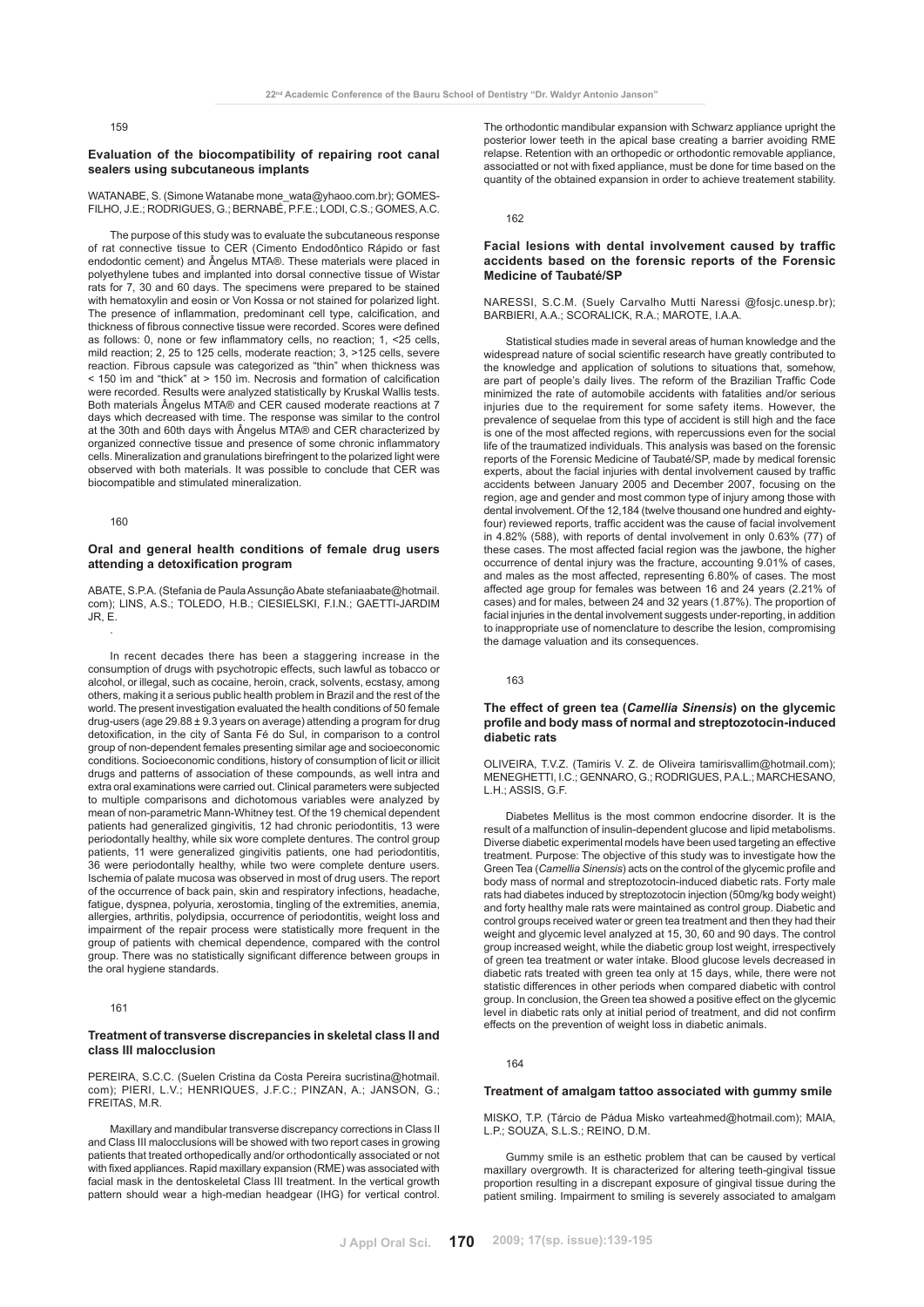159

### Evaluation of the biocompatibility of repairing root canal sealers using subcutaneous implants

WATANABE, S. (Simone Watanabe mone_wata@yhaoo.com.br); GOMES-FILHO, J.E.; RODRIGUES, G.; BERNABÉ, P.F.E.; LODI, C.S.; GOMES, A.C.

The purpose of this study was to evaluate the subcutaneous response of rat connective tissue to CER (Cimento Endodôntico Rápido or fast endodontic cement) and Ângelus MTA®. These materials were placed in polyethylene tubes and implanted into dorsal connective tissue of Wistar rats for 7, 30 and 60 days. The specimens were prepared to be stained with hematoxylin and eosin or Von Kossa or not stained for polarized light. The presence of inflammation, predominant cell type, calcification, and thickness of fibrous connective tissue were recorded. Scores were defined as follows: 0, none or few inflammatory cells, no reaction; 1, <25 cells, mild reaction; 2, 25 to 125 cells, moderate reaction; 3, >125 cells, severe reaction. Fibrous capsule was categorized as "thin" when thickness was < 150 ìm and "thick" at > 150 ìm. Necrosis and formation of calcification were recorded. Results were analyzed statistically by Kruskal Wallis tests. Both materials Ângelus MTA® and CER caused moderate reactions at 7 days which decreased with time. The response was similar to the control at the 30th and 60th days with Ângelus MTA® and CER characterized by organized connective tissue and presence of some chronic inflammatory cells. Mineralization and granulations birefringent to the polarized light were observed with both materials. It was possible to conclude that CER was biocompatible and stimulated mineralization.

160

### Oral and general health conditions of female drug users attending a detoxification program

ABATE, S.P.A. (Stefania de Paula Assunção Abate stefaniaabate@hotmail.com); LINS, A.S.; TOLEDO, H.B.; CIESIELSKI, F.I.N.; GAETTI-JARDIM JR, E.

In recent decades there has been a staggering increase in the consumption of drugs with psychotropic effects, such lawful as tobacco or alcohol, or illegal, such as cocaine, heroin, crack, solvents, ecstasy, among others, making it a serious public health problem in Brazil and the rest of the world. The present investigation evaluated the health conditions of 50 female drug-users (age 29.88 ± 9.3 years on average) attending a program for drug detoxification, in the city of Santa Fé do Sul, in comparison to a control group of non-dependent females presenting similar age and socioeconomic conditions. Socioeconomic conditions, history of consumption of licit or illicit drugs and patterns of association of these compounds, as well intra and extra oral examinations were carried out. Clinical parameters were subjected to multiple comparisons and dichotomous variables were analyzed by mean of non-parametric Mann-Whitney test. Of the 19 chemical dependent patients had generalized gingivitis, 12 had chronic periodontitis, 13 were periodontally healthy, while six wore complete dentures. The control group patients, 11 were generalized gingivitis patients, one had periodontitis, 36 were periodontally healthy, while two were complete denture users. Ischemia of palate mucosa was observed in most of drug users. The report of the occurrence of back pain, skin and respiratory infections, headache, fatigue, dyspnea, polyuria, xerostomia, tingling of the extremities, anemia, allergies, arthritis, polydipsia, occurrence of periodontitis, weight loss and impairment of the repair process were statistically more frequent in the group of patients with chemical dependence, compared with the control group. There was no statistically significant difference between groups in the oral hygiene standards.

161

### Treatment of transverse discrepancies in skeletal class II and class III malocclusion

PEREIRA, S.C.C. (Suelen Cristina da Costa Pereira sucristina@hotmail.com); PIERI, L.V.; HENRIQUES, J.F.C.; PINZAN, A.; JANSON, G.; FREITAS, M.R.

Maxillary and mandibular transverse discrepancy corrections in Class II and Class III malocclusions will be showed with two report cases in growing patients that treated orthopedically and/or orthodontically associated or not with fixed appliances. Rapid maxillary expansion (RME) was associated with facial mask in the dentoskeletal Class III treatment. In the vertical growth pattern should wear a high-median headgear (IHG) for vertical control. The orthodontic mandibular expansion with Schwarz appliance upright the posterior lower teeth in the apical base creating a barrier avoiding RME relapse. Retention with an orthopedic or orthodontic removable appliance, associatted or not with fixed appliance, must be done for time based on the quantity of the obtained expansion in order to achieve treatement stability.

162

### Facial lesions with dental involvement caused by traffic accidents based on the forensic reports of the Forensic Medicine of Taubaté/SP

NARESSI, S.C.M. (Suely Carvalho Mutti Naressi @fosjc.unesp.br); BARBIERI, A.A.; SCORALICK, R.A.; MAROTE, I.A.A.

Statistical studies made in several areas of human knowledge and the widespread nature of social scientific research have greatly contributed to the knowledge and application of solutions to situations that, somehow, are part of people's daily lives. The reform of the Brazilian Traffic Code minimized the rate of automobile accidents with fatalities and/or serious injuries due to the requirement for some safety items. However, the prevalence of sequelae from this type of accident is still high and the face is one of the most affected regions, with repercussions even for the social life of the traumatized individuals. This analysis was based on the forensic reports of the Forensic Medicine of Taubaté/SP, made by medical forensic experts, about the facial injuries with dental involvement caused by traffic accidents between January 2005 and December 2007, focusing on the region, age and gender and most common type of injury among those with dental involvement. Of the 12,184 (twelve thousand one hundred and eighty-four) reviewed reports, traffic accident was the cause of facial involvement in 4.82% (588), with reports of dental involvement in only 0.63% (77) of these cases. The most affected facial region was the jawbone, the higher occurrence of dental injury was the fracture, accounting 9.01% of cases, and males as the most affected, representing 6.80% of cases. The most affected age group for females was between 16 and 24 years (2.21% of cases) and for males, between 24 and 32 years (1.87%). The proportion of facial injuries in the dental involvement suggests under-reporting, in addition to inappropriate use of nomenclature to describe the lesion, compromising the damage valuation and its consequences.

163

### The effect of green tea (*Camellia Sinensis*) on the glycemic profile and body mass of normal and streptozotocin-induced diabetic rats

OLIVEIRA, T.V.Z. (Tamiris V. Z. de Oliveira tamirisvallim@hotmail.com); MENEGHETTI, I.C.; GENNARO, G.; RODRIGUES, P.A.L.; MARCHESANO, L.H.; ASSIS, G.F.

Diabetes Mellitus is the most common endocrine disorder. It is the result of a malfunction of insulin-dependent glucose and lipid metabolisms. Diverse diabetic experimental models have been used targeting an effective treatment. Purpose: The objective of this study was to investigate how the Green Tea (*Camellia Sinensis*) acts on the control of the glycemic profile and body mass of normal and streptozotocin-induced diabetic rats. Forty male rats had diabetes induced by streptozotocin injection (50mg/kg body weight) and forty healthy male rats were maintained as control group. Diabetic and control groups received water or green tea treatment and then they had their weight and glycemic level analyzed at 15, 30, 60 and 90 days. The control group increased weight, while the diabetic group lost weight, irrespectively of green tea treatment or water intake. Blood glucose levels decreased in diabetic rats treated with green tea only at 15 days, while, there were not statistic differences in other periods when compared diabetic with control group. In conclusion, the Green tea showed a positive effect on the glycemic level in diabetic rats only at initial period of treatment, and did not confirm effects on the prevention of weight loss in diabetic animals.

164

### Treatment of amalgam tattoo associated with gummy smile

MISKO, T.P. (Tárcio de Pádua Misko varteahmed@hotmail.com); MAIA, L.P.; SOUZA, S.L.S.; REINO, D.M.

Gummy smile is an esthetic problem that can be caused by vertical maxillary overgrowth. It is characterized for altering teeth-gingival tissue proportion resulting in a discrepant exposure of gingival tissue during the patient smiling. Impairment to smiling is severely associated to amalgam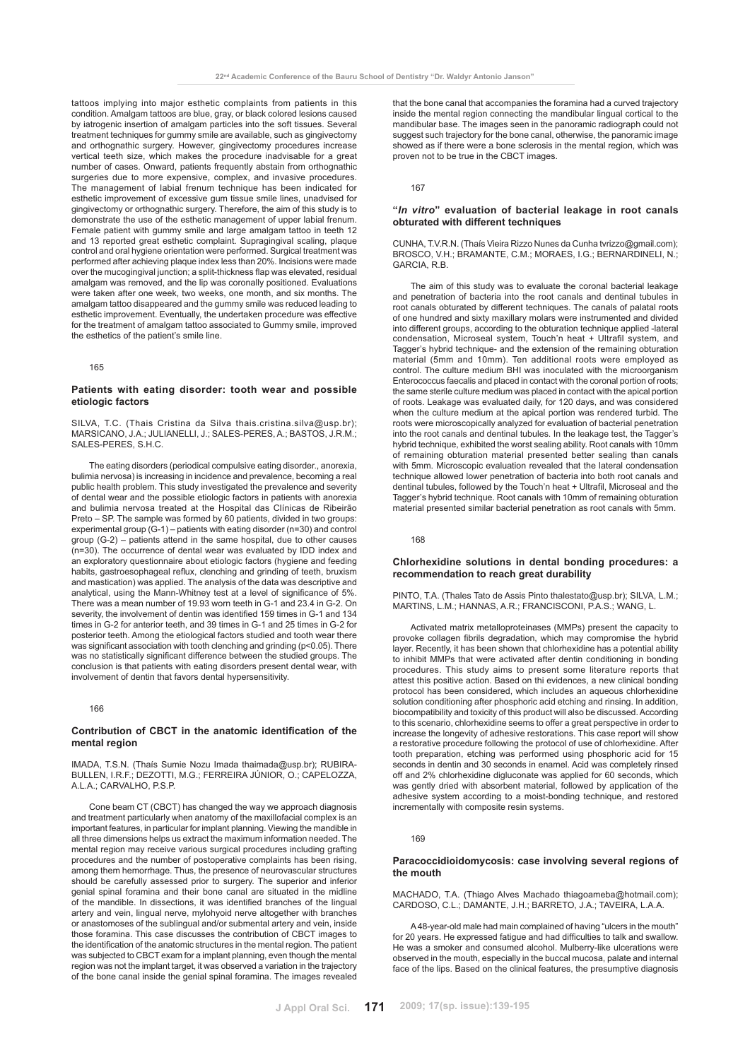tattoos implying into major esthetic complaints from patients in this condition. Amalgam tattoos are blue, gray, or black colored lesions caused by iatrogenic insertion of amalgam particles into the soft tissues. Several treatment techniques for gummy smile are available, such as gingivectomy and orthognathic surgery. However, gingivectomy procedures increase vertical teeth size, which makes the procedure inadvisable for a great number of cases. Onward, patients frequently abstain from orthognathic surgeries due to more expensive, complex, and invasive procedures. The management of labial frenum technique has been indicated for esthetic improvement of excessive gum tissue smile lines, unadvised for gingivectomy or orthognathic surgery. Therefore, the aim of this study is to demonstrate the use of the esthetic management of upper labial frenum. Female patient with gummy smile and large amalgam tattoo in teeth 12 and 13 reported great esthetic complaint. Supragingival scaling, plaque control and oral hygiene orientation were performed. Surgical treatment was performed after achieving plaque index less than 20%. Incisions were made over the mucogingival junction; a split-thickness flap was elevated, residual amalgam was removed, and the lip was coronally positioned. Evaluations were taken after one week, two weeks, one month, and six months. The amalgam tattoo disappeared and the gummy smile was reduced leading to esthetic improvement. Eventually, the undertaken procedure was effective for the treatment of amalgam tattoo associated to Gummy smile, improved the esthetics of the patient's smile line.

165

### Patients with eating disorder: tooth wear and possible etiologic factors

SILVA, T.C. (Thais Cristina da Silva thais.cristina.silva@usp.br); MARSICANO, J.A.; JULIANELLI, J.; SALES-PERES, A.; BASTOS, J.R.M.; SALES-PERES, S.H.C.

The eating disorders (periodical compulsive eating disorder., anorexia, bulimia nervosa) is increasing in incidence and prevalence, becoming a real public health problem. This study investigated the prevalence and severity of dental wear and the possible etiologic factors in patients with anorexia and bulimia nervosa treated at the Hospital das Clínicas de Ribeirão Preto – SP. The sample was formed by 60 patients, divided in two groups: experimental group (G-1) – patients with eating disorder (n=30) and control group (G-2) – patients attend in the same hospital, due to other causes (n=30). The occurrence of dental wear was evaluated by IDD index and an exploratory questionnaire about etiologic factors (hygiene and feeding habits, gastroesophageal reflux, clenching and grinding of teeth, bruxism and mastication) was applied. The analysis of the data was descriptive and analytical, using the Mann-Whitney test at a level of significance of 5%. There was a mean number of 19.93 worn teeth in G-1 and 23.4 in G-2. On severity, the involvement of dentin was identified 159 times in G-1 and 134 times in G-2 for anterior teeth, and 39 times in G-1 and 25 times in G-2 for posterior teeth. Among the etiological factors studied and tooth wear there was significant association with tooth clenching and grinding ($p<0.05$). There was no statistically significant difference between the studied groups. The conclusion is that patients with eating disorders present dental wear, with involvement of dentin that favors dental hypersensitivity.

166

### Contribution of CBCT in the anatomic identification of the mental region

IMADA, T.S.N. (Thaís Sumie Nozu Imada thaimada@usp.br); RUBIRA-BULLEN, I.R.F.; DEZOTTI, M.G.; FERREIRA JÚNIOR, O.; CAPELOZZA, A.L.A.; CARVALHO, P.S.P.

Cone beam CT (CBCT) has changed the way we approach diagnosis and treatment particularly when anatomy of the maxillofacial complex is an important features, in particular for implant planning. Viewing the mandible in all three dimensions helps us extract the maximum information needed. The mental region may receive various surgical procedures including grafting procedures and the number of postoperative complaints has been rising, among them hemorrhage. Thus, the presence of neurovascular structures should be carefully assessed prior to surgery. The superior and inferior genial spinal foramina and their bone canal are situated in the midline of the mandible. In dissections, it was identified branches of the lingual artery and vein, lingual nerve, mylohyoid nerve altogether with branches or anastomoses of the sublingual and/or submental artery and vein, inside those foramina. This case discusses the contribution of CBCT images to the identification of the anatomic structures in the mental region. The patient was subjected to CBCT exam for a implant planning, even though the mental region was not the implant target, it was observed a variation in the trajectory of the bone canal inside the genial spinal foramina. The images revealed that the bone canal that accompanies the foramina had a curved trajectory inside the mental region connecting the mandibular lingual cortical to the mandibular base. The images seen in the panoramic radiograph could not suggest such trajectory for the bone canal, otherwise, the panoramic image showed as if there were a bone sclerosis in the mental region, which was proven not to be true in the CBCT images.

167

### "*In vitro*" evaluation of bacterial leakage in root canals obturated with different techniques

CUNHA, T.V.R.N. (Thaís Vieira Rizzo Nunes da Cunha tvrizzo@gmail.com); BROSCO, V.H.; BRAMANTE, C.M.; MORAES, I.G.; BERNARDINELI, N.; GARCIA, R.B.

The aim of this study was to evaluate the coronal bacterial leakage and penetration of bacteria into the root canals and dentinal tubules in root canals obturated by different techniques. The canals of palatal roots of one hundred and sixty maxillary molars were instrumented and divided into different groups, according to the obturation technique applied -lateral condensation, Microseal system, Touch'n heat + Ultrafil system, and Tagger's hybrid technique- and the extension of the remaining obturation material (5mm and 10mm). Ten additional roots were employed as control. The culture medium BHI was inoculated with the microorganism Enterococcus faecalis and placed in contact with the coronal portion of roots; the same sterile culture medium was placed in contact with the apical portion of roots. Leakage was evaluated daily, for 120 days, and was considered when the culture medium at the apical portion was rendered turbid. The roots were microscopically analyzed for evaluation of bacterial penetration into the root canals and dentinal tubules. In the leakage test, the Tagger's hybrid technique, exhibited the worst sealing ability. Root canals with 10mm of remaining obturation material presented better sealing than canals with 5mm. Microscopic evaluation revealed that the lateral condensation technique allowed lower penetration of bacteria into both root canals and dentinal tubules, followed by the Touch'n heat + Ultrafil, Microseal and the Tagger's hybrid technique. Root canals with 10mm of remaining obturation material presented similar bacterial penetration as root canals with 5mm.

168

### Chlorhexidine solutions in dental bonding procedures: a recommendation to reach great durability

PINTO, T.A. (Thales Tato de Assis Pinto thalestato@usp.br); SILVA, L.M.; MARTINS, L.M.; HANNAS, A.R.; FRANCISCONI, P.A.S.; WANG, L.

Activated matrix metalloproteinases (MMPs) present the capacity to provoke collagen fibrils degradation, which may compromise the hybrid layer. Recently, it has been shown that chlorhexidine has a potential ability to inhibit MMPs that were activated after dentin conditioning in bonding procedures. This study aims to present some literature reports that attest this positive action. Based on thi evidences, a new clinical bonding protocol has been considered, which includes an aqueous chlorhexidine solution conditioning after phosphoric acid etching and rinsing. In addition, biocompatibility and toxicity of this product will also be discussed. According to this scenario, chlorhexidine seems to offer a great perspective in order to increase the longevity of adhesive restorations. This case report will show a restorative procedure following the protocol of use of chlorhexidine. After tooth preparation, etching was performed using phosphoric acid for 15 seconds in dentin and 30 seconds in enamel. Acid was completely rinsed off and 2% chlorhexidine digluconate was applied for 60 seconds, which was gently dried with absorbent material, followed by application of the adhesive system according to a moist-bonding technique, and restored incrementally with composite resin systems.

169

### Paracoccidioidomycosis: case involving several regions of the mouth

MACHADO, T.A. (Thiago Alves Machado thiagoameba@hotmail.com); CARDOSO, C.L.; DAMANTE, J.H.; BARRETO, J.A.; TAVEIRA, L.A.A.

A 48-year-old male had main complained of having "ulcers in the mouth" for 20 years. He expressed fatigue and had difficulties to talk and swallow. He was a smoker and consumed alcohol. Mulberry-like ulcerations were observed in the mouth, especially in the buccal mucosa, palate and internal face of the lips. Based on the clinical features, the presumptive diagnosis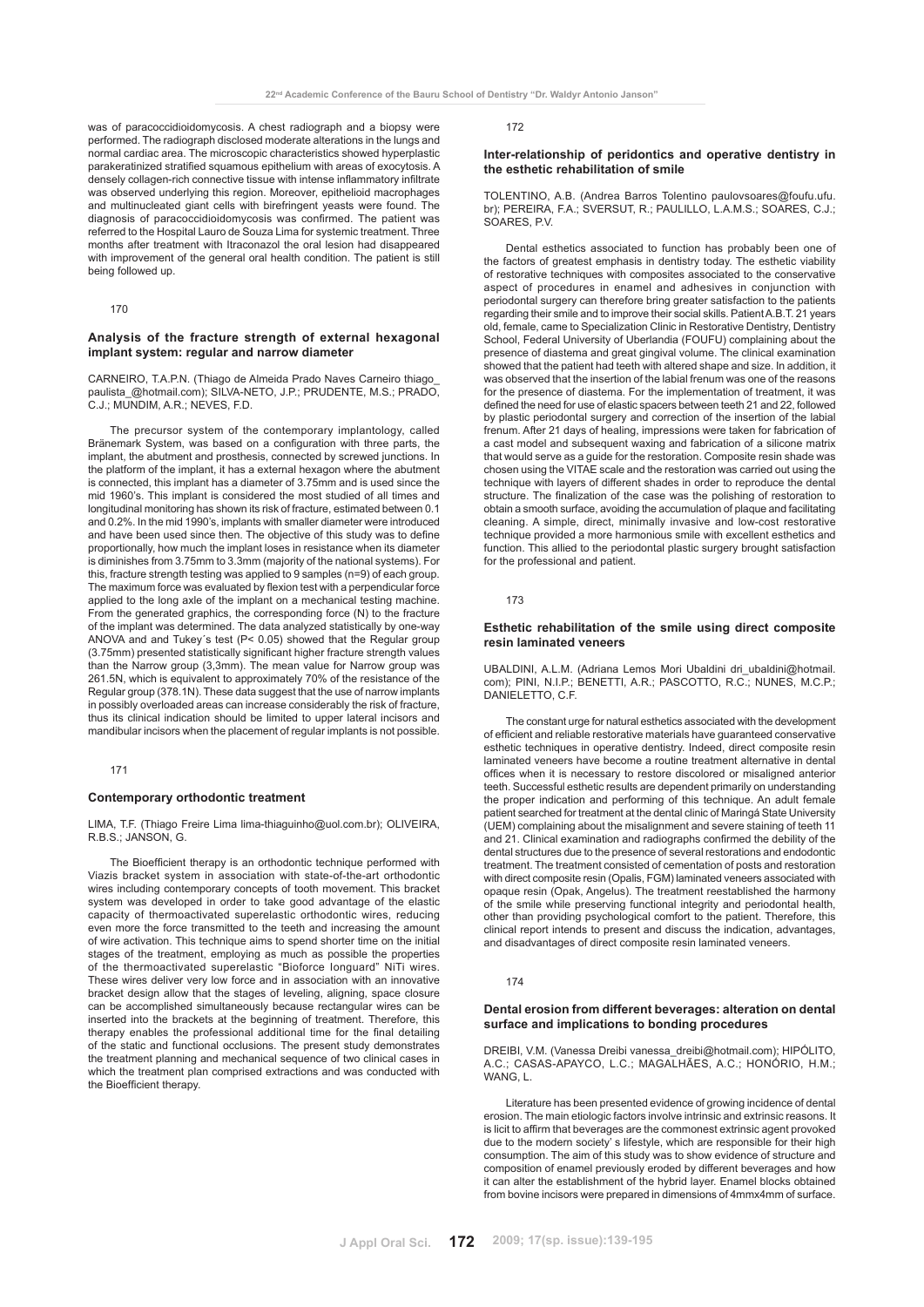was of paracoccidioidomycosis. A chest radiograph and a biopsy were performed. The radiograph disclosed moderate alterations in the lungs and normal cardiac area. The microscopic characteristics showed hyperplastic parakeratinized stratified squamous epithelium with areas of exocytosis. A densely collagen-rich connective tissue with intense inflammatory infiltrate was observed underlying this region. Moreover, epithelioid macrophages and multinucleated giant cells with birefringent yeasts were found. The diagnosis of paracoccidioidomycosis was confirmed. The patient was referred to the Hospital Lauro de Souza Lima for systemic treatment. Three months after treatment with Itraconazol the oral lesion had disappeared with improvement of the general oral health condition. The patient is still being followed up.

170

### Analysis of the fracture strength of external hexagonal implant system: regular and narrow diameter

CARNEIRO, T.A.P.N. (Thiago de Almeida Prado Naves Carneiro thiago_paulista_@hotmail.com); SILVA-NETO, J.P.; PRUDENTE, M.S.; PRADO, C.J.; MUNDIM, A.R.; NEVES, F.D.

The precursor system of the contemporary implantology, called Bränemark System, was based on a configuration with three parts, the implant, the abutment and prosthesis, connected by screwed junctions. In the platform of the implant, it has a external hexagon where the abutment is connected, this implant has a diameter of 3.75mm and is used since the mid 1960's. This implant is considered the most studied of all times and longitudinal monitoring has shown its risk of fracture, estimated between 0.1 and 0.2%. In the mid 1990's, implants with smaller diameter were introduced and have been used since then. The objective of this study was to define proportionally, how much the implant loses in resistance when its diameter is diminishes from 3.75mm to 3.3mm (majority of the national systems). For this, fracture strength testing was applied to 9 samples (n=9) of each group. The maximum force was evaluated by flexion test with a perpendicular force applied to the long axle of the implant on a mechanical testing machine. From the generated graphics, the corresponding force (N) to the fracture of the implant was determined. The data analyzed statistically by one-way ANOVA and and Tukey´s test ($P < 0.05$) showed that the Regular group (3.75mm) presented statistically significant higher fracture strength values than the Narrow group (3,3mm). The mean value for Narrow group was 261.5N, which is equivalent to approximately 70% of the resistance of the Regular group (378.1N). These data suggest that the use of narrow implants in possibly overloaded areas can increase considerably the risk of fracture, thus its clinical indication should be limited to upper lateral incisors and mandibular incisors when the placement of regular implants is not possible.

171

### Contemporary orthodontic treatment

LIMA, T.F. (Thiago Freire Lima lima-thiaguinho@uol.com.br); OLIVEIRA, R.B.S.; JANSON, G.

The Bioefficient therapy is an orthodontic technique performed with Viazis bracket system in association with state-of-the-art orthodontic wires including contemporary concepts of tooth movement. This bracket system was developed in order to take good advantage of the elastic capacity of thermoactivated superelastic orthodontic wires, reducing even more the force transmitted to the teeth and increasing the amount of wire activation. This technique aims to spend shorter time on the initial stages of the treatment, employing as much as possible the properties of the thermoactivated superelastic "Bioforce Ionguard" NiTi wires. These wires deliver very low force and in association with an innovative bracket design allow that the stages of leveling, aligning, space closure can be accomplished simultaneously because rectangular wires can be inserted into the brackets at the beginning of treatment. Therefore, this therapy enables the professional additional time for the final detailing of the static and functional occlusions. The present study demonstrates the treatment planning and mechanical sequence of two clinical cases in which the treatment plan comprised extractions and was conducted with the Bioefficient therapy.

172

### Inter-relationship of peridontics and operative dentistry in the esthetic rehabilitation of smile

TOLENTINO, A.B. (Andrea Barros Tolentino paulovsoares@foufu.ufu.br); PEREIRA, F.A.; SVERSUT, R.; PAULILLO, L.A.M.S.; SOARES, C.J.; SOARES, P.V.

Dental esthetics associated to function has probably been one of the factors of greatest emphasis in dentistry today. The esthetic viability of restorative techniques with composites associated to the conservative aspect of procedures in enamel and adhesives in conjunction with periodontal surgery can therefore bring greater satisfaction to the patients regarding their smile and to improve their social skills. Patient A.B.T. 21 years old, female, came to Specialization Clinic in Restorative Dentistry, Dentistry School, Federal University of Uberlandia (FOUFU) complaining about the presence of diastema and great gingival volume. The clinical examination showed that the patient had teeth with altered shape and size. In addition, it was observed that the insertion of the labial frenum was one of the reasons for the presence of diastema. For the implementation of treatment, it was defined the need for use of elastic spacers between teeth 21 and 22, followed by plastic periodontal surgery and correction of the insertion of the labial frenum. After 21 days of healing, impressions were taken for fabrication of a cast model and subsequent waxing and fabrication of a silicone matrix that would serve as a guide for the restoration. Composite resin shade was chosen using the VITAE scale and the restoration was carried out using the technique with layers of different shades in order to reproduce the dental structure. The finalization of the case was the polishing of restoration to obtain a smooth surface, avoiding the accumulation of plaque and facilitating cleaning. A simple, direct, minimally invasive and low-cost restorative technique provided a more harmonious smile with excellent esthetics and function. This allied to the periodontal plastic surgery brought satisfaction for the professional and patient.

173

### Esthetic rehabilitation of the smile using direct composite resin laminated veneers

UBALDINI, A.L.M. (Adriana Lemos Mori Ubaldini dri_ubaldini@hotmail.com); PINI, N.I.P.; BENETTI, A.R.; PASCOTTO, R.C.; NUNES, M.C.P.; DANIELETTO, C.F.

The constant urge for natural esthetics associated with the development of efficient and reliable restorative materials have guaranteed conservative esthetic techniques in operative dentistry. Indeed, direct composite resin laminated veneers have become a routine treatment alternative in dental offices when it is necessary to restore discolored or misaligned anterior teeth. Successful esthetic results are dependent primarily on understanding the proper indication and performing of this technique. An adult female patient searched for treatment at the dental clinic of Maringá State University (UEM) complaining about the misalignment and severe staining of teeth 11 and 21. Clinical examination and radiographs confirmed the debility of the dental structures due to the presence of several restorations and endodontic treatment. The treatment consisted of cementation of posts and restoration with direct composite resin (Opalis, FGM) laminated veneers associated with opaque resin (Opak, Angelus). The treatment reestablished the harmony of the smile while preserving functional integrity and periodontal health, other than providing psychological comfort to the patient. Therefore, this clinical report intends to present and discuss the indication, advantages, and disadvantages of direct composite resin laminated veneers.

174

### Dental erosion from different beverages: alteration on dental surface and implications to bonding procedures

DREIBI, V.M. (Vanessa Dreibi vanessa_dreibi@hotmail.com); HIPÓLITO, A.C.; CASAS-APAYCO, L.C.; MAGALHÃES, A.C.; HONÓRIO, H.M.; WANG, L.

Literature has been presented evidence of growing incidence of dental erosion. The main etiologic factors involve intrinsic and extrinsic reasons. It is licit to affirm that beverages are the commonest extrinsic agent provoked due to the modern society' s lifestyle, which are responsible for their high consumption. The aim of this study was to show evidence of structure and composition of enamel previously eroded by different beverages and how it can alter the establishment of the hybrid layer. Enamel blocks obtained from bovine incisors were prepared in dimensions of 4mmx4mm of surface.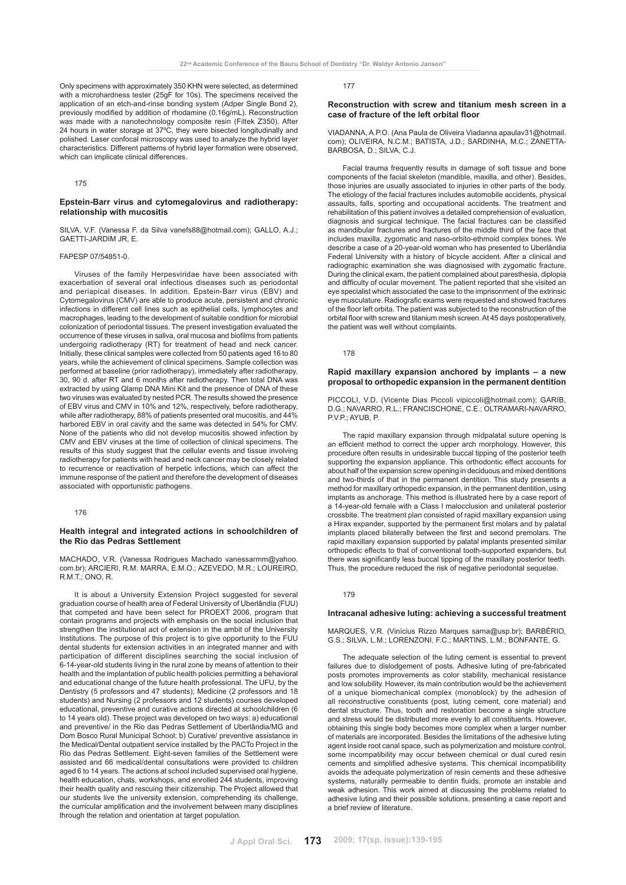Only specimens with approximately 350 KHN were selected, as determined with a microhardness tester (25gF for 10s). The specimens received the application of an etch-and-rinse bonding system (Adper Single Bond 2), previously modified by addition of rhodamine (0.16g/mL). Reconstruction was made with a nanotechnology composite resin (Filtek Z350). After 24 hours in water storage at 37ºC, they were bisected longitudinally and polished. Laser confocal microscopy was used to analyze the hybrid layer characteristics. Different patterns of hybrid layer formation were observed, which can implicate clinical differences.

175

### Epstein-Barr virus and cytomegalovirus and radiotherapy: relationship with mucositis

SILVA, V.F. (Vanessa F. da Silva vanefs88@hotmail.com); GALLO, A.J.; GAETTI-JARDIM JR, E.

FAPESP 07/54851-0.

Viruses of the family Herpesviridae have been associated with exacerbation of several oral infectious diseases such as periodontal and periapical diseases. In addition, Epstein-Barr virus (EBV) and Cytomegalovirus (CMV) are able to produce acute, persistent and chronic infections in different cell lines such as epithelial cells, lymphocytes and macrophages, leading to the development of suitable condition for microbial colonization of periodontal tissues. The present investigation evaluated the occurrence of these viruses in saliva, oral mucosa and biofilms from patients undergoing radiotherapy (RT) for treatment of head and neck cancer. Initially, these clinical samples were collected from 50 patients aged 16 to 80 years, while the achievement of clinical specimens. Sample collection was performed at baseline (prior radiotherapy), immediately after radiotherapy, 30, 90 d. after RT and 6 months after radiotherapy. Then total DNA was extracted by using QIamp DNA Mini Kit and the presence of DNA of these two viruses was evaluated by nested PCR. The results showed the presence of EBV virus and CMV in 10% and 12%, respectively, before radiotherapy, while after radiotherapy, 88% of patients presented oral mucositis, and 44% harbored EBV in oral cavity and the same was detected in 54% for CMV. None of the patients who did not develop mucositis showed infection by CMV and EBV viruses at the time of collection of clinical specimens. The results of this study suggest that the cellular events and tissue involving radiotherapy for patients with head and neck cancer may be closely related to recurrence or reactivation of herpetic infections, which can affect the immune response of the patient and therefore the development of diseases associated with opportunistic pathogens.

176

### Health integral and integrated actions in schoolchildren of the Rio das Pedras Settlement

MACHADO, V.R. (Vanessa Rodrigues Machado vanessarmm@yahoo.com.br); ARCIERI, R.M. MARRA, E.M.O.; AZEVEDO, M.R.; LOUREIRO, R.M.T.; ONO, R.

It is about a University Extension Project suggested for several graduation course of health area of Federal University of Uberlândia (FUU) that competed and have been select for PROEXT 2006, program that contain programs and projects with emphasis on the social inclusion that strengthen the institutional act of extension in the ambit of the University Institutions. The purpose of this project is to give opportunity to the FUU dental students for extension activities in an integrated manner and with participation of different disciplines searching the social inclusion of 6-14-year-old students living in the rural zone by means of attention to their health and the implantation of public health policies permitting a behavioral and educational change of the future health professional. The UFU, by the Dentistry (5 professors and 47 students); Medicine (2 professors and 18 students) and Nursing (2 professors and 12 students) courses developed educational, preventive and curative actions directed at schoolchildren (6 to 14 years old). These project was developed on two ways: a) educational and preventive/ in the Rio das Pedras Settlement of Uberlândia/MG and Dom Bosco Rural Municipal School; b) Curative/ preventive assistance in the Medical/Dental outpatient service installed by the PACTo Project in the Rio das Pedras Settlement. Eight-seven families of the Settlement were assisted and 66 medical/dental consultations were provided to children aged 6 to 14 years. The actions at school included supervised oral hygiene, health education, chats, workshops, and enrolled 244 students, improving their health quality and rescuing their citizenship. The Project allowed that our students live the university extension, comprehending its challenge, the curricular amplification and the involvement between many disciplines through the relation and orientation at target population.

177

### Reconstruction with screw and titanium mesh screen in a case of fracture of the left orbital floor

VIADANNA, A.P.O. (Ana Paula de Oliveira Viadanna apaulav31@hotmail.com); OLIVEIRA, N.C.M.; BATISTA, J.D.; SARDINHA, M.C.; ZANETTA-BARBOSA, D.; SILVA, C.J.

Facial trauma frequently results in damage of soft tissue and bone components of the facial skeleton (mandible, maxilla, and other). Besides, those injuries are usually associated to injuries in other parts of the body. The etiology of the facial fractures includes automobile accidents, physical assaults, falls, sporting and occupational accidents. The treatment and rehabilitation of this patient involves a detailed comprehension of evaluation, diagnosis and surgical technique. The facial fractures can be classified as mandibular fractures and fractures of the middle third of the face that includes maxilla, zygomatic and naso-orbito-ethmoid complex bones. We describe a case of a 20-year-old woman who has presented to Uberlândia Federal University with a history of bicycle accident. After a clinical and radiographic examination she was diagnosised with zygomatic fracture. During the clinical exam, the patient complained about paresthesia, diplopia and difficulty of ocular movement. The patient reported that she visited an eye specialist which associated the case to the imprisonment of the extrinsic eye musculature. Radiografic exams were requested and showed fractures of the floor left orbita. The patient was subjected to the reconstruction of the orbital floor with screw and titanium mesh screen. At 45 days postoperatively, the patient was well without complaints.

178

### Rapid maxillary expansion anchored by implants – a new proposal to orthopedic expansion in the permanent dentition

PICCOLI, V.D. (Vicente Dias Piccoli vipiccoli@hotmail.com); GARIB, D.G.; NAVARRO, R.L.; FRANCISCHONE, C.E.; OLTRAMARI-NAVARRO, P.V.P.; AYUB, P.

The rapid maxillary expansion through midpalatal suture opening is an efficient method to correct the upper arch morphology. However, this procedure often results in undesirable buccal tipping of the posterior teeth supporting the expansion appliance. This orthodontic effect accounts for about half of the expansion screw opening in deciduous and mixed dentitions and two-thirds of that in the permanent dentition. This study presents a method for maxillary orthopedic expansion, in the permanent dentition, using implants as anchorage. This method is illustrated here by a case report of a 14-year-old female with a Class I malocclusion and unilateral posterior crossbite. The treatment plan consisted of rapid maxillary expansion using a Hirax expander, supported by the permanent first molars and by palatal implants placed bilaterally between the first and second premolars. The rapid maxillary expansion supported by palatal implants presented similar orthopedic effects to that of conventional tooth-supported expanders, but there was significantly less buccal tipping of the maxillary posterior teeth. Thus, the procedure reduced the risk of negative periodontal sequelae.

179

### Intracanal adhesive luting: achieving a successful treatment

MARQUES, V.R. (Vinícius Rizzo Marques sarna@usp.br); BARBÉRIO, G.S.; SILVA, L.M.; LORENZONI, F.C.; MARTINS, L.M.; BONFANTE, G.

The adequate selection of the luting cement is essential to prevent failures due to dislodgement of posts. Adhesive luting of pre-fabricated posts promotes improvements as color stability, mechanical resistance and low solubility. However, its main contribution would be the achievement of a unique biomechanical complex (monoblock) by the adhesion of all reconstructive constituents (post, luting cement, core material) and dental structure. Thus, tooth and restoration become a single structure and stress would be distributed more evenly to all constituents. However, obtaining this single body becomes more complex when a larger number of materials are incorporated. Besides the limitations of the adhesive luting agent inside root canal space, such as polymerization and moisture control, some incompatibility may occur between chemical or dual cured resin cements and simplified adhesive systems. This chemical incompatibility avoids the adequate polymerization of resin cements and these adhesive systems, naturally permeable to dentin fluids, promote an instable and weak adhesion. This work aimed at discussing the problems related to adhesive luting and their possible solutions, presenting a case report and a brief review of literature.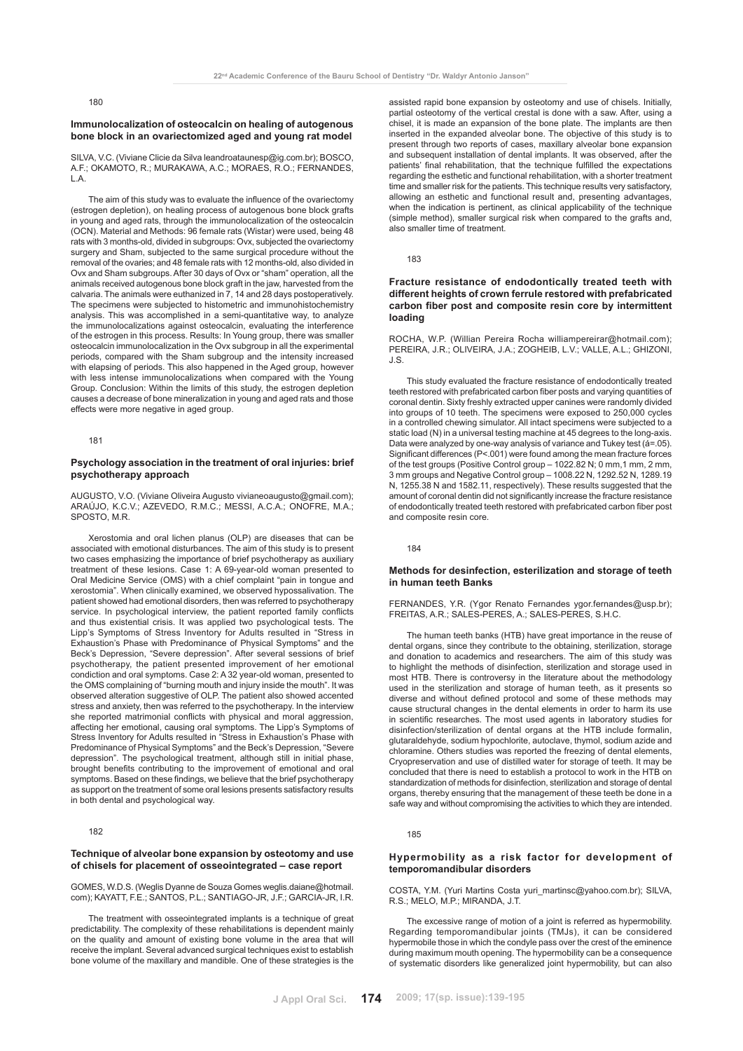180

### Immunolocalization of osteocalcin on healing of autogenous bone block in an ovariectomized aged and young rat model

SILVA, V.C. (Viviane Clicie da Silva leandroataunesp@ig.com.br); BOSCO, A.F.; OKAMOTO, R.; MURAKAWA, A.C.; MORAES, R.O.; FERNANDES, L.A.

The aim of this study was to evaluate the influence of the ovariectomy (estrogen depletion), on healing process of autogenous bone block grafts in young and aged rats, through the immunolocalization of the osteocalcin (OCN). Material and Methods: 96 female rats (Wistar) were used, being 48 rats with 3 months-old, divided in subgroups: Ovx, subjected the ovariectomy surgery and Sham, subjected to the same surgical procedure without the removal of the ovaries; and 48 female rats with 12 months-old, also divided in Ovx and Sham subgroups. After 30 days of Ovx or "sham" operation, all the animals received autogenous bone block graft in the jaw, harvested from the calvaria. The animals were euthanized in 7, 14 and 28 days postoperatively. The specimens were subjected to histometric and immunohistochemistry analysis. This was accomplished in a semi-quantitative way, to analyze the immunolocalizations against osteocalcin, evaluating the interference of the estrogen in this process. Results: In Young group, there was smaller osteocalcin immunolocalization in the Ovx subgroup in all the experimental periods, compared with the Sham subgroup and the intensity increased with elapsing of periods. This also happened in the Aged group, however with less intense immunolocalizations when compared with the Young Group. Conclusion: Within the limits of this study, the estrogen depletion causes a decrease of bone mineralization in young and aged rats and those effects were more negative in aged group.

181

### Psychology association in the treatment of oral injuries: brief psychotherapy approach

AUGUSTO, V.O. (Viviane Oliveira Augusto vivianeoaugusto@gmail.com); ARAÚJO, K.C.V.; AZEVEDO, R.M.C.; MESSI, A.C.A.; ONOFRE, M.A.; SPOSTO, M.R.

Xerostomia and oral lichen planus (OLP) are diseases that can be associated with emotional disturbances. The aim of this study is to present two cases emphasizing the importance of brief psychotherapy as auxiliary treatment of these lesions. Case 1: A 69-year-old woman presented to Oral Medicine Service (OMS) with a chief complaint "pain in tongue and xerostomia". When clinically examined, we observed hypossalivation. The patient showed had emotional disorders, then was referred to psychotherapy service. In psychological interview, the patient reported family conflicts and thus existential crisis. It was applied two psychological tests. The Lipp's Symptoms of Stress Inventory for Adults resulted in "Stress in Exhaustion's Phase with Predominance of Physical Symptoms" and the Beck's Depression, "Severe depression". After several sessions of brief psychotherapy, the patient presented improvement of her emotional condition and oral symptoms. Case 2: A 32 year-old woman, presented to the OMS complaining of "burning mouth and injury inside the mouth". It was observed alteration suggestive of OLP. The patient also showed accented stress and anxiety, then was referred to the psychotherapy. In the interview she reported matrimonial conflicts with physical and moral aggression, affecting her emotional, causing oral symptoms. The Lipp's Symptoms of Stress Inventory for Adults resulted in "Stress in Exhaustion's Phase with Predominance of Physical Symptoms" and the Beck's Depression, "Severe depression". The psychological treatment, although still in initial phase, brought benefits contributing to the improvement of emotional and oral symptoms. Based on these findings, we believe that the brief psychotherapy as support on the treatment of some oral lesions presents satisfactory results in both dental and psychological way.

182

### Technique of alveolar bone expansion by osteotomy and use of chisels for placement of osseointegrated – case report

GOMES, W.D.S. (Weglis Dyanne de Souza Gomes weglis.daiane@hotmail.com); KAYATT, F.E.; SANTOS, P.L.; SANTIAGO-JR, J.F.; GARCIA-JR, I.R.

The treatment with osseointegrated implants is a technique of great predictability. The complexity of these rehabilitations is dependent mainly on the quality and amount of existing bone volume in the area that will receive the implant. Several advanced surgical techniques exist to establish bone volume of the maxillary and mandible. One of these strategies is the assisted rapid bone expansion by osteotomy and use of chisels. Initially, partial osteotomy of the vertical crestal is done with a saw. After, using a chisel, it is made an expansion of the bone plate. The implants are then inserted in the expanded alveolar bone. The objective of this study is to present through two reports of cases, maxillary alveolar bone expansion and subsequent installation of dental implants. It was observed, after the patients' final rehabilitation, that the technique fulfilled the expectations regarding the esthetic and functional rehabilitation, with a shorter treatment time and smaller risk for the patients. This technique results very satisfactory, allowing an esthetic and functional result and, presenting advantages, when the indication is pertinent, as clinical applicability of the technique (simple method), smaller surgical risk when compared to the grafts and, also smaller time of treatment.

183

### Fracture resistance of endodontically treated teeth with different heights of crown ferrule restored with prefabricated carbon fiber post and composite resin core by intermittent loading

ROCHA, W.P. (Willian Pereira Rocha williampereirar@hotmail.com); PEREIRA, J.R.; OLIVEIRA, J.A.; ZOGHEIB, L.V.; VALLE, A.L.; GHIZONI, J.S.

This study evaluated the fracture resistance of endodontically treated teeth restored with prefabricated carbon fiber posts and varying quantities of coronal dentin. Sixty freshly extracted upper canines were randomly divided into groups of 10 teeth. The specimens were exposed to 250,000 cycles in a controlled chewing simulator. All intact specimens were subjected to a static load (N) in a universal testing machine at 45 degrees to the long-axis. Data were analyzed by one-way analysis of variance and Tukey test (á=.05). Significant differences ($P<.001$) were found among the mean fracture forces of the test groups (Positive Control group – 1022.82 N; 0 mm,1 mm, 2 mm, 3 mm groups and Negative Control group – 1008.22 N, 1292.52 N, 1289.19 N, 1255.38 N and 1582.11, respectively). These results suggested that the amount of coronal dentin did not significantly increase the fracture resistance of endodontically treated teeth restored with prefabricated carbon fiber post and composite resin core.

184

### Methods for desinfection, esterilization and storage of teeth in human teeth Banks

FERNANDES, Y.R. (Ygor Renato Fernandes ygor.fernandes@usp.br); FREITAS, A.R.; SALES-PERES, A.; SALES-PERES, S.H.C.

The human teeth banks (HTB) have great importance in the reuse of dental organs, since they contribute to the obtaining, sterilization, storage and donation to academics and researchers. The aim of this study was to highlight the methods of disinfection, sterilization and storage used in most HTB. There is controversy in the literature about the methodology used in the sterilization and storage of human teeth, as it presents so diverse and without defined protocol and some of these methods may cause structural changes in the dental elements in order to harm its use in scientific researches. The most used agents in laboratory studies for disinfection/sterilization of dental organs at the HTB include formalin, glutaraldehyde, sodium hypochlorite, autoclave, thymol, sodium azide and chloramine. Others studies was reported the freezing of dental elements, Cryopreservation and use of distilled water for storage of teeth. It may be concluded that there is need to establish a protocol to work in the HTB on standardization of methods for disinfection, sterilization and storage of dental organs, thereby ensuring that the management of these teeth be done in a safe way and without compromising the activities to which they are intended.

185

### Hypermobility as a risk factor for development of temporomandibular disorders

COSTA, Y.M. (Yuri Martins Costa yuri_martinsc@yahoo.com.br); SILVA, R.S.; MELO, M.P.; MIRANDA, J.T.

The excessive range of motion of a joint is referred as hypermobility. Regarding temporomandibular joints (TMJs), it can be considered hypermobile those in which the condyle pass over the crest of the eminence during maximum mouth opening. The hypermobility can be a consequence of systematic disorders like generalized joint hypermobility, but can also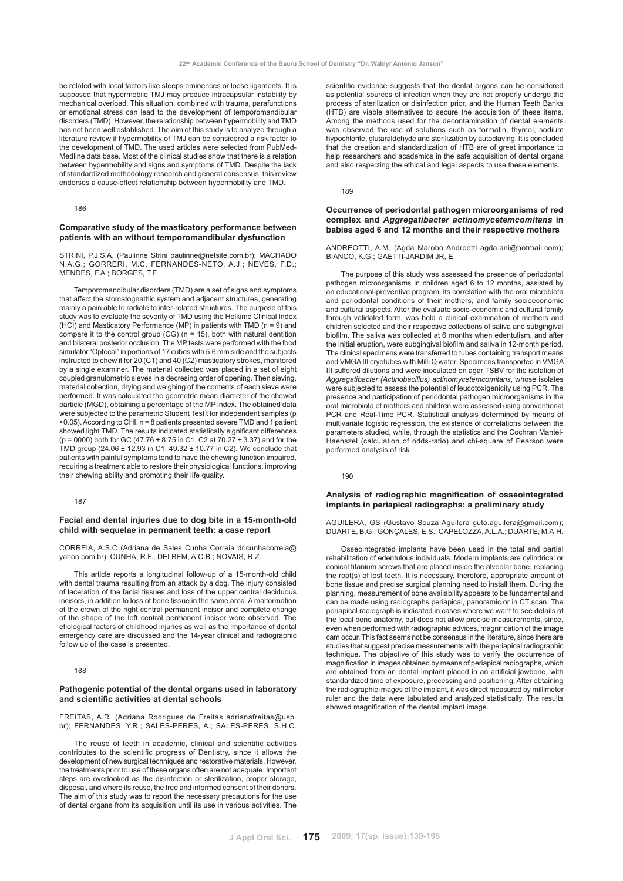be related with local factors like steeps eminences or loose ligaments. It is supposed that hypermobile TMJ may produce intracapsular instability by mechanical overload. This situation, combined with trauma, parafunctions or emotional stress can lead to the development of temporomandibular disorders (TMD). However, the relationship between hypermobility and TMD has not been well established. The aim of this study is to analyze through a literature review if hypermobility of TMJ can be considered a risk factor to the development of TMD. The used articles were selected from PubMed-Medline data base. Most of the clinical studies show that there is a relation between hypermobility and signs and symptoms of TMD. Despite the lack of standardized methodology research and general consensus, this review endorses a cause-effect relationship between hypermobility and TMD.

186

### Comparative study of the masticatory performance between patients with an without temporomandibular dysfunction

STRINI, P.J.S.A. (Paulinne Strini paulinne@netsite.com.br); MACHADO N.A.G.; GORRERI, M.C. FERNANDES-NETO, A.J.; NEVES, F.D.; MENDES, F.A.; BORGES, T.F.

Temporomandibular disorders (TMD) are a set of signs and symptoms that affect the stomatognathic system and adjacent structures, generating mainly a pain able to radiate to inter-related structures. The purpose of this study was to evaluate the severity of TMD using the Helkimo Clinical Index (HCI) and Masticatory Performance (MP) in patients with TMD ($n = 9$) and compare it to the control group (CG) ($n = 15$), both with natural dentition and bilateral posterior occlusion. The MP tests were performed with the food simulator "Optocal" in portions of 17 cubes with 5.6 mm side and the subjects instructed to chew it for 20 (C1) and 40 (C2) masticatory strokes, monitored by a single examiner. The material collected was placed in a set of eight coupled granulometric sieves in a decresing order of opening. Then sieving, material collection, drying and weighing of the contents of each sieve were performed. It was calculated the geometric mean diameter of the chewed particle (MGD), obtaining a percentage of the MP index. The obtained data were subjected to the parametric Student Test t for independent samples ($p < 0.05$). According to CHI, n = 8 patients presented severe TMD and 1 patient showed light TMD. The results indicated statistically significant differences ($p = 0000$) both for GC ($47.76 \pm 8.75$ in C1, C2 at $70.27 \pm 3.37$) and for the TMD group ($24.06 \pm 12.93$ in C1, $49.32 \pm 10.77$ in C2). We conclude that patients with painful symptoms tend to have the chewing function impaired, requiring a treatment able to restore their physiological functions, improving their chewing ability and promoting their life quality.

187

### Facial and dental injuries due to dog bite in a 15-month-old child with sequelae in permanent teeth: a case report

CORREIA, A.S.C (Adriana de Sales Cunha Correia dricunhacorreia@yahoo.com.br); CUNHA, R.F.; DELBEM, A.C.B.; NOVAIS, R.Z.

This article reports a longitudinal follow-up of a 15-month-old child with dental trauma resulting from an attack by a dog. The injury consisted of laceration of the facial tissues and loss of the upper central deciduous incisors, in addition to loss of bone tissue in the same area. A malformation of the crown of the right central permanent incisor and complete change of the shape of the left central permanent incisor were observed. The etiological factors of childhood injuries as well as the importance of dental emergency care are discussed and the 14-year clinical and radiographic follow up of the case is presented.

188

### Pathogenic potential of the dental organs used in laboratory and scientific activities at dental schools

FREITAS, A.R. (Adriana Rodrigues de Freitas adrianafreitas@usp.br); FERNANDES, Y.R.; SALES-PERES, A.; SALES-PERES, S.H.C.

The reuse of teeth in academic, clinical and scientific activities contributes to the scientific progress of Dentistry, since it allows the development of new surgical techniques and restorative materials. However, the treatments prior to use of these organs often are not adequate. Important steps are overlooked as the disinfection or sterilization, proper storage, disposal, and where its reuse, the free and informed consent of their donors. The aim of this study was to report the necessary precautions for the use of dental organs from its acquisition until its use in various activities. The scientific evidence suggests that the dental organs can be considered as potential sources of infection when they are not properly undergo the process of sterilization or disinfection prior, and the Human Teeth Banks (HTB) are viable alternatives to secure the acquisition of these items. Among the methods used for the decontamination of dental elements was observed the use of solutions such as formalin, thymol, sodium hypochlorite, glutaraldehyde and sterilization by autoclaving. It is concluded that the creation and standardization of HTB are of great importance to help researchers and academics in the safe acquisition of dental organs and also respecting the ethical and legal aspects to use these elements.

189

### Occurrence of periodontal pathogen microorganisms of red complex and *Aggregatibacter actinomycetemcomitans* in babies aged 6 and 12 months and their respective mothers

ANDREOTTI, A.M. (Agda Marobo Andreotti agda.ani@hotmail.com); BIANCO, K.G.; GAETTI-JARDIM JR, E.

The purpose of this study was assessed the presence of periodontal pathogen microorganisms in children aged 6 to 12 months, assisted by an educational-preventive program, its correlation with the oral microbiota and periodontal conditions of their mothers, and family socioeconomic and cultural aspects. After the evaluate socio-economic and cultural family through validated form, was held a clinical examination of mothers and children selected and their respective collections of saliva and subgingival biofilm. The saliva was collected at 6 months when edentulism, and after the initial eruption, were subgingival biofilm and saliva in 12-month period. The clinical specimens were transferred to tubes containing transport means and VMGA III cryotubes with Milli Q water. Specimens transported in VMGA III suffered dilutions and were inoculated on agar TSBV for the isolation of *Aggregatibacter (Actinobacillus) actinomycetemcomitans*, whose isolates were subjected to assess the potential of leucotoxigenicity using PCR. The presence and participation of periodontal pathogen microorganisms in the oral microbiota of mothers and children were assessed using conventional PCR and Real-Time PCR. Statistical analysis determined by means of multivariate logistic regression, the existence of correlations between the parameters studied, while, through the statistics and the Cochran Mantel-Haenszel (calculation of odds-ratio) and chi-square of Pearson were performed analysis of risk.

190

### Analysis of radiographic magnification of osseointegrated implants in periapical radiographs: a preliminary study

AGUILERA, GS (Gustavo Souza Aguilera guto.aguilera@gmail.com); DUARTE, B.G.; GONÇALES, E.S.; CAPELOZZA, A.L.A.; DUARTE, M.A.H.

Osseointegrated implants have been used in the total and partial rehabilitation of edentulous individuals. Modern implants are cylindrical or conical titanium screws that are placed inside the alveolar bone, replacing the root(s) of lost teeth. It is necessary, therefore, appropriate amount of bone tissue and precise surgical planning need to install them. During the planning, measurement of bone availability appears to be fundamental and can be made using radiographs periapical, panoramic or in CT scan. The periapical radiograph is indicated in cases where we want to see details of the local bone anatomy, but does not allow precise measurements, since, even when performed with radiographic advices, magnification of the image cam occur. This fact seems not be consensus in the literature, since there are studies that suggest precise measurements with the periapical radiographic technique. The objective of this study was to verify the occurrence of magnification in images obtained by means of periapical radiographs, which are obtained from an dental implant placed in an artificial jawbone, with standardized time of exposure, processing and positioning. After obtaining the radiographic images of the implant, it was direct measured by millimeter ruler and the data were tabulated and analyzed statistically. The results showed magnification of the dental implant image.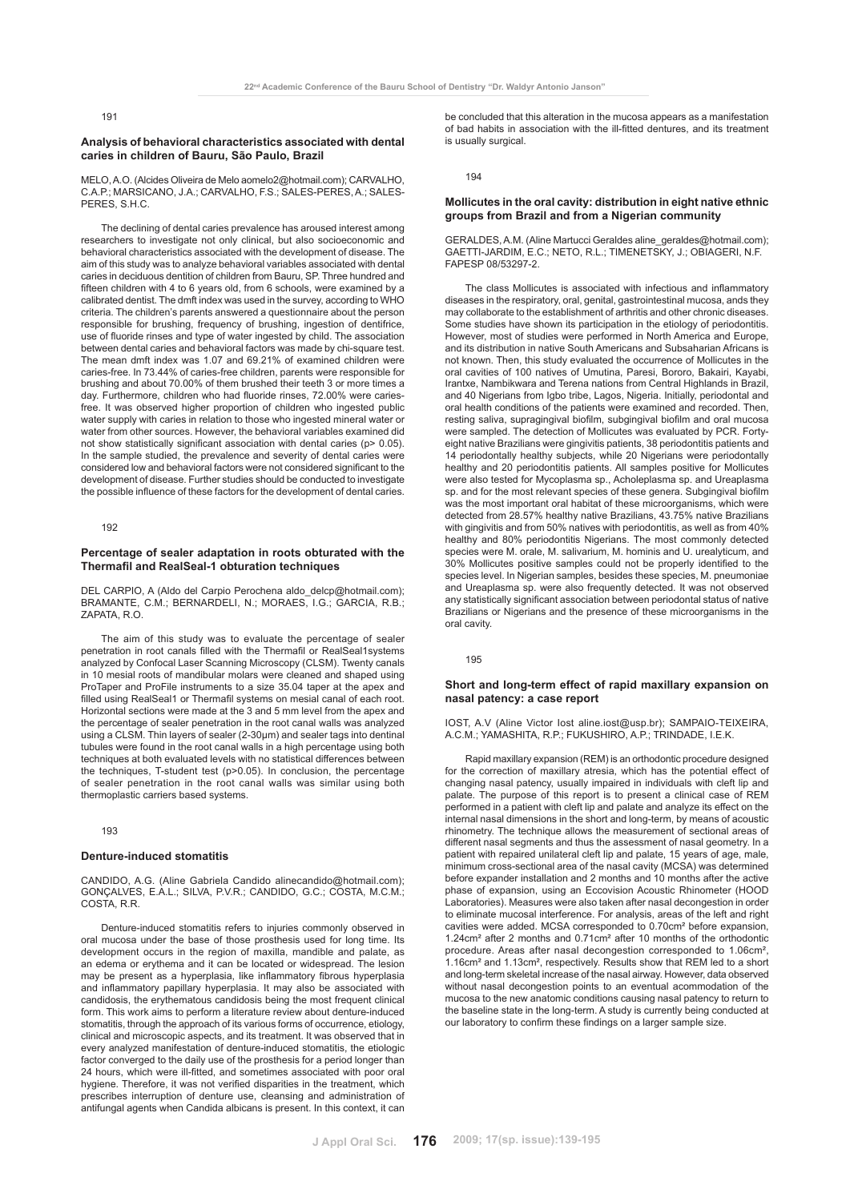191

### Analysis of behavioral characteristics associated with dental caries in children of Bauru, São Paulo, Brazil

MELO, A.O. (Alcides Oliveira de Melo aomelo2@hotmail.com); CARVALHO, C.A.P.; MARSICANO, J.A.; CARVALHO, F.S.; SALES-PERES, A.; SALES-PERES, S.H.C.

The declining of dental caries prevalence has aroused interest among researchers to investigate not only clinical, but also socioeconomic and behavioral characteristics associated with the development of disease. The aim of this study was to analyze behavioral variables associated with dental caries in deciduous dentition of children from Bauru, SP. Three hundred and fifteen children with 4 to 6 years old, from 6 schools, were examined by a calibrated dentist. The dmft index was used in the survey, according to WHO criteria. The children's parents answered a questionnaire about the person responsible for brushing, frequency of brushing, ingestion of dentifrice, use of fluoride rinses and type of water ingested by child. The association between dental caries and behavioral factors was made by chi-square test. The mean dmft index was 1.07 and 69.21% of examined children were caries-free. In 73.44% of caries-free children, parents were responsible for brushing and about 70.00% of them brushed their teeth 3 or more times a day. Furthermore, children who had fluoride rinses, 72.00% were caries-free. It was observed higher proportion of children who ingested public water supply with caries in relation to those who ingested mineral water or water from other sources. However, the behavioral variables examined did not show statistically significant association with dental caries ($p > 0.05$). In the sample studied, the prevalence and severity of dental caries were considered low and behavioral factors were not considered significant to the development of disease. Further studies should be conducted to investigate the possible influence of these factors for the development of dental caries.

192

### Percentage of sealer adaptation in roots obturated with the Thermafil and RealSeal-1 obturation techniques

DEL CARPIO, A (Aldo del Carpio Perochena aldo_delcp@hotmail.com); BRAMANTE, C.M.; BERNARDELI, N.; MORAES, I.G.; GARCIA, R.B.; ZAPATA, R.O.

The aim of this study was to evaluate the percentage of sealer penetration in root canals filled with the Thermafil or RealSeal1systems analyzed by Confocal Laser Scanning Microscopy (CLSM). Twenty canals in 10 mesial roots of mandibular molars were cleaned and shaped using ProTaper and ProFile instruments to a size 35.04 taper at the apex and filled using RealSeal1 or Thermafil systems on mesial canal of each root. Horizontal sections were made at the 3 and 5 mm level from the apex and the percentage of sealer penetration in the root canal walls was analyzed using a CLSM. Thin layers of sealer (2-30µm) and sealer tags into dentinal tubules were found in the root canal walls in a high percentage using both techniques at both evaluated levels with no statistical differences between the techniques, T-student test ($p>0.05$). In conclusion, the percentage of sealer penetration in the root canal walls was similar using both thermoplastic carriers based systems.

193

### Denture-induced stomatitis

CANDIDO, A.G. (Aline Gabriela Candido alinecandido@hotmail.com); GONÇALVES, E.A.L.; SILVA, P.V.R.; CANDIDO, G.C.; COSTA, M.C.M.; COSTA, R.R.

Denture-induced stomatitis refers to injuries commonly observed in oral mucosa under the base of those prosthesis used for long time. Its development occurs in the region of maxilla, mandible and palate, as an edema or erythema and it can be located or widespread. The lesion may be present as a hyperplasia, like inflammatory fibrous hyperplasia and inflammatory papillary hyperplasia. It may also be associated with candidosis, the erythematous candidosis being the most frequent clinical form. This work aims to perform a literature review about denture-induced stomatitis, through the approach of its various forms of occurrence, etiology, clinical and microscopic aspects, and its treatment. It was observed that in every analyzed manifestation of denture-induced stomatitis, the etiologic factor converged to the daily use of the prosthesis for a period longer than 24 hours, which were ill-fitted, and sometimes associated with poor oral hygiene. Therefore, it was not verified disparities in the treatment, which prescribes interruption of denture use, cleansing and administration of antifungal agents when Candida albicans is present. In this context, it can be concluded that this alteration in the mucosa appears as a manifestation of bad habits in association with the ill-fitted dentures, and its treatment is usually surgical.

194

### Mollicutes in the oral cavity: distribution in eight native ethnic groups from Brazil and from a Nigerian community

GERALDES, A.M. (Aline Martucci Geraldes aline_geraldes@hotmail.com); GAETTI-JARDIM, E.C.; NETO, R.L.; TIMENETSKY, J.; OBIAGERI, N.F. FAPESP 08/53297-2.

The class Mollicutes is associated with infectious and inflammatory diseases in the respiratory, oral, genital, gastrointestinal mucosa, ands they may collaborate to the establishment of arthritis and other chronic diseases. Some studies have shown its participation in the etiology of periodontitis. However, most of studies were performed in North America and Europe, and its distribution in native South Americans and Subsaharian Africans is not known. Then, this study evaluated the occurrence of Mollicutes in the oral cavities of 100 natives of Umutina, Paresi, Bororo, Bakairi, Kayabi, Irantxe, Nambikwara and Terena nations from Central Highlands in Brazil, and 40 Nigerians from Igbo tribe, Lagos, Nigeria. Initially, periodontal and oral health conditions of the patients were examined and recorded. Then, resting saliva, supragingival biofilm, subgingival biofilm and oral mucosa were sampled. The detection of Mollicutes was evaluated by PCR. Forty-eight native Brazilians were gingivitis patients, 38 periodontitis patients and 14 periodontally healthy subjects, while 20 Nigerians were periodontally healthy and 20 periodontitis patients. All samples positive for Mollicutes were also tested for Mycoplasma sp., Acholeplasma sp. and Ureaplasma sp. and for the most relevant species of these genera. Subgingival biofilm was the most important oral habitat of these microorganisms, which were detected from 28.57% healthy native Brazilians, 43.75% native Brazilians with gingivitis and from 50% natives with periodontitis, as well as from 40% healthy and 80% periodontitis Nigerians. The most commonly detected species were M. orale, M. salivarium, M. hominis and U. urealyticum, and 30% Mollicutes positive samples could not be properly identified to the species level. In Nigerian samples, besides these species, M. pneumoniae and Ureaplasma sp. were also frequently detected. It was not observed any statistically significant association between periodontal status of native Brazilians or Nigerians and the presence of these microorganisms in the oral cavity.

195

### Short and long-term effect of rapid maxillary expansion on nasal patency: a case report

IOST, A.V (Aline Victor Iost aline.iost@usp.br); SAMPAIO-TEIXEIRA, A.C.M.; YAMASHITA, R.P.; FUKUSHIRO, A.P.; TRINDADE, I.E.K.

Rapid maxillary expansion (REM) is an orthodontic procedure designed for the correction of maxillary atresia, which has the potential effect of changing nasal patency, usually impaired in individuals with cleft lip and palate. The purpose of this report is to present a clinical case of REM performed in a patient with cleft lip and palate and analyze its effect on the internal nasal dimensions in the short and long-term, by means of acoustic rhinometry. The technique allows the measurement of sectional areas of different nasal segments and thus the assessment of nasal geometry. In a patient with repaired unilateral cleft lip and palate, 15 years of age, male, minimum cross-sectional area of the nasal cavity (MCSA) was determined before expander installation and 2 months and 10 months after the active phase of expansion, using an Eccovision Acoustic Rhinometer (HOOD Laboratories). Measures were also taken after nasal decongestion in order to eliminate mucosal interference. For analysis, areas of the left and right cavities were added. MCSA corresponded to 0.70cm² before expansion, 1.24cm² after 2 months and 0.71cm² after 10 months of the orthodontic procedure. Areas after nasal decongestion corresponded to 1.06cm², 1.16cm² and 1.13cm², respectively. Results show that REM led to a short and long-term skeletal increase of the nasal airway. However, data observed without nasal decongestion points to an eventual accommodation of the mucosa to the new anatomic conditions causing nasal patency to return to the baseline state in the long-term. A study is currently being conducted at our laboratory to confirm these findings on a larger sample size.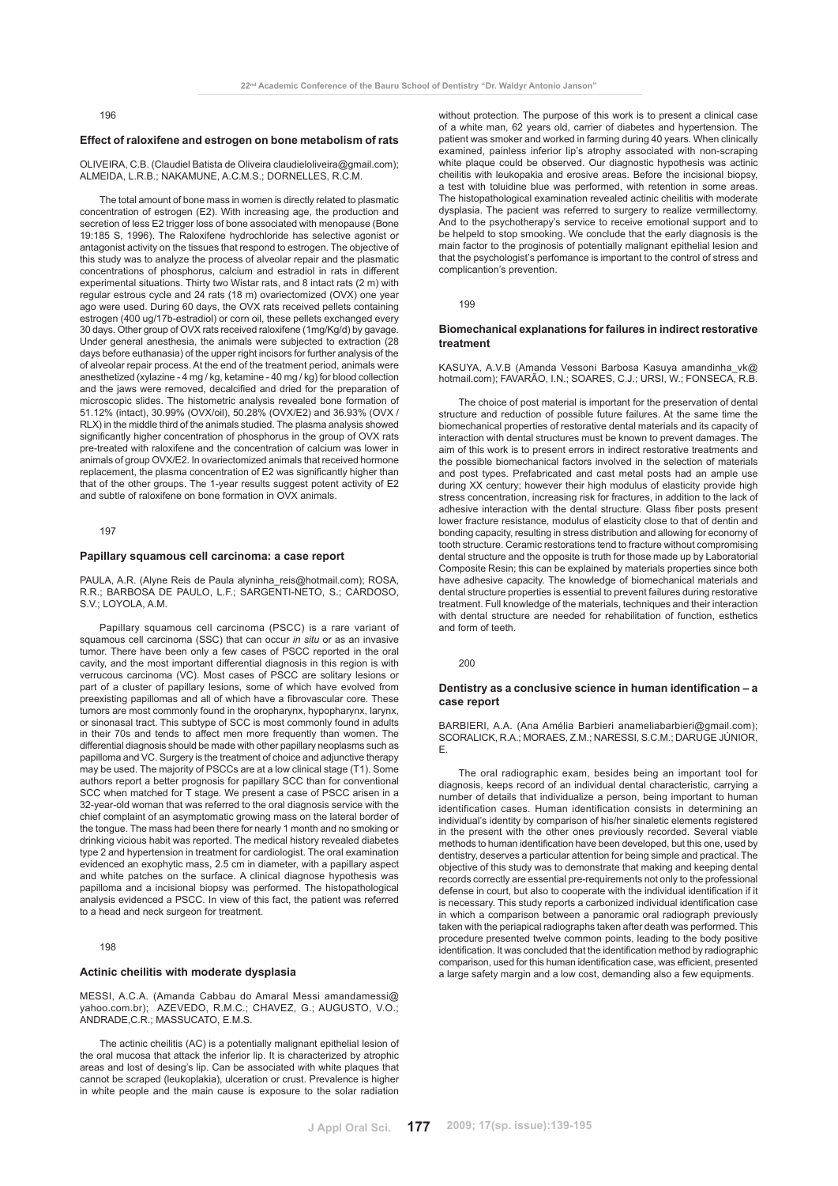196

### Effect of raloxifene and estrogen on bone metabolism of rats

OLIVEIRA, C.B. (Claudiel Batista de Oliveira claudieloliveira@gmail.com); ALMEIDA, L.R.B.; NAKAMUNE, A.C.M.S.; DORNELLES, R.C.M.

The total amount of bone mass in women is directly related to plasmatic concentration of estrogen (E2). With increasing age, the production and secretion of less E2 trigger loss of bone associated with menopause (Bone 19:185 S, 1996). The Raloxifene hydrochloride has selective agonist or antagonist activity on the tissues that respond to estrogen. The objective of this study was to analyze the process of alveolar repair and the plasmatic concentrations of phosphorus, calcium and estradiol in rats in different experimental situations. Thirty two Wistar rats, and 8 intact rats (2 m) with regular estrous cycle and 24 rats (18 m) ovariectomized (OVX) one year ago were used. During 60 days, the OVX rats received pellets containing estrogen (400 ug/17b-estradiol) or corn oil, these pellets exchanged every 30 days. Other group of OVX rats received raloxifene (1mg/Kg/d) by gavage. Under general anesthesia, the animals were subjected to extraction (28 days before euthanasia) of the upper right incisors for further analysis of the of alveolar repair process. At the end of the treatment period, animals were anesthetized (xylazine - 4 mg / kg, ketamine - 40 mg / kg) for blood collection and the jaws were removed, decalcified and dried for the preparation of microscopic slides. The histometric analysis revealed bone formation of 51.12% (intact), 30.99% (OVX/oil), 50.28% (OVX/E2) and 36.93% (OVX / RLX) in the middle third of the animals studied. The plasma analysis showed significantly higher concentration of phosphorus in the group of OVX rats pre-treated with raloxifene and the concentration of calcium was lower in animals of group OVX/E2. In ovariectomized animals that received hormone replacement, the plasma concentration of E2 was significantly higher than that of the other groups. The 1-year results suggest potent activity of E2 and subtle of raloxifene on bone formation in OVX animals.

197

### Papillary squamous cell carcinoma: a case report

PAULA, A.R. (Alyne Reis de Paula alyninha_reis@hotmail.com); ROSA, R.R.; BARBOSA DE PAULO, L.F.; SARGENTI-NETO, S.; CARDOSO, S.V.; LOYOLA, A.M.

Papillary squamous cell carcinoma (PSCC) is a rare variant of squamous cell carcinoma (SSC) that can occur *in situ* or as an invasive tumor. There have been only a few cases of PSCC reported in the oral cavity, and the most important differential diagnosis in this region is with verrucous carcinoma (VC). Most cases of PSCC are solitary lesions or part of a cluster of papillary lesions, some of which have evolved from preexisting papillomas and all of which have a fibrovascular core. These tumors are most commonly found in the oropharynx, hypopharynx, larynx, or sinonasal tract. This subtype of SCC is most commonly found in adults in their 70s and tends to affect men more frequently than women. The differential diagnosis should be made with other papillary neoplasms such as papilloma and VC. Surgery is the treatment of choice and adjunctive therapy may be used. The majority of PSCCs are at a low clinical stage (T1). Some authors report a better prognosis for papillary SCC than for conventional SCC when matched for T stage. We present a case of PSCC arisen in a 32-year-old woman that was referred to the oral diagnosis service with the chief complaint of an asymptomatic growing mass on the lateral border of the tongue. The mass had been there for nearly 1 month and no smoking or drinking vicious habit was reported. The medical history revealed diabetes type 2 and hypertension in treatment for cardiologist. The oral examination evidenced an exophytic mass, 2.5 cm in diameter, with a papillary aspect and white patches on the surface. A clinical diagnose hypothesis was papilloma and a incisional biopsy was performed. The histopathological analysis evidenced a PSCC. In view of this fact, the patient was referred to a head and neck surgeon for treatment.

198

### Actinic cheilitis with moderate dysplasia

MESSI, A.C.A. (Amanda Cabbau do Amaral Messi amandamessi@yahoo.com.br); AZEVEDO, R.M.C.; CHAVEZ, G.; AUGUSTO, V.O.; ANDRADE,C.R.; MASSUCATO, E.M.S.

The actinic cheilitis (AC) is a potentially malignant epithelial lesion of the oral mucosa that attack the inferior lip. It is characterized by atrophic areas and lost of desing's lip. Can be associated with white plaques that cannot be scraped (leukoplakia), ulceration or crust. Prevalence is higher in white people and the main cause is exposure to the solar radiation without protection. The purpose of this work is to present a clinical case of a white man, 62 years old, carrier of diabetes and hypertension. The patient was smoker and worked in farming during 40 years. When clinically examined, painless inferior lip's atrophy associated with non-scraping white plaque could be observed. Our diagnostic hypothesis was actinic cheilitis with leukopakia and erosive areas. Before the incisional biopsy, a test with toluidine blue was performed, with retention in some areas. The histopathological examination revealed actinic cheilitis with moderate dysplasia. The pacient was referred to surgery to realize vermillectomy. And to the psychotherapy's service to receive emotional support and to be helpeld to stop smoking. We conclude that the early diagnosis is the main factor to the proginosis of potentially malignant epithelial lesion and that the psychologist's perfomance is important to the control of stress and complicantion's prevention.

199

### Biomechanical explanations for failures in indirect restorative treatment

KASUYA, A.V.B (Amanda Vessoni Barbosa Kasuya amandinha_vk@hotmail.com); FAVARÃO, I.N.; SOARES, C.J.; URSI, W.; FONSECA, R.B.

The choice of post material is important for the preservation of dental structure and reduction of possible future failures. At the same time the biomechanical properties of restorative dental materials and its capacity of interaction with dental structures must be known to prevent damages. The aim of this work is to present errors in indirect restorative treatments and the possible biomechanical factors involved in the selection of materials and post types. Prefabricated and cast metal posts had an ample use during XX century; however their high modulus of elasticity provide high stress concentration, increasing risk for fractures, in addition to the lack of adhesive interaction with the dental structure. Glass fiber posts present lower fracture resistance, modulus of elasticity close to that of dentin and bonding capacity, resulting in stress distribution and allowing for economy of tooth structure. Ceramic restorations tend to fracture without compromising dental structure and the opposite is truth for those made up by Laboratorial Composite Resin; this can be explained by materials properties since both have adhesive capacity. The knowledge of biomechanical materials and dental structure properties is essential to prevent failures during restorative treatment. Full knowledge of the materials, techniques and their interaction with dental structure are needed for rehabilitation of function, esthetics and form of teeth.

200

### Dentistry as a conclusive science in human identification – a case report

BARBIERI, A.A. (Ana Amélia Barbieri anameliabarbieri@gmail.com); SCORALICK, R.A.; MORAES, Z.M.; NARESSI, S.C.M.; DARUGE JÚNIOR, E.

The oral radiographic exam, besides being an important tool for diagnosis, keeps record of an individual dental characteristic, carrying a number of details that individualize a person, being important to human identification cases. Human identification consists in determining an individual's identity by comparison of his/her sinaletic elements registered in the present with the other ones previously recorded. Several viable methods to human identification have been developed, but this one, used by dentistry, deserves a particular attention for being simple and practical. The objective of this study was to demonstrate that making and keeping dental records correctly are essential pre-requirements not only to the professional defense in court, but also to cooperate with the individual identification if it is necessary. This study reports a carbonized individual identification case in which a comparison between a panoramic oral radiograph previously taken with the periapical radiographs taken after death was performed. This procedure presented twelve common points, leading to the body positive identification. It was concluded that the identification method by radiographic comparison, used for this human identification case, was efficient, presented a large safety margin and a low cost, demanding also a few equipments.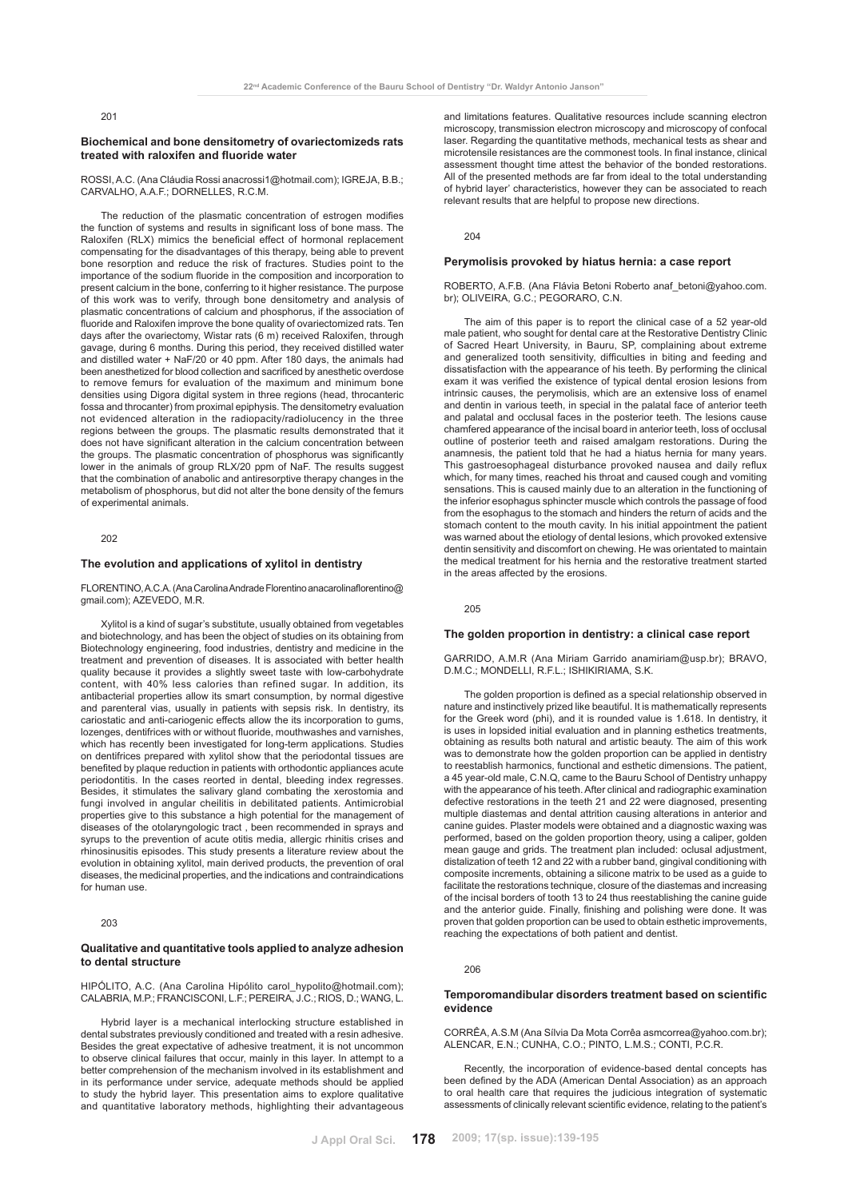201

### Biochemical and bone densitometry of ovariectomizeds rats treated with raloxifen and fluoride water

ROSSI, A.C. (Ana Cláudia Rossi anacrossi1@hotmail.com); IGREJA, B.B.; CARVALHO, A.A.F.; DORNELLES, R.C.M.

The reduction of the plasmatic concentration of estrogen modifies the function of systems and results in significant loss of bone mass. The Raloxifen (RLX) mimics the beneficial effect of hormonal replacement compensating for the disadvantages of this therapy, being able to prevent bone resorption and reduce the risk of fractures. Studies point to the importance of the sodium fluoride in the composition and incorporation to present calcium in the bone, conferring to it higher resistance. The purpose of this work was to verify, through bone densitometry and analysis of plasmatic concentrations of calcium and phosphorus, if the association of fluoride and Raloxifen improve the bone quality of ovariectomized rats. Ten days after the ovariectomy, Wistar rats (6 m) received Raloxifen, through gavage, during 6 months. During this period, they received distilled water and distilled water + NaF/20 or 40 ppm. After 180 days, the animals had been anesthetized for blood collection and sacrificed by anesthetic overdose to remove femurs for evaluation of the maximum and minimum bone densities using Digora digital system in three regions (head, throcanteric fossa and throcanter) from proximal epiphysis. The densitometry evaluation not evidenced alteration in the radiopacity/radiolucency in the three regions between the groups. The plasmatic results demonstrated that it does not have significant alteration in the calcium concentration between the groups. The plasmatic concentration of phosphorus was significantly lower in the animals of group RLX/20 ppm of NaF. The results suggest that the combination of anabolic and antiresorptive therapy changes in the metabolism of phosphorus, but did not alter the bone density of the femurs of experimental animals.

202

### The evolution and applications of xylitol in dentistry

FLORENTINO, A.C.A. (Ana Carolina Andrade Florentino anacarolinaflorentino@gmail.com); AZEVEDO, M.R.

Xylitol is a kind of sugar's substitute, usually obtained from vegetables and biotechnology, and has been the object of studies on its obtaining from Biotechnology engineering, food industries, dentistry and medicine in the treatment and prevention of diseases. It is associated with better health quality because it provides a slightly sweet taste with low-carbohydrate content, with 40% less calories than refined sugar. In addition, its antibacterial properties allow its smart consumption, by normal digestive and parenteral vias, usually in patients with sepsis risk. In dentistry, its cariostatic and anti-cariogenic effects allow the its incorporation to gums, lozenges, dentifrices with or without fluoride, mouthwashes and varnishes, which has recently been investigated for long-term applications. Studies on dentifrices prepared with xylitol show that the periodontal tissues are benefited by plaque reduction in patients with orthodontic appliances acute periodontitis. In the cases reorted in dental, bleeding index regresses. Besides, it stimulates the salivary gland combating the xerostomia and fungi involved in angular cheilitis in debilitated patients. Antimicrobial properties give to this substance a high potential for the management of diseases of the otolaryngologic tract , been recommended in sprays and syrups to the prevention of acute otitis media, allergic rhinitis crises and rhinosinusitis episodes. This study presents a literature review about the evolution in obtaining xylitol, main derived products, the prevention of oral diseases, the medicinal properties, and the indications and contraindications for human use.

203

### Qualitative and quantitative tools applied to analyze adhesion to dental structure

HIPÓLITO, A.C. (Ana Carolina Hipólito carol_hypolito@hotmail.com); CALABRIA, M.P.; FRANCISCONI, L.F.; PEREIRA, J.C.; RIOS, D.; WANG, L.

Hybrid layer is a mechanical interlocking structure established in dental substrates previously conditioned and treated with a resin adhesive. Besides the great expectative of adhesive treatment, it is not uncommon to observe clinical failures that occur, mainly in this layer. In attempt to a better comprehension of the mechanism involved in its establishment and in its performance under service, adequate methods should be applied to study the hybrid layer. This presentation aims to explore qualitative and quantitative laboratory methods, highlighting their advantageous and limitations features. Qualitative resources include scanning electron microscopy, transmission electron microscopy and microscopy of confocal laser. Regarding the quantitative methods, mechanical tests as shear and microtensile resistances are the commonest tools. In final instance, clinical assessment thought time attest the behavior of the bonded restorations. All of the presented methods are far from ideal to the total understanding of hybrid layer' characteristics, however they can be associated to reach relevant results that are helpful to propose new directions.

204

### Perymolisis provoked by hiatus hernia: a case report

ROBERTO, A.F.B. (Ana Flávia Betoni Roberto anaf_betoni@yahoo.com.br); OLIVEIRA, G.C.; PEGORARO, C.N.

The aim of this paper is to report the clinical case of a 52 year-old male patient, who sought for dental care at the Restorative Dentistry Clinic of Sacred Heart University, in Bauru, SP, complaining about extreme and generalized tooth sensitivity, difficulties in biting and feeding and dissatisfaction with the appearance of his teeth. By performing the clinical exam it was verified the existence of typical dental erosion lesions from intrinsic causes, the perymolisis, which are an extensive loss of enamel and dentin in various teeth, in special in the palatal face of anterior teeth and palatal and occlusal faces in the posterior teeth. The lesions cause chamfered appearance of the incisal board in anterior teeth, loss of occlusal outline of posterior teeth and raised amalgam restorations. During the anamnesis, the patient told that he had a hiatus hernia for many years. This gastroesophageal disturbance provoked nausea and daily reflux which, for many times, reached his throat and caused cough and vomiting sensations. This is caused mainly due to an alteration in the functioning of the inferior esophagus sphincter muscle which controls the passage of food from the esophagus to the stomach and hinders the return of acids and the stomach content to the mouth cavity. In his initial appointment the patient was warned about the etiology of dental lesions, which provoked extensive dentin sensitivity and discomfort on chewing. He was orientated to maintain the medical treatment for his hernia and the restorative treatment started in the areas affected by the erosions.

205

### The golden proportion in dentistry: a clinical case report

GARRIDO, A.M.R (Ana Miriam Garrido anamiriam@usp.br); BRAVO, D.M.C.; MONDELLI, R.F.L.; ISHIKIRIAMA, S.K.

The golden proportion is defined as a special relationship observed in nature and instinctively prized like beautiful. It is mathematically represents for the Greek word (phi), and it is rounded value is 1.618. In dentistry, it is uses in lopsided initial evaluation and in planning esthetics treatments, obtaining as results both natural and artistic beauty. The aim of this work was to demonstrate how the golden proportion can be applied in dentistry to reestablish harmonics, functional and esthetic dimensions. The patient, a 45 year-old male, C.N.Q, came to the Bauru School of Dentistry unhappy with the appearance of his teeth. After clinical and radiographic examination defective restorations in the teeth 21 and 22 were diagnosed, presenting multiple diastemas and dental attrition causing alterations in anterior and canine guides. Plaster models were obtained and a diagnostic waxing was performed, based on the golden proportion theory, using a caliper, golden mean gauge and grids. The treatment plan included: oclusal adjustment, distalization of teeth 12 and 22 with a rubber band, gingival conditioning with composite increments, obtaining a silicone matrix to be used as a guide to facilitate the restorations technique, closure of the diastemas and increasing of the incisal borders of tooth 13 to 24 thus reestablishing the canine guide and the anterior guide. Finally, finishing and polishing were done. It was proven that golden proportion can be used to obtain esthetic improvements, reaching the expectations of both patient and dentist.

206

### Temporomandibular disorders treatment based on scientific evidence

CORRÊA, A.S.M (Ana Sílvia Da Mota Corrêa asmcorrea@yahoo.com.br); ALENCAR, E.N.; CUNHA, C.O.; PINTO, L.M.S.; CONTI, P.C.R.

Recently, the incorporation of evidence-based dental concepts has been defined by the ADA (American Dental Association) as an approach to oral health care that requires the judicious integration of systematic assessments of clinically relevant scientific evidence, relating to the patient's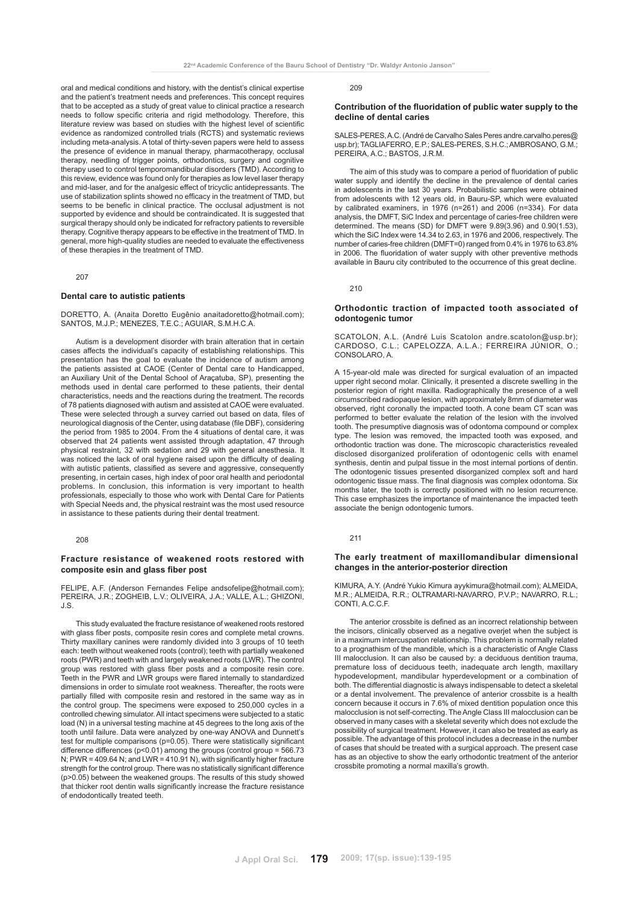oral and medical conditions and history, with the dentist's clinical expertise and the patient's treatment needs and preferences. This concept requires that to be accepted as a study of great value to clinical practice a research needs to follow specific criteria and rigid methodology. Therefore, this literature review was based on studies with the highest level of scientific evidence as randomized controlled trials (RCTS) and systematic reviews including meta-analysis. A total of thirty-seven papers were held to assess the presence of evidence in manual therapy, pharmacotherapy, occlusal therapy, needling of trigger points, orthodontics, surgery and cognitive therapy used to control temporomandibular disorders (TMD). According to this review, evidence was found only for therapies as low level laser therapy and mid-laser, and for the analgesic effect of tricyclic antidepressants. The use of stabilization splints showed no efficacy in the treatment of TMD, but seems to be benefic in clinical practice. The occlusal adjustment is not supported by evidence and should be contraindicated. It is suggested that surgical therapy should only be indicated for refractory patients to reversible therapy. Cognitive therapy appears to be effective in the treatment of TMD. In general, more high-quality studies are needed to evaluate the effectiveness of these therapies in the treatment of TMD.

207

### Dental care to autistic patients

DORETTO, A. (Anaita Doretto Eugênio anaitadoretto@hotmail.com); SANTOS, M.J.P.; MENEZES, T.E.C.; AGUIAR, S.M.H.C.A.

Autism is a development disorder with brain alteration that in certain cases affects the individual's capacity of establishing relationships. This presentation has the goal to evaluate the incidence of autism among the patients assisted at CAOE (Center of Dental care to Handicapped, an Auxiliary Unit of the Dental School of Araçatuba, SP), presenting the methods used in dental care performed to these patients, their dental characteristics, needs and the reactions during the treatment. The records of 78 patients diagnosed with autism and assisted at CAOE were evaluated. These were selected through a survey carried out based on data, files of neurological diagnosis of the Center, using database (file DBF), considering the period from 1985 to 2004. From the 4 situations of dental care, it was observed that 24 patients went assisted through adaptation, 47 through physical restraint, 32 with sedation and 29 with general anesthesia. It was noticed the lack of oral hygiene raised upon the difficulty of dealing with autistic patients, classified as severe and aggressive, consequently presenting, in certain cases, high index of poor oral health and periodontal problems. In conclusion, this information is very important to health professionals, especially to those who work with Dental Care for Patients with Special Needs and, the physical restraint was the most used resource in assistance to these patients during their dental treatment.

208

### Fracture resistance of weakened roots restored with composite esin and glass fiber post

FELIPE, A.F. (Anderson Fernandes Felipe andsofelipe@hotmail.com); PEREIRA, J.R.; ZOGHEIB, L.V.; OLIVEIRA, J.A.; VALLE, A.L.; GHIZONI, J.S.

This study evaluated the fracture resistance of weakened roots restored with glass fiber posts, composite resin cores and complete metal crowns. Thirty maxillary canines were randomly divided into 3 groups of 10 teeth each: teeth without weakened roots (control); teeth with partially weakened roots (PWR) and teeth with and largely weakened roots (LWR). The control group was restored with glass fiber posts and a composite resin core. Teeth in the PWR and LWR groups were flared internally to standardized dimensions in order to simulate root weakness. Thereafter, the roots were partially filled with composite resin and restored in the same way as in the control group. The specimens were exposed to 250,000 cycles in a controlled chewing simulator. All intact specimens were subjected to a static load (N) in a universal testing machine at 45 degrees to the long axis of the tooth until failure. Data were analyzed by one-way ANOVA and Dunnett's test for multiple comparisons ($p=0.05$). There were statistically significant difference differences ($p<0.01$) among the groups (control group = 566.73 N; PWR = 409.64 N; and LWR = 410.91 N), with significantly higher fracture strength for the control group. There was no statistically significant difference ($p>0.05$) between the weakened groups. The results of this study showed that thicker root dentin walls significantly increase the fracture resistance of endodontically treated teeth.

209

### Contribution of the fluoridation of public water supply to the decline of dental caries

SALES-PERES, A.C. (André de Carvalho Sales Peres andre.carvalho.peres@usp.br); TAGLIAFERRO, E.P.; SALES-PERES, S.H.C.; AMBROSANO, G.M.; PEREIRA, A.C.; BASTOS, J.R.M.

The aim of this study was to compare a period of fluoridation of public water supply and identify the decline in the prevalence of dental caries in adolescents in the last 30 years. Probabilistic samples were obtained from adolescents with 12 years old, in Bauru-SP, which were evaluated by calibrated examiners, in 1976 (n=261) and 2006 (n=334). For data analysis, the DMFT, SiC Index and percentage of caries-free children were determined. The means (SD) for DMFT were 9.89(3.96) and 0.90(1.53), which the SiC Index were 14.34 to 2.63, in 1976 and 2006, respectively. The number of caries-free children (DMFT=0) ranged from 0.4% in 1976 to 63.8% in 2006. The fluoridation of water supply with other preventive methods available in Bauru city contributed to the occurrence of this great decline.

210

### Orthodontic traction of impacted tooth associated of odontogenic tumor

SCATOLON, A.L. (André Luis Scatolon andre.scatolon@usp.br); CARDOSO, C.L.; CAPELOZZA, A.L.A.; FERREIRA JÚNIOR, O.; CONSOLARO, A.

A 15-year-old male was directed for surgical evaluation of an impacted upper right second molar. Clinically, it presented a discrete swelling in the posterior region of right maxilla. Radiographically the presence of a well circumscribed radiopaque lesion, with approximately 8mm of diameter was observed, right coronally the impacted tooth. A cone beam CT scan was performed to better evaluate the relation of the lesion with the involved tooth. The presumptive diagnosis was of odontoma compound or complex type. The lesion was removed, the impacted tooth was exposed, and orthodontic traction was done. The microscopic characteristics revealed disclosed disorganized proliferation of odontogenic cells with enamel synthesis, dentin and pulpal tissue in the most internal portions of dentin. The odontogenic tissues presented disorganized complex soft and hard odontogenic tissue mass. The final diagnosis was complex odontoma. Six months later, the tooth is correctly positioned with no lesion recurrence. This case emphasizes the importance of maintenance the impacted teeth associate the benign odontogenic tumors.

211

### The early treatment of maxillomandibular dimensional changes in the anterior-posterior direction

KIMURA, A.Y. (André Yukio Kimura ayykimura@hotmail.com); ALMEIDA, M.R.; ALMEIDA, R.R.; OLTRAMARI-NAVARRO, P.V.P.; NAVARRO, R.L.; CONTI, A.C.C.F.

The anterior crossbite is defined as an incorrect relationship between the incisors, clinically observed as a negative overjet when the subject is in a maximum intercuspation relationship. This problem is normally related to a prognathism of the mandible, which is a characteristic of Angle Class III malocclusion. It can also be caused by: a deciduous dentition trauma, premature loss of deciduous teeth, inadequate arch length, maxillary hypodevelopment, mandibular hyperdevelopment or a combination of both. The differential diagnostic is always indispensable to detect a skeletal or a dental involvement. The prevalence of anterior crossbite is a health concern because it occurs in 7.6% of mixed dentition population once this malocclusion is not self-correcting. The Angle Class III malocclusion can be observed in many cases with a skeletal severity which does not exclude the possibility of surgical treatment. However, it can also be treated as early as possible. The advantage of this protocol includes a decrease in the number of cases that should be treated with a surgical approach. The present case has as an objective to show the early orthodontic treatment of the anterior crossbite promoting a normal maxilla's growth.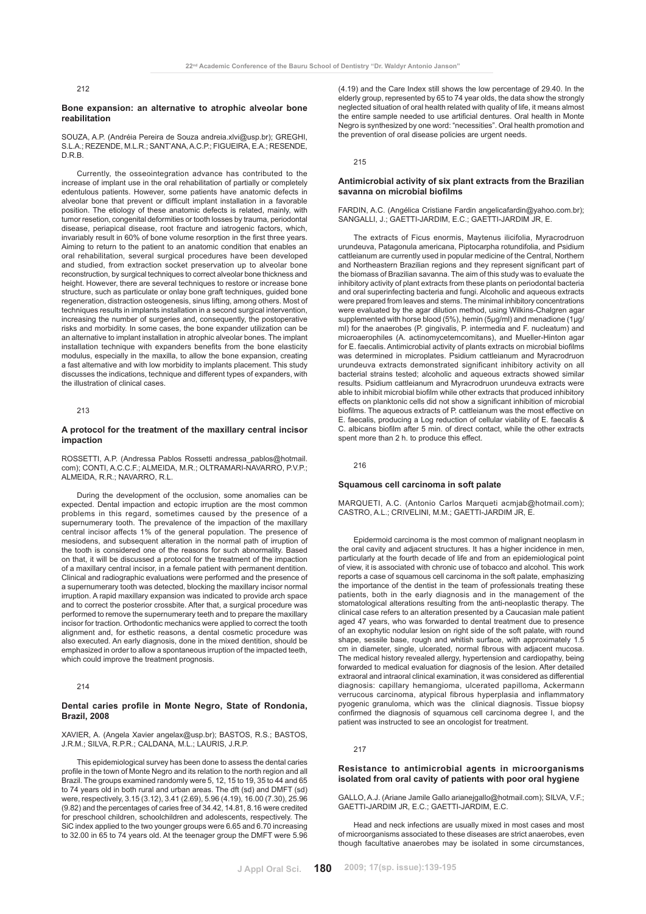212

### Bone expansion: an alternative to atrophic alveolar bone reabilitation

SOUZA, A.P. (Andréia Pereira de Souza andreia.xlvi@usp.br); GREGHI, S.L.A.; REZENDE, M.L.R.; SANT'ANA, A.C.P.; FIGUEIRA, E.A.; RESENDE, D.R.B.

Currently, the osseointegration advance has contributed to the increase of implant use in the oral rehabilitation of partially or completely edentulous patients. However, some patients have anatomic defects in alveolar bone that prevent or difficult implant installation in a favorable position. The etiology of these anatomic defects is related, mainly, with tumor resetion, congenital deformities or tooth losses by trauma, periodontal disease, periapical disease, root fracture and iatrogenic factors, which, invariably result in 60% of bone volume resorption in the first three years. Aiming to return to the patient to an anatomic condition that enables an oral rehabilitation, several surgical procedures have been developed and studied, from extraction socket preservation up to alveolar bone reconstruction, by surgical techniques to correct alveolar bone thickness and height. However, there are several techniques to restore or increase bone structure, such as particulate or onlay bone graft techniques, guided bone regeneration, distraction osteogenesis, sinus lifting, among others. Most of techniques results in implants installation in a second surgical intervention, increasing the number of surgeries and, consequently, the postoperative risks and morbidity. In some cases, the bone expander utilization can be an alternative to implant installation in atrophic alveolar bones. The implant installation technique with expanders benefits from the bone elasticity modulus, especially in the maxilla, to allow the bone expansion, creating a fast alternative and with low morbidity to implants placement. This study discusses the indications, technique and different types of expanders, with the illustration of clinical cases.

213

### A protocol for the treatment of the maxillary central incisor impaction

ROSSETTI, A.P. (Andressa Pablos Rossetti andressa_pablos@hotmail.com); CONTI, A.C.C.F.; ALMEIDA, M.R.; OLTRAMARI-NAVARRO, P.V.P.; ALMEIDA, R.R.; NAVARRO, R.L.

During the development of the occlusion, some anomalies can be expected. Dental impaction and ectopic irruption are the most common problems in this regard, sometimes caused by the presence of a supernumerary tooth. The prevalence of the impaction of the maxillary central incisor affects 1% of the general population. The presence of mesiodens, and subsequent alteration in the normal path of irruption of the tooth is considered one of the reasons for such abnormality. Based on that, it will be discussed a protocol for the treatment of the impaction of a maxillary central incisor, in a female patient with permanent dentition. Clinical and radiographic evaluations were performed and the presence of a supernumerary tooth was detected, blocking the maxillary incisor normal irruption. A rapid maxillary expansion was indicated to provide arch space and to correct the posterior crossbite. After that, a surgical procedure was performed to remove the supernumerary teeth and to prepare the maxillary incisor for traction. Orthodontic mechanics were applied to correct the tooth alignment and, for esthetic reasons, a dental cosmetic procedure was also executed. An early diagnosis, done in the mixed dentition, should be emphasized in order to allow a spontaneous irruption of the impacted teeth, which could improve the treatment prognosis.

214

### Dental caries profile in Monte Negro, State of Rondonia, Brazil, 2008

XAVIER, A. (Angela Xavier angelax@usp.br); BASTOS, R.S.; BASTOS, J.R.M.; SILVA, R.P.R.; CALDANA, M.L.; LAURIS, J.R.P.

This epidemiological survey has been done to assess the dental caries profile in the town of Monte Negro and its relation to the north region and all Brazil. The groups examined randomly were 5, 12, 15 to 19, 35 to 44 and 65 to 74 years old in both rural and urban areas. The dft (sd) and DMFT (sd) were, respectively, 3.15 (3.12), 3.41 (2.69), 5.96 (4.19), 16.00 (7.30), 25.96 (9.82) and the percentages of caries free of 34.42, 14.81, 8.16 were credited for preschool children, schoolchildren and adolescents, respectively. The SiC index applied to the two younger groups were 6.65 and 6.70 increasing to 32.00 in 65 to 74 years old. At the teenager group the DMFT were 5.96 (4.19) and the Care Index still shows the low percentage of 29.40. In the elderly group, represented by 65 to 74 year olds, the data show the strongly neglected situation of oral health related with quality of life, it means almost the entire sample needed to use artificial dentures. Oral health in Monte Negro is synthesized by one word: "necessities". Oral health promotion and the prevention of oral disease policies are urgent needs.

215

### Antimicrobial activity of six plant extracts from the Brazilian savanna on microbial biofilms

FARDIN, A.C. (Angélica Cristiane Fardin angelicafardin@yahoo.com.br); SANGALLI, J.; GAETTI-JARDIM, E.C.; GAETTI-JARDIM JR, E.

The extracts of Ficus enormis, Maytenus ilicifolia, Myracrodruon urundeuva, Patagonula americana, Piptocarpha rotundifolia, and Psidium cattleianum are currently used in popular medicine of the Central, Northern and Northeastern Brazilian regions and they represent significant part of the biomass of Brazilian savanna. The aim of this study was to evaluate the inhibitory activity of plant extracts from these plants on periodontal bacteria and oral superinfecting bacteria and fungi. Alcoholic and aqueous extracts were prepared from leaves and stems. The minimal inhibitory concentrations were evaluated by the agar dilution method, using Wilkins-Chalgren agar supplemented with horse blood (5%), hemin (5µg/ml) and menadione (1µg/ml) for the anaerobes (P. gingivalis, P. intermedia and F. nucleatum) and microaerophiles (A. actinomycetemcomitans), and Mueller-Hinton agar for E. faecalis. Antimicrobial activity of plants extracts on microbial biofilms was determined in microplates. Psidium cattleianum and Myracrodruon urundeuva extracts demonstrated significant inhibitory activity on all bacterial strains tested; alcoholic and aqueous extracts showed similar results. Psidium cattleianum and Myracrodruon urundeuva extracts were able to inhibit microbial biofilm while other extracts that produced inhibitory effects on planktonic cells did not show a significant inhibition of microbial biofilms. The aqueous extracts of P. cattleianum was the most effective on E. faecalis, producing a Log reduction of cellular viability of E. faecalis & C. albicans biofilm after 5 min. of direct contact, while the other extracts spent more than 2 h. to produce this effect.

216

### Squamous cell carcinoma in soft palate

MARQUETI, A.C. (Antonio Carlos Marqueti acmjab@hotmail.com); CASTRO, A.L.; CRIVELINI, M.M.; GAETTI-JARDIM JR, E.

Epidermoid carcinoma is the most common of malignant neoplasm in the oral cavity and adjacent structures. It has a higher incidence in men, particularly at the fourth decade of life and from an epidemiological point of view, it is associated with chronic use of tobacco and alcohol. This work reports a case of squamous cell carcinoma in the soft palate, emphasizing the importance of the dentist in the team of professionals treating these patients, both in the early diagnosis and in the management of the stomatological alterations resulting from the anti-neoplastic therapy. The clinical case refers to an alteration presented by a Caucasian male patient aged 47 years, who was forwarded to dental treatment due to presence of an exophytic nodular lesion on right side of the soft palate, with round shape, sessile base, rough and whitish surface, with approximately 1.5 cm in diameter, single, ulcerated, normal fibrous with adjacent mucosa. The medical history revealed allergy, hypertension and cardiopathy, being forwarded to medical evaluation for diagnosis of the lesion. After detailed extraoral and intraoral clinical examination, it was considered as differential diagnosis: capillary hemangioma, ulcerated papilloma, Ackermann verrucous carcinoma, atypical fibrous hyperplasia and inflammatory pyogenic granuloma, which was the clinical diagnosis. Tissue biopsy confirmed the diagnosis of squamous cell carcinoma degree I, and the patient was instructed to see an oncologist for treatment.

217

### Resistance to antimicrobial agents in microorganisms isolated from oral cavity of patients with poor oral hygiene

GALLO, A.J. (Ariane Jamile Gallo arianejgallo@hotmail.com); SILVA, V.F.; GAETTI-JARDIM JR, E.C.; GAETTI-JARDIM, E.C.

Head and neck infections are usually mixed in most cases and most of microorganisms associated to these diseases are strict anaerobes, even though facultative anaerobes may be isolated in some circumstances,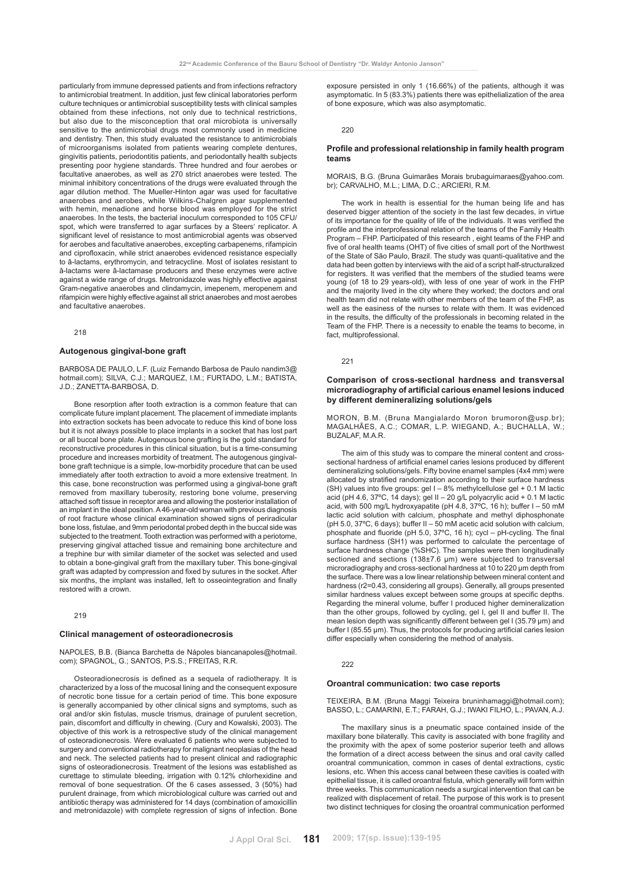particularly from immune depressed patients and from infections refractory to antimicrobial treatment. In addition, just few clinical laboratories perform culture techniques or antimicrobial susceptibility tests with clinical samples obtained from these infections, not only due to technical restrictions, but also due to the misconception that oral microbiota is universally sensitive to the antimicrobial drugs most commonly used in medicine and dentistry. Then, this study evaluated the resistance to antimicrobials of microorganisms isolated from patients wearing complete dentures, gingivitis patients, periodontitis patients, and periodontally health subjects presenting poor hygiene standards. Three hundred and four aerobes or facultative anaerobes, as well as 270 strict anaerobes were tested. The minimal inhibitory concentrations of the drugs were evaluated through the agar dilution method. The Mueller-Hinton agar was used for facultative anaerobes and aerobes, while Wilkins-Chalgren agar supplemented with hemin, menadione and horse blood was employed for the strict anaerobes. In the tests, the bacterial inoculum corresponded to 105 CFU/spot, which were transferred to agar surfaces by a Steers' replicator. A significant level of resistance to most antimicrobial agents was observed for aerobes and facultative anaerobes, excepting carbapenems, rifampicin and ciprofloxacin, while strict anaerobes evidenced resistance especially to â-lactams, erythromycin, and tetracycline. Most of isolates resistant to â-lactams were â-lactamase producers and these enzymes were active against a wide range of drugs. Metronidazole was highly effective against Gram-negative anaerobes and clindamycin, imepenem, meropenem and rifampicin were highly effective against all strict anaerobes and most aerobes and facultative anaerobes.

218

### Autogenous gingival-bone graft

BARBOSA DE PAULO, L.F. (Luiz Fernando Barbosa de Paulo nandim3@hotmail.com); SILVA, C.J.; MARQUEZ, I.M.; FURTADO, L.M.; BATISTA, J.D.; ZANETTA-BARBOSA, D.

Bone resorption after tooth extraction is a common feature that can complicate future implant placement. The placement of immediate implants into extraction sockets has been advocate to reduce this kind of bone loss but it is not always possible to place implants in a socket that has lost part or all buccal bone plate. Autogenous bone grafting is the gold standard for reconstructive procedures in this clinical situation, but is a time-consuming procedure and increases morbidity of treatment. The autogenous gingival-bone graft technique is a simple, low-morbidity procedure that can be used immediately after tooth extraction to avoid a more extensive treatment. In this case, bone reconstruction was performed using a gingival-bone graft removed from maxillary tuberosity, restoring bone volume, preserving attached soft tissue in receptor area and allowing the posterior installation of an implant in the ideal position. A 46-year-old woman with previous diagnosis of root fracture whose clinical examination showed signs of periradicular bone loss, fistulae, and 9mm periodontal probed depth in the buccal side was subjected to the treatment. Tooth extraction was performed with a periotome, preserving gingival attached tissue and remaining bone architecture and a trephine bur with similar diameter of the socket was selected and used to obtain a bone-gingival graft from the maxillary tuber. This bone-gingival graft was adapted by compression and fixed by sutures in the socket. After six months, the implant was installed, left to osseointegration and finally restored with a crown.

219

### Clinical management of osteoradionecrosis

NAPOLES, B.B. (Bianca Barchetta de Nápoles biancanapoles@hotmail.com); SPAGNOL, G.; SANTOS, P.S.S.; FREITAS, R.R.

Osteoradionecrosis is defined as a sequela of radiotherapy. It is characterized by a loss of the mucosal lining and the consequent exposure of necrotic bone tissue for a certain period of time. This bone exposure is generally accompanied by other clinical signs and symptoms, such as oral and/or skin fistulas, muscle trismus, drainage of purulent secretion, pain, discomfort and difficulty in chewing. (Cury and Kowalski, 2003). The objective of this work is a retrospective study of the clinical management of osteoradionecrosis. Were evaluated 6 patients who were subjected to surgery and conventional radiotherapy for malignant neoplasias of the head and neck. The selected patients had to present clinical and radiographic signs of osteoradionecrosis. Treatment of the lesions was established as curettage to stimulate bleeding, irrigation with 0.12% chlorhexidine and removal of bone sequestration. Of the 6 cases assessed, 3 (50%) had purulent drainage, from which microbiological culture was carried out and antibiotic therapy was administered for 14 days (combination of amoxicillin and metronidazole) with complete regression of signs of infection. Bone exposure persisted in only 1 (16.66%) of the patients, although it was asymptomatic. In 5 (83.3%) patients there was epithelialization of the area of bone exposure, which was also asymptomatic.

220

### Profile and professional relationship in family health program teams

MORAIS, B.G. (Bruna Guimarães Morais brubaguimaraes@yahoo.com.br); CARVALHO, M.L.; LIMA, D.C.; ARCIERI, R.M.

The work in health is essential for the human being life and has deserved bigger attention of the society in the last few decades, in virtue of its importance for the quality of life of the individuals. It was verified the profile and the interprofessional relation of the teams of the Family Health Program – FHP. Participated of this research , eight teams of the FHP and five of oral health teams (OHT) of five cities of small port of the Northwest of the State of São Paulo, Brazil. The study was quanti-qualitative and the data had been gotten by interviews with the aid of a script half-structuralized for registers. It was verified that the members of the studied teams were young (of 18 to 29 years-old), with less of one year of work in the FHP and the majority lived in the city where they worked; the doctors and oral health team did not relate with other members of the team of the FHP, as well as the easiness of the nurses to relate with them. It was evidenced in the results, the difficulty of the professionals in becoming related in the Team of the FHP. There is a necessity to enable the teams to become, in fact, multiprofessional.

221

### Comparison of cross-sectional hardness and transversal microradiography of artificial carious enamel lesions induced by different demineralizing solutions/gels

MORON, B.M. (Bruna Mangialardo Moron brumoron@usp.br); MAGALHÃES, A.C.; COMAR, L.P. WIEGAND, A.; BUCHALLA, W.; BUZALAF, M.A.R.

The aim of this study was to compare the mineral content and cross-sectional hardness of artificial enamel caries lesions produced by different demineralizing solutions/gels. Fifty bovine enamel samples (4x4 mm) were allocated by stratified randomization according to their surface hardness (SH) values into five groups: gel I – 8% methylcellulose gel + 0.1 M lactic acid (pH 4.6, 37ºC, 14 days); gel II – 20 g/L polyacrylic acid + 0.1 M lactic acid, with 500 mg/L hydroxyapatite (pH 4.8, 37ºC, 16 h); buffer I – 50 mM lactic acid solution with calcium, phosphate and methyl diphosphonate (pH 5.0, 37ºC, 6 days); buffer II – 50 mM acetic acid solution with calcium, phosphate and fluoride (pH 5.0, 37ºC, 16 h); cycl – pH-cycling. The final surface hardness (SH1) was performed to calculate the percentage of surface hardness change (%SHC). The samples were then longitudinally sectioned and sections (138±7.6 µm) were subjected to transversal microradiography and cross-sectional hardness at 10 to 220 µm depth from the surface. There was a low linear relationship between mineral content and hardness ($r^2$=0.43, considering all groups). Generally, all groups presented similar hardness values except between some groups at specific depths. Regarding the mineral volume, buffer I produced higher demineralization than the other groups, followed by cycling, gel I, gel II and buffer II. The mean lesion depth was significantly different between gel I (35.79 µm) and buffer I (85.55 µm). Thus, the protocols for producing artificial caries lesion differ especially when considering the method of analysis.

222

### Oroantral communication: two case reports

TEIXEIRA, B.M. (Bruna Maggi Teixeira bruninhamaggi@hotmail.com); BASSO, L.; CAMARINI, E.T.; FARAH, G.J.; IWAKI FILHO, L.; PAVAN, A.J.

The maxillary sinus is a pneumatic space contained inside of the maxillary bone bilaterally. This cavity is associated with bone fragility and the proximity with the apex of some posterior superior teeth and allows the formation of a direct access between the sinus and oral cavity called oroantral communication, common in cases of dental extractions, cystic lesions, etc. When this access canal between these cavities is coated with epithelial tissue, it is called oroantral fistula, which generally will form within three weeks. This communication needs a surgical intervention that can be realized with displacement of retail. The purpose of this work is to present two distinct techniques for closing the oroantral communication performed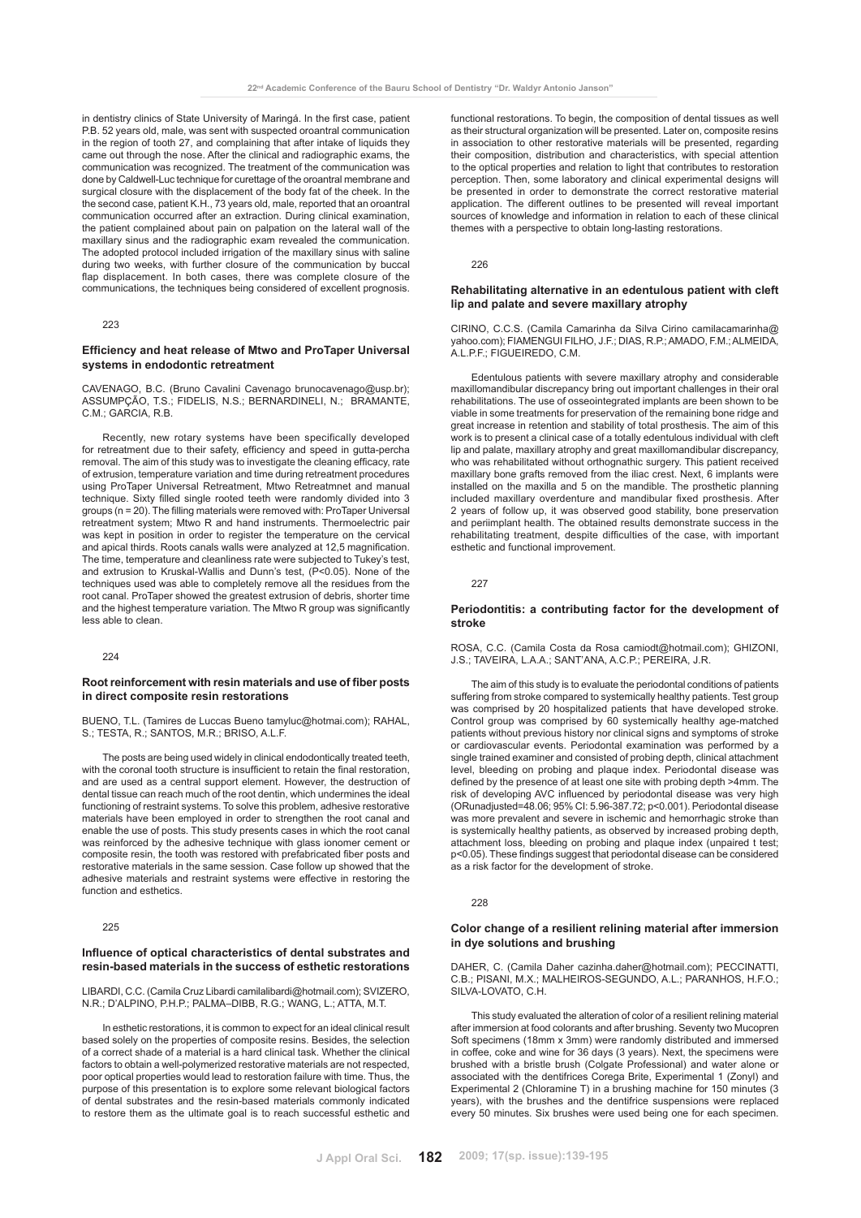in dentistry clinics of State University of Maringá. In the first case, patient P.B. 52 years old, male, was sent with suspected oroantral communication in the region of tooth 27, and complaining that after intake of liquids they came out through the nose. After the clinical and radiographic exams, the communication was recognized. The treatment of the communication was done by Caldwell-Luc technique for curettage of the oroantral membrane and surgical closure with the displacement of the body fat of the cheek. In the the second case, patient K.H., 73 years old, male, reported that an oroantral communication occurred after an extraction. During clinical examination, the patient complained about pain on palpation on the lateral wall of the maxillary sinus and the radiographic exam revealed the communication. The adopted protocol included irrigation of the maxillary sinus with saline during two weeks, with further closure of the communication by buccal flap displacement. In both cases, there was complete closure of the communications, the techniques being considered of excellent prognosis.

223

### Efficiency and heat release of Mtwo and ProTaper Universal systems in endodontic retreatment

CAVENAGO, B.C. (Bruno Cavalini Cavenago brunocavenago@usp.br); ASSUMPÇÃO, T.S.; FIDELIS, N.S.; BERNARDINELI, N.; BRAMANTE, C.M.; GARCIA, R.B.

Recently, new rotary systems have been specifically developed for retreatment due to their safety, efficiency and speed in gutta-percha removal. The aim of this study was to investigate the cleaning efficacy, rate of extrusion, temperature variation and time during retreatment procedures using ProTaper Universal Retreatment, Mtwo Retreatmnet and manual technique. Sixty filled single rooted teeth were randomly divided into 3 groups (n = 20). The filling materials were removed with: ProTaper Universal retreatment system; Mtwo R and hand instruments. Thermoelectric pair was kept in position in order to register the temperature on the cervical and apical thirds. Roots canals walls were analyzed at 12,5 magnification. The time, temperature and cleanliness rate were subjected to Tukey's test, and extrusion to Kruskal-Wallis and Dunn's test, ($P<0.05$). None of the techniques used was able to completely remove all the residues from the root canal. ProTaper showed the greatest extrusion of debris, shorter time and the highest temperature variation. The Mtwo R group was significantly less able to clean.

224

### Root reinforcement with resin materials and use of fiber posts in direct composite resin restorations

BUENO, T.L. (Tamires de Luccas Bueno tamyluc@hotmai.com); RAHAL, S.; TESTA, R.; SANTOS, M.R.; BRISO, A.L.F.

The posts are being used widely in clinical endodontically treated teeth, with the coronal tooth structure is insufficient to retain the final restoration, and are used as a central support element. However, the destruction of dental tissue can reach much of the root dentin, which undermines the ideal functioning of restraint systems. To solve this problem, adhesive restorative materials have been employed in order to strengthen the root canal and enable the use of posts. This study presents cases in which the root canal was reinforced by the adhesive technique with glass ionomer cement or composite resin, the tooth was restored with prefabricated fiber posts and restorative materials in the same session. Case follow up showed that the adhesive materials and restraint systems were effective in restoring the function and esthetics.

225

### Influence of optical characteristics of dental substrates and resin-based materials in the success of esthetic restorations

LIBARDI, C.C. (Camila Cruz Libardi camilalibardi@hotmail.com); SVIZERO, N.R.; D'ALPINO, P.H.P.; PALMA–DIBB, R.G.; WANG, L.; ATTA, M.T.

In esthetic restorations, it is common to expect for an ideal clinical result based solely on the properties of composite resins. Besides, the selection of a correct shade of a material is a hard clinical task. Whether the clinical factors to obtain a well-polymerized restorative materials are not respected, poor optical properties would lead to restoration failure with time. Thus, the purpose of this presentation is to explore some relevant biological factors of dental substrates and the resin-based materials commonly indicated to restore them as the ultimate goal is to reach successful esthetic and functional restorations. To begin, the composition of dental tissues as well as their structural organization will be presented. Later on, composite resins in association to other restorative materials will be presented, regarding their composition, distribution and characteristics, with special attention to the optical properties and relation to light that contributes to restoration perception. Then, some laboratory and clinical experimental designs will be presented in order to demonstrate the correct restorative material application. The different outlines to be presented will reveal important sources of knowledge and information in relation to each of these clinical themes with a perspective to obtain long-lasting restorations.

226

### Rehabilitating alternative in an edentulous patient with cleft lip and palate and severe maxillary atrophy

CIRINO, C.C.S. (Camila Camarinha da Silva Cirino camilacamarinha@yahoo.com); FIAMENGUI FILHO, J.F.; DIAS, R.P.; AMADO, F.M.; ALMEIDA, A.L.P.F.; FIGUEIREDO, C.M.

Edentulous patients with severe maxillary atrophy and considerable maxillomandibular discrepancy bring out important challenges in their oral rehabilitations. The use of osseointegrated implants are been shown to be viable in some treatments for preservation of the remaining bone ridge and great increase in retention and stability of total prosthesis. The aim of this work is to present a clinical case of a totally edentulous individual with cleft lip and palate, maxillary atrophy and great maxillomandibular discrepancy, who was rehabilitated without orthognathic surgery. This patient received maxillary bone grafts removed from the iliac crest. Next, 6 implants were installed on the maxilla and 5 on the mandible. The prosthetic planning included maxillary overdenture and mandibular fixed prosthesis. After 2 years of follow up, it was observed good stability, bone preservation and periimplant health. The obtained results demonstrate success in the rehabilitating treatment, despite difficulties of the case, with important esthetic and functional improvement.

227

### Periodontitis: a contributing factor for the development of stroke

ROSA, C.C. (Camila Costa da Rosa camiodt@hotmail.com); GHIZONI, J.S.; TAVEIRA, L.A.A.; SANT'ANA, A.C.P.; PEREIRA, J.R.

The aim of this study is to evaluate the periodontal conditions of patients suffering from stroke compared to systemically healthy patients. Test group was comprised by 20 hospitalized patients that have developed stroke. Control group was comprised by 60 systemically healthy age-matched patients without previous history nor clinical signs and symptoms of stroke or cardiovascular events. Periodontal examination was performed by a single trained examiner and consisted of probing depth, clinical attachment level, bleeding on probing and plaque index. Periodontal disease was defined by the presence of at least one site with probing depth >4mm. The risk of developing AVC influenced by periodontal disease was very high ($OR_{unadjusted}$=48.06; 95% CI: 5.96-387.72; $p<0.001$). Periodontal disease was more prevalent and severe in ischemic and hemorrhagic stroke than is systemically healthy patients, as observed by increased probing depth, attachment loss, bleeding on probing and plaque index (unpaired t test; $p<0.05$). These findings suggest that periodontal disease can be considered as a risk factor for the development of stroke.

228

### Color change of a resilient relining material after immersion in dye solutions and brushing

DAHER, C. (Camila Daher cazinha.daher@hotmail.com); PECCINATTI, C.B.; PISANI, M.X.; MALHEIROS-SEGUNDO, A.L.; PARANHOS, H.F.O.; SILVA-LOVATO, C.H.

This study evaluated the alteration of color of a resilient relining material after immersion at food colorants and after brushing. Seventy two Mucopren Soft specimens (18mm x 3mm) were randomly distributed and immersed in coffee, coke and wine for 36 days (3 years). Next, the specimens were brushed with a bristle brush (Colgate Professional) and water alone or associated with the dentifrices Corega Brite, Experimental 1 (Zonyl) and Experimental 2 (Chloramine T) in a brushing machine for 150 minutes (3 years), with the brushes and the dentifrice suspensions were replaced every 50 minutes. Six brushes were used being one for each specimen.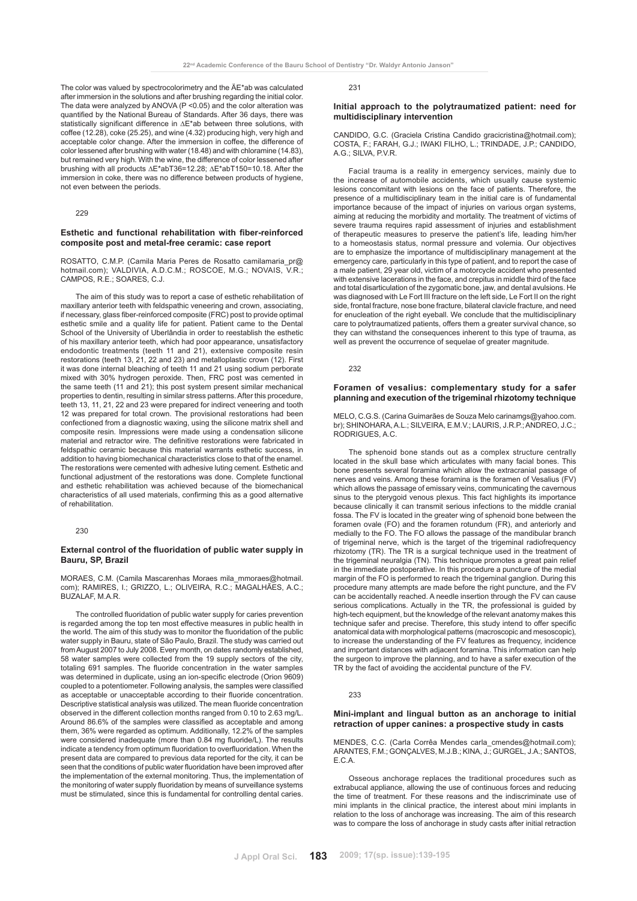The color was valued by spectrocolorimetry and the ÄE*ab was calculated after immersion in the solutions and after brushing regarding the initial color. The data were analyzed by ANOVA ($P < 0.05$) and the color alteration was quantified by the National Bureau of Standards. After 36 days, there was statistically significant difference in ∆E*ab between three solutions, with coffee (12.28), coke (25.25), and wine (4.32) producing high, very high and acceptable color change. After the immersion in coffee, the difference of color lessened after brushing with water (18.48) and with chloramine (14.83), but remained very high. With the wine, the difference of color lessened after brushing with all products ∆E*abT36=12.28; ∆E*abT150=10.18. After the immersion in coke, there was no difference between products of hygiene, not even between the periods.

229

### Esthetic and functional rehabilitation with fiber-reinforced composite post and metal-free ceramic: case report

ROSATTO, C.M.P. (Camila Maria Peres de Rosatto camilamaria_pr@hotmail.com); VALDIVIA, A.D.C.M.; ROSCOE, M.G.; NOVAIS, V.R.; CAMPOS, R.E.; SOARES, C.J.

The aim of this study was to report a case of esthetic rehabilitation of maxillary anterior teeth with feldspathic veneering and crown, associating, if necessary, glass fiber-reinforced composite (FRC) post to provide optimal esthetic smile and a quality life for patient. Patient came to the Dental School of the University of Uberlândia in order to reestablish the esthetic of his maxillary anterior teeth, which had poor appearance, unsatisfactory endodontic treatments (teeth 11 and 21), extensive composite resin restorations (teeth 13, 21, 22 and 23) and metalloplastic crown (12). First it was done internal bleaching of teeth 11 and 21 using sodium perborate mixed with 30% hydrogen peroxide. Then, FRC post was cemented in the same teeth (11 and 21); this post system present similar mechanical properties to dentin, resulting in similar stress patterns. After this procedure, teeth 13, 11, 21, 22 and 23 were prepared for indirect veneering and tooth 12 was prepared for total crown. The provisional restorations had been confectioned from a diagnostic waxing, using the silicone matrix shell and composite resin. Impressions were made using a condensation silicone material and retractor wire. The definitive restorations were fabricated in feldspathic ceramic because this material warrants esthetic success, in addition to having biomechanical characteristics close to that of the enamel. The restorations were cemented with adhesive luting cement. Esthetic and functional adjustment of the restorations was done. Complete functional and esthetic rehabilitation was achieved because of the biomechanical characteristics of all used materials, confirming this as a good alternative of rehabilitation.

230

### External control of the fluoridation of public water supply in Bauru, SP, Brazil

MORAES, C.M. (Camila Mascarenhas Moraes mila_mmoraes@hotmail.com); RAMIRES, I.; GRIZZO, L.; OLIVEIRA, R.C.; MAGALHÃES, A.C.; BUZALAF, M.A.R.

The controlled fluoridation of public water supply for caries prevention is regarded among the top ten most effective measures in public health in the world. The aim of this study was to monitor the fluoridation of the public water supply in Bauru, state of São Paulo, Brazil. The study was carried out from August 2007 to July 2008. Every month, on dates randomly established, 58 water samples were collected from the 19 supply sectors of the city, totaling 691 samples. The fluoride concentration in the water samples was determined in duplicate, using an ion-specific electrode (Orion 9609) coupled to a potentiometer. Following analysis, the samples were classified as acceptable or unacceptable according to their fluoride concentration. Descriptive statistical analysis was utilized. The mean fluoride concentration observed in the different collection months ranged from 0.10 to 2.63 mg/L. Around 86.6% of the samples were classified as acceptable and among them, 36% were regarded as optimum. Additionally, 12.2% of the samples were considered inadequate (more than 0.84 mg fluoride/L). The results indicate a tendency from optimum fluoridation to overfluoridation. When the present data are compared to previous data reported for the city, it can be seen that the conditions of public water fluoridation have been improved after the implementation of the external monitoring. Thus, the implementation of the monitoring of water supply fluoridation by means of surveillance systems must be stimulated, since this is fundamental for controlling dental caries.

231

### Initial approach to the polytraumatized patient: need for multidisciplinary intervention

CANDIDO, G.C. (Graciela Cristina Candido gracicristina@hotmail.com); COSTA, F.; FARAH, G.J.; IWAKI FILHO, L.; TRINDADE, J.P.; CANDIDO, A.G.; SILVA, P.V.R.

Facial trauma is a reality in emergency services, mainly due to the increase of automobile accidents, which usually cause systemic lesions concomitant with lesions on the face of patients. Therefore, the presence of a multidisciplinary team in the initial care is of fundamental importance because of the impact of injuries on various organ systems, aiming at reducing the morbidity and mortality. The treatment of victims of severe trauma requires rapid assessment of injuries and establishment of therapeutic measures to preserve the patient's life, leading him/her to a homeostasis status, normal pressure and volemia. Our objectives are to emphasize the importance of multidisciplinary management at the emergency care, particularly in this type of patient, and to report the case of a male patient, 29 year old, victim of a motorcycle accident who presented with extensive lacerations in the face, and crepitus in middle third of the face and total disarticulation of the zygomatic bone, jaw, and dental avulsions. He was diagnosed with Le Fort III fracture on the left side, Le Fort II on the right side, frontal fracture, nose bone fracture, bilateral clavicle fracture, and need for enucleation of the right eyeball. We conclude that the multidisciplinary care to polytraumatized patients, offers them a greater survival chance, so they can withstand the consequences inherent to this type of trauma, as well as prevent the occurrence of sequelae of greater magnitude.

232

### Foramen of vesalius: complementary study for a safer planning and execution of the trigeminal rhizotomy technique

MELO, C.G.S. (Carina Guimarães de Souza Melo carinamgs@yahoo.com.br); SHINOHARA, A.L.; SILVEIRA, E.M.V.; LAURIS, J.R.P.; ANDREO, J.C.; RODRIGUES, A.C.

The sphenoid bone stands out as a complex structure centrally located in the skull base which articulates with many facial bones. This bone presents several foramina which allow the extracranial passage of nerves and veins. Among these foramina is the foramen of Vesalius (FV) which allows the passage of emissary veins, communicating the cavernous sinus to the pterygoid venous plexus. This fact highlights its importance because clinically it can transmit serious infections to the middle cranial fossa. The FV is located in the greater wing of sphenoid bone between the foramen ovale (FO) and the foramen rotundum (FR), and anteriorly and medially to the FO. The FO allows the passage of the mandibular branch of trigeminal nerve, which is the target of the trigeminal radiofrequency rhizotomy (TR). The TR is a surgical technique used in the treatment of the trigeminal neuralgia (TN). This technique promotes a great pain relief in the immediate postoperative. In this procedure a puncture of the medial margin of the FO is performed to reach the trigeminal ganglion. During this procedure many attempts are made before the right puncture, and the FV can be accidentally reached. A needle insertion through the FV can cause serious complications. Actually in the TR, the professional is guided by high-tech equipment, but the knowledge of the relevant anatomy makes this technique safer and precise. Therefore, this study intend to offer specific anatomical data with morphological patterns (macroscopic and mesoscopic), to increase the understanding of the FV features as frequency, incidence and important distances with adjacent foramina. This information can help the surgeon to improve the planning, and to have a safer execution of the TR by the fact of avoiding the accidental puncture of the FV.

233

### Mini-implant and lingual button as an anchorage to initial retraction of upper canines: a prospective study in casts

MENDES, C.C. (Carla Corrêa Mendes carla_cmendes@hotmail.com); ARANTES, F.M.; GONÇALVES, M.J.B.; KINA, J.; GURGEL, J.A.; SANTOS, E.C.A.

Osseous anchorage replaces the traditional procedures such as extrabucal appliance, allowing the use of continuous forces and reducing the time of treatment. For these reasons and the indiscriminate use of mini implants in the clinical practice, the interest about mini implants in relation to the loss of anchorage was increasing. The aim of this research was to compare the loss of anchorage in study casts after initial retraction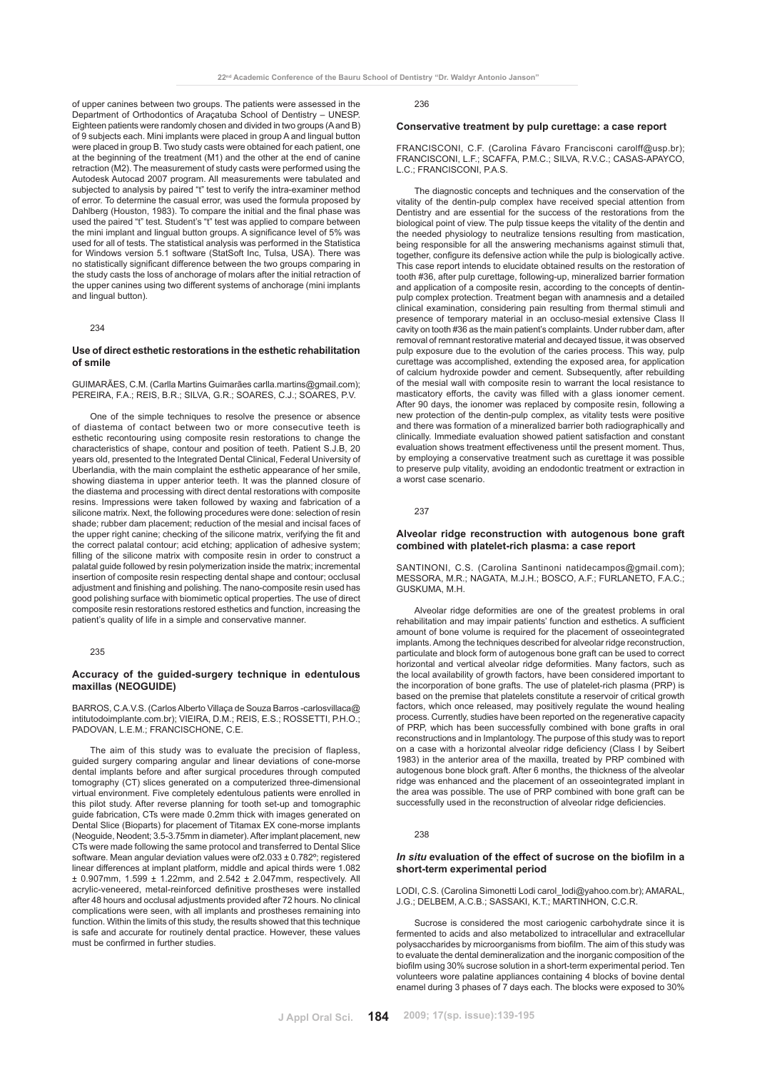of upper canines between two groups. The patients were assessed in the Department of Orthodontics of Araçatuba School of Dentistry – UNESP. Eighteen patients were randomly chosen and divided in two groups (A and B) of 9 subjects each. Mini implants were placed in group A and lingual button were placed in group B. Two study casts were obtained for each patient, one at the beginning of the treatment (M1) and the other at the end of canine retraction (M2). The measurement of study casts were performed using the Autodesk Autocad 2007 program. All measurements were tabulated and subjected to analysis by paired "t" test to verify the intra-examiner method of error. To determine the casual error, was used the formula proposed by Dahlberg (Houston, 1983). To compare the initial and the final phase was used the paired "t" test. Student's "t" test was applied to compare between the mini implant and lingual button groups. A significance level of 5% was used for all of tests. The statistical analysis was performed in the Statistica for Windows version 5.1 software (StatSoft Inc, Tulsa, USA). There was no statistically significant difference between the two groups comparing in the study casts the loss of anchorage of molars after the initial retraction of the upper canines using two different systems of anchorage (mini implants and lingual button).

234

### Use of direct esthetic restorations in the esthetic rehabilitation of smile

GUIMARÃES, C.M. (Carlla Martins Guimarães carlla.martins@gmail.com); PEREIRA, F.A.; REIS, B.R.; SILVA, G.R.; SOARES, C.J.; SOARES, P.V.

One of the simple techniques to resolve the presence or absence of diastema of contact between two or more consecutive teeth is esthetic recontouring using composite resin restorations to change the characteristics of shape, contour and position of teeth. Patient S.J.B, 20 years old, presented to the Integrated Dental Clinical, Federal University of Uberlandia, with the main complaint the esthetic appearance of her smile, showing diastema in upper anterior teeth. It was the planned closure of the diastema and processing with direct dental restorations with composite resins. Impressions were taken followed by waxing and fabrication of a silicone matrix. Next, the following procedures were done: selection of resin shade; rubber dam placement; reduction of the mesial and incisal faces of the upper right canine; checking of the silicone matrix, verifying the fit and the correct palatal contour; acid etching; application of adhesive system; filling of the silicone matrix with composite resin in order to construct a palatal guide followed by resin polymerization inside the matrix; incremental insertion of composite resin respecting dental shape and contour; occlusal adjustment and finishing and polishing. The nano-composite resin used has good polishing surface with biomimetic optical properties. The use of direct composite resin restorations restored esthetics and function, increasing the patient's quality of life in a simple and conservative manner.

235

### Accuracy of the guided-surgery technique in edentulous maxillas (NEOGUIDE)

BARROS, C.A.V.S. (Carlos Alberto Villaça de Souza Barros -carlosvillaca@intitutodoimplante.com.br); VIEIRA, D.M.; REIS, E.S.; ROSSETTI, P.H.O.; PADOVAN, L.E.M.; FRANCISCHONE, C.E.

The aim of this study was to evaluate the precision of flapless, guided surgery comparing angular and linear deviations of cone-morse dental implants before and after surgical procedures through computed tomography (CT) slices generated on a computerized three-dimensional virtual environment. Five completely edentulous patients were enrolled in this pilot study. After reverse planning for tooth set-up and tomographic guide fabrication, CTs were made 0.2mm thick with images generated on Dental Slice (Bioparts) for placement of Titamax EX cone-morse implants (Neoguide, Neodent; 3.5-3.75mm in diameter). After implant placement, new CTs were made following the same protocol and transferred to Dental Slice software. Mean angular deviation values were of $2.033 \pm 0.782°$; registered linear differences at implant platform, middle and apical thirds were $1.082 \pm 0.907$mm, $1.599 \pm 1.22$mm, and $2.542 \pm 2.047$mm, respectively. All acrylic-veneered, metal-reinforced definitive prostheses were installed after 48 hours and occlusal adjustments provided after 72 hours. No clinical complications were seen, with all implants and prostheses remaining into function. Within the limits of this study, the results showed that this technique is safe and accurate for routinely dental practice. However, these values must be confirmed in further studies.

236

### Conservative treatment by pulp curettage: a case report

FRANCISCONI, C.F. (Carolina Fávaro Francisconi carolff@usp.br); FRANCISCONI, L.F.; SCAFFA, P.M.C.; SILVA, R.V.C.; CASAS-APAYCO, L.C.; FRANCISCONI, P.A.S.

The diagnostic concepts and techniques and the conservation of the vitality of the dentin-pulp complex have received special attention from Dentistry and are essential for the success of the restorations from the biological point of view. The pulp tissue keeps the vitality of the dentin and the needed physiology to neutralize tensions resulting from mastication, being responsible for all the answering mechanisms against stimuli that, together, configure its defensive action while the pulp is biologically active. This case report intends to elucidate obtained results on the restoration of tooth #36, after pulp curettage, following-up, mineralized barrier formation and application of a composite resin, according to the concepts of dentin-pulp complex protection. Treatment began with anamnesis and a detailed clinical examination, considering pain resulting from thermal stimuli and presence of temporary material in an occluso-mesial extensive Class II cavity on tooth #36 as the main patient's complaints. Under rubber dam, after removal of remnant restorative material and decayed tissue, it was observed pulp exposure due to the evolution of the caries process. This way, pulp curettage was accomplished, extending the exposed area, for application of calcium hydroxide powder and cement. Subsequently, after rebuilding of the mesial wall with composite resin to warrant the local resistance to masticatory efforts, the cavity was filled with a glass ionomer cement. After 90 days, the ionomer was replaced by composite resin, following a new protection of the dentin-pulp complex, as vitality tests were positive and there was formation of a mineralized barrier both radiographically and clinically. Immediate evaluation showed patient satisfaction and constant evaluation shows treatment effectiveness until the present moment. Thus, by employing a conservative treatment such as curettage it was possible to preserve pulp vitality, avoiding an endodontic treatment or extraction in a worst case scenario.

237

### Alveolar ridge reconstruction with autogenous bone graft combined with platelet-rich plasma: a case report

SANTINONI, C.S. (Carolina Santinoni natidecampos@gmail.com); MESSORA, M.R.; NAGATA, M.J.H.; BOSCO, A.F.; FURLANETO, F.A.C.; GUSKUMA, M.H.

Alveolar ridge deformities are one of the greatest problems in oral rehabilitation and may impair patients' function and esthetics. A sufficient amount of bone volume is required for the placement of osseointegrated implants. Among the techniques described for alveolar ridge reconstruction, particulate and block form of autogenous bone graft can be used to correct horizontal and vertical alveolar ridge deformities. Many factors, such as the local availability of growth factors, have been considered important to the incorporation of bone grafts. The use of platelet-rich plasma (PRP) is based on the premise that platelets constitute a reservoir of critical growth factors, which once released, may positively regulate the wound healing process. Currently, studies have been reported on the regenerative capacity of PRP, which has been successfully combined with bone grafts in oral reconstructions and in Implantology. The purpose of this study was to report on a case with a horizontal alveolar ridge deficiency (Class I by Seibert 1983) in the anterior area of the maxilla, treated by PRP combined with autogenous bone block graft. After 6 months, the thickness of the alveolar ridge was enhanced and the placement of an osseointegrated implant in the area was possible. The use of PRP combined with bone graft can be successfully used in the reconstruction of alveolar ridge deficiencies.

238

### *In situ* evaluation of the effect of sucrose on the biofilm in a short-term experimental period

LODI, C.S. (Carolina Simonetti Lodi carol_lodi@yahoo.com.br); AMARAL, J.G.; DELBEM, A.C.B.; SASSAKI, K.T.; MARTINHON, C.C.R.

Sucrose is considered the most cariogenic carbohydrate since it is fermented to acids and also metabolized to intracellular and extracellular polysaccharides by microorganisms from biofilm. The aim of this study was to evaluate the dental demineralization and the inorganic composition of the biofilm using 30% sucrose solution in a short-term experimental period. Ten volunteers wore palatine appliances containing 4 blocks of bovine dental enamel during 3 phases of 7 days each. The blocks were exposed to 30%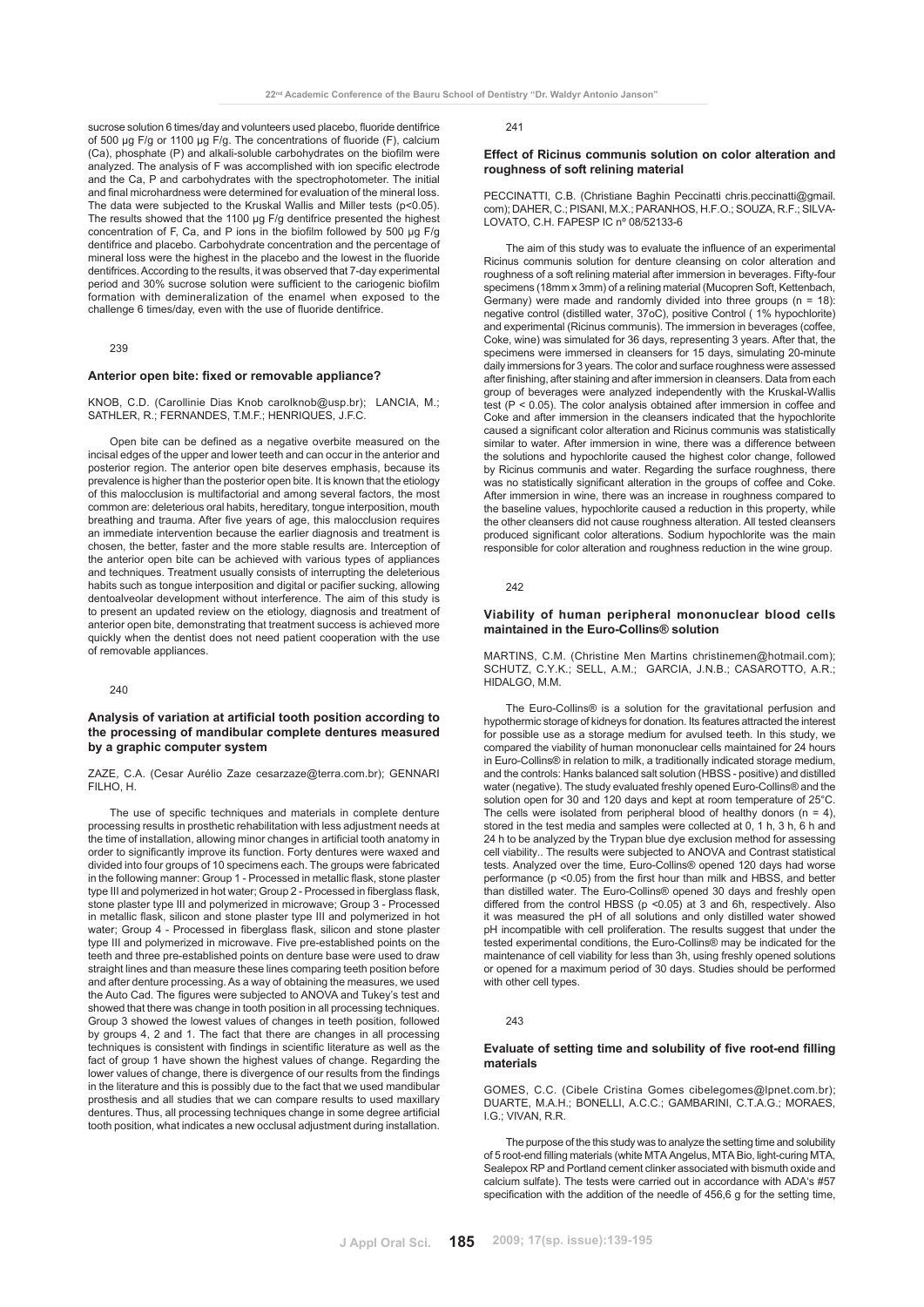sucrose solution 6 times/day and volunteers used placebo, fluoride dentifrice of 500 µg F/g or 1100 µg F/g. The concentrations of fluoride (F), calcium (Ca), phosphate (P) and alkali-soluble carbohydrates on the biofilm were analyzed. The analysis of F was accomplished with ion specific electrode and the Ca, P and carbohydrates with the spectrophotometer. The initial and final microhardness were determined for evaluation of the mineral loss. The data were subjected to the Kruskal Wallis and Miller tests ($p<0.05$). The results showed that the 1100 µg F/g dentifrice presented the highest concentration of F, Ca, and P ions in the biofilm followed by 500 µg F/g dentifrice and placebo. Carbohydrate concentration and the percentage of mineral loss were the highest in the placebo and the lowest in the fluoride dentifrices. According to the results, it was observed that 7-day experimental period and 30% sucrose solution were sufficient to the cariogenic biofilm formation with demineralization of the enamel when exposed to the challenge 6 times/day, even with the use of fluoride dentifrice.

239

### Anterior open bite: fixed or removable appliance?

KNOB, C.D. (Carollinie Dias Knob carolknob@usp.br); LANCIA, M.; SATHLER, R.; FERNANDES, T.M.F.; HENRIQUES, J.F.C.

Open bite can be defined as a negative overbite measured on the incisal edges of the upper and lower teeth and can occur in the anterior and posterior region. The anterior open bite deserves emphasis, because its prevalence is higher than the posterior open bite. It is known that the etiology of this malocclusion is multifactorial and among several factors, the most common are: deleterious oral habits, hereditary, tongue interposition, mouth breathing and trauma. After five years of age, this malocclusion requires an immediate intervention because the earlier diagnosis and treatment is chosen, the better, faster and the more stable results are. Interception of the anterior open bite can be achieved with various types of appliances and techniques. Treatment usually consists of interrupting the deleterious habits such as tongue interposition and digital or pacifier sucking, allowing dentoalveolar development without interference. The aim of this study is to present an updated review on the etiology, diagnosis and treatment of anterior open bite, demonstrating that treatment success is achieved more quickly when the dentist does not need patient cooperation with the use of removable appliances.

240

### Analysis of variation at artificial tooth position according to the processing of mandibular complete dentures measured by a graphic computer system

ZAZE, C.A. (Cesar Aurélio Zaze cesarzaze@terra.com.br); GENNARI FILHO, H.

The use of specific techniques and materials in complete denture processing results in prosthetic rehabilitation with less adjustment needs at the time of installation, allowing minor changes in artificial tooth anatomy in order to significantly improve its function. Forty dentures were waxed and divided into four groups of 10 specimens each. The groups were fabricated in the following manner: Group 1 - Processed in metallic flask, stone plaster type III and polymerized in hot water; Group 2 - Processed in fiberglass flask, stone plaster type III and polymerized in microwave; Group 3 - Processed in metallic flask, silicon and stone plaster type III and polymerized in hot water; Group 4 - Processed in fiberglass flask, silicon and stone plaster type III and polymerized in microwave. Five pre-established points on the teeth and three pre-established points on denture base were used to draw straight lines and than measure these lines comparing teeth position before and after denture processing. As a way of obtaining the measures, we used the Auto Cad. The figures were subjected to ANOVA and Tukey's test and showed that there was change in tooth position in all processing techniques. Group 3 showed the lowest values of changes in teeth position, followed by groups 4, 2 and 1. The fact that there are changes in all processing techniques is consistent with findings in scientific literature as well as the fact of group 1 have shown the highest values of change. Regarding the lower values of change, there is divergence of our results from the findings in the literature and this is possibly due to the fact that we used mandibular prosthesis and all studies that we can compare results to used maxillary dentures. Thus, all processing techniques change in some degree artificial tooth position, what indicates a new occlusal adjustment during installation.

241

### Effect of Ricinus communis solution on color alteration and roughness of soft relining material

PECCINATTI, C.B. (Christiane Baghin Peccinatti chris.peccinatti@gmail.com); DAHER, C.; PISANI, M.X.; PARANHOS, H.F.O.; SOUZA, R.F.; SILVA-LOVATO, C.H. FAPESP IC nº 08/52133-6

The aim of this study was to evaluate the influence of an experimental Ricinus communis solution for denture cleansing on color alteration and roughness of a soft relining material after immersion in beverages. Fifty-four specimens (18mm x 3mm) of a relining material (Mucopren Soft, Kettenbach, Germany) were made and randomly divided into three groups (n = 18): negative control (distilled water, 37oC), positive Control ( 1% hypochlorite) and experimental (Ricinus communis). The immersion in beverages (coffee, Coke, wine) was simulated for 36 days, representing 3 years. After that, the specimens were immersed in cleansers for 15 days, simulating 20-minute daily immersions for 3 years. The color and surface roughness were assessed after finishing, after staining and after immersion in cleansers. Data from each group of beverages were analyzed independently with the Kruskal-Wallis test ($P < 0.05$). The color analysis obtained after immersion in coffee and Coke and after immersion in the cleansers indicated that the hypochlorite caused a significant color alteration and Ricinus communis was statistically similar to water. After immersion in wine, there was a difference between the solutions and hypochlorite caused the highest color change, followed by Ricinus communis and water. Regarding the surface roughness, there was no statistically significant alteration in the groups of coffee and Coke. After immersion in wine, there was an increase in roughness compared to the baseline values, hypochlorite caused a reduction in this property, while the other cleansers did not cause roughness alteration. All tested cleansers produced significant color alterations. Sodium hypochlorite was the main responsible for color alteration and roughness reduction in the wine group.

242

### Viability of human peripheral mononuclear blood cells maintained in the Euro-Collins® solution

MARTINS, C.M. (Christine Men Martins christinemen@hotmail.com); SCHUTZ, C.Y.K.; SELL, A.M.; GARCIA, J.N.B.; CASAROTTO, A.R.; HIDALGO, M.M.

The Euro-Collins® is a solution for the gravitational perfusion and hypothermic storage of kidneys for donation. Its features attracted the interest for possible use as a storage medium for avulsed teeth. In this study, we compared the viability of human mononuclear cells maintained for 24 hours in Euro-Collins® in relation to milk, a traditionally indicated storage medium, and the controls: Hanks balanced salt solution (HBSS - positive) and distilled water (negative). The study evaluated freshly opened Euro-Collins® and the solution open for 30 and 120 days and kept at room temperature of 25°C. The cells were isolated from peripheral blood of healthy donors (n = 4), stored in the test media and samples were collected at 0, 1 h, 3 h, 6 h and 24 h to be analyzed by the Trypan blue dye exclusion method for assessing cell viability.. The results were subjected to ANOVA and Contrast statistical tests. Analyzed over the time, Euro-Collins® opened 120 days had worse performance ($p <0.05$) from the first hour than milk and HBSS, and better than distilled water. The Euro-Collins® opened 30 days and freshly open differed from the control HBSS ($p <0.05$) at 3 and 6h, respectively. Also it was measured the pH of all solutions and only distilled water showed pH incompatible with cell proliferation. The results suggest that under the tested experimental conditions, the Euro-Collins® may be indicated for the maintenance of cell viability for less than 3h, using freshly opened solutions or opened for a maximum period of 30 days. Studies should be performed with other cell types.

243

### Evaluate of setting time and solubility of five root-end filling materials

GOMES, C.C. (Cibele Cristina Gomes cibelegomes@lpnet.com.br); DUARTE, M.A.H.; BONELLI, A.C.C.; GAMBARINI, C.T.A.G.; MORAES, I.G.; VIVAN, R.R.

The purpose of the this study was to analyze the setting time and solubility of 5 root-end filling materials (white MTA Angelus, MTA Bio, light-curing MTA, Sealepox RP and Portland cement clinker associated with bismuth oxide and calcium sulfate). The tests were carried out in accordance with ADA's #57 specification with the addition of the needle of 456,6 g for the setting time,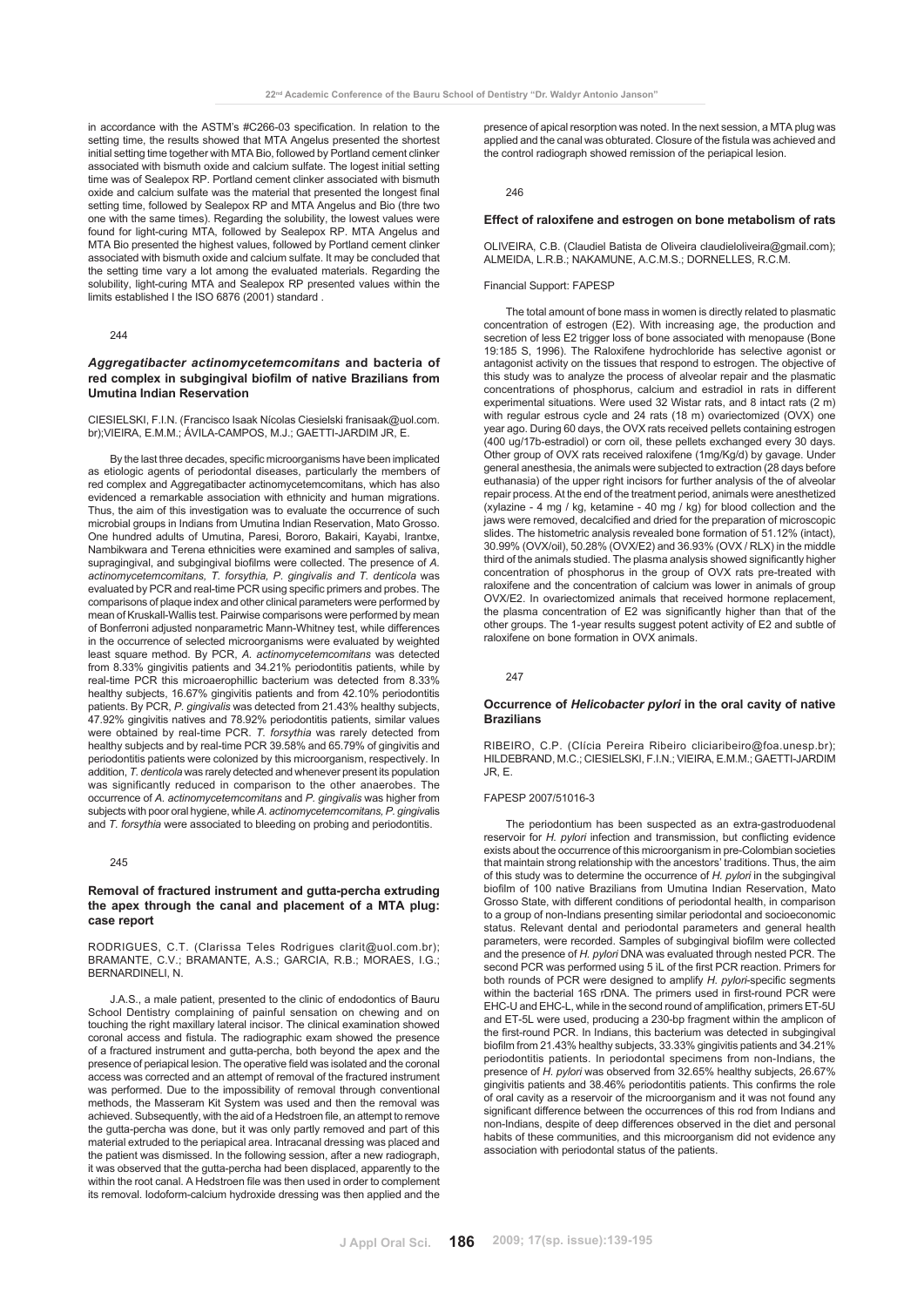in accordance with the ASTM's #C266-03 specification. In relation to the setting time, the results showed that MTA Angelus presented the shortest initial setting time together with MTA Bio, followed by Portland cement clinker associated with bismuth oxide and calcium sulfate. The logest initial setting time was of Sealepox RP. Portland cement clinker associated with bismuth oxide and calcium sulfate was the material that presented the longest final setting time, followed by Sealepox RP and MTA Angelus and Bio (thre two one with the same times). Regarding the solubility, the lowest values were found for light-curing MTA, followed by Sealepox RP. MTA Angelus and MTA Bio presented the highest values, followed by Portland cement clinker associated with bismuth oxide and calcium sulfate. It may be concluded that the setting time vary a lot among the evaluated materials. Regarding the solubility, light-curing MTA and Sealepox RP presented values within the limits established I the ISO 6876 (2001) standard .

244

### *Aggregatibacter actinomycetemcomitans* and bacteria of red complex in subgingival biofilm of native Brazilians from Umutina Indian Reservation

CIESIELSKI, F.I.N. (Francisco Isaak Nícolas Ciesielski franisaak@uol.com.br);VIEIRA, E.M.M.; ÁVILA-CAMPOS, M.J.; GAETTI-JARDIM JR, E.

By the last three decades, specific microorganisms have been implicated as etiologic agents of periodontal diseases, particularly the members of red complex and Aggregatibacter actinomycetemcomitans, which has also evidenced a remarkable association with ethnicity and human migrations. Thus, the aim of this investigation was to evaluate the occurrence of such microbial groups in Indians from Umutina Indian Reservation, Mato Grosso. One hundred adults of Umutina, Paresi, Bororo, Bakairi, Kayabi, Irantxe, Nambikwara and Terena ethnicities were examined and samples of saliva, supragingival, and subgingival biofilms were collected. The presence of *A. actinomycetemcomitans, T. forsythia, P. gingivalis and T. denticola* was evaluated by PCR and real-time PCR using specific primers and probes. The comparisons of plaque index and other clinical parameters were performed by mean of Kruskall-Wallis test. Pairwise comparisons were performed by mean of Bonferroni adjusted nonparametric Mann-Whitney test, while differences in the occurrence of selected microorganisms were evaluated by weighted least square method. By PCR, *A. actinomycetemcomitans* was detected from 8.33% gingivitis patients and 34.21% periodontitis patients, while by real-time PCR this microaerophillic bacterium was detected from 8.33% healthy subjects, 16.67% gingivitis patients and from 42.10% periodontitis patients. By PCR, *P. gingivalis* was detected from 21.43% healthy subjects, 47.92% gingivitis natives and 78.92% periodontitis patients, similar values were obtained by real-time PCR. *T. forsythia* was rarely detected from healthy subjects and by real-time PCR 39.58% and 65.79% of gingivitis and periodontitis patients were colonized by this microorganism, respectively. In addition, *T. denticola* was rarely detected and whenever present its population was significantly reduced in comparison to the other anaerobes. The occurrence of *A. actinomycetemcomitans* and *P. gingivalis* was higher from subjects with poor oral hygiene, while *A. actinomycetemcomitans, P. gingivalis* and *T. forsythia* were associated to bleeding on probing and periodontitis.

245

### Removal of fractured instrument and gutta-percha extruding the apex through the canal and placement of a MTA plug: case report

RODRIGUES, C.T. (Clarissa Teles Rodrigues clarit@uol.com.br); BRAMANTE, C.V.; BRAMANTE, A.S.; GARCIA, R.B.; MORAES, I.G.; BERNARDINELI, N.

J.A.S., a male patient, presented to the clinic of endodontics of Bauru School Dentistry complaining of painful sensation on chewing and on touching the right maxillary lateral incisor. The clinical examination showed coronal access and fistula. The radiographic exam showed the presence of a fractured instrument and gutta-percha, both beyond the apex and the presence of periapical lesion. The operative field was isolated and the coronal access was corrected and an attempt of removal of the fractured instrument was performed. Due to the impossibility of removal through conventional methods, the Masseram Kit System was used and then the removal was achieved. Subsequently, with the aid of a Hedstroen file, an attempt to remove the gutta-percha was done, but it was only partly removed and part of this material extruded to the periapical area. Intracanal dressing was placed and the patient was dismissed. In the following session, after a new radiograph, it was observed that the gutta-percha had been displaced, apparently to the within the root canal. A Hedstroen file was then used in order to complement its removal. Iodoform-calcium hydroxide dressing was then applied and the presence of apical resorption was noted. In the next session, a MTA plug was applied and the canal was obturated. Closure of the fistula was achieved and the control radiograph showed remission of the periapical lesion.

246

### Effect of raloxifene and estrogen on bone metabolism of rats

OLIVEIRA, C.B. (Claudiel Batista de Oliveira claudieloliveira@gmail.com); ALMEIDA, L.R.B.; NAKAMUNE, A.C.M.S.; DORNELLES, R.C.M.

Financial Support: FAPESP

The total amount of bone mass in women is directly related to plasmatic concentration of estrogen (E2). With increasing age, the production and secretion of less E2 trigger loss of bone associated with menopause (Bone 19:185 S, 1996). The Raloxifene hydrochloride has selective agonist or antagonist activity on the tissues that respond to estrogen. The objective of this study was to analyze the process of alveolar repair and the plasmatic concentrations of phosphorus, calcium and estradiol in rats in different experimental situations. Were used 32 Wistar rats, and 8 intact rats (2 m) with regular estrous cycle and 24 rats (18 m) ovariectomized (OVX) one year ago. During 60 days, the OVX rats received pellets containing estrogen (400 ug/17b-estradiol) or corn oil, these pellets exchanged every 30 days. Other group of OVX rats received raloxifene (1mg/Kg/d) by gavage. Under general anesthesia, the animals were subjected to extraction (28 days before euthanasia) of the upper right incisors for further analysis of the of alveolar repair process. At the end of the treatment period, animals were anesthetized (xylazine - 4 mg / kg, ketamine - 40 mg / kg) for blood collection and the jaws were removed, decalcified and dried for the preparation of microscopic slides. The histometric analysis revealed bone formation of 51.12% (intact), 30.99% (OVX/oil), 50.28% (OVX/E2) and 36.93% (OVX / RLX) in the middle third of the animals studied. The plasma analysis showed significantly higher concentration of phosphorus in the group of OVX rats pre-treated with raloxifene and the concentration of calcium was lower in animals of group OVX/E2. In ovariectomized animals that received hormone replacement, the plasma concentration of E2 was significantly higher than that of the other groups. The 1-year results suggest potent activity of E2 and subtle of raloxifene on bone formation in OVX animals.

247

### Occurrence of *Helicobacter pylori* in the oral cavity of native Brazilians

RIBEIRO, C.P. (Clícia Pereira Ribeiro cliciaribeiro@foa.unesp.br); HILDEBRAND, M.C.; CIESIELSKI, F.I.N.; VIEIRA, E.M.M.; GAETTI-JARDIM JR, E.

FAPESP 2007/51016-3

The periodontium has been suspected as an extra-gastroduodenal reservoir for *H. pylori* infection and transmission, but conflicting evidence exists about the occurrence of this microorganism in pre-Colombian societies that maintain strong relationship with the ancestors' traditions. Thus, the aim of this study was to determine the occurrence of *H. pylori* in the subgingival biofilm of 100 native Brazilians from Umutina Indian Reservation, Mato Grosso State, with different conditions of periodontal health, in comparison to a group of non-Indians presenting similar periodontal and socioeconomic status. Relevant dental and periodontal parameters and general health parameters, were recorded. Samples of subgingival biofilm were collected and the presence of *H. pylori* DNA was evaluated through nested PCR. The second PCR was performed using 5 iL of the first PCR reaction. Primers for both rounds of PCR were designed to amplify *H. pylori*-specific segments within the bacterial 16S rDNA. The primers used in first-round PCR were EHC-U and EHC-L, while in the second round of amplification, primers ET-5U and ET-5L were used, producing a 230-bp fragment within the amplicon of the first-round PCR. In Indians, this bacterium was detected in subgingival biofilm from 21.43% healthy subjects, 33.33% gingivitis patients and 34.21% periodontitis patients. In periodontal specimens from non-Indians, the presence of *H. pylori* was observed from 32.65% healthy subjects, 26.67% gingivitis patients and 38.46% periodontitis patients. This confirms the role of oral cavity as a reservoir of the microorganism and it was not found any significant difference between the occurrences of this rod from Indians and non-Indians, despite of deep differences observed in the diet and personal habits of these communities, and this microorganism did not evidence any association with periodontal status of the patients.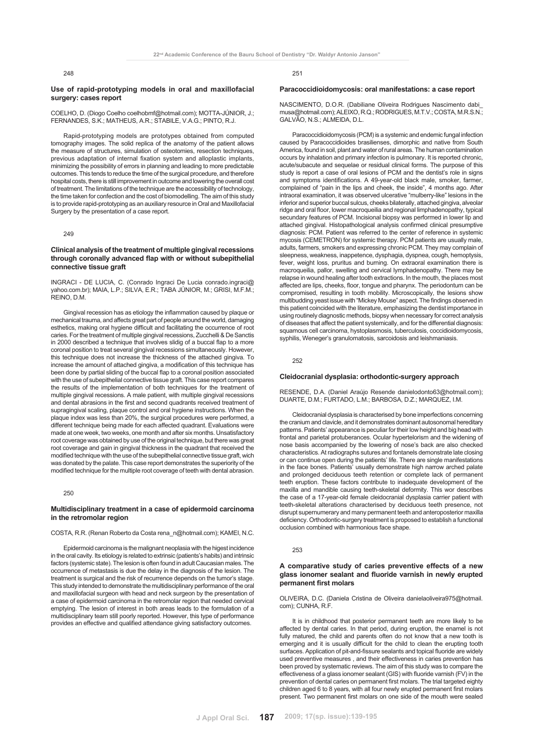248

### Use of rapid-prototyping models in oral and maxillofacial surgery: cases report

COELHO, D. (Diogo Coelho coelhobmf@hotmail.com); MOTTA-JÚNIOR, J.; FERNANDES, S.K.; MATHEUS, A.R.; STABILE, V.A.G.; PINTO, R.J.

Rapid-prototyping models are prototypes obtained from computed tomography images. The solid replica of the anatomy of the patient allows the measure of structures, simulation of osteotomies, resection techniques, previous adaptation of internal fixation system and alloplastic implants, minimizing the possibility of errors in planning and leading to more predictable outcomes. This tends to reduce the time of the surgical procedure, and therefore hospital costs, there is still improvement in outcome and lowering the overall cost of treatment. The limitations of the technique are the accessibility of technology, the time taken for confection and the cost of biomodelling. The aim of this study is to provide rapid-prototyping as an auxiliary resource in Oral and Maxillofacial Surgery by the presentation of a case report.

249

### Clinical analysis of the treatment of multiple gingival recessions through coronally advanced flap with or without subepithelial connective tissue graft

INGRACI - DE LUCIA, C. (Conrado Ingraci De Lucia conrado.ingraci@yahoo.com.br); MAIA, L.P.; SILVA, E.R.; TABA JÚNIOR, M.; GRISI, M.F.M.; REINO, D.M.

Gingival recession has as etiology the inflammation caused by plaque or mechanical trauma, and affects great part of people around the world, damaging esthetics, making oral hygiene difficult and facilitating the occurrence of root caries. For the treatment of multiple gingival recessions, Zucchelli & De Sanctis in 2000 described a technique that involves slidig of a buccal flap to a more coronal position to treat several gingival recessions simultaneously. However, this technique does not increase the thickness of the attached gingiva. To increase the amount of attached gingiva, a modification of this technique has been done by partial sliding of the buccal flap to a coronal position associated with the use of subepithelial connective tissue graft. This case report compares the results of the implementation of both techniques for the treatment of multiple gingival recessions. A male patient, with multiple gingival recessions and dental abrasions in the first and second quadrants received treatment of supragingival scaling, plaque control and oral hygiene instructions. When the plaque index was less than 20%, the surgical procedures were performed, a different technique being made for each affected quadrant. Evaluations were made at one week, two weeks, one month and after six months. Unsatisfactory root coverage was obtained by use of the original technique, but there was great root coverage and gain in gingival thickness in the quadrant that received the modified technique with the use of the subepithelial connective tissue graft, wich was donated by the palate. This case report demonstrates the superiority of the modified technique for the multiple root coverage of teeth with dental abrasion.

250

### Multidisciplinary treatment in a case of epidermoid carcinoma in the retromolar region

COSTA, R.R. (Renan Roberto da Costa rena_n@hotmail.com); KAMEI, N.C.

Epidermoid carcinoma is the malignant neoplasia with the higest incidence in the oral cavity. Its etiology is related to extrinsic (patients's habits) and intrinsic factors (systemic state). The lesion is often found in adult Caucasian males. The occurrence of metastasis is due the delay in the diagnosis of the lesion. The treatment is surgical and the risk of recurrence depends on the tumor's stage. This study intended to demonstrate the multidisciplinary performance of the oral and maxillofacial surgeon with head and neck surgeon by the presentation of a case of epidermoid carcinoma in the retromolar region that needed cervical emptying. The lesion of interest in both areas leads to the formulation of a multidisciplinary team still poorly reported. However, this type of performance provides an effective and qualified attendance giving satisfactory outcomes.

251

### Paracoccidioidomycosis: oral manifestations: a case report

NASCIMENTO, D.O.R. (Dabiliane Oliveira Rodrigues Nascimento dabi_musa@hotmail.com); ALEIXO, R.Q.; RODRIGUES, M.T.V.; COSTA, M.R.S.N.; GALVÃO, N.S.; ALMEIDA, D.L.

Paracoccidioidomycosis (PCM) is a systemic and endemic fungal infection caused by Paracoccidioides brasilienses, dimorphic and native from South America, found in soil, plant and water of rural areas. The human contamination occurs by inhalation and primary infection is pulmonary. It is reported chronic, acute/subacute and sequelae or residual clinical forms. The purpose of this study is report a case of oral lesions of PCM and the dentist's role in signs and symptoms identifications. A 49-year-old black male, smoker, farmer, complained of "pain in the lips and cheek, the inside", 4 months ago. After intraoral examination, it was observed ulcerative "mulberry-like" lesions in the inferior and superior buccal sulcus, cheeks bilaterally, attached gingiva, alveolar ridge and oral floor, lower macroqueilia and regional limphadenopathy, typical secundary features of PCM. Incisional biopsy was performed in lower lip and attached gingival. Histopathological analysis confirmed clinical presumptive diagnosis: PCM. Patient was referred to the center of reference in systemic mycosis (CEMETRON) for systemic therapy. PCM patients are usually male, adults, farmers, smokers and expressing chronic PCM. They may complain of sleepness, weakness, inappetence, dysphagia, dyspnea, cough, hemoptysis, fever, weight loss, pruritus and burning. On extraoral examination there is macroqueilia, pallor, swelling and cervical lymphadenopathy. There may be relapse in wound healing after tooth extractions. In the mouth, the places most affected are lips, cheeks, floor, tongue and pharynx. The periodontum can be compromised, resulting in tooth mobility. Microscopically, the lesions show multibudding yeast issue with "Mickey Mouse" aspect. The findings observed in this patient coincided with the literature, emphasizing the dentist importance in using routinely diagnostic methods, biopsy when necessary for correct analysis of diseases that affect the patient systemically, and for the differential diagnosis: squamous cell carcinoma, hystoplasmosis, tuberculosis, coccidioidomycosis, syphilis, Weneger's granulomatosis, sarcoidosis and leishmaniasis.

252

### Cleidocranial dysplasia: orthodontic-surgery approach

RESENDE, D.A. (Daniel Araújo Resende danielodonto63@hotmail.com); DUARTE, D.M.; FURTADO, L.M.; BARBOSA, D.Z.; MARQUEZ, I.M.

Cleidocranial dysplasia is characterised by bone imperfections concerning the cranium and clavicle, and it demonstrates dominant autosonomal hereditary patterns. Patients' appearance is peculiar for their low height and big head with frontal and parietal protuberances. Ocular hypertelorism and the widening of nose basis accompanied by the lowering of nose's back are also checked characteristics. At radiographs sutures and fontanels demonstrate late closing or can continue open during the patients' life. There are single manifestations in the face bones. Patients' usually demonstrate high narrow arched palate and prolonged deciduous teeth retention or complete lack of permanent teeth eruption. These factors contribute to inadequate development of the maxilla and mandible causing teeth-skeletal deformity. This wor describes the case of a 17-year-old female cleidocranial dysplasia carrier patient with teeth-skeletal alterations characterised by deciduous teeth presence, not disrupt supernumerary and many permanent teeth and anteroposterior maxilla deficiency. Orthodontic-surgery treatment is proposed to establish a functional occlusion combined with harmonious face shape.

253

### A comparative study of caries preventive effects of a new glass ionomer sealant and fluoride varnish in newly erupted permanent first molars

OLIVEIRA, D.C. (Daniela Cristina de Oliveira danielaoliveira975@hotmail.com); CUNHA, R.F.

It is in childhood that posterior permanent teeth are more likely to be affected by dental caries. In that period, during eruption, the enamel is not fully matured, the child and parents often do not know that a new tooth is emerging and it is usually difficult for the child to clean the erupting tooth surfaces. Application of pit-and-fissure sealants and topical fluoride are widely used preventive measures , and their effectiveness in caries prevention has been proved by systematic reviews. The aim of this study was to compare the effectiveness of a glass ionomer sealant (GIS) with fluoride varnish (FV) in the prevention of dental caries on permanent first molars. The trial targeted eighty children aged 6 to 8 years, with all four newly erupted permanent first molars present. Two permanent first molars on one side of the mouth were sealed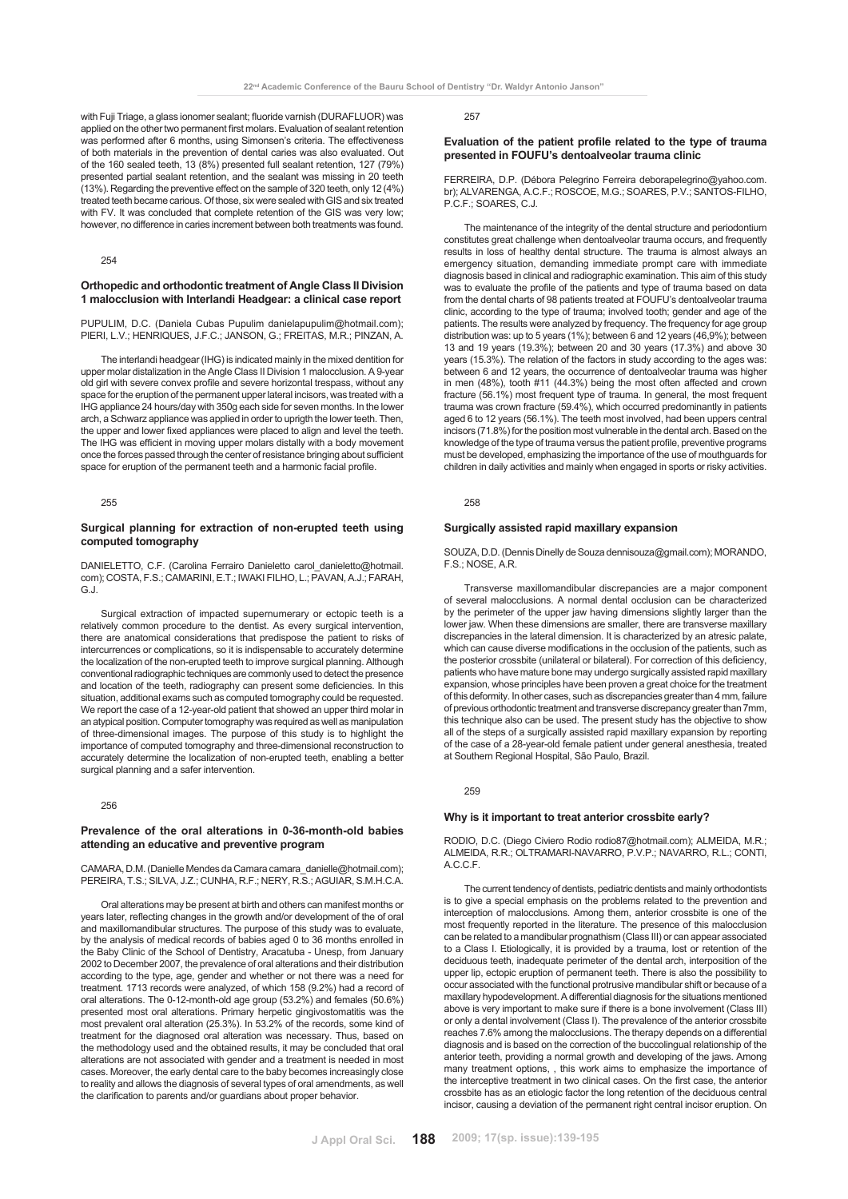with Fuji Triage, a glass ionomer sealant; fluoride varnish (DURAFLUOR) was applied on the other two permanent first molars. Evaluation of sealant retention was performed after 6 months, using Simonsen's criteria. The effectiveness of both materials in the prevention of dental caries was also evaluated. Out of the 160 sealed teeth, 13 (8%) presented full sealant retention, 127 (79%) presented partial sealant retention, and the sealant was missing in 20 teeth (13%). Regarding the preventive effect on the sample of 320 teeth, only 12 (4%) treated teeth became carious. Of those, six were sealed with GIS and six treated with FV. It was concluded that complete retention of the GIS was very low; however, no difference in caries increment between both treatments was found.

254

### Orthopedic and orthodontic treatment of Angle Class II Division 1 malocclusion with Interlandi Headgear: a clinical case report

PUPULIM, D.C. (Daniela Cubas Pupulim danielapupulim@hotmail.com); PIERI, L.V.; HENRIQUES, J.F.C.; JANSON, G.; FREITAS, M.R.; PINZAN, A.

The interlandi headgear (IHG) is indicated mainly in the mixed dentition for upper molar distalization in the Angle Class II Division 1 malocclusion. A 9-year old girl with severe convex profile and severe horizontal trespass, without any space for the eruption of the permanent upper lateral incisors, was treated with a IHG appliance 24 hours/day with 350g each side for seven months. In the lower arch, a Schwarz appliance was applied in order to uprigth the lower teeth. Then, the upper and lower fixed appliances were placed to align and level the teeth. The IHG was efficient in moving upper molars distally with a body movement once the forces passed through the center of resistance bringing about sufficient space for eruption of the permanent teeth and a harmonic facial profile.

255

### Surgical planning for extraction of non-erupted teeth using computed tomography

DANIELETTO, C.F. (Carolina Ferrairo Danieletto carol_danieletto@hotmail.com); COSTA, F.S.; CAMARINI, E.T.; IWAKI FILHO, L.; PAVAN, A.J.; FARAH, G.J.

Surgical extraction of impacted supernumerary or ectopic teeth is a relatively common procedure to the dentist. As every surgical intervention, there are anatomical considerations that predispose the patient to risks of intercurrences or complications, so it is indispensable to accurately determine the localization of the non-erupted teeth to improve surgical planning. Although conventional radiographic techniques are commonly used to detect the presence and location of the teeth, radiography can present some deficiencies. In this situation, additional exams such as computed tomography could be requested. We report the case of a 12-year-old patient that showed an upper third molar in an atypical position. Computer tomography was required as well as manipulation of three-dimensional images. The purpose of this study is to highlight the importance of computed tomography and three-dimensional reconstruction to accurately determine the localization of non-erupted teeth, enabling a better surgical planning and a safer intervention.

256

### Prevalence of the oral alterations in 0-36-month-old babies attending an educative and preventive program

CAMARA, D.M. (Danielle Mendes da Camara camara_danielle@hotmail.com); PEREIRA, T.S.; SILVA, J.Z.; CUNHA, R.F.; NERY, R.S.; AGUIAR, S.M.H.C.A.

Oral alterations may be present at birth and others can manifest months or years later, reflecting changes in the growth and/or development of the of oral and maxillomandibular structures. The purpose of this study was to evaluate, by the analysis of medical records of babies aged 0 to 36 months enrolled in the Baby Clinic of the School of Dentistry, Aracatuba - Unesp, from January 2002 to December 2007, the prevalence of oral alterations and their distribution according to the type, age, gender and whether or not there was a need for treatment. 1713 records were analyzed, of which 158 (9.2%) had a record of oral alterations. The 0-12-month-old age group (53.2%) and females (50.6%) presented most oral alterations. Primary herpetic gingivostomatitis was the most prevalent oral alteration (25.3%). In 53.2% of the records, some kind of treatment for the diagnosed oral alteration was necessary. Thus, based on the methodology used and the obtained results, it may be concluded that oral alterations are not associated with gender and a treatment is needed in most cases. Moreover, the early dental care to the baby becomes increasingly close to reality and allows the diagnosis of several types of oral amendments, as well the clarification to parents and/or guardians about proper behavior.

257

### Evaluation of the patient profile related to the type of trauma presented in FOUFU's dentoalveolar trauma clinic

FERREIRA, D.P. (Débora Pelegrino Ferreira deborapelegrino@yahoo.com.br); ALVARENGA, A.C.F.; ROSCOE, M.G.; SOARES, P.V.; SANTOS-FILHO, P.C.F.; SOARES, C.J.

The maintenance of the integrity of the dental structure and periodontium constitutes great challenge when dentoalveolar trauma occurs, and frequently results in loss of healthy dental structure. The trauma is almost always an emergency situation, demanding immediate prompt care with immediate diagnosis based in clinical and radiographic examination. This aim of this study was to evaluate the profile of the patients and type of trauma based on data from the dental charts of 98 patients treated at FOUFU's dentoalveolar trauma clinic, according to the type of trauma; involved tooth; gender and age of the patients. The results were analyzed by frequency. The frequency for age group distribution was: up to 5 years (1%); between 6 and 12 years (46,9%); between 13 and 19 years (19.3%); between 20 and 30 years (17.3%) and above 30 years (15.3%). The relation of the factors in study according to the ages was: between 6 and 12 years, the occurrence of dentoalveolar trauma was higher in men (48%), tooth #11 (44.3%) being the most often affected and crown fracture (56.1%) most frequent type of trauma. In general, the most frequent trauma was crown fracture (59.4%), which occurred predominantly in patients aged 6 to 12 years (56.1%). The teeth most involved, had been uppers central incisors (71.8%) for the position most vulnerable in the dental arch. Based on the knowledge of the type of trauma versus the patient profile, preventive programs must be developed, emphasizing the importance of the use of mouthguards for children in daily activities and mainly when engaged in sports or risky activities.

258

### Surgically assisted rapid maxillary expansion

SOUZA, D.D. (Dennis Dinelly de Souza dennisouza@gmail.com); MORANDO, F.S.; NOSE, A.R.

Transverse maxillomandibular discrepancies are a major component of several malocclusions. A normal dental occlusion can be characterized by the perimeter of the upper jaw having dimensions slightly larger than the lower jaw. When these dimensions are smaller, there are transverse maxillary discrepancies in the lateral dimension. It is characterized by an atresic palate, which can cause diverse modifications in the occlusion of the patients, such as the posterior crossbite (unilateral or bilateral). For correction of this deficiency, patients who have mature bone may undergo surgically assisted rapid maxillary expansion, whose principles have been proven a great choice for the treatment of this deformity. In other cases, such as discrepancies greater than 4 mm, failure of previous orthodontic treatment and transverse discrepancy greater than 7mm, this technique also can be used. The present study has the objective to show all of the steps of a surgically assisted rapid maxillary expansion by reporting of the case of a 28-year-old female patient under general anesthesia, treated at Southern Regional Hospital, São Paulo, Brazil.

259

### Why is it important to treat anterior crossbite early?

RODIO, D.C. (Diego Civiero Rodio rodio87@hotmail.com); ALMEIDA, M.R.; ALMEIDA, R.R.; OLTRAMARI-NAVARRO, P.V.P.; NAVARRO, R.L.; CONTI, A.C.C.F.

The current tendency of dentists, pediatric dentists and mainly orthodontists is to give a special emphasis on the problems related to the prevention and interception of malocclusions. Among them, anterior crossbite is one of the most frequently reported in the literature. The presence of this malocclusion can be related to a mandibular prognathism (Class III) or can appear associated to a Class I. Etiologically, it is provided by a trauma, lost or retention of the deciduous teeth, inadequate perimeter of the dental arch, interposition of the upper lip, ectopic eruption of permanent teeth. There is also the possibility to occur associated with the functional protrusive mandibular shift or because of a maxillary hypodevelopment. A differential diagnosis for the situations mentioned above is very important to make sure if there is a bone involvement (Class III) or only a dental involvement (Class I). The prevalence of the anterior crossbite reaches 7.6% among the malocclusions. The therapy depends on a differential diagnosis and is based on the correction of the buccolingual relationship of the anterior teeth, providing a normal growth and developing of the jaws. Among many treatment options, , this work aims to emphasize the importance of the interceptive treatment in two clinical cases. On the first case, the anterior crossbite has as an etiologic factor the long retention of the deciduous central incisor, causing a deviation of the permanent right central incisor eruption. On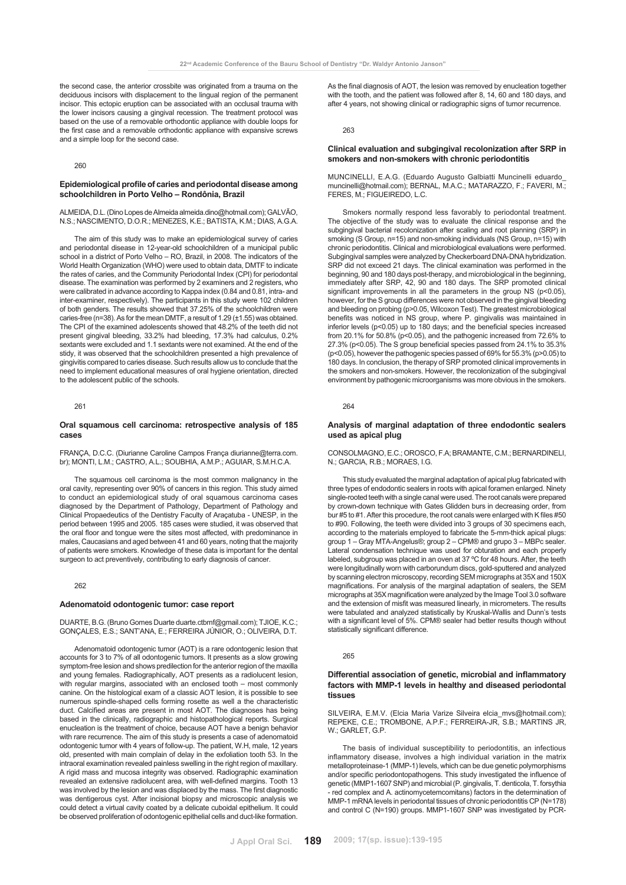the second case, the anterior crossbite was originated from a trauma on the deciduous incisors with displacement to the lingual region of the permanent incisor. This ectopic eruption can be associated with an occlusal trauma with the lower incisors causing a gingival recession. The treatment protocol was based on the use of a removable orthodontic appliance with double loops for the first case and a removable orthodontic appliance with expansive screws and a simple loop for the second case.

260

### Epidemiological profile of caries and periodontal disease among schoolchildren in Porto Velho – Rondônia, Brazil

ALMEIDA, D.L. (Dino Lopes de Almeida almeida.dino@hotmail.com); GALVÃO, N.S.; NASCIMENTO, D.O.R.; MENEZES, K.E.; BATISTA, K.M.; DIAS, A.G.A.

The aim of this study was to make an epidemiological survey of caries and periodontal disease in 12-year-old schoolchildren of a municipal public school in a district of Porto Velho – RO, Brazil, in 2008. The indicators of the World Health Organization (WHO) were used to obtain data, DMTF to indicate the rates of caries, and the Community Periodontal Index (CPI) for periodontal disease. The examination was performed by 2 examiners and 2 registers, who were calibrated in advance according to Kappa index (0.84 and 0.81, intra- and inter-examiner, respectively). The participants in this study were 102 children of both genders. The results showed that 37.25% of the schoolchildren were caries-free (n=38). As for the mean DMTF, a result of 1.29 (±1.55) was obtained. The CPI of the examined adolescents showed that 48.2% of the teeth did not present gingival bleeding, 33.2% had bleeding, 17.3% had calculus, 0.2% sextants were excluded and 1.1 sextants were not examined. At the end of the stidy, it was observed that the schoolchildren presented a high prevalence of gingivitis compared to caries disease. Such results allow us to conclude that the need to implement educational measures of oral hygiene orientation, directed to the adolescent public of the schools.

261

### Oral squamous cell carcinoma: retrospective analysis of 185 cases

FRANÇA, D.C.C. (Diurianne Caroline Campos França diurianne@terra.com.br); MONTI, L.M.; CASTRO, A.L.; SOUBHIA, A.M.P.; AGUIAR, S.M.H.C.A.

The squamous cell carcinoma is the most common malignancy in the oral cavity, representing over 90% of cancers in this region. This study aimed to conduct an epidemiological study of oral squamous carcinoma cases diagnosed by the Department of Pathology, Department of Pathology and Clinical Propaedeutics of the Dentistry Faculty of Araçatuba - UNESP, in the period between 1995 and 2005. 185 cases were studied, it was observed that the oral floor and tongue were the sites most affected, with predominance in males, Caucasians and aged between 41 and 60 years, noting that the majority of patients were smokers. Knowledge of these data is important for the dental surgeon to act preventively, contributing to early diagnosis of cancer.

262

### Adenomatoid odontogenic tumor: case report

DUARTE, B.G. (Bruno Gomes Duarte duarte.ctbmf@gmail.com); TJIOE, K.C.; GONÇALES, E.S.; SANT'ANA, E.; FERREIRA JÚNIOR, O.; OLIVEIRA, D.T.

Adenomatoid odontogenic tumor (AOT) is a rare odontogenic lesion that accounts for 3 to 7% of all odontogenic tumors. It presents as a slow growing symptom-free lesion and shows predilection for the anterior region of the maxilla and young females. Radiographically, AOT presents as a radiolucent lesion, with regular margins, associated with an enclosed tooth – most commonly canine. On the histological exam of a classic AOT lesion, it is possible to see numerous spindle-shaped cells forming rosette as well a the characteristic duct. Calcified areas are present in most AOT. The diagnoses has being based in the clinically, radiographic and histopathological reports. Surgical enucleation is the treatment of choice, because AOT have a benign behavior with rare recurrence. The aim of this study is presents a case of adenomatoid odontogenic tumor with 4 years of follow-up. The patient, W.H, male, 12 years old, presented with main complain of delay in the exfoliation tooth 53. In the intraoral examination revealed painless swelling in the right region of maxillary. A rigid mass and mucosa integrity was observed. Radiographic examination revealed an extensive radiolucent area, with well-defined margins. Tooth 13 was involved by the lesion and was displaced by the mass. The first diagnostic was dentigerous cyst. After incisional biopsy and microscopic analysis we could detect a virtual cavity coated by a delicate cuboidal epithelium. It could be observed proliferation of odontogenic epithelial cells and duct-like formation. As the final diagnosis of AOT, the lesion was removed by enucleation together with the tooth, and the patient was followed after 8, 14, 60 and 180 days, and after 4 years, not showing clinical or radiographic signs of tumor recurrence.

263

### Clinical evaluation and subgingival recolonization after SRP in smokers and non-smokers with chronic periodontitis

MUNCINELLI, E.A.G. (Eduardo Augusto Galbiatti Muncinelli eduardo_muncinelli@hotmail.com); BERNAL, M.A.C.; MATARAZZO, F.; FAVERI, M.; FERES, M.; FIGUEIREDO, L.C.

Smokers normally respond less favorably to periodontal treatment. The objective of the study was to evaluate the clinical response and the subgingival bacterial recolonization after scaling and root planning (SRP) in smoking (S Group, n=15) and non-smoking individuals (NS Group, n=15) with chronic periodontitis. Clinical and microbiological evaluations were performed. Subgingival samples were analyzed by Checkerboard DNA-DNA hybridization. SRP did not exceed 21 days. The clinical examination was performed in the beginning, 90 and 180 days post-therapy, and microbiological in the beginning, immediately after SRP, 42, 90 and 180 days. The SRP promoted clinical significant improvements in all the parameters in the group NS ($p<0.05$), however, for the S group differences were not observed in the gingival bleeding and bleeding on probing ($p>0.05$, Wilcoxon Test). The greatest microbiological benefits was noticed in NS group, where P. gingivalis was maintained in inferior levels ($p<0.05$) up to 180 days; and the beneficial species increased from 20.1% for 50.8% ($p<0.05$), and the pathogenic increased from 72.6% to 27.3% ($p<0.05$). The S group beneficial species passed from 24.1% to 35.3% ($p<0.05$), however the pathogenic species passed of 69% for 55.3% ($p>0.05$) to 180 days. In conclusion, the therapy of SRP promoted clinical improvements in the smokers and non-smokers. However, the recolonization of the subgingival environment by pathogenic microorganisms was more obvious in the smokers.

264

### Analysis of marginal adaptation of three endodontic sealers used as apical plug

CONSOLMAGNO, E.C.; OROSCO, F.A; BRAMANTE, C.M.; BERNARDINELI, N.; GARCIA, R.B.; MORAES, I.G.

This study evaluated the marginal adaptation of apical plug fabricated with three types of endodontic sealers in roots with apical foramen enlarged. Ninety single-rooted teeth with a single canal were used. The root canals were prepared by crown-down technique with Gates Glidden burs in decreasing order, from bur #5 to #1. After this procedure, the root canals were enlarged with K files #50 to #90. Following, the teeth were divided into 3 groups of 30 specimens each, according to the materials employed to fabricate the 5-mm-thick apical plugs: group 1 – Gray MTA-Angelus®; group 2 – CPM® and grupo 3 – MBPc sealer. Lateral condensation technique was used for obturation and each properly labeled, subgroup was placed in an oven at 37 ºC for 48 hours. After, the teeth were longitudinally worn with carborundum discs, gold-sputtered and analyzed by scanning electron microscopy, recording SEM micrographs at 35X and 150X magnifications. For analysis of the marginal adaptation of sealers, the SEM micrographs at 35X magnification were analyzed by the Image Tool 3.0 software and the extension of misfit was measured linearly, in micrometers. The results were tabulated and analyzed statistically by Kruskal-Wallis and Dunn's tests with a significant level of 5%. CPM® sealer had better results though without statistically significant difference.

265

### Differential association of genetic, microbial and inflammatory factors with MMP-1 levels in healthy and diseased periodontal tissues

SILVEIRA, E.M.V. (Elcia Maria Varize Silveira elcia_mvs@hotmail.com); REPEKE, C.E.; TROMBONE, A.P.F.; FERREIRA-JR, S.B.; MARTINS JR, W.; GARLET, G.P.

The basis of individual susceptibility to periodontitis, an infectious inflammatory disease, involves a high individual variation in the matrix metalloproteinase-1 (MMP-1) levels, which can be due genetic polymorphisms and/or specific periodontopathogens. This study investigated the influence of genetic (MMP1-1607 SNP) and microbial (P. gingivalis, T. denticola, T. forsythia - red complex and A. actinomycetemcomitans) factors in the determination of MMP-1 mRNA levels in periodontal tissues of chronic periodontitis CP (N=178) and control C (N=190) groups. MMP1-1607 SNP was investigated by PCR-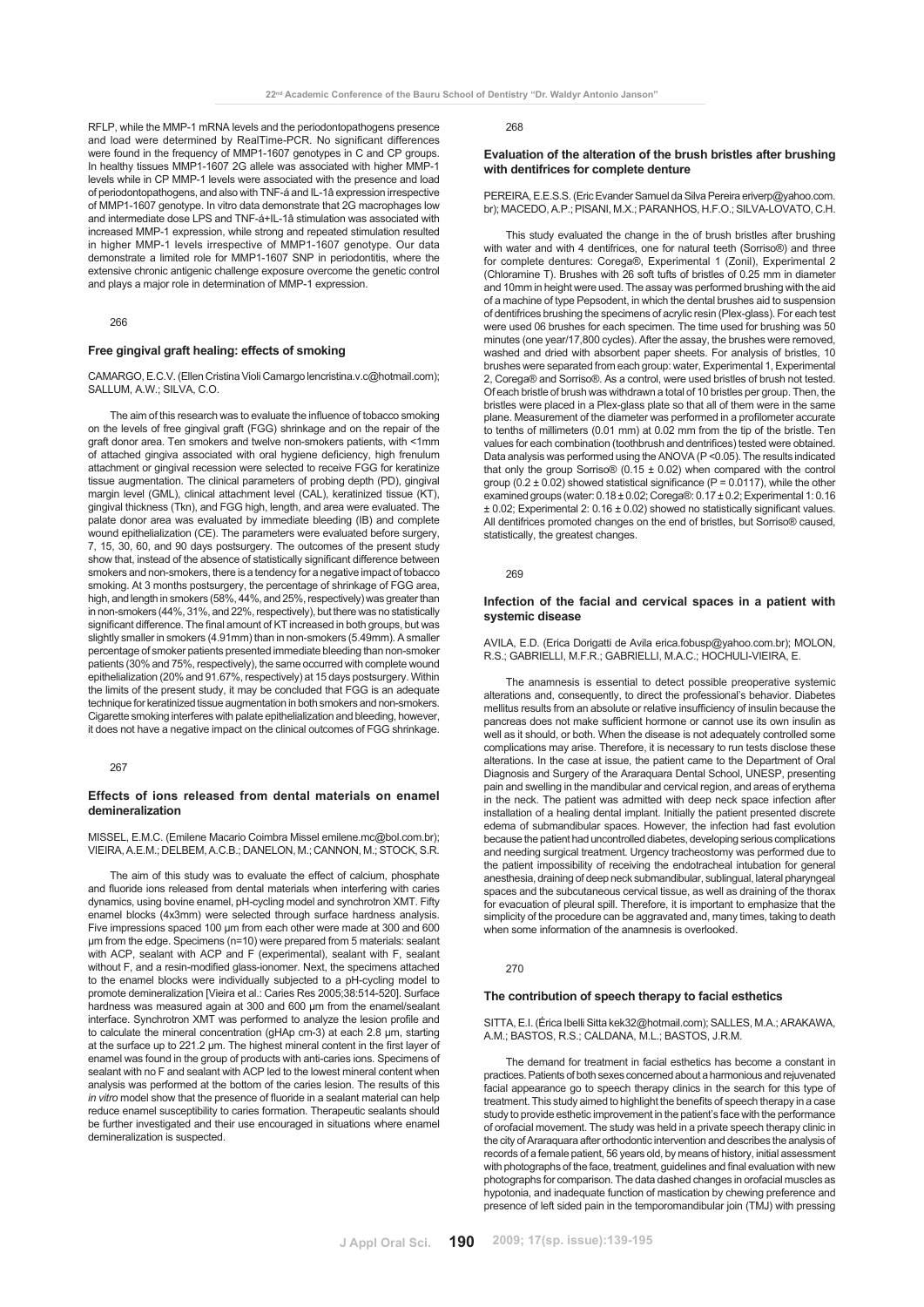RFLP, while the MMP-1 mRNA levels and the periodontopathogens presence and load were determined by RealTime-PCR. No significant differences were found in the frequency of MMP1-1607 genotypes in C and CP groups. In healthy tissues MMP1-1607 2G allele was associated with higher MMP-1 levels while in CP MMP-1 levels were associated with the presence and load of periodontopathogens, and also with TNF-á and IL-1â expression irrespective of MMP1-1607 genotype. In vitro data demonstrate that 2G macrophages low and intermediate dose LPS and TNF-á+IL-1â stimulation was associated with increased MMP-1 expression, while strong and repeated stimulation resulted in higher MMP-1 levels irrespective of MMP1-1607 genotype. Our data demonstrate a limited role for MMP1-1607 SNP in periodontitis, where the extensive chronic antigenic challenge exposure overcome the genetic control and plays a major role in determination of MMP-1 expression.

266

### Free gingival graft healing: effects of smoking

CAMARGO, E.C.V. (Ellen Cristina Violi Camargo lencristina.v.c@hotmail.com); SALLUM, A.W.; SILVA, C.O.

The aim of this research was to evaluate the influence of tobacco smoking on the levels of free gingival graft (FGG) shrinkage and on the repair of the graft donor area. Ten smokers and twelve non-smokers patients, with <1mm of attached gingiva associated with oral hygiene deficiency, high frenulum attachment or gingival recession were selected to receive FGG for keratinize tissue augmentation. The clinical parameters of probing depth (PD), gingival margin level (GML), clinical attachment level (CAL), keratinized tissue (KT), gingival thickness (Tkn), and FGG high, length, and area were evaluated. The palate donor area was evaluated by immediate bleeding (IB) and complete wound epithelialization (CE). The parameters were evaluated before surgery, 7, 15, 30, 60, and 90 days postsurgery. The outcomes of the present study show that, instead of the absence of statistically significant difference between smokers and non-smokers, there is a tendency for a negative impact of tobacco smoking. At 3 months postsurgery, the percentage of shrinkage of FGG area, high, and length in smokers (58%, 44%, and 25%, respectively) was greater than in non-smokers (44%, 31%, and 22%, respectively), but there was no statistically significant difference. The final amount of KT increased in both groups, but was slightly smaller in smokers (4.91mm) than in non-smokers (5.49mm). A smaller percentage of smoker patients presented immediate bleeding than non-smoker patients (30% and 75%, respectively), the same occurred with complete wound epithelialization (20% and 91.67%, respectively) at 15 days postsurgery. Within the limits of the present study, it may be concluded that FGG is an adequate technique for keratinized tissue augmentation in both smokers and non-smokers. Cigarette smoking interferes with palate epithelialization and bleeding, however, it does not have a negative impact on the clinical outcomes of FGG shrinkage.

267

### Effects of ions released from dental materials on enamel demineralization

MISSEL, E.M.C. (Emilene Macario Coimbra Missel emilene.mc@bol.com.br); VIEIRA, A.E.M.; DELBEM, A.C.B.; DANELON, M.; CANNON, M.; STOCK, S.R.

The aim of this study was to evaluate the effect of calcium, phosphate and fluoride ions released from dental materials when interfering with caries dynamics, using bovine enamel, pH-cycling model and synchrotron XMT. Fifty enamel blocks (4x3mm) were selected through surface hardness analysis. Five impressions spaced 100 µm from each other were made at 300 and 600 µm from the edge. Specimens (n=10) were prepared from 5 materials: sealant with ACP, sealant with ACP and F (experimental), sealant with F, sealant without F, and a resin-modified glass-ionomer. Next, the specimens attached to the enamel blocks were individually subjected to a pH-cycling model to promote demineralization [Vieira et al.: Caries Res 2005;38:514-520]. Surface hardness was measured again at 300 and 600 µm from the enamel/sealant interface. Synchrotron XMT was performed to analyze the lesion profile and to calculate the mineral concentration (gHAp cm-3) at each 2.8 µm, starting at the surface up to 221.2 µm. The highest mineral content in the first layer of enamel was found in the group of products with anti-caries ions. Specimens of sealant with no F and sealant with ACP led to the lowest mineral content when analysis was performed at the bottom of the caries lesion. The results of this *in vitro* model show that the presence of fluoride in a sealant material can help reduce enamel susceptibility to caries formation. Therapeutic sealants should be further investigated and their use encouraged in situations where enamel demineralization is suspected.

268

### Evaluation of the alteration of the brush bristles after brushing with dentifrices for complete denture

PEREIRA, E.E.S.S. (Eric Evander Samuel da Silva Pereira eriverp@yahoo.com.br); MACEDO, A.P.; PISANI, M.X.; PARANHOS, H.F.O.; SILVA-LOVATO, C.H.

This study evaluated the change in the of brush bristles after brushing with water and with 4 dentifrices, one for natural teeth (Sorriso®) and three for complete dentures: Corega®, Experimental 1 (Zonil), Experimental 2 (Chloramine T). Brushes with 26 soft tufts of bristles of 0.25 mm in diameter and 10mm in height were used. The assay was performed brushing with the aid of a machine of type Pepsodent, in which the dental brushes aid to suspension of dentifrices brushing the specimens of acrylic resin (Plex-glass). For each test were used 06 brushes for each specimen. The time used for brushing was 50 minutes (one year/17,800 cycles). After the assay, the brushes were removed, washed and dried with absorbent paper sheets. For analysis of bristles, 10 brushes were separated from each group: water, Experimental 1, Experimental 2, Corega® and Sorriso®. As a control, were used bristles of brush not tested. Of each bristle of brush was withdrawn a total of 10 bristles per group. Then, the bristles were placed in a Plex-glass plate so that all of them were in the same plane. Measurement of the diameter was performed in a profilometer accurate to tenths of millimeters (0.01 mm) at 0.02 mm from the tip of the bristle. Ten values for each combination (toothbrush and dentrifices) tested were obtained. Data analysis was performed using the ANOVA ($P < 0.05$). The results indicated that only the group Sorriso® ($0.15 \pm 0.02$) when compared with the control group ($0.2 \pm 0.02$) showed statistical significance ($P = 0.0117$), while the other examined groups (water: $0.18 \pm 0.02$; Corega®: $0.17 \pm 0.2$; Experimental 1: $0.16 \pm 0.02$; Experimental 2: $0.16 \pm 0.02$) showed no statistically significant values. All dentifrices promoted changes on the end of bristles, but Sorriso® caused, statistically, the greatest changes.

269

### Infection of the facial and cervical spaces in a patient with systemic disease

AVILA, E.D. (Erica Dorigatti de Avila erica.fobusp@yahoo.com.br); MOLON, R.S.; GABRIELLI, M.F.R.; GABRIELLI, M.A.C.; HOCHULI-VIEIRA, E.

The anamnesis is essential to detect possible preoperative systemic alterations and, consequently, to direct the professional's behavior. Diabetes mellitus results from an absolute or relative insufficiency of insulin because the pancreas does not make sufficient hormone or cannot use its own insulin as well as it should, or both. When the disease is not adequately controlled some complications may arise. Therefore, it is necessary to run tests disclose these alterations. In the case at issue, the patient came to the Department of Oral Diagnosis and Surgery of the Araraquara Dental School, UNESP, presenting pain and swelling in the mandibular and cervical region, and areas of erythema in the neck. The patient was admitted with deep neck space infection after installation of a healing dental implant. Initially the patient presented discrete edema of submandibular spaces. However, the infection had fast evolution because the patient had uncontrolled diabetes, developing serious complications and needing surgical treatment. Urgency tracheostomy was performed due to the patient impossibility of receiving the endotracheal intubation for general anesthesia, draining of deep neck submandibular, sublingual, lateral pharyngeal spaces and the subcutaneous cervical tissue, as well as draining of the thorax for evacuation of pleural spill. Therefore, it is important to emphasize that the simplicity of the procedure can be aggravated and, many times, taking to death when some information of the anamnesis is overlooked.

270

### The contribution of speech therapy to facial esthetics

SITTA, E.I. (Érica Ibelli Sitta kek32@hotmail.com); SALLES, M.A.; ARAKAWA, A.M.; BASTOS, R.S.; CALDANA, M.L.; BASTOS, J.R.M.

The demand for treatment in facial esthetics has become a constant in practices. Patients of both sexes concerned about a harmonious and rejuvenated facial appearance go to speech therapy clinics in the search for this type of treatment. This study aimed to highlight the benefits of speech therapy in a case study to provide esthetic improvement in the patient's face with the performance of orofacial movement. The study was held in a private speech therapy clinic in the city of Araraquara after orthodontic intervention and describes the analysis of records of a female patient, 56 years old, by means of history, initial assessment with photographs of the face, treatment, guidelines and final evaluation with new photographs for comparison. The data dashed changes in orofacial muscles as hypotonia, and inadequate function of mastication by chewing preference and presence of left sided pain in the temporomandibular join (TMJ) with pressing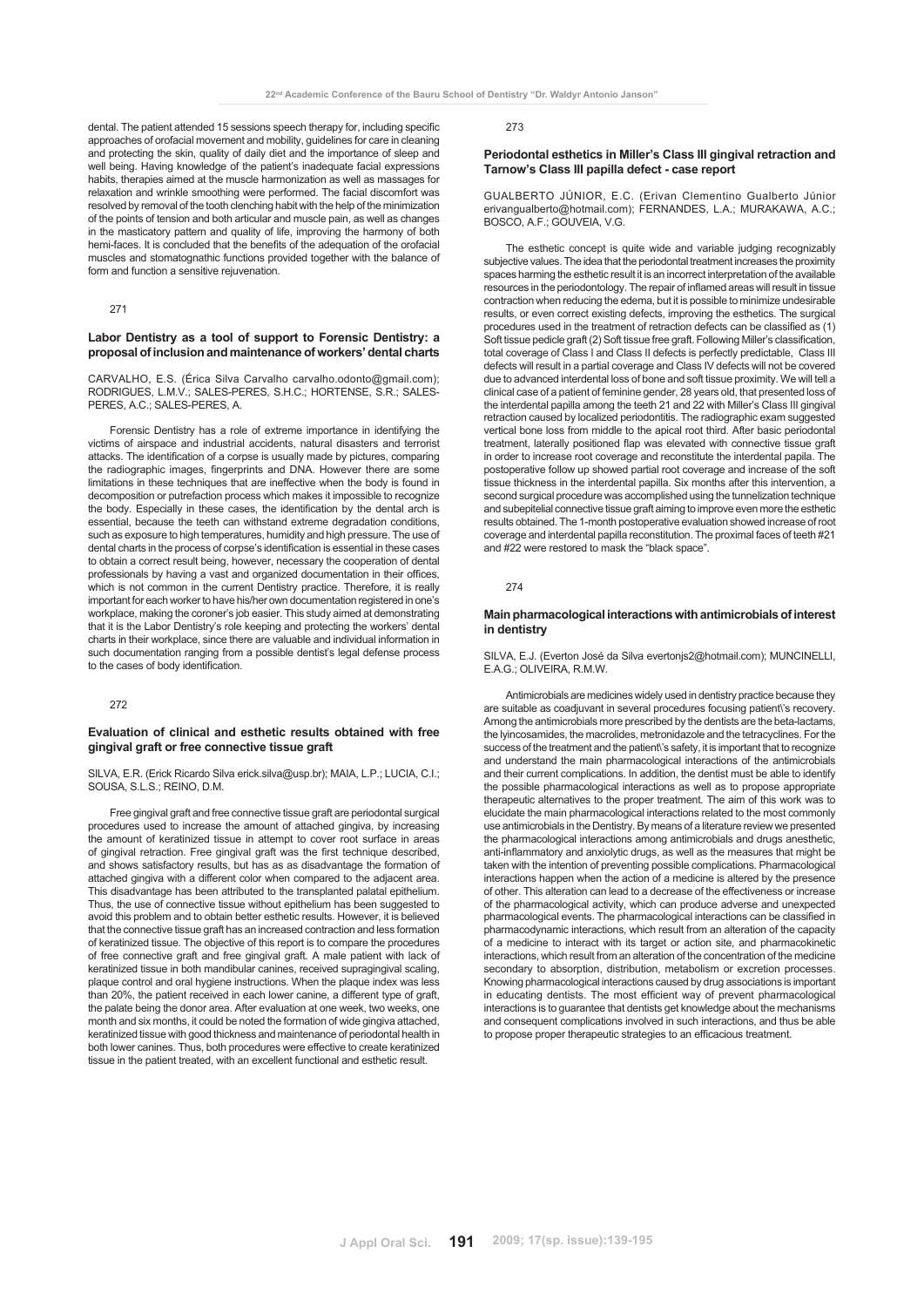dental. The patient attended 15 sessions speech therapy for, including specific approaches of orofacial movement and mobility, guidelines for care in cleaning and protecting the skin, quality of daily diet and the importance of sleep and well being. Having knowledge of the patient's inadequate facial expressions habits, therapies aimed at the muscle harmonization as well as massages for relaxation and wrinkle smoothing were performed. The facial discomfort was resolved by removal of the tooth clenching habit with the help of the minimization of the points of tension and both articular and muscle pain, as well as changes in the masticatory pattern and quality of life, improving the harmony of both hemi-faces. It is concluded that the benefits of the adequation of the orofacial muscles and stomatognathic functions provided together with the balance of form and function a sensitive rejuvenation.

271

### Labor Dentistry as a tool of support to Forensic Dentistry: a proposal of inclusion and maintenance of workers' dental charts

CARVALHO, E.S. (Érica Silva Carvalho carvalho.odonto@gmail.com); RODRIGUES, L.M.V.; SALES-PERES, S.H.C.; HORTENSE, S.R.; SALES-PERES, A.C.; SALES-PERES, A.

Forensic Dentistry has a role of extreme importance in identifying the victims of airspace and industrial accidents, natural disasters and terrorist attacks. The identification of a corpse is usually made by pictures, comparing the radiographic images, fingerprints and DNA. However there are some limitations in these techniques that are ineffective when the body is found in decomposition or putrefaction process which makes it impossible to recognize the body. Especially in these cases, the identification by the dental arch is essential, because the teeth can withstand extreme degradation conditions, such as exposure to high temperatures, humidity and high pressure. The use of dental charts in the process of corpse's identification is essential in these cases to obtain a correct result being, however, necessary the cooperation of dental professionals by having a vast and organized documentation in their offices, which is not common in the current Dentistry practice. Therefore, it is really important for each worker to have his/her own documentation registered in one's workplace, making the coroner's job easier. This study aimed at demonstrating that it is the Labor Dentistry's role keeping and protecting the workers' dental charts in their workplace, since there are valuable and individual information in such documentation ranging from a possible dentist's legal defense process to the cases of body identification.

272

### Evaluation of clinical and esthetic results obtained with free gingival graft or free connective tissue graft

SILVA, E.R. (Erick Ricardo Silva erick.silva@usp.br); MAIA, L.P.; LUCIA, C.I.; SOUSA, S.L.S.; REINO, D.M.

Free gingival graft and free connective tissue graft are periodontal surgical procedures used to increase the amount of attached gingiva, by increasing the amount of keratinized tissue in attempt to cover root surface in areas of gingival retraction. Free gingival graft was the first technique described, and shows satisfactory results, but has as as disadvantage the formation of attached gingiva with a different color when compared to the adjacent area. This disadvantage has been attributed to the transplanted palatal epithelium. Thus, the use of connective tissue without epithelium has been suggested to avoid this problem and to obtain better esthetic results. However, it is believed that the connective tissue graft has an increased contraction and less formation of keratinized tissue. The objective of this report is to compare the procedures of free connective graft and free gingival graft. A male patient with lack of keratinized tissue in both mandibular canines, received supragingival scaling, plaque control and oral hygiene instructions. When the plaque index was less than 20%, the patient received in each lower canine, a different type of graft, the palate being the donor area. After evaluation at one week, two weeks, one month and six months, it could be noted the formation of wide gingiva attached, keratinized tissue with good thickness and maintenance of periodontal health in both lower canines. Thus, both procedures were effective to create keratinized tissue in the patient treated, with an excellent functional and esthetic result.

273

### Periodontal esthetics in Miller's Class III gingival retraction and Tarnow's Class III papilla defect - case report

GUALBERTO JÚNIOR, E.C. (Erivan Clementino Gualberto Júnior erivangualberto@hotmail.com); FERNANDES, L.A.; MURAKAWA, A.C.; BOSCO, A.F.; GOUVEIA, V.G.

The esthetic concept is quite wide and variable judging recognizably subjective values. The idea that the periodontal treatment increases the proximity spaces harming the esthetic result it is an incorrect interpretation of the available resources in the periodontology. The repair of inflamed areas will result in tissue contraction when reducing the edema, but it is possible to minimize undesirable results, or even correct existing defects, improving the esthetics. The surgical procedures used in the treatment of retraction defects can be classified as (1) Soft tissue pedicle graft (2) Soft tissue free graft. Following Miller's classification, total coverage of Class I and Class II defects is perfectly predictable, Class III defects will result in a partial coverage and Class IV defects will not be covered due to advanced interdental loss of bone and soft tissue proximity. We will tell a clinical case of a patient of feminine gender, 28 years old, that presented loss of the interdental papilla among the teeth 21 and 22 with Miller's Class III gingival retraction caused by localized periodontitis. The radiographic exam suggested vertical bone loss from middle to the apical root third. After basic periodontal treatment, laterally positioned flap was elevated with connective tissue graft in order to increase root coverage and reconstitute the interdental papila. The postoperative follow up showed partial root coverage and increase of the soft tissue thickness in the interdental papilla. Six months after this intervention, a second surgical procedure was accomplished using the tunnelization technique and subepitelial connective tissue graft aiming to improve even more the esthetic results obtained. The 1-month postoperative evaluation showed increase of root coverage and interdental papilla reconstitution. The proximal faces of teeth #21 and #22 were restored to mask the "black space".

274

### Main pharmacological interactions with antimicrobials of interest in dentistry

SILVA, E.J. (Everton José da Silva evertonjs2@hotmail.com); MUNCINELLI, E.A.G.; OLIVEIRA, R.M.W.

Antimicrobials are medicines widely used in dentistry practice because they are suitable as coadjuvant in several procedures focusing patient\'s recovery. Among the antimicrobials more prescribed by the dentists are the beta-lactams, the lyincosamides, the macrolides, metronidazole and the tetracyclines. For the success of the treatment and the patient\'s safety, it is important that to recognize and understand the main pharmacological interactions of the antimicrobials and their current complications. In addition, the dentist must be able to identify the possible pharmacological interactions as well as to propose appropriate therapeutic alternatives to the proper treatment. The aim of this work was to elucidate the main pharmacological interactions related to the most commonly use antimicrobials in the Dentistry. By means of a literature review we presented the pharmacological interactions among antimicrobials and drugs anesthetic, anti-inflammatory and anxiolytic drugs, as well as the measures that might be taken with the intention of preventing possible complications. Pharmacological interactions happen when the action of a medicine is altered by the presence of other. This alteration can lead to a decrease of the effectiveness or increase of the pharmacological activity, which can produce adverse and unexpected pharmacological events. The pharmacological interactions can be classified in pharmacodynamic interactions, which result from an alteration of the capacity of a medicine to interact with its target or action site, and pharmacokinetic interactions, which result from an alteration of the concentration of the medicine secondary to absorption, distribution, metabolism or excretion processes. Knowing pharmacological interactions caused by drug associations is important in educating dentists. The most efficient way of prevent pharmacological interactions is to guarantee that dentists get knowledge about the mechanisms and consequent complications involved in such interactions, and thus be able to propose proper therapeutic strategies to an efficacious treatment.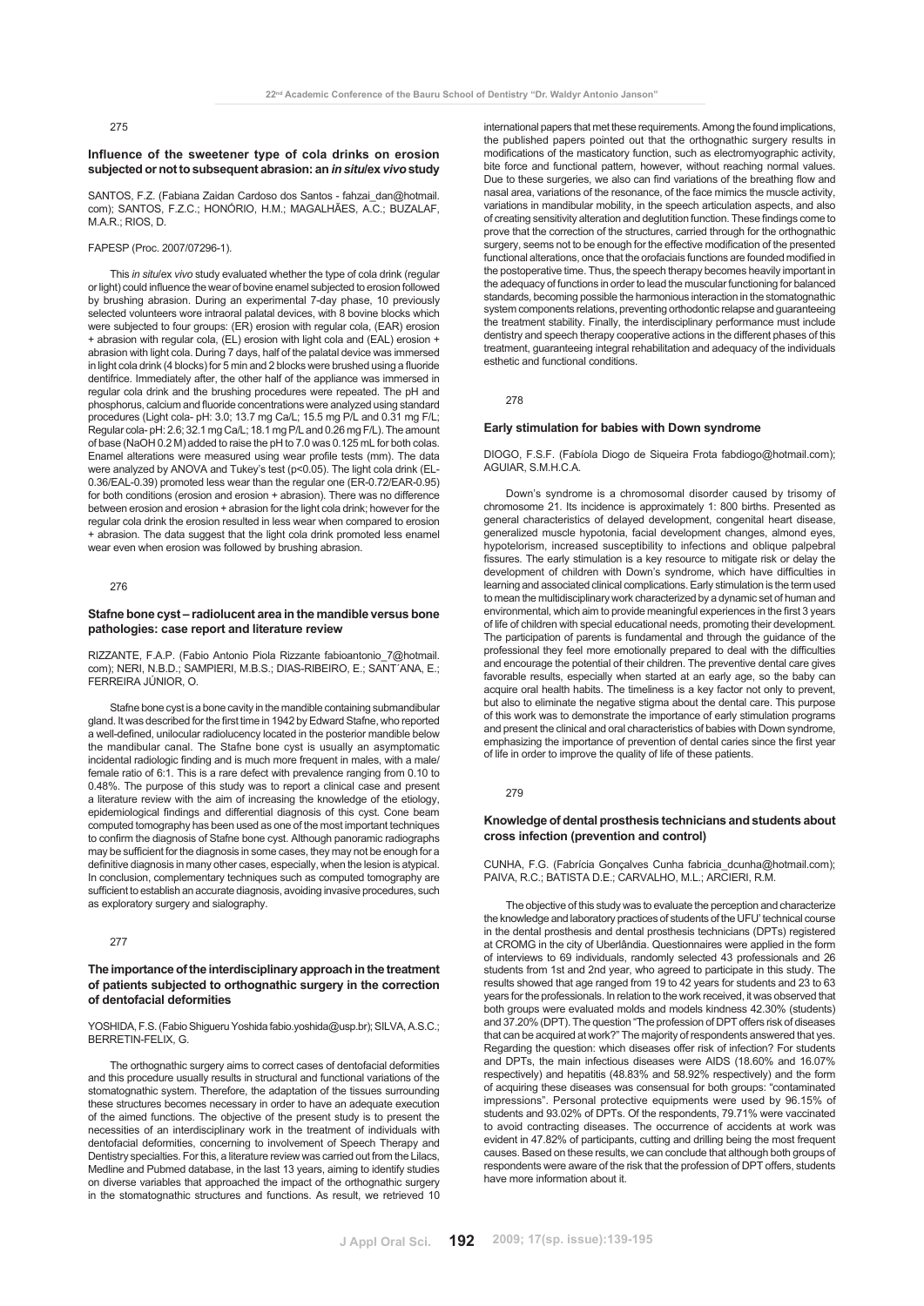275

### Influence of the sweetener type of cola drinks on erosion subjected or not to subsequent abrasion: an *in situ*/ex *vivo* study

SANTOS, F.Z. (Fabiana Zaidan Cardoso dos Santos - fahzai_dan@hotmail.com); SANTOS, F.Z.C.; HONÓRIO, H.M.; MAGALHÃES, A.C.; BUZALAF, M.A.R.; RIOS, D.

FAPESP (Proc. 2007/07296-1).

This *in situ*/*ex vivo* study evaluated whether the type of cola drink (regular or light) could influence the wear of bovine enamel subjected to erosion followed by brushing abrasion. During an experimental 7-day phase, 10 previously selected volunteers wore intraoral palatal devices, with 8 bovine blocks which were subjected to four groups: (ER) erosion with regular cola, (EAR) erosion + abrasion with regular cola, (EL) erosion with light cola and (EAL) erosion + abrasion with light cola. During 7 days, half of the palatal device was immersed in light cola drink (4 blocks) for 5 min and 2 blocks were brushed using a fluoride dentifrice. Immediately after, the other half of the appliance was immersed in regular cola drink and the brushing procedures were repeated. The pH and phosphorus, calcium and fluoride concentrations were analyzed using standard procedures (Light cola- pH: 3.0; 13.7 mg Ca/L; 15.5 mg P/L and 0.31 mg F/L; Regular cola- pH: 2.6; 32.1 mg Ca/L; 18.1 mg P/L and 0.26 mg F/L). The amount of base (NaOH 0.2 M) added to raise the pH to 7.0 was 0.125 mL for both colas. Enamel alterations were measured using wear profile tests (mm). The data were analyzed by ANOVA and Tukey's test ($p<0.05$). The light cola drink (EL-0.36/EAL-0.39) promoted less wear than the regular one (ER-0.72/EAR-0.95) for both conditions (erosion and erosion + abrasion). There was no difference between erosion and erosion + abrasion for the light cola drink; however for the regular cola drink the erosion resulted in less wear when compared to erosion + abrasion. The data suggest that the light cola drink promoted less enamel wear even when erosion was followed by brushing abrasion.

276

### Stafne bone cyst – radiolucent area in the mandible versus bone pathologies: case report and literature review

RIZZANTE, F.A.P. (Fabio Antonio Piola Rizzante fabioantonio_7@hotmail.com); NERI, N.B.D.; SAMPIERI, M.B.S.; DIAS-RIBEIRO, E.; SANT´ANA, E.; FERREIRA JÚNIOR, O.

Stafne bone cyst is a bone cavity in the mandible containing submandibular gland. It was described for the first time in 1942 by Edward Stafne, who reported a well-defined, unilocular radiolucency located in the posterior mandible below the mandibular canal. The Stafne bone cyst is usually an asymptomatic incidental radiologic finding and is much more frequent in males, with a male/female ratio of 6:1. This is a rare defect with prevalence ranging from 0.10 to 0.48%. The purpose of this study was to report a clinical case and present a literature review with the aim of increasing the knowledge of the etiology, epidemiological findings and differential diagnosis of this cyst. Cone beam computed tomography has been used as one of the most important techniques to confirm the diagnosis of Stafne bone cyst. Although panoramic radiographs may be sufficient for the diagnosis in some cases, they may not be enough for a definitive diagnosis in many other cases, especially, when the lesion is atypical. In conclusion, complementary techniques such as computed tomography are sufficient to establish an accurate diagnosis, avoiding invasive procedures, such as exploratory surgery and sialography.

277

### The importance of the interdisciplinary approach in the treatment of patients subjected to orthognathic surgery in the correction of dentofacial deformities

YOSHIDA, F.S. (Fabio Shigueru Yoshida fabio.yoshida@usp.br); SILVA, A.S.C.; BERRETIN-FELIX, G.

The orthognathic surgery aims to correct cases of dentofacial deformities and this procedure usually results in structural and functional variations of the stomatognathic system. Therefore, the adaptation of the tissues surrounding these structures becomes necessary in order to have an adequate execution of the aimed functions. The objective of the present study is to present the necessities of an interdisciplinary work in the treatment of individuals with dentofacial deformities, concerning to involvement of Speech Therapy and Dentistry specialties. For this, a literature review was carried out from the Lilacs, Medline and Pubmed database, in the last 13 years, aiming to identify studies on diverse variables that approached the impact of the orthognathic surgery in the stomatognathic structures and functions. As result, we retrieved 10 international papers that met these requirements. Among the found implications, the published papers pointed out that the orthognathic surgery results in modifications of the masticatory function, such as electromyographic activity, bite force and functional pattern, however, without reaching normal values. Due to these surgeries, we also can find variations of the breathing flow and nasal area, variations of the resonance, of the face mimics the muscle activity, variations in mandibular mobility, in the speech articulation aspects, and also of creating sensitivity alteration and deglutition function. These findings come to prove that the correction of the structures, carried through for the orthognathic surgery, seems not to be enough for the effective modification of the presented functional alterations, once that the orofaciais functions are founded modified in the postoperative time. Thus, the speech therapy becomes heavily important in the adequacy of functions in order to lead the muscular functioning for balanced standards, becoming possible the harmonious interaction in the stomatognathic system components relations, preventing orthodontic relapse and guaranteeing the treatment stability. Finally, the interdisciplinary performance must include dentistry and speech therapy cooperative actions in the different phases of this treatment, guaranteeing integral rehabilitation and adequacy of the individuals esthetic and functional conditions.

278

### Early stimulation for babies with Down syndrome

DIOGO, F.S.F. (Fabíola Diogo de Siqueira Frota fabdiogo@hotmail.com); AGUIAR, S.M.H.C.A.

Down's syndrome is a chromosomal disorder caused by trisomy of chromosome 21. Its incidence is approximately 1: 800 births. Presented as general characteristics of delayed development, congenital heart disease, generalized muscle hypotonia, facial development changes, almond eyes, hypotelorism, increased susceptibility to infections and oblique palpebral fissures. The early stimulation is a key resource to mitigate risk or delay the development of children with Down's syndrome, which have difficulties in learning and associated clinical complications. Early stimulation is the term used to mean the multidisciplinary work characterized by a dynamic set of human and environmental, which aim to provide meaningful experiences in the first 3 years of life of children with special educational needs, promoting their development. The participation of parents is fundamental and through the guidance of the professional they feel more emotionally prepared to deal with the difficulties and encourage the potential of their children. The preventive dental care gives favorable results, especially when started at an early age, so the baby can acquire oral health habits. The timeliness is a key factor not only to prevent, but also to eliminate the negative stigma about the dental care. This purpose of this work was to demonstrate the importance of early stimulation programs and present the clinical and oral characteristics of babies with Down syndrome, emphasizing the importance of prevention of dental caries since the first year of life in order to improve the quality of life of these patients.

279

### Knowledge of dental prosthesis technicians and students about cross infection (prevention and control)

CUNHA, F.G. (Fabrícia Gonçalves Cunha fabricia_dcunha@hotmail.com); PAIVA, R.C.; BATISTA D.E.; CARVALHO, M.L.; ARCIERI, R.M.

The objective of this study was to evaluate the perception and characterize the knowledge and laboratory practices of students of the UFU' technical course in the dental prosthesis and dental prosthesis technicians (DPTs) registered at CROMG in the city of Uberlândia. Questionnaires were applied in the form of interviews to 69 individuals, randomly selected 43 professionals and 26 students from 1st and 2nd year, who agreed to participate in this study. The results showed that age ranged from 19 to 42 years for students and 23 to 63 years for the professionals. In relation to the work received, it was observed that both groups were evaluated molds and models kindness 42.30% (students) and 37.20% (DPT). The question "The profession of DPT offers risk of diseases that can be acquired at work?" The majority of respondents answered that yes. Regarding the question: which diseases offer risk of infection? For students and DPTs, the main infectious diseases were AIDS (18.60% and 16.07% respectively) and hepatitis (48.83% and 58.92% respectively) and the form of acquiring these diseases was consensual for both groups: "contaminated impressions". Personal protective equipments were used by 96.15% of students and 93.02% of DPTs. Of the respondents, 79.71% were vaccinated to avoid contracting diseases. The occurrence of accidents at work was evident in 47.82% of participants, cutting and drilling being the most frequent causes. Based on these results, we can conclude that although both groups of respondents were aware of the risk that the profession of DPT offers, students have more information about it.